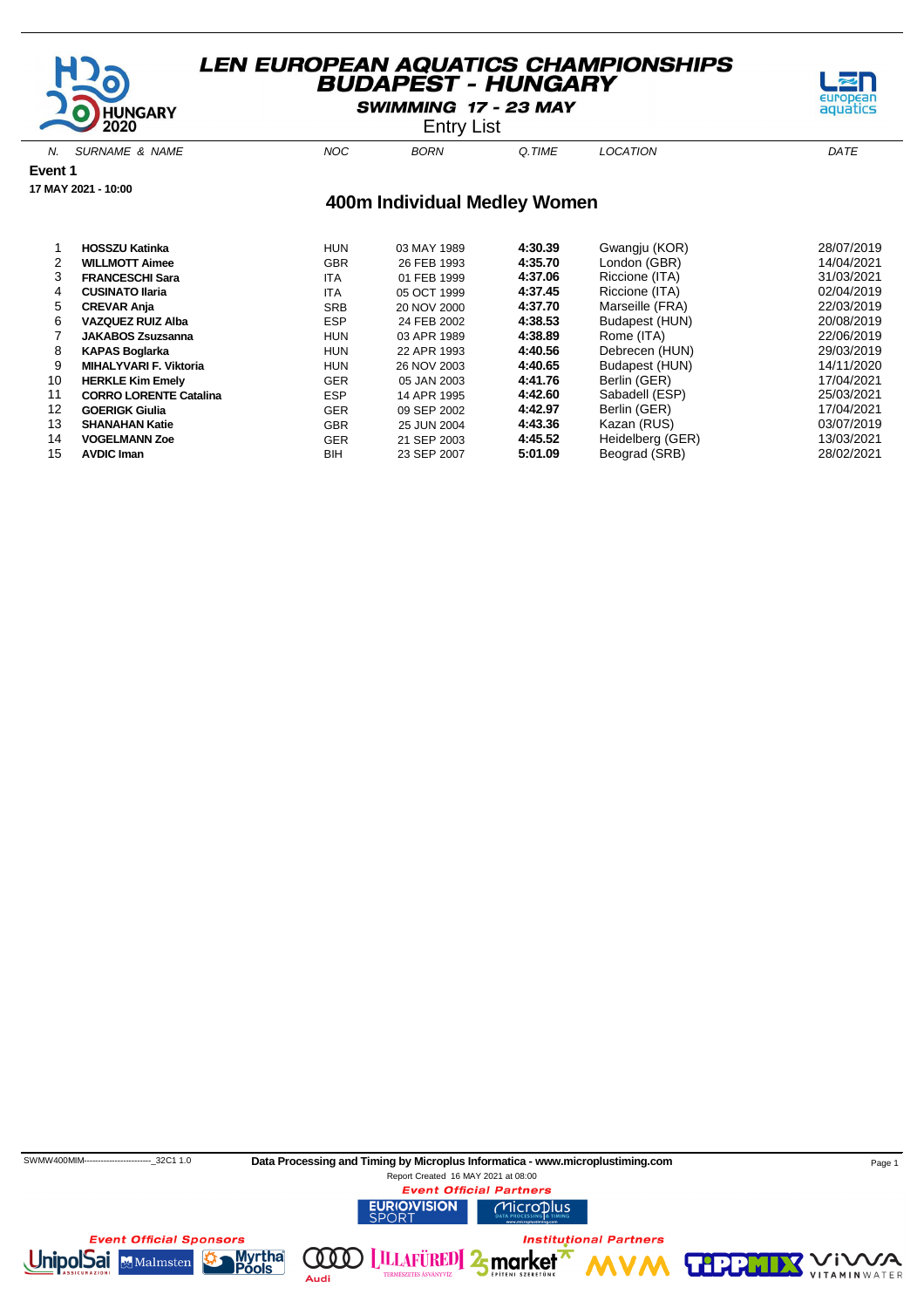# LEN EUROPEAN AQUATICS CHAMPIONSHIPS
# BUDAPEST - HUNGARY

**SWIMMING 17 - 23 MAY**

Entry List

**Event 1**

**17 MAY 2021 - 10:00**

## 400m Individual Medley Women

| N. | SURNAME & NAME | NOC | BORN | Q.TIME | LOCATION | DATE |
|---|---|---|---|---|---|---|
| 1 | **HOSSZU Katinka** | HUN | 03 MAY 1989 | **4:30.39** | Gwangju (KOR) | 28/07/2019 |
| 2 | **WILLMOTT Aimee** | GBR | 26 FEB 1993 | **4:35.70** | London (GBR) | 14/04/2021 |
| 3 | **FRANCESCHI Sara** | ITA | 01 FEB 1999 | **4:37.06** | Riccione (ITA) | 31/03/2021 |
| 4 | **CUSINATO Ilaria** | ITA | 05 OCT 1999 | **4:37.45** | Riccione (ITA) | 02/04/2019 |
| 5 | **CREVAR Anja** | SRB | 20 NOV 2000 | **4:37.70** | Marseille (FRA) | 22/03/2019 |
| 6 | **VAZQUEZ RUIZ Alba** | ESP | 24 FEB 2002 | **4:38.53** | Budapest (HUN) | 20/08/2019 |
| 7 | **JAKABOS Zsuzsanna** | HUN | 03 APR 1989 | **4:38.89** | Rome (ITA) | 22/06/2019 |
| 8 | **KAPAS Boglarka** | HUN | 22 APR 1993 | **4:40.56** | Debrecen (HUN) | 29/03/2019 |
| 9 | **MIHALYVARI F. Viktoria** | HUN | 26 NOV 2003 | **4:40.65** | Budapest (HUN) | 14/11/2020 |
| 10 | **HERKLE Kim Emely** | GER | 05 JAN 2003 | **4:41.76** | Berlin (GER) | 17/04/2021 |
| 11 | **CORRO LORENTE Catalina** | ESP | 14 APR 1995 | **4:42.60** | Sabadell (ESP) | 25/03/2021 |
| 12 | **GOERIGK Giulia** | GER | 09 SEP 2002 | **4:42.97** | Berlin (GER) | 17/04/2021 |
| 13 | **SHANAHAN Katie** | GBR | 25 JUN 2004 | **4:43.36** | Kazan (RUS) | 03/07/2019 |
| 14 | **VOGELMANN Zoe** | GER | 21 SEP 2003 | **4:45.52** | Heidelberg (GER) | 13/03/2021 |
| 15 | **AVDIC Iman** | BIH | 23 SEP 2007 | **5:01.09** | Beograd (SRB) | 28/02/2021 |

SWMW400MIM------------------------_32C1 1.0 **Data Processing and Timing by Microplus Informatica - www.microplustiming.com**

Report Created 16 MAY 2021 at 08:00

Event Official Partners

Event Official Sponsors

Institutional Partners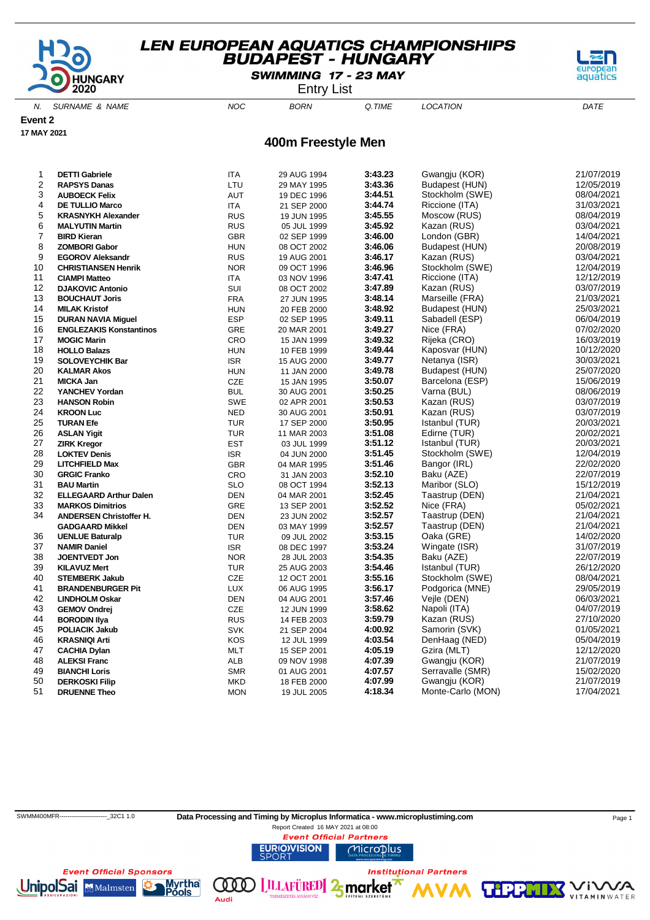# LEN EUROPEAN AQUATICS CHAMPIONSHIPS
## BUDAPEST - HUNGARY

**SWIMMING 17 - 23 MAY**

Entry List

**Event 2**

**17 MAY 2021**

## 400m Freestyle Men

| N. | SURNAME & NAME | NOC | BORN | Q.TIME | LOCATION | DATE |
|---|---|---|---|---|---|---|
| 1 | **DETTI Gabriele** | ITA | 29 AUG 1994 | **3:43.23** | Gwangju (KOR) | 21/07/2019 |
| 2 | **RAPSYS Danas** | LTU | 29 MAY 1995 | **3:43.36** | Budapest (HUN) | 12/05/2019 |
| 3 | **AUBOECK Felix** | AUT | 19 DEC 1996 | **3:44.51** | Stockholm (SWE) | 08/04/2021 |
| 4 | **DE TULLIO Marco** | ITA | 21 SEP 2000 | **3:44.74** | Riccione (ITA) | 31/03/2021 |
| 5 | **KRASNYKH Alexander** | RUS | 19 JUN 1995 | **3:45.55** | Moscow (RUS) | 08/04/2019 |
| 6 | **MALYUTIN Martin** | RUS | 05 JUL 1999 | **3:45.92** | Kazan (RUS) | 03/04/2021 |
| 7 | **BIRD Kieran** | GBR | 02 SEP 1999 | **3:46.00** | London (GBR) | 14/04/2021 |
| 8 | **ZOMBORI Gabor** | HUN | 08 OCT 2002 | **3:46.06** | Budapest (HUN) | 20/08/2019 |
| 9 | **EGOROV Aleksandr** | RUS | 19 AUG 2001 | **3:46.17** | Kazan (RUS) | 03/04/2021 |
| 10 | **CHRISTIANSEN Henrik** | NOR | 09 OCT 1996 | **3:46.96** | Stockholm (SWE) | 12/04/2019 |
| 11 | **CIAMPI Matteo** | ITA | 03 NOV 1996 | **3:47.41** | Riccione (ITA) | 12/12/2019 |
| 12 | **DJAKOVIC Antonio** | SUI | 08 OCT 2002 | **3:47.89** | Kazan (RUS) | 03/07/2019 |
| 13 | **BOUCHAUT Joris** | FRA | 27 JUN 1995 | **3:48.14** | Marseille (FRA) | 21/03/2021 |
| 14 | **MILAK Kristof** | HUN | 20 FEB 2000 | **3:48.92** | Budapest (HUN) | 25/03/2021 |
| 15 | **DURAN NAVIA Miguel** | ESP | 02 SEP 1995 | **3:49.11** | Sabadell (ESP) | 06/04/2019 |
| 16 | **ENGLEZAKIS Konstantinos** | GRE | 20 MAR 2001 | **3:49.27** | Nice (FRA) | 07/02/2020 |
| 17 | **MOGIC Marin** | CRO | 15 JAN 1999 | **3:49.32** | Rijeka (CRO) | 16/03/2019 |
| 18 | **HOLLO Balazs** | HUN | 10 FEB 1999 | **3:49.44** | Kaposvar (HUN) | 10/12/2020 |
| 19 | **SOLOVEYCHIK Bar** | ISR | 15 AUG 2000 | **3:49.77** | Netanya (ISR) | 30/03/2021 |
| 20 | **KALMAR Akos** | HUN | 11 JAN 2000 | **3:49.78** | Budapest (HUN) | 25/07/2020 |
| 21 | **MICKA Jan** | CZE | 15 JAN 1995 | **3:50.07** | Barcelona (ESP) | 15/06/2019 |
| 22 | **YANCHEV Yordan** | BUL | 30 AUG 2001 | **3:50.25** | Varna (BUL) | 08/06/2019 |
| 23 | **HANSON Robin** | SWE | 02 APR 2001 | **3:50.53** | Kazan (RUS) | 03/07/2019 |
| 24 | **KROON Luc** | NED | 30 AUG 2001 | **3:50.91** | Kazan (RUS) | 03/07/2019 |
| 25 | **TURAN Efe** | TUR | 17 SEP 2000 | **3:50.95** | Istanbul (TUR) | 20/03/2021 |
| 26 | **ASLAN Yigit** | TUR | 11 MAR 2003 | **3:51.08** | Edirne (TUR) | 20/02/2021 |
| 27 | **ZIRK Kregor** | EST | 03 JUL 1999 | **3:51.12** | Istanbul (TUR) | 20/03/2021 |
| 28 | **LOKTEV Denis** | ISR | 04 JUN 2000 | **3:51.45** | Stockholm (SWE) | 12/04/2019 |
| 29 | **LITCHFIELD Max** | GBR | 04 MAR 1995 | **3:51.46** | Bangor (IRL) | 22/02/2020 |
| 30 | **GRGIC Franko** | CRO | 31 JAN 2003 | **3:52.10** | Baku (AZE) | 22/07/2019 |
| 31 | **BAU Martin** | SLO | 08 OCT 1994 | **3:52.13** | Maribor (SLO) | 15/12/2019 |
| 32 | **ELLEGAARD Arthur Dalen** | DEN | 04 MAR 2001 | **3:52.45** | Taastrup (DEN) | 21/04/2021 |
| 33 | **MARKOS Dimitrios** | GRE | 13 SEP 2001 | **3:52.52** | Nice (FRA) | 05/02/2021 |
| 34 | **ANDERSEN Christoffer H.** | DEN | 23 JUN 2002 | **3:52.57** | Taastrup (DEN) | 21/04/2021 |
| | **GADGAARD Mikkel** | DEN | 03 MAY 1999 | **3:52.57** | Taastrup (DEN) | 21/04/2021 |
| 36 | **UENLUE Baturalp** | TUR | 09 JUL 2002 | **3:53.15** | Oaka (GRE) | 14/02/2020 |
| 37 | **NAMIR Daniel** | ISR | 08 DEC 1997 | **3:53.24** | Wingate (ISR) | 31/07/2019 |
| 38 | **JOENTVEDT Jon** | NOR | 28 JUL 2003 | **3:54.35** | Baku (AZE) | 22/07/2019 |
| 39 | **KILAVUZ Mert** | TUR | 25 AUG 2003 | **3:54.46** | Istanbul (TUR) | 26/12/2020 |
| 40 | **STEMBERK Jakub** | CZE | 12 OCT 2001 | **3:55.16** | Stockholm (SWE) | 08/04/2021 |
| 41 | **BRANDENBURGER Pit** | LUX | 06 AUG 1995 | **3:56.17** | Podgorica (MNE) | 29/05/2019 |
| 42 | **LINDHOLM Oskar** | DEN | 04 AUG 2001 | **3:57.46** | Vejle (DEN) | 06/03/2021 |
| 43 | **GEMOV Ondrej** | CZE | 12 JUN 1999 | **3:58.62** | Napoli (ITA) | 04/07/2019 |
| 44 | **BORODIN Ilya** | RUS | 14 FEB 2003 | **3:59.79** | Kazan (RUS) | 27/10/2020 |
| 45 | **POLIACIK Jakub** | SVK | 21 SEP 2004 | **4:00.92** | Samorin (SVK) | 01/05/2021 |
| 46 | **KRASNIQI Arti** | KOS | 12 JUL 1999 | **4:03.54** | DenHaag (NED) | 05/04/2019 |
| 47 | **CACHIA Dylan** | MLT | 15 SEP 2001 | **4:05.19** | Gzira (MLT) | 12/12/2020 |
| 48 | **ALEKSI Franc** | ALB | 09 NOV 1998 | **4:07.39** | Gwangju (KOR) | 21/07/2019 |
| 49 | **BIANCHI Loris** | SMR | 01 AUG 2001 | **4:07.57** | Serravalle (SMR) | 15/02/2020 |
| 50 | **DERKOSKI Filip** | MKD | 18 FEB 2000 | **4:07.99** | Gwangju (KOR) | 21/07/2019 |
| 51 | **DRUENNE Theo** | MON | 19 JUL 2005 | **4:18.34** | Monte-Carlo (MON) | 17/04/2021 |

SWMM400MFR------------------------_32C1 1.0

**Data Processing and Timing by Microplus Informatica - www.microplustiming.com**

Report Created 16 MAY 2021 at 08:00

Event Official Partners

Event Official Sponsors

Institutional Partners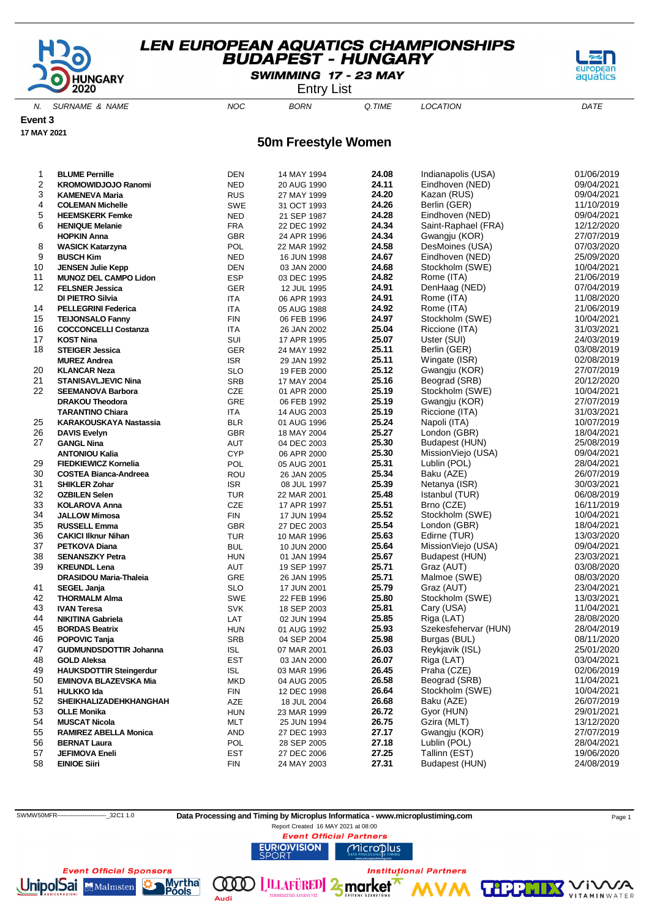# LEN EUROPEAN AQUATICS CHAMPIONSHIPS
## BUDAPEST - HUNGARY
### SWIMMING 17 - 23 MAY
Entry List

**Event 3**

**17 MAY 2021**

## 50m Freestyle Women

| N. | SURNAME & NAME | NOC | BORN | Q.TIME | LOCATION | DATE |
|---|---|---|---|---|---|---|
| 1 | **BLUME Pernille** | DEN | 14 MAY 1994 | **24.08** | Indianapolis (USA) | 01/06/2019 |
| 2 | **KROMOWIDJOJO Ranomi** | NED | 20 AUG 1990 | **24.11** | Eindhoven (NED) | 09/04/2021 |
| 3 | **KAMENEVA Maria** | RUS | 27 MAY 1999 | **24.20** | Kazan (RUS) | 09/04/2021 |
| 4 | **COLEMAN Michelle** | SWE | 31 OCT 1993 | **24.26** | Berlin (GER) | 11/10/2019 |
| 5 | **HEEMSKERK Femke** | NED | 21 SEP 1987 | **24.28** | Eindhoven (NED) | 09/04/2021 |
| 6 | **HENIQUE Melanie** | FRA | 22 DEC 1992 | **24.34** | Saint-Raphael (FRA) | 12/12/2020 |
| | **HOPKIN Anna** | GBR | 24 APR 1996 | **24.34** | Gwangju (KOR) | 27/07/2019 |
| 8 | **WASICK Katarzyna** | POL | 22 MAR 1992 | **24.58** | DesMoines (USA) | 07/03/2020 |
| 9 | **BUSCH Kim** | NED | 16 JUN 1998 | **24.67** | Eindhoven (NED) | 25/09/2020 |
| 10 | **JENSEN Julie Kepp** | DEN | 03 JAN 2000 | **24.68** | Stockholm (SWE) | 10/04/2021 |
| 11 | **MUNOZ DEL CAMPO Lidon** | ESP | 03 DEC 1995 | **24.82** | Rome (ITA) | 21/06/2019 |
| 12 | **FELSNER Jessica** | GER | 12 JUL 1995 | **24.91** | DenHaag (NED) | 07/04/2019 |
| | **DI PIETRO Silvia** | ITA | 06 APR 1993 | **24.91** | Rome (ITA) | 11/08/2020 |
| 14 | **PELLEGRINI Federica** | ITA | 05 AUG 1988 | **24.92** | Rome (ITA) | 21/06/2019 |
| 15 | **TEIJONSALO Fanny** | FIN | 06 FEB 1996 | **24.97** | Stockholm (SWE) | 10/04/2021 |
| 16 | **COCCONCELLI Costanza** | ITA | 26 JAN 2002 | **25.04** | Riccione (ITA) | 31/03/2021 |
| 17 | **KOST Nina** | SUI | 17 APR 1995 | **25.07** | Uster (SUI) | 24/03/2019 |
| 18 | **STEIGER Jessica** | GER | 24 MAY 1992 | **25.11** | Berlin (GER) | 03/08/2019 |
| | **MUREZ Andrea** | ISR | 29 JAN 1992 | **25.11** | Wingate (ISR) | 02/08/2019 |
| 20 | **KLANCAR Neza** | SLO | 19 FEB 2000 | **25.12** | Gwangju (KOR) | 27/07/2019 |
| 21 | **STANISAVLJEVIC Nina** | SRB | 17 MAY 2004 | **25.16** | Beograd (SRB) | 20/12/2020 |
| 22 | **SEEMANOVA Barbora** | CZE | 01 APR 2000 | **25.19** | Stockholm (SWE) | 10/04/2021 |
| | **DRAKOU Theodora** | GRE | 06 FEB 1992 | **25.19** | Gwangju (KOR) | 27/07/2019 |
| | **TARANTINO Chiara** | ITA | 14 AUG 2003 | **25.19** | Riccione (ITA) | 31/03/2021 |
| 25 | **KARAKOUSKAYA Nastassia** | BLR | 01 AUG 1996 | **25.24** | Napoli (ITA) | 10/07/2019 |
| 26 | **DAVIS Evelyn** | GBR | 18 MAY 2004 | **25.27** | London (GBR) | 18/04/2021 |
| 27 | **GANGL Nina** | AUT | 04 DEC 2003 | **25.30** | Budapest (HUN) | 25/08/2019 |
| | **ANTONIOU Kalia** | CYP | 06 APR 2000 | **25.30** | MissionViejo (USA) | 09/04/2021 |
| 29 | **FIEDKIEWICZ Kornelia** | POL | 05 AUG 2001 | **25.31** | Lublin (POL) | 28/04/2021 |
| 30 | **COSTEA Bianca-Andreea** | ROU | 26 JAN 2005 | **25.34** | Baku (AZE) | 26/07/2019 |
| 31 | **SHIKLER Zohar** | ISR | 08 JUL 1997 | **25.39** | Netanya (ISR) | 30/03/2021 |
| 32 | **OZBILEN Selen** | TUR | 22 MAR 2001 | **25.48** | Istanbul (TUR) | 06/08/2019 |
| 33 | **KOLAROVA Anna** | CZE | 17 APR 1997 | **25.51** | Brno (CZE) | 16/11/2019 |
| 34 | **JALLOW Mimosa** | FIN | 17 JUN 1994 | **25.52** | Stockholm (SWE) | 10/04/2021 |
| 35 | **RUSSELL Emma** | GBR | 27 DEC 2003 | **25.54** | London (GBR) | 18/04/2021 |
| 36 | **CAKICI Ilknur Nihan** | TUR | 10 MAR 1996 | **25.63** | Edirne (TUR) | 13/03/2020 |
| 37 | **PETKOVA Diana** | BUL | 10 JUN 2000 | **25.64** | MissionViejo (USA) | 09/04/2021 |
| 38 | **SENANSZKY Petra** | HUN | 01 JAN 1994 | **25.67** | Budapest (HUN) | 23/03/2021 |
| 39 | **KREUNDL Lena** | AUT | 19 SEP 1997 | **25.71** | Graz (AUT) | 03/08/2020 |
| | **DRASIDOU Maria-Thaleia** | GRE | 26 JAN 1995 | **25.71** | Malmoe (SWE) | 08/03/2020 |
| 41 | **SEGEL Janja** | SLO | 17 JUN 2001 | **25.79** | Graz (AUT) | 23/04/2021 |
| 42 | **THORMALM Alma** | SWE | 22 FEB 1996 | **25.80** | Stockholm (SWE) | 13/03/2021 |
| 43 | **IVAN Teresa** | SVK | 18 SEP 2003 | **25.81** | Cary (USA) | 11/04/2021 |
| 44 | **NIKITINA Gabriela** | LAT | 02 JUN 1994 | **25.85** | Riga (LAT) | 28/08/2020 |
| 45 | **BORDAS Beatrix** | HUN | 01 AUG 1992 | **25.93** | Szekesfehervar (HUN) | 28/04/2019 |
| 46 | **POPOVIC Tanja** | SRB | 04 SEP 2004 | **25.98** | Burgas (BUL) | 08/11/2020 |
| 47 | **GUDMUNDSDOTTIR Johanna** | ISL | 07 MAR 2001 | **26.03** | Reykjavik (ISL) | 25/01/2020 |
| 48 | **GOLD Aleksa** | EST | 03 JAN 2000 | **26.07** | Riga (LAT) | 03/04/2021 |
| 49 | **HAUKSDOTTIR Steingerdur** | ISL | 03 MAR 1996 | **26.45** | Praha (CZE) | 02/06/2019 |
| 50 | **EMINOVA BLAZEVSKA Mia** | MKD | 04 AUG 2005 | **26.58** | Beograd (SRB) | 11/04/2021 |
| 51 | **HULKKO Ida** | FIN | 12 DEC 1998 | **26.64** | Stockholm (SWE) | 10/04/2021 |
| 52 | **SHEIKHALIZADEHKHANGHAH** | AZE | 18 JUL 2004 | **26.68** | Baku (AZE) | 26/07/2019 |
| 53 | **OLLE Monika** | HUN | 23 MAR 1999 | **26.72** | Gyor (HUN) | 29/01/2021 |
| 54 | **MUSCAT Nicola** | MLT | 25 JUN 1994 | **26.75** | Gzira (MLT) | 13/12/2020 |
| 55 | **RAMIREZ ABELLA Monica** | AND | 27 DEC 1993 | **27.17** | Gwangju (KOR) | 27/07/2019 |
| 56 | **BERNAT Laura** | POL | 28 SEP 2005 | **27.18** | Lublin (POL) | 28/04/2021 |
| 57 | **JEFIMOVA Eneli** | EST | 27 DEC 2006 | **27.25** | Tallinn (EST) | 19/06/2020 |
| 58 | **EINIOE Siiri** | FIN | 24 MAY 2003 | **27.31** | Budapest (HUN) | 24/08/2019 |

SWMW50MFR------------------------_32C1 1.0 **Data Processing and Timing by Microplus Informatica - www.microplustiming.com**

Report Created 16 MAY 2021 at 08:00

Event Official Partners

Event Official Sponsors

Institutional Partners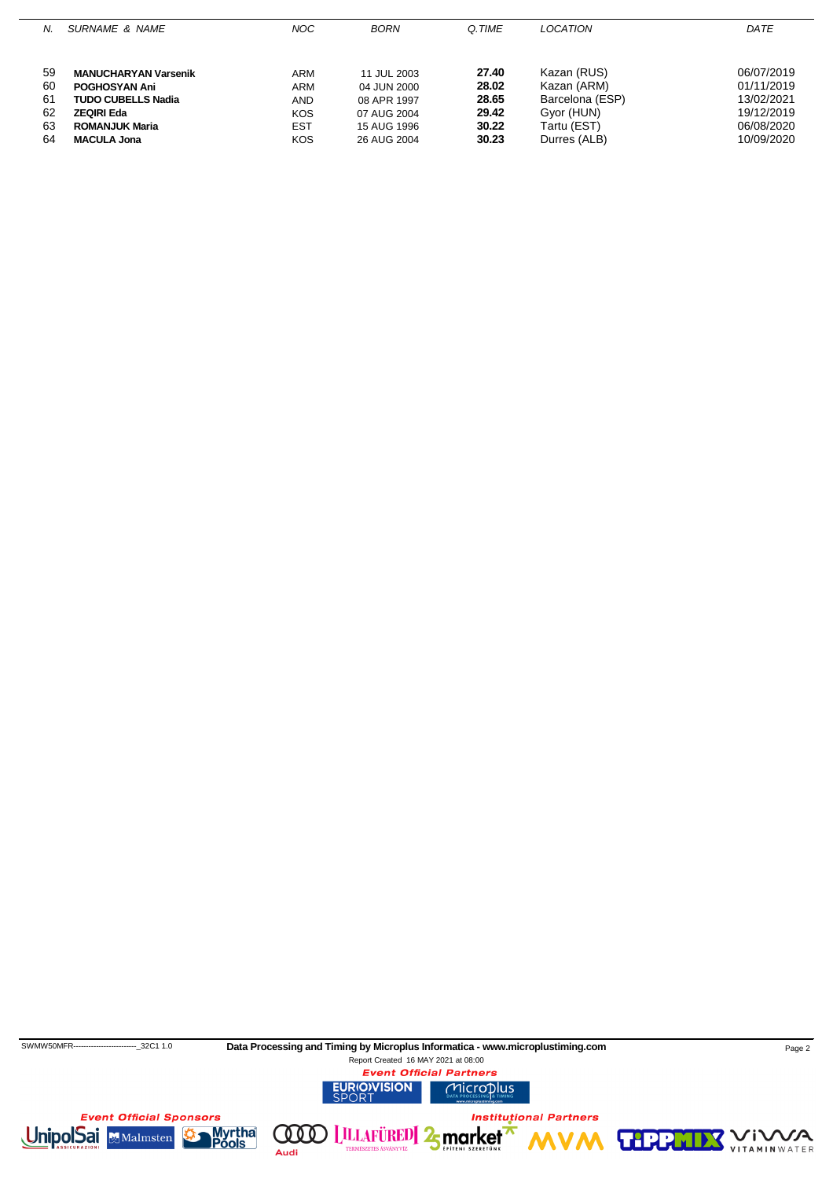| N. | SURNAME & NAME | NOC | BORN | Q.TIME | LOCATION | DATE |
|---|---|---|---|---|---|---|
| 59 | **MANUCHARYAN Varsenik** | ARM | 11 JUL 2003 | **27.40** | Kazan (RUS) | 06/07/2019 |
| 60 | **POGHOSYAN Ani** | ARM | 04 JUN 2000 | **28.02** | Kazan (ARM) | 01/11/2019 |
| 61 | **TUDO CUBELLS Nadia** | AND | 08 APR 1997 | **28.65** | Barcelona (ESP) | 13/02/2021 |
| 62 | **ZEQIRI Eda** | KOS | 07 AUG 2004 | **29.42** | Gyor (HUN) | 19/12/2019 |
| 63 | **ROMANJUK Maria** | EST | 15 AUG 1996 | **30.22** | Tartu (EST) | 06/08/2020 |
| 64 | **MACULA Jona** | KOS | 26 AUG 2004 | **30.23** | Durres (ALB) | 10/09/2020 |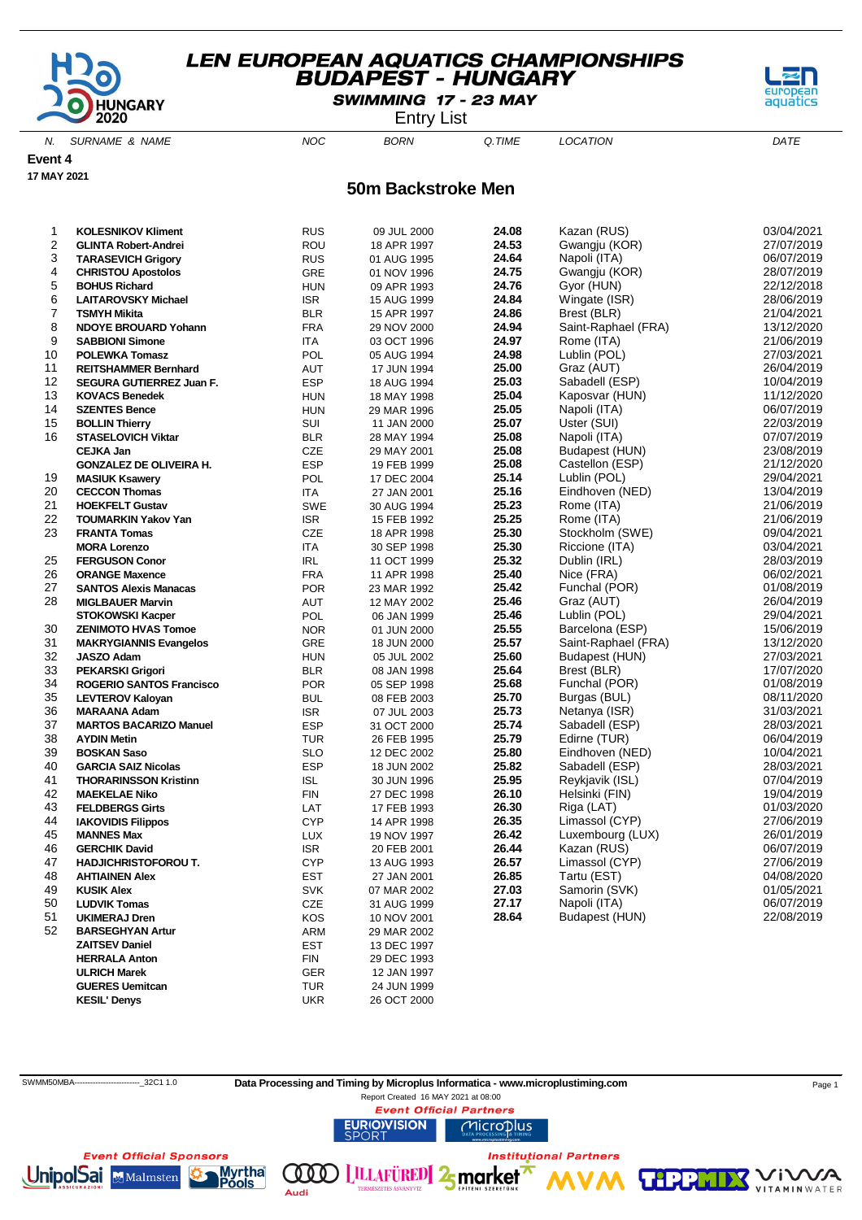# LEN EUROPEAN AQUATICS CHAMPIONSHIPS
## BUDAPEST - HUNGARY
### SWIMMING 17 - 23 MAY
Entry List

**Event 4**

**17 MAY 2021**

## 50m Backstroke Men

| N. | SURNAME & NAME | NOC | BORN | Q.TIME | LOCATION | DATE |
|---|---|---|---|---|---|---|
| 1 | **KOLESNIKOV Kliment** | RUS | 09 JUL 2000 | **24.08** | Kazan (RUS) | 03/04/2021 |
| 2 | **GLINTA Robert-Andrei** | ROU | 18 APR 1997 | **24.53** | Gwangju (KOR) | 27/07/2019 |
| 3 | **TARASEVICH Grigory** | RUS | 01 AUG 1995 | **24.64** | Napoli (ITA) | 06/07/2019 |
| 4 | **CHRISTOU Apostolos** | GRE | 01 NOV 1996 | **24.75** | Gwangju (KOR) | 28/07/2019 |
| 5 | **BOHUS Richard** | HUN | 09 APR 1993 | **24.76** | Gyor (HUN) | 22/12/2018 |
| 6 | **LAITAROVSKY Michael** | ISR | 15 AUG 1999 | **24.84** | Wingate (ISR) | 28/06/2019 |
| 7 | **TSMYH Mikita** | BLR | 15 APR 1997 | **24.86** | Brest (BLR) | 21/04/2021 |
| 8 | **NDOYE BROUARD Yohann** | FRA | 29 NOV 2000 | **24.94** | Saint-Raphael (FRA) | 13/12/2020 |
| 9 | **SABBIONI Simone** | ITA | 03 OCT 1996 | **24.97** | Rome (ITA) | 21/06/2019 |
| 10 | **POLEWKA Tomasz** | POL | 05 AUG 1994 | **24.98** | Lublin (POL) | 27/03/2021 |
| 11 | **REITSHAMMER Bernhard** | AUT | 17 JUN 1994 | **25.00** | Graz (AUT) | 26/04/2019 |
| 12 | **SEGURA GUTIERREZ Juan F.** | ESP | 18 AUG 1994 | **25.03** | Sabadell (ESP) | 10/04/2019 |
| 13 | **KOVACS Benedek** | HUN | 18 MAY 1998 | **25.04** | Kaposvar (HUN) | 11/12/2020 |
| 14 | **SZENTES Bence** | HUN | 29 MAR 1996 | **25.05** | Napoli (ITA) | 06/07/2019 |
| 15 | **BOLLIN Thierry** | SUI | 11 JAN 2000 | **25.07** | Uster (SUI) | 22/03/2019 |
| 16 | **STASELOVICH Viktar** | BLR | 28 MAY 1994 | **25.08** | Napoli (ITA) | 07/07/2019 |
| | **CEJKA Jan** | CZE | 29 MAY 2001 | **25.08** | Budapest (HUN) | 23/08/2019 |
| | **GONZALEZ DE OLIVEIRA H.** | ESP | 19 FEB 1999 | **25.08** | Castellon (ESP) | 21/12/2020 |
| 19 | **MASIUK Ksawery** | POL | 17 DEC 2004 | **25.14** | Lublin (POL) | 29/04/2021 |
| 20 | **CECCON Thomas** | ITA | 27 JAN 2001 | **25.16** | Eindhoven (NED) | 13/04/2019 |
| 21 | **HOEKFELT Gustav** | SWE | 30 AUG 1994 | **25.23** | Rome (ITA) | 21/06/2019 |
| 22 | **TOUMARKIN Yakov Yan** | ISR | 15 FEB 1992 | **25.25** | Rome (ITA) | 21/06/2019 |
| 23 | **FRANTA Tomas** | CZE | 18 APR 1998 | **25.30** | Stockholm (SWE) | 09/04/2021 |
| | **MORA Lorenzo** | ITA | 30 SEP 1998 | **25.30** | Riccione (ITA) | 03/04/2021 |
| 25 | **FERGUSON Conor** | IRL | 11 OCT 1999 | **25.32** | Dublin (IRL) | 28/03/2019 |
| 26 | **ORANGE Maxence** | FRA | 11 APR 1998 | **25.40** | Nice (FRA) | 06/02/2021 |
| 27 | **SANTOS Alexis Manacas** | POR | 23 MAR 1992 | **25.42** | Funchal (POR) | 01/08/2019 |
| 28 | **MIGLBAUER Marvin** | AUT | 12 MAY 2002 | **25.46** | Graz (AUT) | 26/04/2019 |
| | **STOKOWSKI Kacper** | POL | 06 JAN 1999 | **25.46** | Lublin (POL) | 29/04/2021 |
| 30 | **ZENIMOTO HVAS Tomoe** | NOR | 01 JUN 2000 | **25.55** | Barcelona (ESP) | 15/06/2019 |
| 31 | **MAKRYGIANNIS Evangelos** | GRE | 18 JUN 2000 | **25.57** | Saint-Raphael (FRA) | 13/12/2020 |
| 32 | **JASZO Adam** | HUN | 05 JUL 2002 | **25.60** | Budapest (HUN) | 27/03/2021 |
| 33 | **PEKARSKI Grigori** | BLR | 08 JAN 1998 | **25.64** | Brest (BLR) | 17/07/2020 |
| 34 | **ROGERIO SANTOS Francisco** | POR | 05 SEP 1998 | **25.68** | Funchal (POR) | 01/08/2019 |
| 35 | **LEVTEROV Kaloyan** | BUL | 08 FEB 2003 | **25.70** | Burgas (BUL) | 08/11/2020 |
| 36 | **MARAANA Adam** | ISR | 07 JUL 2003 | **25.73** | Netanya (ISR) | 31/03/2021 |
| 37 | **MARTOS BACARIZO Manuel** | ESP | 31 OCT 2000 | **25.74** | Sabadell (ESP) | 28/03/2021 |
| 38 | **AYDIN Metin** | TUR | 26 FEB 1995 | **25.79** | Edirne (TUR) | 06/04/2019 |
| 39 | **BOSKAN Saso** | SLO | 12 DEC 2002 | **25.80** | Eindhoven (NED) | 10/04/2021 |
| 40 | **GARCIA SAIZ Nicolas** | ESP | 18 JUN 2002 | **25.82** | Sabadell (ESP) | 28/03/2021 |
| 41 | **THORARINSSON Kristinn** | ISL | 30 JUN 1996 | **25.95** | Reykjavik (ISL) | 07/04/2019 |
| 42 | **MAEKELAE Niko** | FIN | 27 DEC 1998 | **26.10** | Helsinki (FIN) | 19/04/2019 |
| 43 | **FELDBERGS Girts** | LAT | 17 FEB 1993 | **26.30** | Riga (LAT) | 01/03/2020 |
| 44 | **IAKOVIDIS Filippos** | CYP | 14 APR 1998 | **26.35** | Limassol (CYP) | 27/06/2019 |
| 45 | **MANNES Max** | LUX | 19 NOV 1997 | **26.42** | Luxembourg (LUX) | 26/01/2019 |
| 46 | **GERCHIK David** | ISR | 20 FEB 2001 | **26.44** | Kazan (RUS) | 06/07/2019 |
| 47 | **HADJICHRISTOFOROU T.** | CYP | 13 AUG 1993 | **26.57** | Limassol (CYP) | 27/06/2019 |
| 48 | **AHTIAINEN Alex** | EST | 27 JAN 2001 | **26.85** | Tartu (EST) | 04/08/2020 |
| 49 | **KUSIK Alex** | SVK | 07 MAR 2002 | **27.03** | Samorin (SVK) | 01/05/2021 |
| 50 | **LUDVIK Tomas** | CZE | 31 AUG 1999 | **27.17** | Napoli (ITA) | 06/07/2019 |
| 51 | **UKIMERAJ Dren** | KOS | 10 NOV 2001 | **28.64** | Budapest (HUN) | 22/08/2019 |
| 52 | **BARSEGHYAN Artur** | ARM | 29 MAR 2002 | | | |
| | **ZAITSEV Daniel** | EST | 13 DEC 1997 | | | |
| | **HERRALA Anton** | FIN | 29 DEC 1993 | | | |
| | **ULRICH Marek** | GER | 12 JAN 1997 | | | |
| | **GUERES Uemitcan** | TUR | 24 JUN 1999 | | | |
| | **KESIL' Denys** | UKR | 26 OCT 2000 | | | |

SWMM50MBA-------------------------_32C1 1.0 Data Processing and Timing by Microplus Informatica - www.microplustiming.com

Report Created 16 MAY 2021 at 08:00

Event Official Partners

Event Official Sponsors

Institutional Partners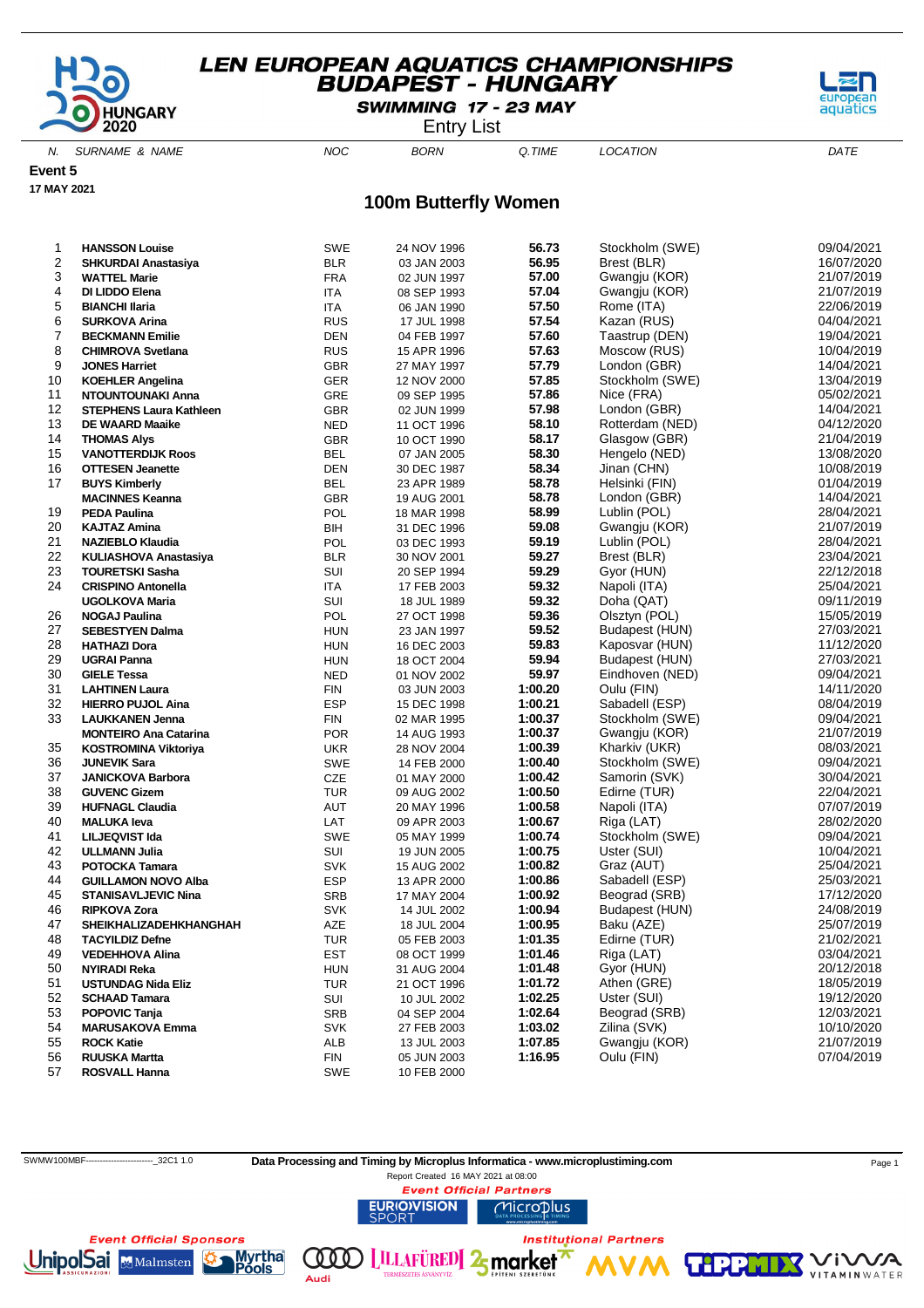# LEN EUROPEAN AQUATICS CHAMPIONSHIPS
## BUDAPEST - HUNGARY

SWIMMING 17 - 23 MAY

Entry List

**Event 5**

**17 MAY 2021**

## 100m Butterfly Women

| N. | SURNAME & NAME | NOC | BORN | Q.TIME | LOCATION | DATE |
|---|---|---|---|---|---|---|
| 1 | **HANSSON Louise** | SWE | 24 NOV 1996 | **56.73** | Stockholm (SWE) | 09/04/2021 |
| 2 | **SHKURDAI Anastasiya** | BLR | 03 JAN 2003 | **56.95** | Brest (BLR) | 16/07/2020 |
| 3 | **WATTEL Marie** | FRA | 02 JUN 1997 | **57.00** | Gwangju (KOR) | 21/07/2019 |
| 4 | **DI LIDDO Elena** | ITA | 08 SEP 1993 | **57.04** | Gwangju (KOR) | 21/07/2019 |
| 5 | **BIANCHI Ilaria** | ITA | 06 JAN 1990 | **57.50** | Rome (ITA) | 22/06/2019 |
| 6 | **SURKOVA Arina** | RUS | 17 JUL 1998 | **57.54** | Kazan (RUS) | 04/04/2021 |
| 7 | **BECKMANN Emilie** | DEN | 04 FEB 1997 | **57.60** | Taastrup (DEN) | 19/04/2021 |
| 8 | **CHIMROVA Svetlana** | RUS | 15 APR 1996 | **57.63** | Moscow (RUS) | 10/04/2019 |
| 9 | **JONES Harriet** | GBR | 27 MAY 1997 | **57.79** | London (GBR) | 14/04/2021 |
| 10 | **KOEHLER Angelina** | GER | 12 NOV 2000 | **57.85** | Stockholm (SWE) | 13/04/2019 |
| 11 | **NTOUNTOUNAKI Anna** | GRE | 09 SEP 1995 | **57.86** | Nice (FRA) | 05/02/2021 |
| 12 | **STEPHENS Laura Kathleen** | GBR | 02 JUN 1999 | **57.98** | London (GBR) | 14/04/2021 |
| 13 | **DE WAARD Maaike** | NED | 11 OCT 1996 | **58.10** | Rotterdam (NED) | 04/12/2020 |
| 14 | **THOMAS Alys** | GBR | 10 OCT 1990 | **58.17** | Glasgow (GBR) | 21/04/2019 |
| 15 | **VANOTTERDIJK Roos** | BEL | 07 JAN 2005 | **58.30** | Hengelo (NED) | 13/08/2020 |
| 16 | **OTTESEN Jeanette** | DEN | 30 DEC 1987 | **58.34** | Jinan (CHN) | 10/08/2019 |
| 17 | **BUYS Kimberly** | BEL | 23 APR 1989 | **58.78** | Helsinki (FIN) | 01/04/2019 |
| | **MACINNES Keanna** | GBR | 19 AUG 2001 | **58.78** | London (GBR) | 14/04/2021 |
| 19 | **PEDA Paulina** | POL | 18 MAR 1998 | **58.99** | Lublin (POL) | 28/04/2021 |
| 20 | **KAJTAZ Amina** | BIH | 31 DEC 1996 | **59.08** | Gwangju (KOR) | 21/07/2019 |
| 21 | **NAZIEBLO Klaudia** | POL | 03 DEC 1993 | **59.19** | Lublin (POL) | 28/04/2021 |
| 22 | **KULIASHOVA Anastasiya** | BLR | 30 NOV 2001 | **59.27** | Brest (BLR) | 23/04/2021 |
| 23 | **TOURETSKI Sasha** | SUI | 20 SEP 1994 | **59.29** | Gyor (HUN) | 22/12/2018 |
| 24 | **CRISPINO Antonella** | ITA | 17 FEB 2003 | **59.32** | Napoli (ITA) | 25/04/2021 |
| | **UGOLKOVA Maria** | SUI | 18 JUL 1989 | **59.32** | Doha (QAT) | 09/11/2019 |
| 26 | **NOGAJ Paulina** | POL | 27 OCT 1998 | **59.36** | Olsztyn (POL) | 15/05/2019 |
| 27 | **SEBESTYEN Dalma** | HUN | 23 JAN 1997 | **59.52** | Budapest (HUN) | 27/03/2021 |
| 28 | **HATHAZI Dora** | HUN | 16 DEC 2003 | **59.83** | Kaposvar (HUN) | 11/12/2020 |
| 29 | **UGRAI Panna** | HUN | 18 OCT 2004 | **59.94** | Budapest (HUN) | 27/03/2021 |
| 30 | **GIELE Tessa** | NED | 01 NOV 2002 | **59.97** | Eindhoven (NED) | 09/04/2021 |
| 31 | **LAHTINEN Laura** | FIN | 03 JUN 2003 | **1:00.20** | Oulu (FIN) | 14/11/2020 |
| 32 | **HIERRO PUJOL Aina** | ESP | 15 DEC 1998 | **1:00.21** | Sabadell (ESP) | 08/04/2019 |
| 33 | **LAUKKANEN Jenna** | FIN | 02 MAR 1995 | **1:00.37** | Stockholm (SWE) | 09/04/2021 |
| | **MONTEIRO Ana Catarina** | POR | 14 AUG 1993 | **1:00.37** | Gwangju (KOR) | 21/07/2019 |
| 35 | **KOSTROMINA Viktoriya** | UKR | 28 NOV 2004 | **1:00.39** | Kharkiv (UKR) | 08/03/2021 |
| 36 | **JUNEVIK Sara** | SWE | 14 FEB 2000 | **1:00.40** | Stockholm (SWE) | 09/04/2021 |
| 37 | **JANICKOVA Barbora** | CZE | 01 MAY 2000 | **1:00.42** | Samorin (SVK) | 30/04/2021 |
| 38 | **GUVENC Gizem** | TUR | 09 AUG 2002 | **1:00.50** | Edirne (TUR) | 22/04/2021 |
| 39 | **HUFNAGL Claudia** | AUT | 20 MAY 1996 | **1:00.58** | Napoli (ITA) | 07/07/2019 |
| 40 | **MALUKA Ieva** | LAT | 09 APR 2003 | **1:00.67** | Riga (LAT) | 28/02/2020 |
| 41 | **LILJEQVIST Ida** | SWE | 05 MAY 1999 | **1:00.74** | Stockholm (SWE) | 09/04/2021 |
| 42 | **ULLMANN Julia** | SUI | 19 JUN 2005 | **1:00.75** | Uster (SUI) | 10/04/2021 |
| 43 | **POTOCKA Tamara** | SVK | 15 AUG 2002 | **1:00.82** | Graz (AUT) | 25/04/2021 |
| 44 | **GUILLAMON NOVO Alba** | ESP | 13 APR 2000 | **1:00.86** | Sabadell (ESP) | 25/03/2021 |
| 45 | **STANISAVLJEVIC Nina** | SRB | 17 MAY 2004 | **1:00.92** | Beograd (SRB) | 17/12/2020 |
| 46 | **RIPKOVA Zora** | SVK | 14 JUL 2002 | **1:00.94** | Budapest (HUN) | 24/08/2019 |
| 47 | **SHEIKHALIZADEHKHANGHAH** | AZE | 18 JUL 2004 | **1:00.95** | Baku (AZE) | 25/07/2019 |
| 48 | **TACYILDIZ Defne** | TUR | 05 FEB 2003 | **1:01.35** | Edirne (TUR) | 21/02/2021 |
| 49 | **VEDEHHOVA Alina** | EST | 08 OCT 1999 | **1:01.46** | Riga (LAT) | 03/04/2021 |
| 50 | **NYIRADI Reka** | HUN | 31 AUG 2004 | **1:01.48** | Gyor (HUN) | 20/12/2018 |
| 51 | **USTUNDAG Nida Eliz** | TUR | 21 OCT 1996 | **1:01.72** | Athen (GRE) | 18/05/2019 |
| 52 | **SCHAAD Tamara** | SUI | 10 JUL 2002 | **1:02.25** | Uster (SUI) | 19/12/2020 |
| 53 | **POPOVIC Tanja** | SRB | 04 SEP 2004 | **1:02.64** | Beograd (SRB) | 12/03/2021 |
| 54 | **MARUSAKOVA Emma** | SVK | 27 FEB 2003 | **1:03.02** | Zilina (SVK) | 10/10/2020 |
| 55 | **ROCK Katie** | ALB | 13 JUL 2003 | **1:07.85** | Gwangju (KOR) | 21/07/2019 |
| 56 | **RUUSKA Martta** | FIN | 05 JUN 2003 | **1:16.95** | Oulu (FIN) | 07/04/2019 |
| 57 | **ROSVALL Hanna** | SWE | 10 FEB 2000 | | | |

SWMW100MBF------------------------_32C1 1.0

**Data Processing and Timing by Microplus Informatica - www.microplustiming.com**

Report Created 16 MAY 2021 at 08:00

Event Official Partners

Event Official Sponsors

Institutional Partners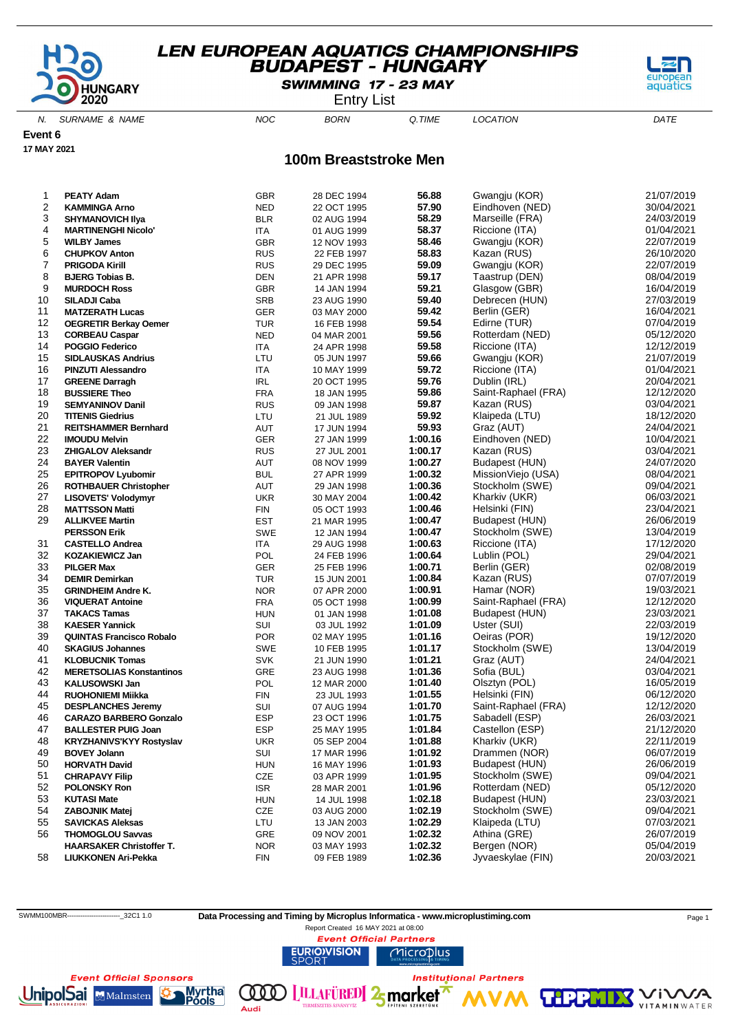# LEN EUROPEAN AQUATICS CHAMPIONSHIPS
# BUDAPEST - HUNGARY

**SWIMMING 17 - 23 MAY**

Entry List

**Event 6**

**17 MAY 2021**

## 100m Breaststroke Men

| N. | SURNAME & NAME | NOC | BORN | Q.TIME | LOCATION | DATE |
|---|---|---|---|---|---|---|
| 1 | **PEATY Adam** | GBR | 28 DEC 1994 | **56.88** | Gwangju (KOR) | 21/07/2019 |
| 2 | **KAMMINGA Arno** | NED | 22 OCT 1995 | **57.90** | Eindhoven (NED) | 30/04/2021 |
| 3 | **SHYMANOVICH Ilya** | BLR | 02 AUG 1994 | **58.29** | Marseille (FRA) | 24/03/2019 |
| 4 | **MARTINENGHI Nicolo'** | ITA | 01 AUG 1999 | **58.37** | Riccione (ITA) | 01/04/2021 |
| 5 | **WILBY James** | GBR | 12 NOV 1993 | **58.46** | Gwangju (KOR) | 22/07/2019 |
| 6 | **CHUPKOV Anton** | RUS | 22 FEB 1997 | **58.83** | Kazan (RUS) | 26/10/2020 |
| 7 | **PRIGODA Kirill** | RUS | 29 DEC 1995 | **59.09** | Gwangju (KOR) | 22/07/2019 |
| 8 | **BJERG Tobias B.** | DEN | 21 APR 1998 | **59.17** | Taastrup (DEN) | 08/04/2019 |
| 9 | **MURDOCH Ross** | GBR | 14 JAN 1994 | **59.21** | Glasgow (GBR) | 16/04/2019 |
| 10 | **SILADJI Caba** | SRB | 23 AUG 1990 | **59.40** | Debrecen (HUN) | 27/03/2019 |
| 11 | **MATZERATH Lucas** | GER | 03 MAY 2000 | **59.42** | Berlin (GER) | 16/04/2021 |
| 12 | **OEGRETIR Berkay Oemer** | TUR | 16 FEB 1998 | **59.54** | Edirne (TUR) | 07/04/2019 |
| 13 | **CORBEAU Caspar** | NED | 04 MAR 2001 | **59.56** | Rotterdam (NED) | 05/12/2020 |
| 14 | **POGGIO Federico** | ITA | 24 APR 1998 | **59.58** | Riccione (ITA) | 12/12/2019 |
| 15 | **SIDLAUSKAS Andrius** | LTU | 05 JUN 1997 | **59.66** | Gwangju (KOR) | 21/07/2019 |
| 16 | **PINZUTI Alessandro** | ITA | 10 MAY 1999 | **59.72** | Riccione (ITA) | 01/04/2021 |
| 17 | **GREENE Darragh** | IRL | 20 OCT 1995 | **59.76** | Dublin (IRL) | 20/04/2021 |
| 18 | **BUSSIERE Theo** | FRA | 18 JAN 1995 | **59.86** | Saint-Raphael (FRA) | 12/12/2020 |
| 19 | **SEMYANINOV Danil** | RUS | 09 JAN 1998 | **59.87** | Kazan (RUS) | 03/04/2021 |
| 20 | **TITENIS Giedrius** | LTU | 21 JUL 1989 | **59.92** | Klaipeda (LTU) | 18/12/2020 |
| 21 | **REITSHAMMER Bernhard** | AUT | 17 JUN 1994 | **59.93** | Graz (AUT) | 24/04/2021 |
| 22 | **IMOUDU Melvin** | GER | 27 JAN 1999 | **1:00.16** | Eindhoven (NED) | 10/04/2021 |
| 23 | **ZHIGALOV Aleksandr** | RUS | 27 JUL 2001 | **1:00.17** | Kazan (RUS) | 03/04/2021 |
| 24 | **BAYER Valentin** | AUT | 08 NOV 1999 | **1:00.27** | Budapest (HUN) | 24/07/2020 |
| 25 | **EPITROPOV Lyubomir** | BUL | 27 APR 1999 | **1:00.32** | MissionViejo (USA) | 08/04/2021 |
| 26 | **ROTHBAUER Christopher** | AUT | 29 JAN 1998 | **1:00.36** | Stockholm (SWE) | 09/04/2021 |
| 27 | **LISOVETS' Volodymyr** | UKR | 30 MAY 2004 | **1:00.42** | Kharkiv (UKR) | 06/03/2021 |
| 28 | **MATTSSON Matti** | FIN | 05 OCT 1993 | **1:00.46** | Helsinki (FIN) | 23/04/2021 |
| 29 | **ALLIKVEE Martin** | EST | 21 MAR 1995 | **1:00.47** | Budapest (HUN) | 26/06/2019 |
| | **PERSSON Erik** | SWE | 12 JAN 1994 | **1:00.47** | Stockholm (SWE) | 13/04/2019 |
| 31 | **CASTELLO Andrea** | ITA | 29 AUG 1998 | **1:00.63** | Riccione (ITA) | 17/12/2020 |
| 32 | **KOZAKIEWICZ Jan** | POL | 24 FEB 1996 | **1:00.64** | Lublin (POL) | 29/04/2021 |
| 33 | **PILGER Max** | GER | 25 FEB 1996 | **1:00.71** | Berlin (GER) | 02/08/2019 |
| 34 | **DEMIR Demirkan** | TUR | 15 JUN 2001 | **1:00.84** | Kazan (RUS) | 07/07/2019 |
| 35 | **GRINDHEIM Andre K.** | NOR | 07 APR 2000 | **1:00.91** | Hamar (NOR) | 19/03/2021 |
| 36 | **VIQUERAT Antoine** | FRA | 05 OCT 1998 | **1:00.99** | Saint-Raphael (FRA) | 12/12/2020 |
| 37 | **TAKACS Tamas** | HUN | 01 JAN 1998 | **1:01.08** | Budapest (HUN) | 23/03/2021 |
| 38 | **KAESER Yannick** | SUI | 03 JUL 1992 | **1:01.09** | Uster (SUI) | 22/03/2019 |
| 39 | **QUINTAS Francisco Robalo** | POR | 02 MAY 1995 | **1:01.16** | Oeiras (POR) | 19/12/2020 |
| 40 | **SKAGIUS Johannes** | SWE | 10 FEB 1995 | **1:01.17** | Stockholm (SWE) | 13/04/2019 |
| 41 | **KLOBUCNIK Tomas** | SVK | 21 JUN 1990 | **1:01.21** | Graz (AUT) | 24/04/2021 |
| 42 | **MERETSOLIAS Konstantinos** | GRE | 23 AUG 1998 | **1:01.36** | Sofia (BUL) | 03/04/2021 |
| 43 | **KALUSOWSKI Jan** | POL | 12 MAR 2000 | **1:01.40** | Olsztyn (POL) | 16/05/2019 |
| 44 | **RUOHONIEMI Miikka** | FIN | 23 JUL 1993 | **1:01.55** | Helsinki (FIN) | 06/12/2020 |
| 45 | **DESPLANCHES Jeremy** | SUI | 07 AUG 1994 | **1:01.70** | Saint-Raphael (FRA) | 12/12/2020 |
| 46 | **CARAZO BARBERO Gonzalo** | ESP | 23 OCT 1996 | **1:01.75** | Sabadell (ESP) | 26/03/2021 |
| 47 | **BALLESTER PUIG Joan** | ESP | 25 MAY 1995 | **1:01.84** | Castellon (ESP) | 21/12/2020 |
| 48 | **KRYZHANIVS'KYY Rostyslav** | UKR | 05 SEP 2004 | **1:01.88** | Kharkiv (UKR) | 22/11/2019 |
| 49 | **BOVEY Jolann** | SUI | 17 MAR 1996 | **1:01.92** | Drammen (NOR) | 06/07/2019 |
| 50 | **HORVATH David** | HUN | 16 MAY 1996 | **1:01.93** | Budapest (HUN) | 26/06/2019 |
| 51 | **CHRAPAVY Filip** | CZE | 03 APR 1999 | **1:01.95** | Stockholm (SWE) | 09/04/2021 |
| 52 | **POLONSKY Ron** | ISR | 28 MAR 2001 | **1:01.96** | Rotterdam (NED) | 05/12/2020 |
| 53 | **KUTASI Mate** | HUN | 14 JUL 1998 | **1:02.18** | Budapest (HUN) | 23/03/2021 |
| 54 | **ZABOJNIK Matej** | CZE | 03 AUG 2000 | **1:02.19** | Stockholm (SWE) | 09/04/2021 |
| 55 | **SAVICKAS Aleksas** | LTU | 13 JAN 2003 | **1:02.29** | Klaipeda (LTU) | 07/03/2021 |
| 56 | **THOMOGLOU Savvas** | GRE | 09 NOV 2001 | **1:02.32** | Athina (GRE) | 26/07/2019 |
| | **HAARSAKER Christoffer T.** | NOR | 03 MAY 1993 | **1:02.32** | Bergen (NOR) | 05/04/2019 |
| 58 | **LIUKKONEN Ari-Pekka** | FIN | 09 FEB 1989 | **1:02.36** | Jyvaeskylae (FIN) | 20/03/2021 |

SWMM100MBR------------------------_32C1 1.0

**Data Processing and Timing by Microplus Informatica - www.microplustiming.com**

Report Created 16 MAY 2021 at 08:00

Event Official Partners

Event Official Sponsors

Institutional Partners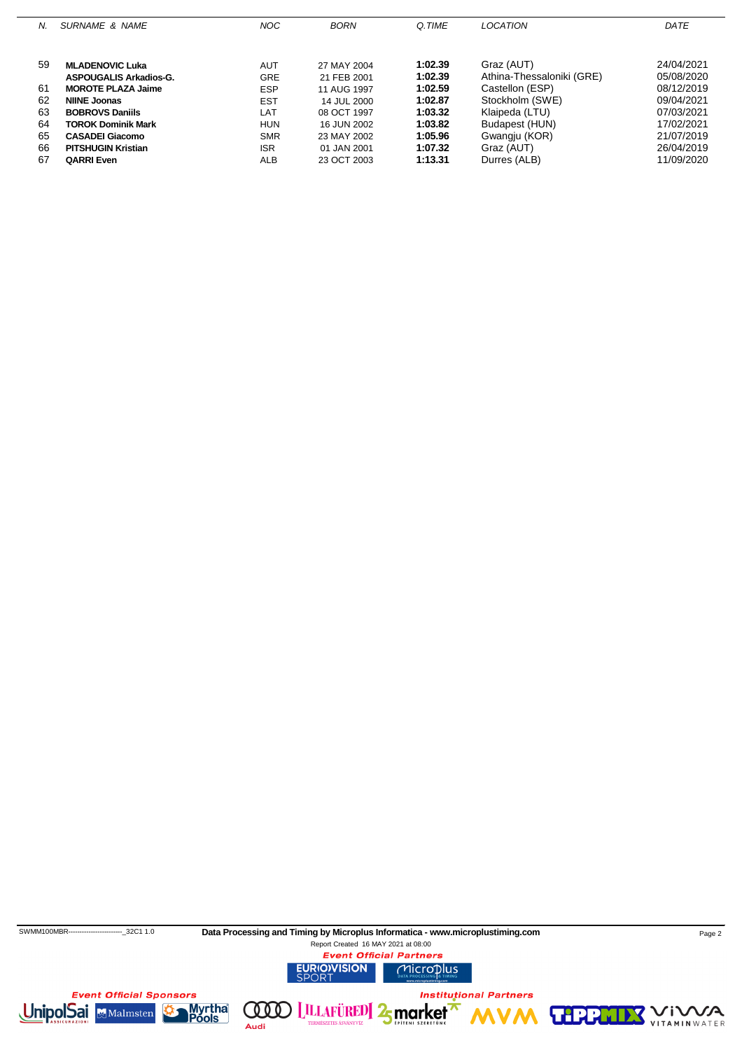| N. | SURNAME & NAME | NOC | BORN | Q.TIME | LOCATION | DATE |
|---|---|---|---|---|---|---|
| 59 | **MLADENOVIC Luka** | AUT | 27 MAY 2004 | **1:02.39** | Graz (AUT) | 24/04/2021 |
| | **ASPOUGALIS Arkadios-G.** | GRE | 21 FEB 2001 | **1:02.39** | Athina-Thessaloniki (GRE) | 05/08/2020 |
| 61 | **MOROTE PLAZA Jaime** | ESP | 11 AUG 1997 | **1:02.59** | Castellon (ESP) | 08/12/2019 |
| 62 | **NIINE Joonas** | EST | 14 JUL 2000 | **1:02.87** | Stockholm (SWE) | 09/04/2021 |
| 63 | **BOBROVS Daniils** | LAT | 08 OCT 1997 | **1:03.32** | Klaipeda (LTU) | 07/03/2021 |
| 64 | **TOROK Dominik Mark** | HUN | 16 JUN 2002 | **1:03.82** | Budapest (HUN) | 17/02/2021 |
| 65 | **CASADEI Giacomo** | SMR | 23 MAY 2002 | **1:05.96** | Gwangju (KOR) | 21/07/2019 |
| 66 | **PITSHUGIN Kristian** | ISR | 01 JAN 2001 | **1:07.32** | Graz (AUT) | 26/04/2019 |
| 67 | **QARRI Even** | ALB | 23 OCT 2003 | **1:13.31** | Durres (ALB) | 11/09/2020 |

SWMM100MBR------------------------_32C1 1.0

**Data Processing and Timing by Microplus Informatica - www.microplustiming.com**

Report Created 16 MAY 2021 at 08:00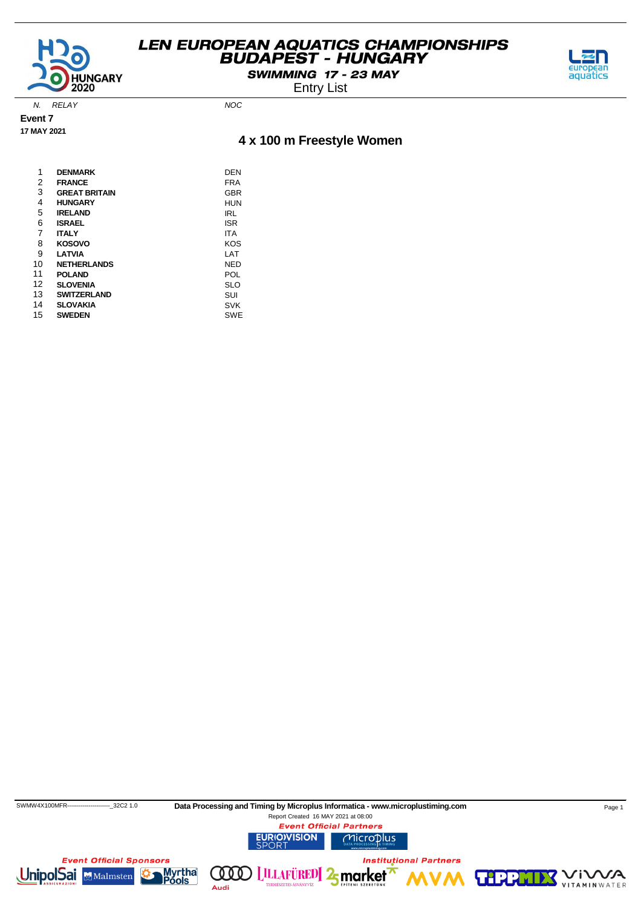# LEN EUROPEAN AQUATICS CHAMPIONSHIPS
## BUDAPEST - HUNGARY
### SWIMMING 17 - 23 MAY
Entry List

**Event 7**

**17 MAY 2021**

## 4 x 100 m Freestyle Women

| N. | RELAY | NOC |
|---|---|---|
| 1 | **DENMARK** | DEN |
| 2 | **FRANCE** | FRA |
| 3 | **GREAT BRITAIN** | GBR |
| 4 | **HUNGARY** | HUN |
| 5 | **IRELAND** | IRL |
| 6 | **ISRAEL** | ISR |
| 7 | **ITALY** | ITA |
| 8 | **KOSOVO** | KOS |
| 9 | **LATVIA** | LAT |
| 10 | **NETHERLANDS** | NED |
| 11 | **POLAND** | POL |
| 12 | **SLOVENIA** | SLO |
| 13 | **SWITZERLAND** | SUI |
| 14 | **SLOVAKIA** | SVK |
| 15 | **SWEDEN** | SWE |

SWMW4X100MFR----------------------_32C2 1.0 **Data Processing and Timing by Microplus Informatica - www.microplustiming.com**

Report Created 16 MAY 2021 at 08:00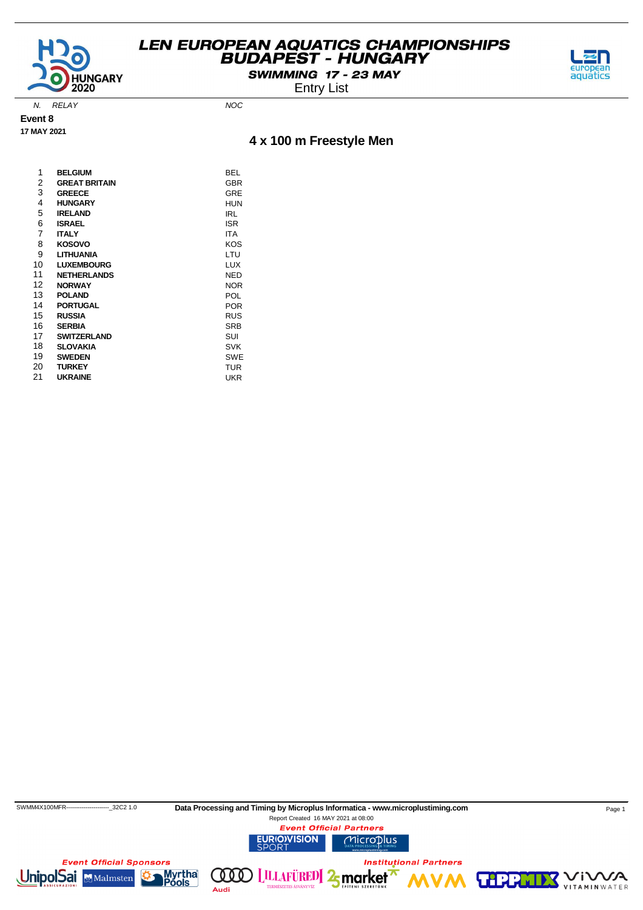# LEN EUROPEAN AQUATICS CHAMPIONSHIPS
## BUDAPEST - HUNGARY
### SWIMMING 17 - 23 MAY
Entry List

**Event 8**
**17 MAY 2021**

## 4 x 100 m Freestyle Men

| N. | RELAY | NOC |
|---|---|---|
| 1 | **BELGIUM** | BEL |
| 2 | **GREAT BRITAIN** | GBR |
| 3 | **GREECE** | GRE |
| 4 | **HUNGARY** | HUN |
| 5 | **IRELAND** | IRL |
| 6 | **ISRAEL** | ISR |
| 7 | **ITALY** | ITA |
| 8 | **KOSOVO** | KOS |
| 9 | **LITHUANIA** | LTU |
| 10 | **LUXEMBOURG** | LUX |
| 11 | **NETHERLANDS** | NED |
| 12 | **NORWAY** | NOR |
| 13 | **POLAND** | POL |
| 14 | **PORTUGAL** | POR |
| 15 | **RUSSIA** | RUS |
| 16 | **SERBIA** | SRB |
| 17 | **SWITZERLAND** | SUI |
| 18 | **SLOVAKIA** | SVK |
| 19 | **SWEDEN** | SWE |
| 20 | **TURKEY** | TUR |
| 21 | **UKRAINE** | UKR |

SWMM4X100MFR----------------------_32C2 1.0 **Data Processing and Timing by Microplus Informatica - www.microplustiming.com**

Report Created 16 MAY 2021 at 08:00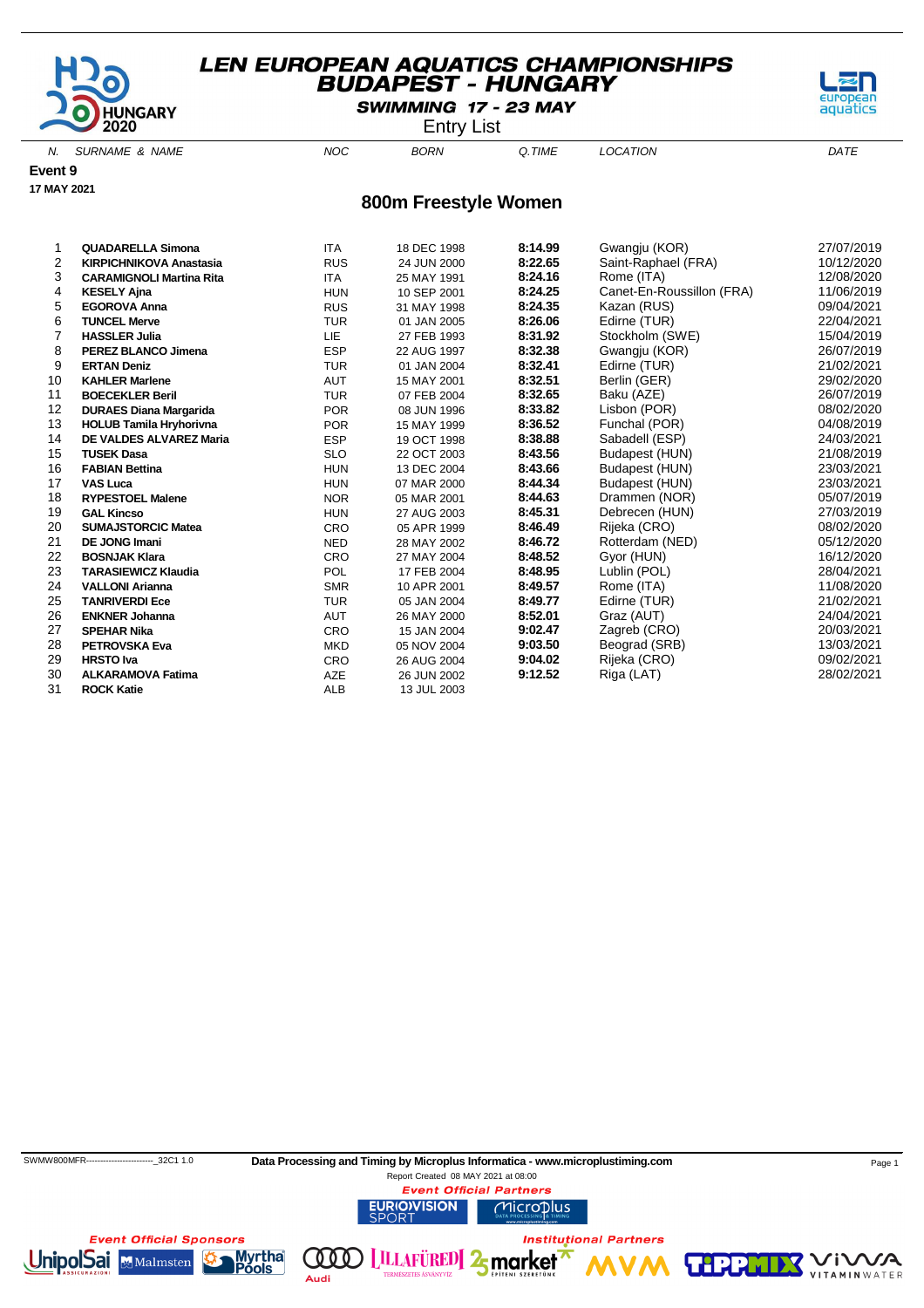# LEN EUROPEAN AQUATICS CHAMPIONSHIPS BUDAPEST - HUNGARY

**SWIMMING 17 - 23 MAY**

Entry List

**Event 9**

**17 MAY 2021**

## 800m Freestyle Women

| N. | SURNAME & NAME | NOC | BORN | Q.TIME | LOCATION | DATE |
|---|---|---|---|---|---|---|
| 1 | **QUADARELLA Simona** | ITA | 18 DEC 1998 | **8:14.99** | Gwangju (KOR) | 27/07/2019 |
| 2 | **KIRPICHNIKOVA Anastasia** | RUS | 24 JUN 2000 | **8:22.65** | Saint-Raphael (FRA) | 10/12/2020 |
| 3 | **CARAMIGNOLI Martina Rita** | ITA | 25 MAY 1991 | **8:24.16** | Rome (ITA) | 12/08/2020 |
| 4 | **KESELY Ajna** | HUN | 10 SEP 2001 | **8:24.25** | Canet-En-Roussillon (FRA) | 11/06/2019 |
| 5 | **EGOROVA Anna** | RUS | 31 MAY 1998 | **8:24.35** | Kazan (RUS) | 09/04/2021 |
| 6 | **TUNCEL Merve** | TUR | 01 JAN 2005 | **8:26.06** | Edirne (TUR) | 22/04/2021 |
| 7 | **HASSLER Julia** | LIE | 27 FEB 1993 | **8:31.92** | Stockholm (SWE) | 15/04/2019 |
| 8 | **PEREZ BLANCO Jimena** | ESP | 22 AUG 1997 | **8:32.38** | Gwangju (KOR) | 26/07/2019 |
| 9 | **ERTAN Deniz** | TUR | 01 JAN 2004 | **8:32.41** | Edirne (TUR) | 21/02/2021 |
| 10 | **KAHLER Marlene** | AUT | 15 MAY 2001 | **8:32.51** | Berlin (GER) | 29/02/2020 |
| 11 | **BOECEKLER Beril** | TUR | 07 FEB 2004 | **8:32.65** | Baku (AZE) | 26/07/2019 |
| 12 | **DURAES Diana Margarida** | POR | 08 JUN 1996 | **8:33.82** | Lisbon (POR) | 08/02/2020 |
| 13 | **HOLUB Tamila Hryhorivna** | POR | 15 MAY 1999 | **8:36.52** | Funchal (POR) | 04/08/2019 |
| 14 | **DE VALDES ALVAREZ Maria** | ESP | 19 OCT 1998 | **8:38.88** | Sabadell (ESP) | 24/03/2021 |
| 15 | **TUSEK Dasa** | SLO | 22 OCT 2003 | **8:43.56** | Budapest (HUN) | 21/08/2019 |
| 16 | **FABIAN Bettina** | HUN | 13 DEC 2004 | **8:43.66** | Budapest (HUN) | 23/03/2021 |
| 17 | **VAS Luca** | HUN | 07 MAR 2000 | **8:44.34** | Budapest (HUN) | 23/03/2021 |
| 18 | **RYPESTOEL Malene** | NOR | 05 MAR 2001 | **8:44.63** | Drammen (NOR) | 05/07/2019 |
| 19 | **GAL Kincso** | HUN | 27 AUG 2003 | **8:45.31** | Debrecen (HUN) | 27/03/2019 |
| 20 | **SUMAJSTORCIC Matea** | CRO | 05 APR 1999 | **8:46.49** | Rijeka (CRO) | 08/02/2020 |
| 21 | **DE JONG Imani** | NED | 28 MAY 2002 | **8:46.72** | Rotterdam (NED) | 05/12/2020 |
| 22 | **BOSNJAK Klara** | CRO | 27 MAY 2004 | **8:48.52** | Gyor (HUN) | 16/12/2020 |
| 23 | **TARASIEWICZ Klaudia** | POL | 17 FEB 2004 | **8:48.95** | Lublin (POL) | 28/04/2021 |
| 24 | **VALLONI Arianna** | SMR | 10 APR 2001 | **8:49.57** | Rome (ITA) | 11/08/2020 |
| 25 | **TANRIVERDI Ece** | TUR | 05 JAN 2004 | **8:49.77** | Edirne (TUR) | 21/02/2021 |
| 26 | **ENKNER Johanna** | AUT | 26 MAY 2000 | **8:52.01** | Graz (AUT) | 24/04/2021 |
| 27 | **SPEHAR Nika** | CRO | 15 JAN 2004 | **9:02.47** | Zagreb (CRO) | 20/03/2021 |
| 28 | **PETROVSKA Eva** | MKD | 05 NOV 2004 | **9:03.50** | Beograd (SRB) | 13/03/2021 |
| 29 | **HRSTO Iva** | CRO | 26 AUG 2004 | **9:04.02** | Rijeka (CRO) | 09/02/2021 |
| 30 | **ALKARAMOVA Fatima** | AZE | 26 JUN 2002 | **9:12.52** | Riga (LAT) | 28/02/2021 |
| 31 | **ROCK Katie** | ALB | 13 JUL 2003 | | | |

SWMW800MFR------------------------_32C1 1.0 **Data Processing and Timing by Microplus Informatica - www.microplustiming.com**

Report Created 08 MAY 2021 at 08:00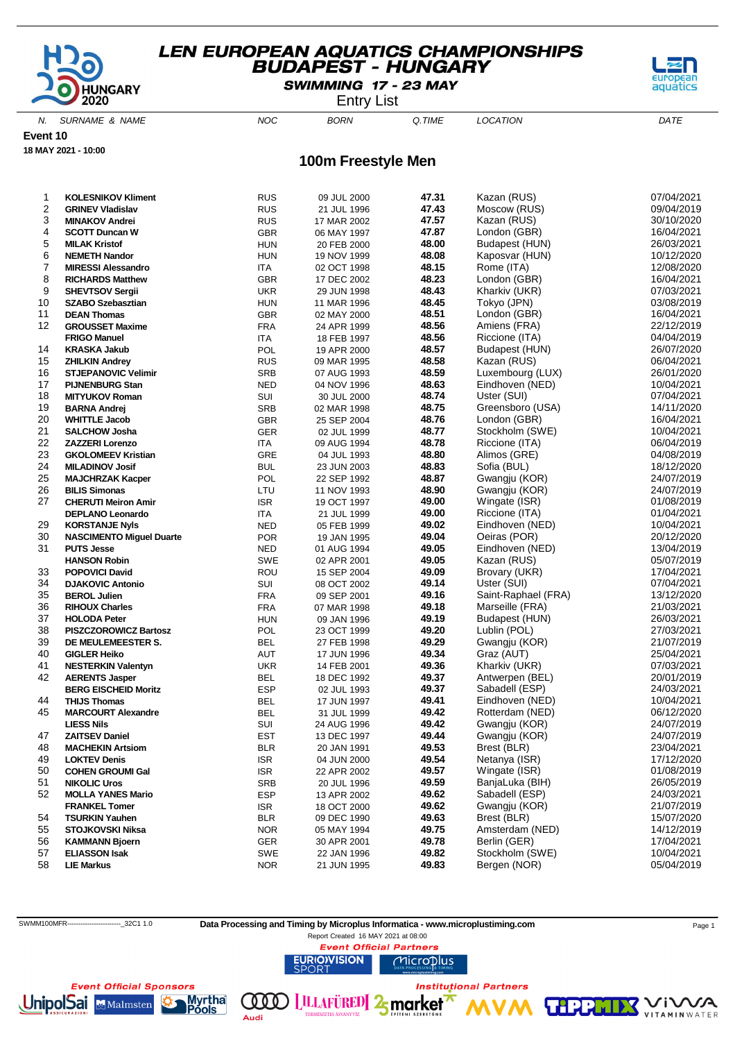# LEN EUROPEAN AQUATICS CHAMPIONSHIPS
## BUDAPEST - HUNGARY

**SWIMMING 17 - 23 MAY**

Entry List

**Event 10**

**18 MAY 2021 - 10:00**

## 100m Freestyle Men

| N. | SURNAME & NAME | NOC | BORN | Q.TIME | LOCATION | DATE |
|---|---|---|---|---|---|---|
| 1 | **KOLESNIKOV Kliment** | RUS | 09 JUL 2000 | **47.31** | Kazan (RUS) | 07/04/2021 |
| 2 | **GRINEV Vladislav** | RUS | 21 JUL 1996 | **47.43** | Moscow (RUS) | 09/04/2019 |
| 3 | **MINAKOV Andrei** | RUS | 17 MAR 2002 | **47.57** | Kazan (RUS) | 30/10/2020 |
| 4 | **SCOTT Duncan W** | GBR | 06 MAY 1997 | **47.87** | London (GBR) | 16/04/2021 |
| 5 | **MILAK Kristof** | HUN | 20 FEB 2000 | **48.00** | Budapest (HUN) | 26/03/2021 |
| 6 | **NEMETH Nandor** | HUN | 19 NOV 1999 | **48.08** | Kaposvar (HUN) | 10/12/2020 |
| 7 | **MIRESSI Alessandro** | ITA | 02 OCT 1998 | **48.15** | Rome (ITA) | 12/08/2020 |
| 8 | **RICHARDS Matthew** | GBR | 17 DEC 2002 | **48.23** | London (GBR) | 16/04/2021 |
| 9 | **SHEVTSOV Sergii** | UKR | 29 JUN 1998 | **48.43** | Kharkiv (UKR) | 07/03/2021 |
| 10 | **SZABO Szebasztian** | HUN | 11 MAR 1996 | **48.45** | Tokyo (JPN) | 03/08/2019 |
| 11 | **DEAN Thomas** | GBR | 02 MAY 2000 | **48.51** | London (GBR) | 16/04/2021 |
| 12 | **GROUSSET Maxime** | FRA | 24 APR 1999 | **48.56** | Amiens (FRA) | 22/12/2019 |
| | **FRIGO Manuel** | ITA | 18 FEB 1997 | **48.56** | Riccione (ITA) | 04/04/2019 |
| 14 | **KRASKA Jakub** | POL | 19 APR 2000 | **48.57** | Budapest (HUN) | 26/07/2020 |
| 15 | **ZHILKIN Andrey** | RUS | 09 MAR 1995 | **48.58** | Kazan (RUS) | 06/04/2021 |
| 16 | **STJEPANOVIC Velimir** | SRB | 07 AUG 1993 | **48.59** | Luxembourg (LUX) | 26/01/2020 |
| 17 | **PIJNENBURG Stan** | NED | 04 NOV 1996 | **48.63** | Eindhoven (NED) | 10/04/2021 |
| 18 | **MITYUKOV Roman** | SUI | 30 JUL 2000 | **48.74** | Uster (SUI) | 07/04/2021 |
| 19 | **BARNA Andrej** | SRB | 02 MAR 1998 | **48.75** | Greensboro (USA) | 14/11/2020 |
| 20 | **WHITTLE Jacob** | GBR | 25 SEP 2004 | **48.76** | London (GBR) | 16/04/2021 |
| 21 | **SALCHOW Josha** | GER | 02 JUL 1999 | **48.77** | Stockholm (SWE) | 10/04/2021 |
| 22 | **ZAZZERI Lorenzo** | ITA | 09 AUG 1994 | **48.78** | Riccione (ITA) | 06/04/2019 |
| 23 | **GKOLOMEEV Kristian** | GRE | 04 JUL 1993 | **48.80** | Alimos (GRE) | 04/08/2019 |
| 24 | **MILADINOV Josif** | BUL | 23 JUN 2003 | **48.83** | Sofia (BUL) | 18/12/2020 |
| 25 | **MAJCHRZAK Kacper** | POL | 22 SEP 1992 | **48.87** | Gwangju (KOR) | 24/07/2019 |
| 26 | **BILIS Simonas** | LTU | 11 NOV 1993 | **48.90** | Gwangju (KOR) | 24/07/2019 |
| 27 | **CHERUTI Meiron Amir** | ISR | 19 OCT 1997 | **49.00** | Wingate (ISR) | 01/08/2019 |
| | **DEPLANO Leonardo** | ITA | 21 JUL 1999 | **49.00** | Riccione (ITA) | 01/04/2021 |
| 29 | **KORSTANJE Nyls** | NED | 05 FEB 1999 | **49.02** | Eindhoven (NED) | 10/04/2021 |
| 30 | **NASCIMENTO Miguel Duarte** | POR | 19 JAN 1995 | **49.04** | Oeiras (POR) | 20/12/2020 |
| 31 | **PUTS Jesse** | NED | 01 AUG 1994 | **49.05** | Eindhoven (NED) | 13/04/2019 |
| | **HANSON Robin** | SWE | 02 APR 2001 | **49.05** | Kazan (RUS) | 05/07/2019 |
| 33 | **POPOVICI David** | ROU | 15 SEP 2004 | **49.09** | Brovary (UKR) | 17/04/2021 |
| 34 | **DJAKOVIC Antonio** | SUI | 08 OCT 2002 | **49.14** | Uster (SUI) | 07/04/2021 |
| 35 | **BEROL Julien** | FRA | 09 SEP 2001 | **49.16** | Saint-Raphael (FRA) | 13/12/2020 |
| 36 | **RIHOUX Charles** | FRA | 07 MAR 1998 | **49.18** | Marseille (FRA) | 21/03/2021 |
| 37 | **HOLODA Peter** | HUN | 09 JAN 1996 | **49.19** | Budapest (HUN) | 26/03/2021 |
| 38 | **PISZCZOROWICZ Bartosz** | POL | 23 OCT 1999 | **49.20** | Lublin (POL) | 27/03/2021 |
| 39 | **DE MEULEMEESTER S.** | BEL | 27 FEB 1998 | **49.29** | Gwangju (KOR) | 21/07/2019 |
| 40 | **GIGLER Heiko** | AUT | 17 JUN 1996 | **49.34** | Graz (AUT) | 25/04/2021 |
| 41 | **NESTERKIN Valentyn** | UKR | 14 FEB 2001 | **49.36** | Kharkiv (UKR) | 07/03/2021 |
| 42 | **AERENTS Jasper** | BEL | 18 DEC 1992 | **49.37** | Antwerpen (BEL) | 20/01/2019 |
| | **BERG EISCHEID Moritz** | ESP | 02 JUL 1993 | **49.37** | Sabadell (ESP) | 24/03/2021 |
| 44 | **THIJS Thomas** | BEL | 17 JUN 1997 | **49.41** | Eindhoven (NED) | 10/04/2021 |
| 45 | **MARCOURT Alexandre** | BEL | 31 JUL 1999 | **49.42** | Rotterdam (NED) | 06/12/2020 |
| | **LIESS Nils** | SUI | 24 AUG 1996 | **49.42** | Gwangju (KOR) | 24/07/2019 |
| 47 | **ZAITSEV Daniel** | EST | 13 DEC 1997 | **49.44** | Gwangju (KOR) | 24/07/2019 |
| 48 | **MACHEKIN Artsiom** | BLR | 20 JAN 1991 | **49.53** | Brest (BLR) | 23/04/2021 |
| 49 | **LOKTEV Denis** | ISR | 04 JUN 2000 | **49.54** | Netanya (ISR) | 17/12/2020 |
| 50 | **COHEN GROUMI Gal** | ISR | 22 APR 2002 | **49.57** | Wingate (ISR) | 01/08/2019 |
| 51 | **NIKOLIC Uros** | SRB | 20 JUL 1996 | **49.59** | BanjaLuka (BIH) | 26/05/2019 |
| 52 | **MOLLA YANES Mario** | ESP | 13 APR 2002 | **49.62** | Sabadell (ESP) | 24/03/2021 |
| | **FRANKEL Tomer** | ISR | 18 OCT 2000 | **49.62** | Gwangju (KOR) | 21/07/2019 |
| 54 | **TSURKIN Yauhen** | BLR | 09 DEC 1990 | **49.63** | Brest (BLR) | 15/07/2020 |
| 55 | **STOJKOVSKI Niksa** | NOR | 05 MAY 1994 | **49.75** | Amsterdam (NED) | 14/12/2019 |
| 56 | **KAMMANN Bjoern** | GER | 30 APR 2001 | **49.78** | Berlin (GER) | 17/04/2021 |
| 57 | **ELIASSON Isak** | SWE | 22 JAN 1996 | **49.82** | Stockholm (SWE) | 10/04/2021 |
| 58 | **LIE Markus** | NOR | 21 JUN 1995 | **49.83** | Bergen (NOR) | 05/04/2019 |

SWMM100MFR------------------------_32C1 1.0

**Data Processing and Timing by Microplus Informatica - www.microplustiming.com**

Report Created 16 MAY 2021 at 08:00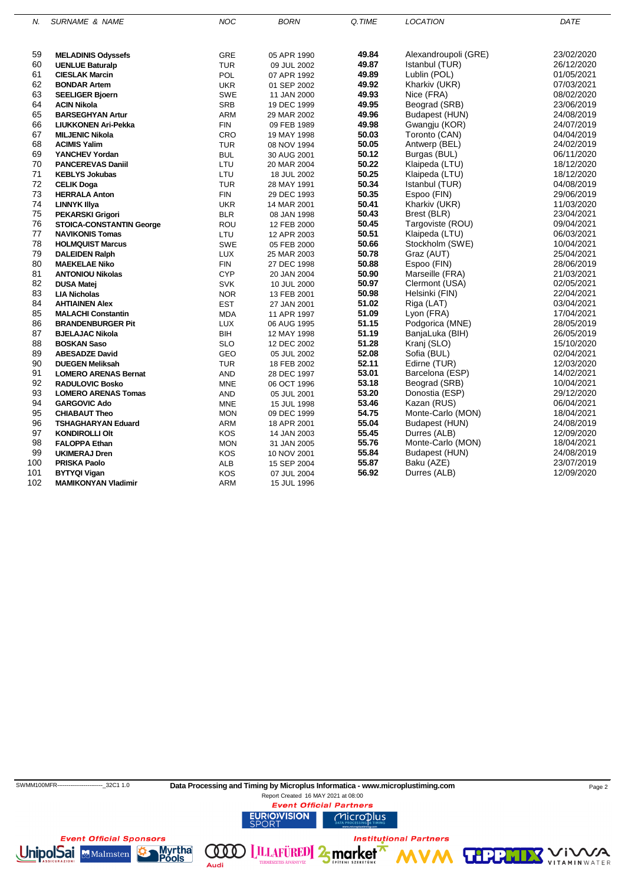| N. | SURNAME & NAME | NOC | BORN | Q.TIME | LOCATION | DATE |
|---|---|---|---|---|---|---|
| 59 | **MELADINIS Odyssefs** | GRE | 05 APR 1990 | **49.84** | Alexandroupoli (GRE) | 23/02/2020 |
| 60 | **UENLUE Baturalp** | TUR | 09 JUL 2002 | **49.87** | Istanbul (TUR) | 26/12/2020 |
| 61 | **CIESLAK Marcin** | POL | 07 APR 1992 | **49.89** | Lublin (POL) | 01/05/2021 |
| 62 | **BONDAR Artem** | UKR | 01 SEP 2002 | **49.92** | Kharkiv (UKR) | 07/03/2021 |
| 63 | **SEELIGER Bjoern** | SWE | 11 JAN 2000 | **49.93** | Nice (FRA) | 08/02/2020 |
| 64 | **ACIN Nikola** | SRB | 19 DEC 1999 | **49.95** | Beograd (SRB) | 23/06/2019 |
| 65 | **BARSEGHYAN Artur** | ARM | 29 MAR 2002 | **49.96** | Budapest (HUN) | 24/08/2019 |
| 66 | **LIUKKONEN Ari-Pekka** | FIN | 09 FEB 1989 | **49.98** | Gwangju (KOR) | 24/07/2019 |
| 67 | **MILJENIC Nikola** | CRO | 19 MAY 1998 | **50.03** | Toronto (CAN) | 04/04/2019 |
| 68 | **ACIMIS Yalim** | TUR | 08 NOV 1994 | **50.05** | Antwerp (BEL) | 24/02/2019 |
| 69 | **YANCHEV Yordan** | BUL | 30 AUG 2001 | **50.12** | Burgas (BUL) | 06/11/2020 |
| 70 | **PANCEREVAS Daniil** | LTU | 20 MAR 2004 | **50.22** | Klaipeda (LTU) | 18/12/2020 |
| 71 | **KEBLYS Jokubas** | LTU | 18 JUL 2002 | **50.25** | Klaipeda (LTU) | 18/12/2020 |
| 72 | **CELIK Doga** | TUR | 28 MAY 1991 | **50.34** | Istanbul (TUR) | 04/08/2019 |
| 73 | **HERRALA Anton** | FIN | 29 DEC 1993 | **50.35** | Espoo (FIN) | 29/06/2019 |
| 74 | **LINNYK Illya** | UKR | 14 MAR 2001 | **50.41** | Kharkiv (UKR) | 11/03/2020 |
| 75 | **PEKARSKI Grigori** | BLR | 08 JAN 1998 | **50.43** | Brest (BLR) | 23/04/2021 |
| 76 | **STOICA-CONSTANTIN George** | ROU | 12 FEB 2000 | **50.45** | Targoviste (ROU) | 09/04/2021 |
| 77 | **NAVIKONIS Tomas** | LTU | 12 APR 2003 | **50.51** | Klaipeda (LTU) | 06/03/2021 |
| 78 | **HOLMQUIST Marcus** | SWE | 05 FEB 2000 | **50.66** | Stockholm (SWE) | 10/04/2021 |
| 79 | **DALEIDEN Ralph** | LUX | 25 MAR 2003 | **50.78** | Graz (AUT) | 25/04/2021 |
| 80 | **MAEKELAE Niko** | FIN | 27 DEC 1998 | **50.88** | Espoo (FIN) | 28/06/2019 |
| 81 | **ANTONIOU Nikolas** | CYP | 20 JAN 2004 | **50.90** | Marseille (FRA) | 21/03/2021 |
| 82 | **DUSA Matej** | SVK | 10 JUL 2000 | **50.97** | Clermont (USA) | 02/05/2021 |
| 83 | **LIA Nicholas** | NOR | 13 FEB 2001 | **50.98** | Helsinki (FIN) | 22/04/2021 |
| 84 | **AHTIAINEN Alex** | EST | 27 JAN 2001 | **51.02** | Riga (LAT) | 03/04/2021 |
| 85 | **MALACHI Constantin** | MDA | 11 APR 1997 | **51.09** | Lyon (FRA) | 17/04/2021 |
| 86 | **BRANDENBURGER Pit** | LUX | 06 AUG 1995 | **51.15** | Podgorica (MNE) | 28/05/2019 |
| 87 | **BJELAJAC Nikola** | BIH | 12 MAY 1998 | **51.19** | BanjaLuka (BIH) | 26/05/2019 |
| 88 | **BOSKAN Saso** | SLO | 12 DEC 2002 | **51.28** | Kranj (SLO) | 15/10/2020 |
| 89 | **ABESADZE David** | GEO | 05 JUL 2002 | **52.08** | Sofia (BUL) | 02/04/2021 |
| 90 | **DUEGEN Meliksah** | TUR | 18 FEB 2002 | **52.11** | Edirne (TUR) | 12/03/2020 |
| 91 | **LOMERO ARENAS Bernat** | AND | 28 DEC 1997 | **53.01** | Barcelona (ESP) | 14/02/2021 |
| 92 | **RADULOVIC Bosko** | MNE | 06 OCT 1996 | **53.18** | Beograd (SRB) | 10/04/2021 |
| 93 | **LOMERO ARENAS Tomas** | AND | 05 JUL 2001 | **53.20** | Donostia (ESP) | 29/12/2020 |
| 94 | **GARGOVIC Ado** | MNE | 15 JUL 1998 | **53.46** | Kazan (RUS) | 06/04/2021 |
| 95 | **CHIABAUT Theo** | MON | 09 DEC 1999 | **54.75** | Monte-Carlo (MON) | 18/04/2021 |
| 96 | **TSHAGHARYAN Eduard** | ARM | 18 APR 2001 | **55.04** | Budapest (HUN) | 24/08/2019 |
| 97 | **KONDIROLLI Olt** | KOS | 14 JAN 2003 | **55.45** | Durres (ALB) | 12/09/2020 |
| 98 | **FALOPPA Ethan** | MON | 31 JAN 2005 | **55.76** | Monte-Carlo (MON) | 18/04/2021 |
| 99 | **UKIMERAJ Dren** | KOS | 10 NOV 2001 | **55.84** | Budapest (HUN) | 24/08/2019 |
| 100 | **PRISKA Paolo** | ALB | 15 SEP 2004 | **55.87** | Baku (AZE) | 23/07/2019 |
| 101 | **BYTYQI Vigan** | KOS | 07 JUL 2004 | **56.92** | Durres (ALB) | 12/09/2020 |
| 102 | **MAMIKONYAN Vladimir** | ARM | 15 JUL 1996 | | | |

SWMM100MFR------------------------_32C1 1.0

**Data Processing and Timing by Microplus Informatica - www.microplustiming.com**

Report Created 16 MAY 2021 at 08:00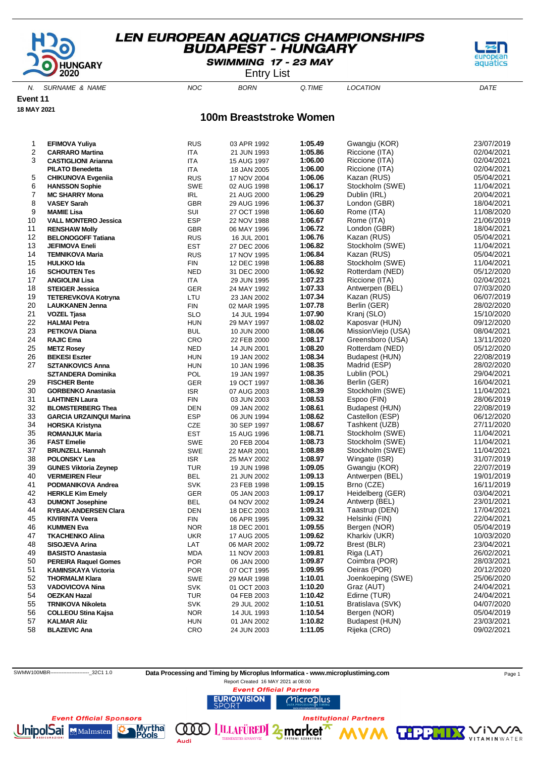# LEN EUROPEAN AQUATICS CHAMPIONSHIPS
## BUDAPEST - HUNGARY
### SWIMMING 17 - 23 MAY
Entry List

**Event 11**
**18 MAY 2021**

## 100m Breaststroke Women

| N. | SURNAME & NAME | NOC | BORN | Q.TIME | LOCATION | DATE |
|---|---|---|---|---|---|---|
| 1 | **EFIMOVA Yuliya** | RUS | 03 APR 1992 | **1:05.49** | Gwangju (KOR) | 23/07/2019 |
| 2 | **CARRARO Martina** | ITA | 21 JUN 1993 | **1:05.86** | Riccione (ITA) | 02/04/2021 |
| 3 | **CASTIGLIONI Arianna** | ITA | 15 AUG 1997 | **1:06.00** | Riccione (ITA) | 02/04/2021 |
| | **PILATO Benedetta** | ITA | 18 JAN 2005 | **1:06.00** | Riccione (ITA) | 02/04/2021 |
| 5 | **CHIKUNOVA Evgeniia** | RUS | 17 NOV 2004 | **1:06.06** | Kazan (RUS) | 05/04/2021 |
| 6 | **HANSSON Sophie** | SWE | 02 AUG 1998 | **1:06.17** | Stockholm (SWE) | 11/04/2021 |
| 7 | **MC SHARRY Mona** | IRL | 21 AUG 2000 | **1:06.29** | Dublin (IRL) | 20/04/2021 |
| 8 | **VASEY Sarah** | GBR | 29 AUG 1996 | **1:06.37** | London (GBR) | 18/04/2021 |
| 9 | **MAMIE Lisa** | SUI | 27 OCT 1998 | **1:06.60** | Rome (ITA) | 11/08/2020 |
| 10 | **VALL MONTERO Jessica** | ESP | 22 NOV 1988 | **1:06.67** | Rome (ITA) | 21/06/2019 |
| 11 | **RENSHAW Molly** | GBR | 06 MAY 1996 | **1:06.72** | London (GBR) | 18/04/2021 |
| 12 | **BELONOGOFF Tatiana** | RUS | 16 JUL 2001 | **1:06.76** | Kazan (RUS) | 05/04/2021 |
| 13 | **JEFIMOVA Eneli** | EST | 27 DEC 2006 | **1:06.82** | Stockholm (SWE) | 11/04/2021 |
| 14 | **TEMNIKOVA Maria** | RUS | 17 NOV 1995 | **1:06.84** | Kazan (RUS) | 05/04/2021 |
| 15 | **HULKKO Ida** | FIN | 12 DEC 1998 | **1:06.88** | Stockholm (SWE) | 11/04/2021 |
| 16 | **SCHOUTEN Tes** | NED | 31 DEC 2000 | **1:06.92** | Rotterdam (NED) | 05/12/2020 |
| 17 | **ANGIOLINI Lisa** | ITA | 29 JUN 1995 | **1:07.23** | Riccione (ITA) | 02/04/2021 |
| 18 | **STEIGER Jessica** | GER | 24 MAY 1992 | **1:07.33** | Antwerpen (BEL) | 07/03/2020 |
| 19 | **TETEREVKOVA Kotryna** | LTU | 23 JAN 2002 | **1:07.34** | Kazan (RUS) | 06/07/2019 |
| 20 | **LAUKKANEN Jenna** | FIN | 02 MAR 1995 | **1:07.78** | Berlin (GER) | 28/02/2020 |
| 21 | **VOZEL Tjasa** | SLO | 14 JUL 1994 | **1:07.90** | Kranj (SLO) | 15/10/2020 |
| 22 | **HALMAI Petra** | HUN | 29 MAY 1997 | **1:08.02** | Kaposvar (HUN) | 09/12/2020 |
| 23 | **PETKOVA Diana** | BUL | 10 JUN 2000 | **1:08.06** | MissionViejo (USA) | 08/04/2021 |
| 24 | **RAJIC Ema** | CRO | 22 FEB 2000 | **1:08.17** | Greensboro (USA) | 13/11/2020 |
| 25 | **METZ Rosey** | NED | 14 JUN 2001 | **1:08.20** | Rotterdam (NED) | 05/12/2020 |
| 26 | **BEKESI Eszter** | HUN | 19 JAN 2002 | **1:08.34** | Budapest (HUN) | 22/08/2019 |
| 27 | **SZTANKOVICS Anna** | HUN | 10 JAN 1996 | **1:08.35** | Madrid (ESP) | 28/02/2020 |
| | **SZTANDERA Dominika** | POL | 19 JAN 1997 | **1:08.35** | Lublin (POL) | 29/04/2021 |
| 29 | **FISCHER Bente** | GER | 19 OCT 1997 | **1:08.36** | Berlin (GER) | 16/04/2021 |
| 30 | **GORBENKO Anastasia** | ISR | 07 AUG 2003 | **1:08.39** | Stockholm (SWE) | 11/04/2021 |
| 31 | **LAHTINEN Laura** | FIN | 03 JUN 2003 | **1:08.53** | Espoo (FIN) | 28/06/2019 |
| 32 | **BLOMSTERBERG Thea** | DEN | 09 JAN 2002 | **1:08.61** | Budapest (HUN) | 22/08/2019 |
| 33 | **GARCIA URZAINQUI Marina** | ESP | 06 JUN 1994 | **1:08.62** | Castellon (ESP) | 06/12/2020 |
| 34 | **HORSKA Kristyna** | CZE | 30 SEP 1997 | **1:08.67** | Tashkent (UZB) | 27/11/2020 |
| 35 | **ROMANJUK Maria** | EST | 15 AUG 1996 | **1:08.71** | Stockholm (SWE) | 11/04/2021 |
| 36 | **FAST Emelie** | SWE | 20 FEB 2004 | **1:08.73** | Stockholm (SWE) | 11/04/2021 |
| 37 | **BRUNZELL Hannah** | SWE | 22 MAR 2001 | **1:08.89** | Stockholm (SWE) | 11/04/2021 |
| 38 | **POLONSKY Lea** | ISR | 25 MAY 2002 | **1:08.97** | Wingate (ISR) | 31/07/2019 |
| 39 | **GUNES Viktoria Zeynep** | TUR | 19 JUN 1998 | **1:09.05** | Gwangju (KOR) | 22/07/2019 |
| 40 | **VERMEIREN Fleur** | BEL | 21 JUN 2002 | **1:09.13** | Antwerpen (BEL) | 19/01/2019 |
| 41 | **PODMANIKOVA Andrea** | SVK | 23 FEB 1998 | **1:09.15** | Brno (CZE) | 16/11/2019 |
| 42 | **HERKLE Kim Emely** | GER | 05 JAN 2003 | **1:09.17** | Heidelberg (GER) | 03/04/2021 |
| 43 | **DUMONT Josephine** | BEL | 04 NOV 2002 | **1:09.24** | Antwerp (BEL) | 23/01/2021 |
| 44 | **RYBAK-ANDERSEN Clara** | DEN | 18 DEC 2003 | **1:09.31** | Taastrup (DEN) | 17/04/2021 |
| 45 | **KIVIRINTA Veera** | FIN | 06 APR 1995 | **1:09.32** | Helsinki (FIN) | 22/04/2021 |
| 46 | **KUMMEN Eva** | NOR | 18 DEC 2001 | **1:09.55** | Bergen (NOR) | 05/04/2019 |
| 47 | **TKACHENKO Alina** | UKR | 17 AUG 2005 | **1:09.62** | Kharkiv (UKR) | 10/03/2020 |
| 48 | **SISOJEVA Arina** | LAT | 06 MAR 2002 | **1:09.72** | Brest (BLR) | 23/04/2021 |
| 49 | **BASISTO Anastasia** | MDA | 11 NOV 2003 | **1:09.81** | Riga (LAT) | 26/02/2021 |
| 50 | **PEREIRA Raquel Gomes** | POR | 06 JAN 2000 | **1:09.87** | Coimbra (POR) | 28/03/2021 |
| 51 | **KAMINSKAYA Victoria** | POR | 07 OCT 1995 | **1:09.95** | Oeiras (POR) | 20/12/2020 |
| 52 | **THORMALM Klara** | SWE | 29 MAR 1998 | **1:10.01** | Joenkoeping (SWE) | 25/06/2020 |
| 53 | **VADOVICOVA Nina** | SVK | 01 OCT 2003 | **1:10.20** | Graz (AUT) | 24/04/2021 |
| 54 | **OEZKAN Hazal** | TUR | 04 FEB 2003 | **1:10.42** | Edirne (TUR) | 24/04/2021 |
| 55 | **TRNIKOVA Nikoleta** | SVK | 29 JUL 2002 | **1:10.51** | Bratislava (SVK) | 04/07/2020 |
| 56 | **COLLEOU Stina Kajsa** | NOR | 14 JUL 1993 | **1:10.54** | Bergen (NOR) | 05/04/2019 |
| 57 | **KALMAR Aliz** | HUN | 01 JAN 2002 | **1:10.82** | Budapest (HUN) | 23/03/2021 |
| 58 | **BLAZEVIC Ana** | CRO | 24 JUN 2003 | **1:11.05** | Rijeka (CRO) | 09/02/2021 |

SWMW100MBR------------------------_32C1 1.0 **Data Processing and Timing by Microplus Informatica - www.microplustiming.com**
Report Created 16 MAY 2021 at 08:00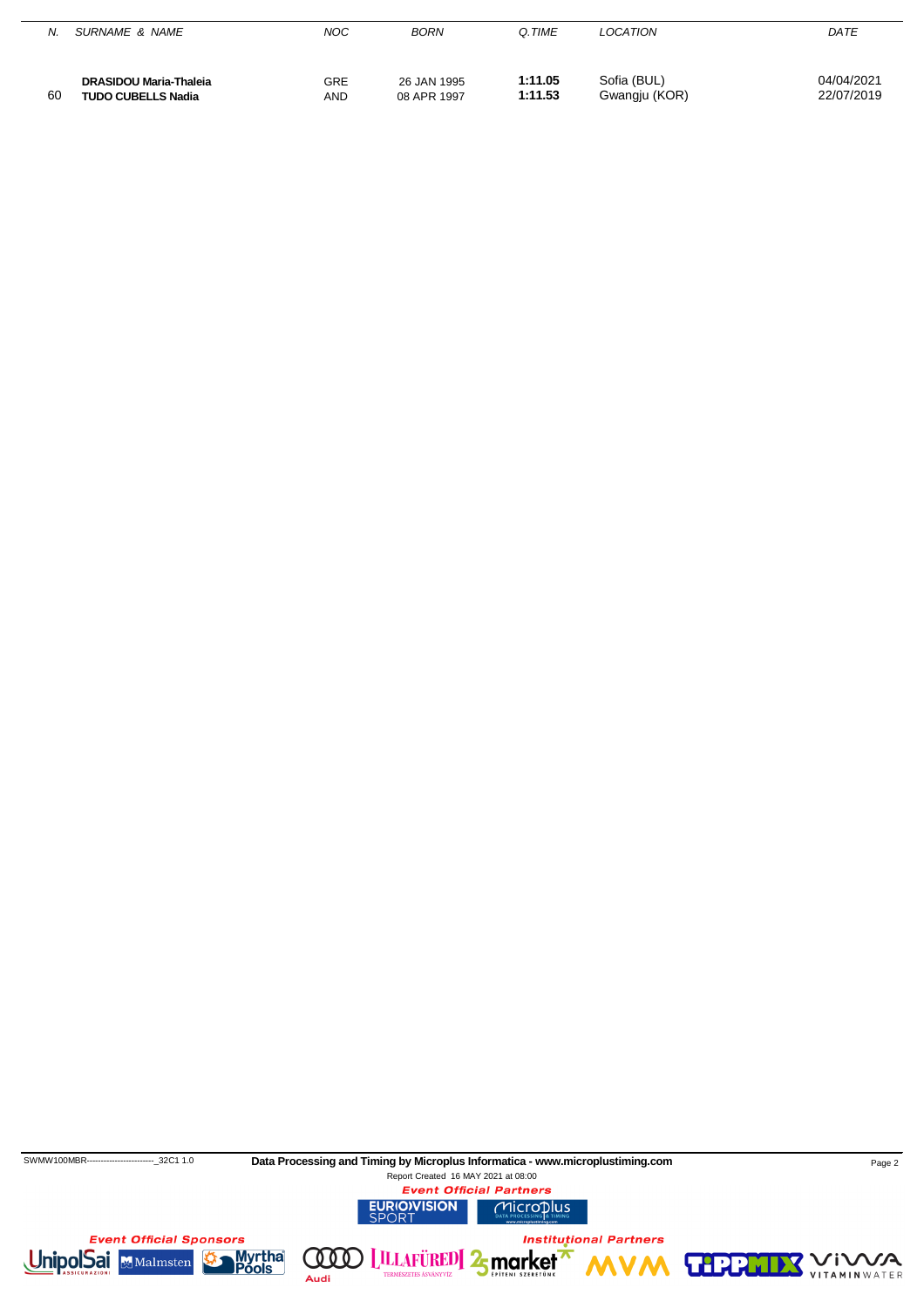| N. | SURNAME & NAME | NOC | BORN | Q.TIME | LOCATION | DATE |
|---|---|---|---|---|---|---|
| | **DRASIDOU Maria-Thaleia** | GRE | 26 JAN 1995 | **1:11.05** | Sofia (BUL) | 04/04/2021 |
| 60 | **TUDO CUBELLS Nadia** | AND | 08 APR 1997 | **1:11.53** | Gwangju (KOR) | 22/07/2019 |

SWMW100MBR-----------------------_32C1 1.0

**Data Processing and Timing by Microplus Informatica - www.microplustiming.com**

Report Created 16 MAY 2021 at 08:00

*Event Official Partners*

*Event Official Sponsors*

*Institutional Partners*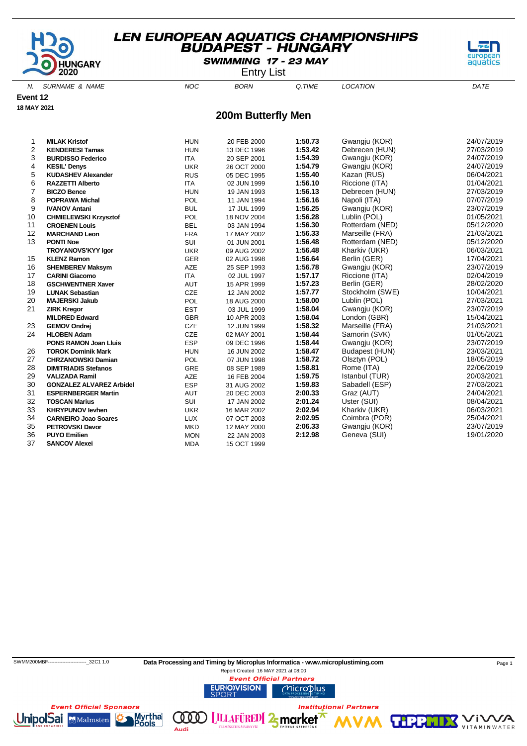# LEN EUROPEAN AQUATICS CHAMPIONSHIPS
## BUDAPEST - HUNGARY

**SWIMMING 17 - 23 MAY**

Entry List

**Event 12**

**18 MAY 2021**

## 200m Butterfly Men

| N. | SURNAME & NAME | NOC | BORN | Q.TIME | LOCATION | DATE |
|---|---|---|---|---|---|---|
| 1 | **MILAK Kristof** | HUN | 20 FEB 2000 | **1:50.73** | Gwangju (KOR) | 24/07/2019 |
| 2 | **KENDERESI Tamas** | HUN | 13 DEC 1996 | **1:53.42** | Debrecen (HUN) | 27/03/2019 |
| 3 | **BURDISSO Federico** | ITA | 20 SEP 2001 | **1:54.39** | Gwangju (KOR) | 24/07/2019 |
| 4 | **KESIL' Denys** | UKR | 26 OCT 2000 | **1:54.79** | Gwangju (KOR) | 24/07/2019 |
| 5 | **KUDASHEV Alexander** | RUS | 05 DEC 1995 | **1:55.40** | Kazan (RUS) | 06/04/2021 |
| 6 | **RAZZETTI Alberto** | ITA | 02 JUN 1999 | **1:56.10** | Riccione (ITA) | 01/04/2021 |
| 7 | **BICZO Bence** | HUN | 19 JAN 1993 | **1:56.13** | Debrecen (HUN) | 27/03/2019 |
| 8 | **POPRAWA Michal** | POL | 11 JAN 1994 | **1:56.16** | Napoli (ITA) | 07/07/2019 |
| 9 | **IVANOV Antani** | BUL | 17 JUL 1999 | **1:56.25** | Gwangju (KOR) | 23/07/2019 |
| 10 | **CHMIELEWSKI Krzysztof** | POL | 18 NOV 2004 | **1:56.28** | Lublin (POL) | 01/05/2021 |
| 11 | **CROENEN Louis** | BEL | 03 JAN 1994 | **1:56.30** | Rotterdam (NED) | 05/12/2020 |
| 12 | **MARCHAND Leon** | FRA | 17 MAY 2002 | **1:56.33** | Marseille (FRA) | 21/03/2021 |
| 13 | **PONTI Noe** | SUI | 01 JUN 2001 | **1:56.48** | Rotterdam (NED) | 05/12/2020 |
| | **TROYANOVS'KYY Igor** | UKR | 09 AUG 2002 | **1:56.48** | Kharkiv (UKR) | 06/03/2021 |
| 15 | **KLENZ Ramon** | GER | 02 AUG 1998 | **1:56.64** | Berlin (GER) | 17/04/2021 |
| 16 | **SHEMBEREV Maksym** | AZE | 25 SEP 1993 | **1:56.78** | Gwangju (KOR) | 23/07/2019 |
| 17 | **CARINI Giacomo** | ITA | 02 JUL 1997 | **1:57.17** | Riccione (ITA) | 02/04/2019 |
| 18 | **GSCHWENTNER Xaver** | AUT | 15 APR 1999 | **1:57.23** | Berlin (GER) | 28/02/2020 |
| 19 | **LUNAK Sebastian** | CZE | 12 JAN 2002 | **1:57.77** | Stockholm (SWE) | 10/04/2021 |
| 20 | **MAJERSKI Jakub** | POL | 18 AUG 2000 | **1:58.00** | Lublin (POL) | 27/03/2021 |
| 21 | **ZIRK Kregor** | EST | 03 JUL 1999 | **1:58.04** | Gwangju (KOR) | 23/07/2019 |
| | **MILDRED Edward** | GBR | 10 APR 2003 | **1:58.04** | London (GBR) | 15/04/2021 |
| 23 | **GEMOV Ondrej** | CZE | 12 JUN 1999 | **1:58.32** | Marseille (FRA) | 21/03/2021 |
| 24 | **HLOBEN Adam** | CZE | 02 MAY 2001 | **1:58.44** | Samorin (SVK) | 01/05/2021 |
| | **PONS RAMON Joan Lluis** | ESP | 09 DEC 1996 | **1:58.44** | Gwangju (KOR) | 23/07/2019 |
| 26 | **TOROK Dominik Mark** | HUN | 16 JUN 2002 | **1:58.47** | Budapest (HUN) | 23/03/2021 |
| 27 | **CHRZANOWSKI Damian** | POL | 07 JUN 1998 | **1:58.72** | Olsztyn (POL) | 18/05/2019 |
| 28 | **DIMITRIADIS Stefanos** | GRE | 08 SEP 1989 | **1:58.81** | Rome (ITA) | 22/06/2019 |
| 29 | **VALIZADA Ramil** | AZE | 16 FEB 2004 | **1:59.75** | Istanbul (TUR) | 20/03/2021 |
| 30 | **GONZALEZ ALVAREZ Arbidel** | ESP | 31 AUG 2002 | **1:59.83** | Sabadell (ESP) | 27/03/2021 |
| 31 | **ESPERNBERGER Martin** | AUT | 20 DEC 2003 | **2:00.33** | Graz (AUT) | 24/04/2021 |
| 32 | **TOSCAN Marius** | SUI | 17 JAN 2002 | **2:01.24** | Uster (SUI) | 08/04/2021 |
| 33 | **KHRYPUNOV Ievhen** | UKR | 16 MAR 2002 | **2:02.94** | Kharkiv (UKR) | 06/03/2021 |
| 34 | **CARNEIRO Joao Soares** | LUX | 07 OCT 2003 | **2:02.95** | Coimbra (POR) | 25/04/2021 |
| 35 | **PETROVSKI Davor** | MKD | 12 MAY 2000 | **2:06.33** | Gwangju (KOR) | 23/07/2019 |
| 36 | **PUYO Emilien** | MON | 22 JAN 2003 | **2:12.98** | Geneva (SUI) | 19/01/2020 |
| 37 | **SANCOV Alexei** | MDA | 15 OCT 1999 | | | |

SWMM200MBF------------------------_32C1 1.0

**Data Processing and Timing by Microplus Informatica - www.microplustiming.com**

Report Created 16 MAY 2021 at 08:00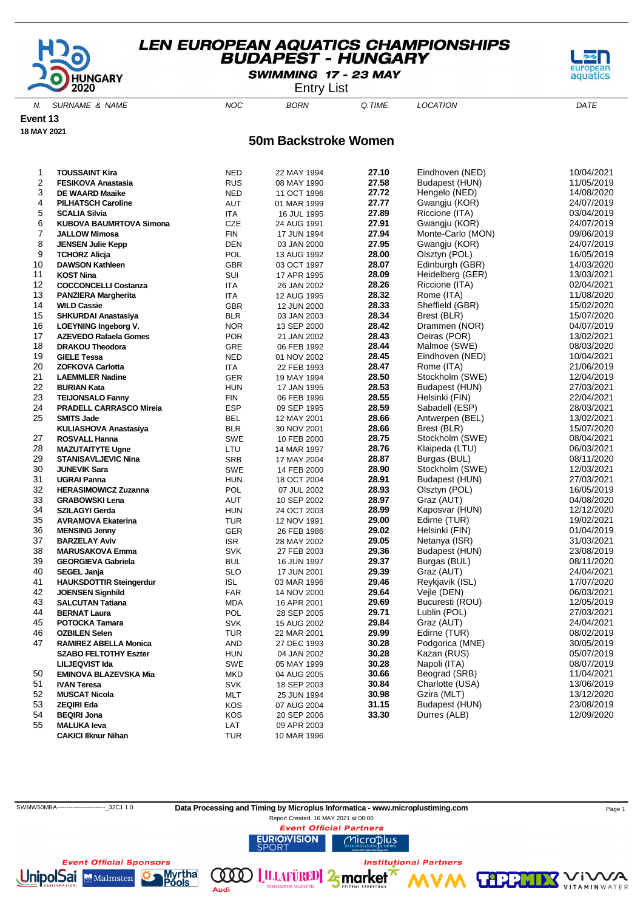# LEN EUROPEAN AQUATICS CHAMPIONSHIPS
## BUDAPEST - HUNGARY

**SWIMMING 17 - 23 MAY**

Entry List

**Event 13**

**18 MAY 2021**

## 50m Backstroke Women

| N. | SURNAME & NAME | NOC | BORN | Q.TIME | LOCATION | DATE |
|---|---|---|---|---|---|---|
| 1 | **TOUSSAINT Kira** | NED | 22 MAY 1994 | **27.10** | Eindhoven (NED) | 10/04/2021 |
| 2 | **FESIKOVA Anastasia** | RUS | 08 MAY 1990 | **27.58** | Budapest (HUN) | 11/05/2019 |
| 3 | **DE WAARD Maaike** | NED | 11 OCT 1996 | **27.72** | Hengelo (NED) | 14/08/2020 |
| 4 | **PILHATSCH Caroline** | AUT | 01 MAR 1999 | **27.77** | Gwangju (KOR) | 24/07/2019 |
| 5 | **SCALIA Silvia** | ITA | 16 JUL 1995 | **27.89** | Riccione (ITA) | 03/04/2019 |
| 6 | **KUBOVA BAUMRTOVA Simona** | CZE | 24 AUG 1991 | **27.91** | Gwangju (KOR) | 24/07/2019 |
| 7 | **JALLOW Mimosa** | FIN | 17 JUN 1994 | **27.94** | Monte-Carlo (MON) | 09/06/2019 |
| 8 | **JENSEN Julie Kepp** | DEN | 03 JAN 2000 | **27.95** | Gwangju (KOR) | 24/07/2019 |
| 9 | **TCHORZ Alicja** | POL | 13 AUG 1992 | **28.00** | Olsztyn (POL) | 16/05/2019 |
| 10 | **DAWSON Kathleen** | GBR | 03 OCT 1997 | **28.07** | Edinburgh (GBR) | 14/03/2020 |
| 11 | **KOST Nina** | SUI | 17 APR 1995 | **28.09** | Heidelberg (GER) | 13/03/2021 |
| 12 | **COCCONCELLI Costanza** | ITA | 26 JAN 2002 | **28.26** | Riccione (ITA) | 02/04/2021 |
| 13 | **PANZIERA Margherita** | ITA | 12 AUG 1995 | **28.32** | Rome (ITA) | 11/08/2020 |
| 14 | **WILD Cassie** | GBR | 12 JUN 2000 | **28.33** | Sheffield (GBR) | 15/02/2020 |
| 15 | **SHKURDAI Anastasiya** | BLR | 03 JAN 2003 | **28.34** | Brest (BLR) | 15/07/2020 |
| 16 | **LOEYNING Ingeborg V.** | NOR | 13 SEP 2000 | **28.42** | Drammen (NOR) | 04/07/2019 |
| 17 | **AZEVEDO Rafaela Gomes** | POR | 21 JAN 2002 | **28.43** | Oeiras (POR) | 13/02/2021 |
| 18 | **DRAKOU Theodora** | GRE | 06 FEB 1992 | **28.44** | Malmoe (SWE) | 08/03/2020 |
| 19 | **GIELE Tessa** | NED | 01 NOV 2002 | **28.45** | Eindhoven (NED) | 10/04/2021 |
| 20 | **ZOFKOVA Carlotta** | ITA | 22 FEB 1993 | **28.47** | Rome (ITA) | 21/06/2019 |
| 21 | **LAEMMLER Nadine** | GER | 19 MAY 1994 | **28.50** | Stockholm (SWE) | 12/04/2019 |
| 22 | **BURIAN Kata** | HUN | 17 JAN 1995 | **28.53** | Budapest (HUN) | 27/03/2021 |
| 23 | **TEIJONSALO Fanny** | FIN | 06 FEB 1996 | **28.55** | Helsinki (FIN) | 22/04/2021 |
| 24 | **PRADELL CARRASCO Mireia** | ESP | 09 SEP 1995 | **28.59** | Sabadell (ESP) | 28/03/2021 |
| 25 | **SMITS Jade** | BEL | 12 MAY 2001 | **28.66** | Antwerpen (BEL) | 13/02/2021 |
| | **KULIASHOVA Anastasiya** | BLR | 30 NOV 2001 | **28.66** | Brest (BLR) | 15/07/2020 |
| 27 | **ROSVALL Hanna** | SWE | 10 FEB 2000 | **28.75** | Stockholm (SWE) | 08/04/2021 |
| 28 | **MAZUTAITYTE Ugne** | LTU | 14 MAR 1997 | **28.76** | Klaipeda (LTU) | 06/03/2021 |
| 29 | **STANISAVLJEVIC Nina** | SRB | 17 MAY 2004 | **28.87** | Burgas (BUL) | 08/11/2020 |
| 30 | **JUNEVIK Sara** | SWE | 14 FEB 2000 | **28.90** | Stockholm (SWE) | 12/03/2021 |
| 31 | **UGRAI Panna** | HUN | 18 OCT 2004 | **28.91** | Budapest (HUN) | 27/03/2021 |
| 32 | **HERASIMOWICZ Zuzanna** | POL | 07 JUL 2002 | **28.93** | Olsztyn (POL) | 16/05/2019 |
| 33 | **GRABOWSKI Lena** | AUT | 10 SEP 2002 | **28.97** | Graz (AUT) | 04/08/2020 |
| 34 | **SZILAGYI Gerda** | HUN | 24 OCT 2003 | **28.99** | Kaposvar (HUN) | 12/12/2020 |
| 35 | **AVRAMOVA Ekaterina** | TUR | 12 NOV 1991 | **29.00** | Edirne (TUR) | 19/02/2021 |
| 36 | **MENSING Jenny** | GER | 26 FEB 1986 | **29.02** | Helsinki (FIN) | 01/04/2019 |
| 37 | **BARZELAY Aviv** | ISR | 28 MAY 2002 | **29.05** | Netanya (ISR) | 31/03/2021 |
| 38 | **MARUSAKOVA Emma** | SVK | 27 FEB 2003 | **29.36** | Budapest (HUN) | 23/08/2019 |
| 39 | **GEORGIEVA Gabriela** | BUL | 16 JUN 1997 | **29.37** | Burgas (BUL) | 08/11/2020 |
| 40 | **SEGEL Janja** | SLO | 17 JUN 2001 | **29.39** | Graz (AUT) | 24/04/2021 |
| 41 | **HAUKSDOTTIR Steingerdur** | ISL | 03 MAR 1996 | **29.46** | Reykjavik (ISL) | 17/07/2020 |
| 42 | **JOENSEN Signhild** | FAR | 14 NOV 2000 | **29.64** | Vejle (DEN) | 06/03/2021 |
| 43 | **SALCUTAN Tatiana** | MDA | 16 APR 2001 | **29.69** | Bucuresti (ROU) | 12/05/2019 |
| 44 | **BERNAT Laura** | POL | 28 SEP 2005 | **29.71** | Lublin (POL) | 27/03/2021 |
| 45 | **POTOCKA Tamara** | SVK | 15 AUG 2002 | **29.84** | Graz (AUT) | 24/04/2021 |
| 46 | **OZBILEN Selen** | TUR | 22 MAR 2001 | **29.99** | Edirne (TUR) | 08/02/2019 |
| 47 | **RAMIREZ ABELLA Monica** | AND | 27 DEC 1993 | **30.28** | Podgorica (MNE) | 30/05/2019 |
| | **SZABO FELTOTHY Eszter** | HUN | 04 JAN 2002 | **30.28** | Kazan (RUS) | 05/07/2019 |
| | **LILJEQVIST Ida** | SWE | 05 MAY 1999 | **30.28** | Napoli (ITA) | 08/07/2019 |
| 50 | **EMINOVA BLAZEVSKA Mia** | MKD | 04 AUG 2005 | **30.66** | Beograd (SRB) | 11/04/2021 |
| 51 | **IVAN Teresa** | SVK | 18 SEP 2003 | **30.84** | Charlotte (USA) | 13/06/2019 |
| 52 | **MUSCAT Nicola** | MLT | 25 JUN 1994 | **30.98** | Gzira (MLT) | 13/12/2020 |
| 53 | **ZEQIRI Eda** | KOS | 07 AUG 2004 | **31.15** | Budapest (HUN) | 23/08/2019 |
| 54 | **BEQIRI Jona** | KOS | 20 SEP 2006 | **33.30** | Durres (ALB) | 12/09/2020 |
| 55 | **MALUKA Ieva** | LAT | 09 APR 2003 | | | |
| | **CAKICI Ilknur Nihan** | TUR | 10 MAR 1996 | | | |

SWMW50MBA------------------------_32C1 1.0 **Data Processing and Timing by Microplus Informatica - www.microplustiming.com**

Report Created 16 MAY 2021 at 08:00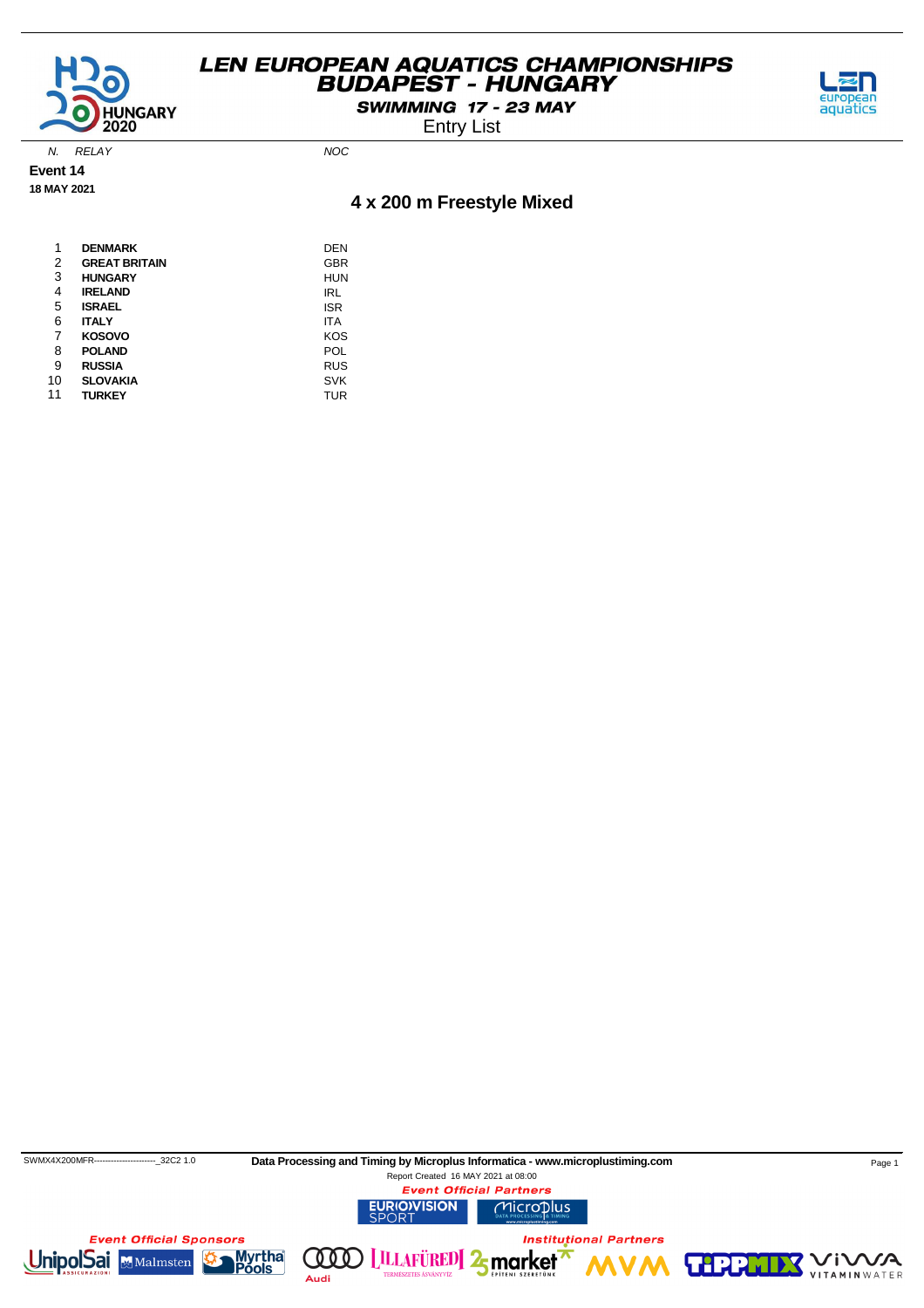# LEN EUROPEAN AQUATICS CHAMPIONSHIPS
## BUDAPEST - HUNGARY

SWIMMING 17 - 23 MAY

Entry List

**Event 14**

**18 MAY 2021**

## 4 x 200 m Freestyle Mixed

| N. | RELAY | NOC |
|---|---|---|
| 1 | **DENMARK** | DEN |
| 2 | **GREAT BRITAIN** | GBR |
| 3 | **HUNGARY** | HUN |
| 4 | **IRELAND** | IRL |
| 5 | **ISRAEL** | ISR |
| 6 | **ITALY** | ITA |
| 7 | **KOSOVO** | KOS |
| 8 | **POLAND** | POL |
| 9 | **RUSSIA** | RUS |
| 10 | **SLOVAKIA** | SVK |
| 11 | **TURKEY** | TUR |

SWMX4X200MFR----------------------_32C2 1.0 **Data Processing and Timing by Microplus Informatica - www.microplustiming.com**

Report Created 16 MAY 2021 at 08:00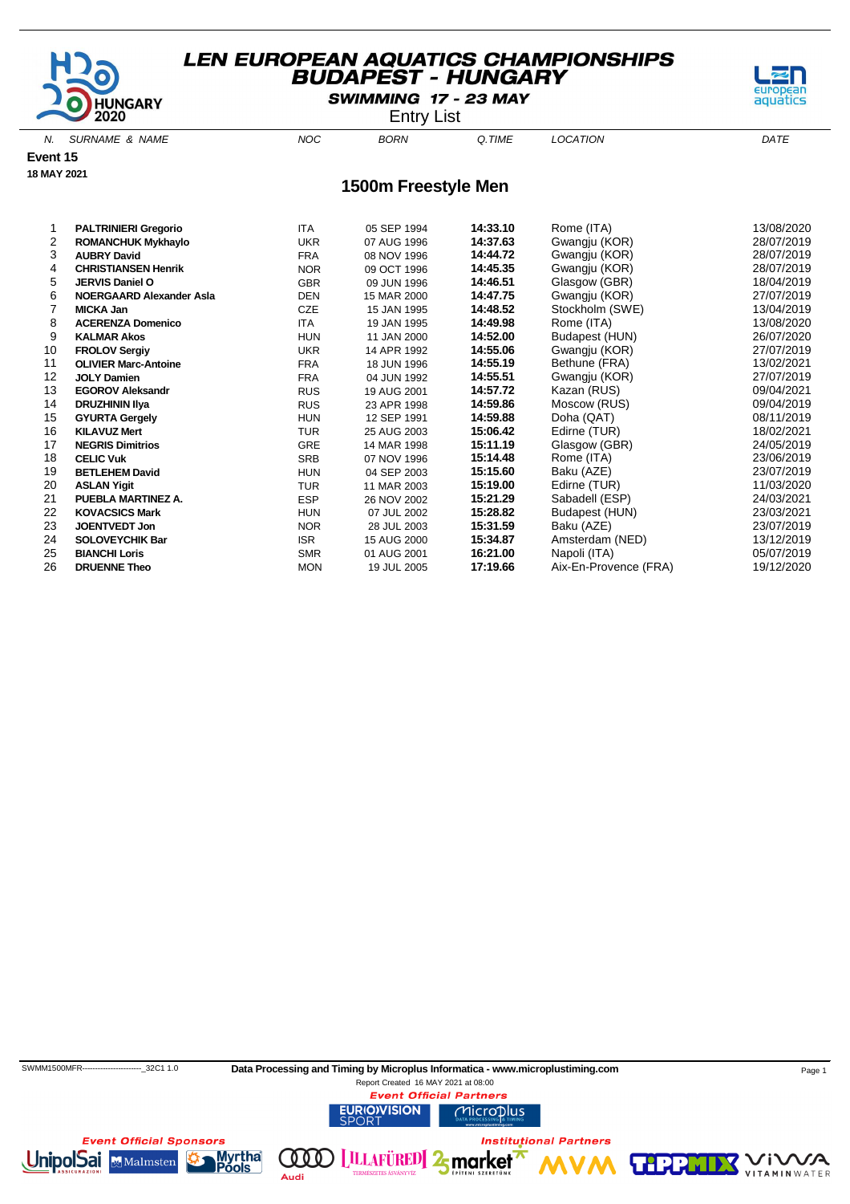# LEN EUROPEAN AQUATICS CHAMPIONSHIPS
## BUDAPEST - HUNGARY

SWIMMING 17 - 23 MAY

Entry List

**Event 15**

**18 MAY 2021**

## 1500m Freestyle Men

| N. | SURNAME & NAME | NOC | BORN | Q.TIME | LOCATION | DATE |
|---|---|---|---|---|---|---|
| 1 | **PALTRINIERI Gregorio** | ITA | 05 SEP 1994 | **14:33.10** | Rome (ITA) | 13/08/2020 |
| 2 | **ROMANCHUK Mykhaylo** | UKR | 07 AUG 1996 | **14:37.63** | Gwangju (KOR) | 28/07/2019 |
| 3 | **AUBRY David** | FRA | 08 NOV 1996 | **14:44.72** | Gwangju (KOR) | 28/07/2019 |
| 4 | **CHRISTIANSEN Henrik** | NOR | 09 OCT 1996 | **14:45.35** | Gwangju (KOR) | 28/07/2019 |
| 5 | **JERVIS Daniel O** | GBR | 09 JUN 1996 | **14:46.51** | Glasgow (GBR) | 18/04/2019 |
| 6 | **NOERGAARD Alexander Asla** | DEN | 15 MAR 2000 | **14:47.75** | Gwangju (KOR) | 27/07/2019 |
| 7 | **MICKA Jan** | CZE | 15 JAN 1995 | **14:48.52** | Stockholm (SWE) | 13/04/2019 |
| 8 | **ACERENZA Domenico** | ITA | 19 JAN 1995 | **14:49.98** | Rome (ITA) | 13/08/2020 |
| 9 | **KALMAR Akos** | HUN | 11 JAN 2000 | **14:52.00** | Budapest (HUN) | 26/07/2020 |
| 10 | **FROLOV Sergiy** | UKR | 14 APR 1992 | **14:55.06** | Gwangju (KOR) | 27/07/2019 |
| 11 | **OLIVIER Marc-Antoine** | FRA | 18 JUN 1996 | **14:55.19** | Bethune (FRA) | 13/02/2021 |
| 12 | **JOLY Damien** | FRA | 04 JUN 1992 | **14:55.51** | Gwangju (KOR) | 27/07/2019 |
| 13 | **EGOROV Aleksandr** | RUS | 19 AUG 2001 | **14:57.72** | Kazan (RUS) | 09/04/2021 |
| 14 | **DRUZHININ Ilya** | RUS | 23 APR 1998 | **14:59.86** | Moscow (RUS) | 09/04/2019 |
| 15 | **GYURTA Gergely** | HUN | 12 SEP 1991 | **14:59.88** | Doha (QAT) | 08/11/2019 |
| 16 | **KILAVUZ Mert** | TUR | 25 AUG 2003 | **15:06.42** | Edirne (TUR) | 18/02/2021 |
| 17 | **NEGRIS Dimitrios** | GRE | 14 MAR 1998 | **15:11.19** | Glasgow (GBR) | 24/05/2019 |
| 18 | **CELIC Vuk** | SRB | 07 NOV 1996 | **15:14.48** | Rome (ITA) | 23/06/2019 |
| 19 | **BETLEHEM David** | HUN | 04 SEP 2003 | **15:15.60** | Baku (AZE) | 23/07/2019 |
| 20 | **ASLAN Yigit** | TUR | 11 MAR 2003 | **15:19.00** | Edirne (TUR) | 11/03/2020 |
| 21 | **PUEBLA MARTINEZ A.** | ESP | 26 NOV 2002 | **15:21.29** | Sabadell (ESP) | 24/03/2021 |
| 22 | **KOVACSICS Mark** | HUN | 07 JUL 2002 | **15:28.82** | Budapest (HUN) | 23/03/2021 |
| 23 | **JOENTVEDT Jon** | NOR | 28 JUL 2003 | **15:31.59** | Baku (AZE) | 23/07/2019 |
| 24 | **SOLOVEYCHIK Bar** | ISR | 15 AUG 2000 | **15:34.87** | Amsterdam (NED) | 13/12/2019 |
| 25 | **BIANCHI Loris** | SMR | 01 AUG 2001 | **16:21.00** | Napoli (ITA) | 05/07/2019 |
| 26 | **DRUENNE Theo** | MON | 19 JUL 2005 | **17:19.66** | Aix-En-Provence (FRA) | 19/12/2020 |

SWMM1500MFR----------------------_32C1 1.0 **Data Processing and Timing by Microplus Informatica - www.microplustiming.com**

Report Created 16 MAY 2021 at 08:00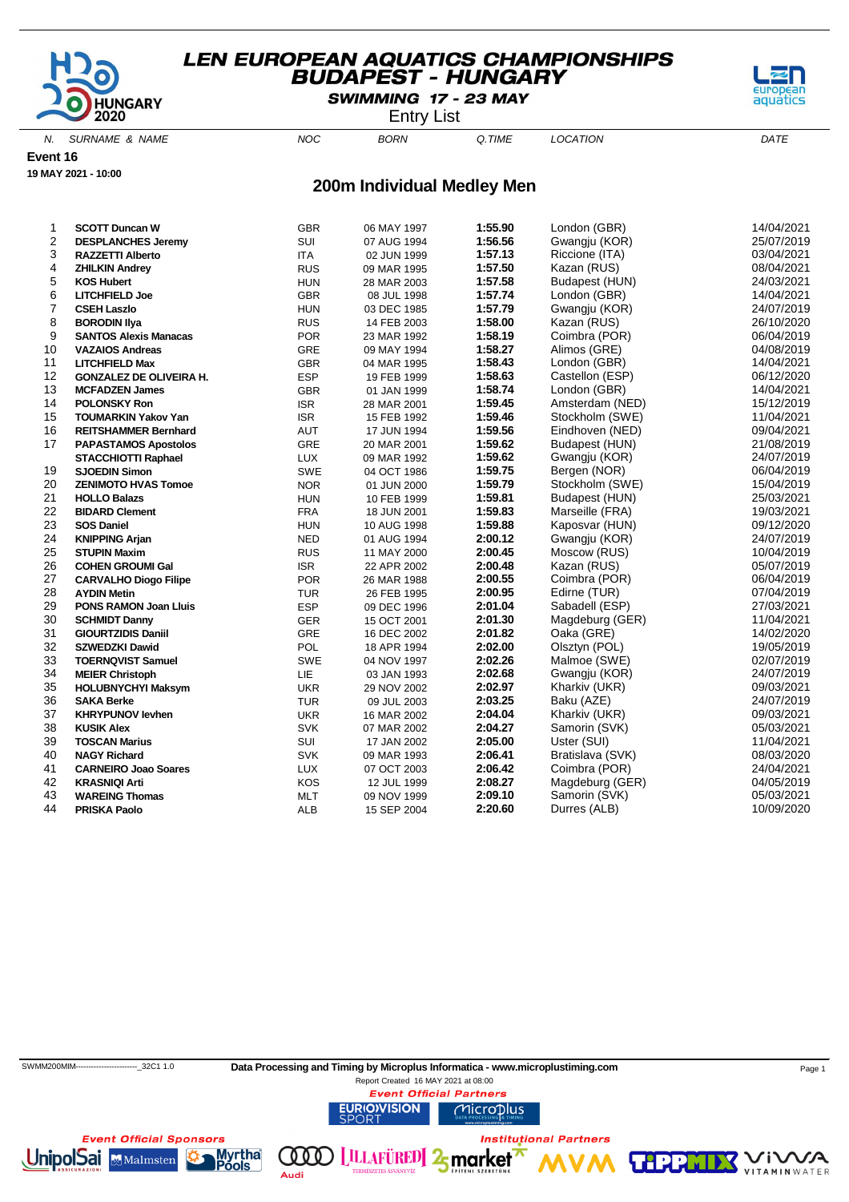# LEN EUROPEAN AQUATICS CHAMPIONSHIPS
## BUDAPEST - HUNGARY
### SWIMMING 17 - 23 MAY
Entry List

**Event 16**

**19 MAY 2021 - 10:00**

## 200m Individual Medley Men

| N. | SURNAME & NAME | NOC | BORN | Q.TIME | LOCATION | DATE |
|---|---|---|---|---|---|---|
| 1 | **SCOTT Duncan W** | GBR | 06 MAY 1997 | **1:55.90** | London (GBR) | 14/04/2021 |
| 2 | **DESPLANCHES Jeremy** | SUI | 07 AUG 1994 | **1:56.56** | Gwangju (KOR) | 25/07/2019 |
| 3 | **RAZZETTI Alberto** | ITA | 02 JUN 1999 | **1:57.13** | Riccione (ITA) | 03/04/2021 |
| 4 | **ZHILKIN Andrey** | RUS | 09 MAR 1995 | **1:57.50** | Kazan (RUS) | 08/04/2021 |
| 5 | **KOS Hubert** | HUN | 28 MAR 2003 | **1:57.58** | Budapest (HUN) | 24/03/2021 |
| 6 | **LITCHFIELD Joe** | GBR | 08 JUL 1998 | **1:57.74** | London (GBR) | 14/04/2021 |
| 7 | **CSEH Laszlo** | HUN | 03 DEC 1985 | **1:57.79** | Gwangju (KOR) | 24/07/2019 |
| 8 | **BORODIN Ilya** | RUS | 14 FEB 2003 | **1:58.00** | Kazan (RUS) | 26/10/2020 |
| 9 | **SANTOS Alexis Manacas** | POR | 23 MAR 1992 | **1:58.19** | Coimbra (POR) | 06/04/2019 |
| 10 | **VAZAIOS Andreas** | GRE | 09 MAY 1994 | **1:58.27** | Alimos (GRE) | 04/08/2019 |
| 11 | **LITCHFIELD Max** | GBR | 04 MAR 1995 | **1:58.43** | London (GBR) | 14/04/2021 |
| 12 | **GONZALEZ DE OLIVEIRA H.** | ESP | 19 FEB 1999 | **1:58.63** | Castellon (ESP) | 06/12/2020 |
| 13 | **MCFADZEN James** | GBR | 01 JAN 1999 | **1:58.74** | London (GBR) | 14/04/2021 |
| 14 | **POLONSKY Ron** | ISR | 28 MAR 2001 | **1:59.45** | Amsterdam (NED) | 15/12/2019 |
| 15 | **TOUMARKIN Yakov Yan** | ISR | 15 FEB 1992 | **1:59.46** | Stockholm (SWE) | 11/04/2021 |
| 16 | **REITSHAMMER Bernhard** | AUT | 17 JUN 1994 | **1:59.56** | Eindhoven (NED) | 09/04/2021 |
| 17 | **PAPASTAMOS Apostolos** | GRE | 20 MAR 2001 | **1:59.62** | Budapest (HUN) | 21/08/2019 |
| | **STACCHIOTTI Raphael** | LUX | 09 MAR 1992 | **1:59.62** | Gwangju (KOR) | 24/07/2019 |
| 19 | **SJOEDIN Simon** | SWE | 04 OCT 1986 | **1:59.75** | Bergen (NOR) | 06/04/2019 |
| 20 | **ZENIMOTO HVAS Tomoe** | NOR | 01 JUN 2000 | **1:59.79** | Stockholm (SWE) | 15/04/2019 |
| 21 | **HOLLO Balazs** | HUN | 10 FEB 1999 | **1:59.81** | Budapest (HUN) | 25/03/2021 |
| 22 | **BIDARD Clement** | FRA | 18 JUN 2001 | **1:59.83** | Marseille (FRA) | 19/03/2021 |
| 23 | **SOS Daniel** | HUN | 10 AUG 1998 | **1:59.88** | Kaposvar (HUN) | 09/12/2020 |
| 24 | **KNIPPING Arjan** | NED | 01 AUG 1994 | **2:00.12** | Gwangju (KOR) | 24/07/2019 |
| 25 | **STUPIN Maxim** | RUS | 11 MAY 2000 | **2:00.45** | Moscow (RUS) | 10/04/2019 |
| 26 | **COHEN GROUMI Gal** | ISR | 22 APR 2002 | **2:00.48** | Kazan (RUS) | 05/07/2019 |
| 27 | **CARVALHO Diogo Filipe** | POR | 26 MAR 1988 | **2:00.55** | Coimbra (POR) | 06/04/2019 |
| 28 | **AYDIN Metin** | TUR | 26 FEB 1995 | **2:00.95** | Edirne (TUR) | 07/04/2019 |
| 29 | **PONS RAMON Joan Lluis** | ESP | 09 DEC 1996 | **2:01.04** | Sabadell (ESP) | 27/03/2021 |
| 30 | **SCHMIDT Danny** | GER | 15 OCT 2001 | **2:01.30** | Magdeburg (GER) | 11/04/2021 |
| 31 | **GIOURTZIDIS Daniil** | GRE | 16 DEC 2002 | **2:01.82** | Oaka (GRE) | 14/02/2020 |
| 32 | **SZWEDZKI Dawid** | POL | 18 APR 1994 | **2:02.00** | Olsztyn (POL) | 19/05/2019 |
| 33 | **TOERNQVIST Samuel** | SWE | 04 NOV 1997 | **2:02.26** | Malmoe (SWE) | 02/07/2019 |
| 34 | **MEIER Christoph** | LIE | 03 JAN 1993 | **2:02.68** | Gwangju (KOR) | 24/07/2019 |
| 35 | **HOLUBNYCHYI Maksym** | UKR | 29 NOV 2002 | **2:02.97** | Kharkiv (UKR) | 09/03/2021 |
| 36 | **SAKA Berke** | TUR | 09 JUL 2003 | **2:03.25** | Baku (AZE) | 24/07/2019 |
| 37 | **KHRYPUNOV Ievhen** | UKR | 16 MAR 2002 | **2:04.04** | Kharkiv (UKR) | 09/03/2021 |
| 38 | **KUSIK Alex** | SVK | 07 MAR 2002 | **2:04.27** | Samorin (SVK) | 05/03/2021 |
| 39 | **TOSCAN Marius** | SUI | 17 JAN 2002 | **2:05.00** | Uster (SUI) | 11/04/2021 |
| 40 | **NAGY Richard** | SVK | 09 MAR 1993 | **2:06.41** | Bratislava (SVK) | 08/03/2020 |
| 41 | **CARNEIRO Joao Soares** | LUX | 07 OCT 2003 | **2:06.42** | Coimbra (POR) | 24/04/2021 |
| 42 | **KRASNIQI Arti** | KOS | 12 JUL 1999 | **2:08.27** | Magdeburg (GER) | 04/05/2019 |
| 43 | **WAREING Thomas** | MLT | 09 NOV 1999 | **2:09.10** | Samorin (SVK) | 05/03/2021 |
| 44 | **PRISKA Paolo** | ALB | 15 SEP 2004 | **2:20.60** | Durres (ALB) | 10/09/2020 |

SWMM200MIM------------------------_32C1 1.0 **Data Processing and Timing by Microplus Informatica - www.microplustiming.com**

Report Created 16 MAY 2021 at 08:00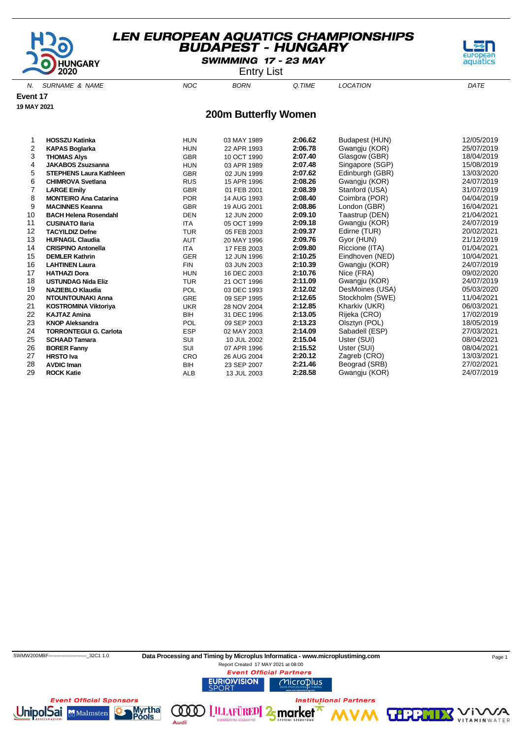# LEN EUROPEAN AQUATICS CHAMPIONSHIPS
## BUDAPEST - HUNGARY
### SWIMMING 17 - 23 MAY
Entry List

**Event 17**

**19 MAY 2021**

## 200m Butterfly Women

| N. | SURNAME & NAME | NOC | BORN | Q.TIME | LOCATION | DATE |
|---|---|---|---|---|---|---|
| 1 | **HOSSZU Katinka** | HUN | 03 MAY 1989 | **2:06.62** | Budapest (HUN) | 12/05/2019 |
| 2 | **KAPAS Boglarka** | HUN | 22 APR 1993 | **2:06.78** | Gwangju (KOR) | 25/07/2019 |
| 3 | **THOMAS Alys** | GBR | 10 OCT 1990 | **2:07.40** | Glasgow (GBR) | 18/04/2019 |
| 4 | **JAKABOS Zsuzsanna** | HUN | 03 APR 1989 | **2:07.48** | Singapore (SGP) | 15/08/2019 |
| 5 | **STEPHENS Laura Kathleen** | GBR | 02 JUN 1999 | **2:07.62** | Edinburgh (GBR) | 13/03/2020 |
| 6 | **CHIMROVA Svetlana** | RUS | 15 APR 1996 | **2:08.26** | Gwangju (KOR) | 24/07/2019 |
| 7 | **LARGE Emily** | GBR | 01 FEB 2001 | **2:08.39** | Stanford (USA) | 31/07/2019 |
| 8 | **MONTEIRO Ana Catarina** | POR | 14 AUG 1993 | **2:08.40** | Coimbra (POR) | 04/04/2019 |
| 9 | **MACINNES Keanna** | GBR | 19 AUG 2001 | **2:08.86** | London (GBR) | 16/04/2021 |
| 10 | **BACH Helena Rosendahl** | DEN | 12 JUN 2000 | **2:09.10** | Taastrup (DEN) | 21/04/2021 |
| 11 | **CUSINATO Ilaria** | ITA | 05 OCT 1999 | **2:09.18** | Gwangju (KOR) | 24/07/2019 |
| 12 | **TACYILDIZ Defne** | TUR | 05 FEB 2003 | **2:09.37** | Edirne (TUR) | 20/02/2021 |
| 13 | **HUFNAGL Claudia** | AUT | 20 MAY 1996 | **2:09.76** | Gyor (HUN) | 21/12/2019 |
| 14 | **CRISPINO Antonella** | ITA | 17 FEB 2003 | **2:09.80** | Riccione (ITA) | 01/04/2021 |
| 15 | **DEMLER Kathrin** | GER | 12 JUN 1996 | **2:10.25** | Eindhoven (NED) | 10/04/2021 |
| 16 | **LAHTINEN Laura** | FIN | 03 JUN 2003 | **2:10.39** | Gwangju (KOR) | 24/07/2019 |
| 17 | **HATHAZI Dora** | HUN | 16 DEC 2003 | **2:10.76** | Nice (FRA) | 09/02/2020 |
| 18 | **USTUNDAG Nida Eliz** | TUR | 21 OCT 1996 | **2:11.09** | Gwangju (KOR) | 24/07/2019 |
| 19 | **NAZIEBLO Klaudia** | POL | 03 DEC 1993 | **2:12.02** | DesMoines (USA) | 05/03/2020 |
| 20 | **NTOUNTOUNAKI Anna** | GRE | 09 SEP 1995 | **2:12.65** | Stockholm (SWE) | 11/04/2021 |
| 21 | **KOSTROMINA Viktoriya** | UKR | 28 NOV 2004 | **2:12.85** | Kharkiv (UKR) | 06/03/2021 |
| 22 | **KAJTAZ Amina** | BIH | 31 DEC 1996 | **2:13.05** | Rijeka (CRO) | 17/02/2019 |
| 23 | **KNOP Aleksandra** | POL | 09 SEP 2003 | **2:13.23** | Olsztyn (POL) | 18/05/2019 |
| 24 | **TORRONTEGUI G. Carlota** | ESP | 02 MAY 2003 | **2:14.09** | Sabadell (ESP) | 27/03/2021 |
| 25 | **SCHAAD Tamara** | SUI | 10 JUL 2002 | **2:15.04** | Uster (SUI) | 08/04/2021 |
| 26 | **BORER Fanny** | SUI | 07 APR 1996 | **2:15.52** | Uster (SUI) | 08/04/2021 |
| 27 | **HRSTO Iva** | CRO | 26 AUG 2004 | **2:20.12** | Zagreb (CRO) | 13/03/2021 |
| 28 | **AVDIC Iman** | BIH | 23 SEP 2007 | **2:21.46** | Beograd (SRB) | 27/02/2021 |
| 29 | **ROCK Katie** | ALB | 13 JUL 2003 | **2:28.58** | Gwangju (KOR) | 24/07/2019 |

SWMW200MBF------------------------_32C1 1.0

**Data Processing and Timing by Microplus Informatica - www.microplustiming.com**

Report Created 17 MAY 2021 at 08:00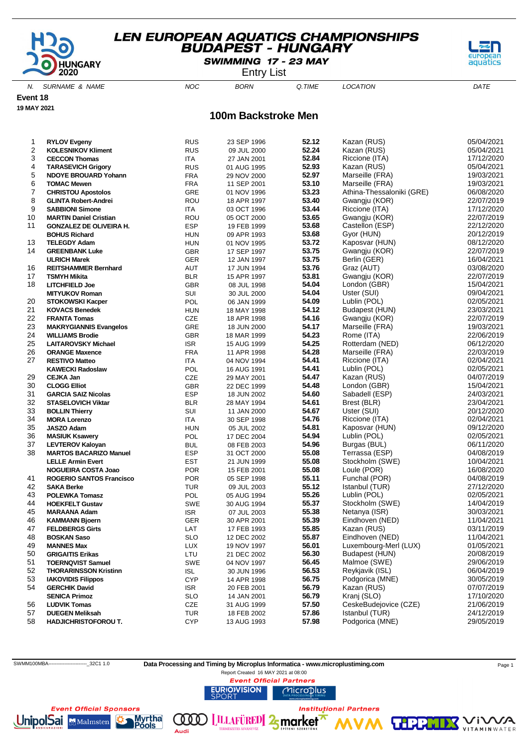# LEN EUROPEAN AQUATICS CHAMPIONSHIPS
# BUDAPEST - HUNGARY

SWIMMING 17 - 23 MAY

Entry List

**Event 18**

**19 MAY 2021**

## 100m Backstroke Men

| N. | SURNAME & NAME | NOC | BORN | Q.TIME | LOCATION | DATE |
|---|---|---|---|---|---|---|
| 1 | **RYLOV Evgeny** | RUS | 23 SEP 1996 | **52.12** | Kazan (RUS) | 05/04/2021 |
| 2 | **KOLESNIKOV Kliment** | RUS | 09 JUL 2000 | **52.24** | Kazan (RUS) | 05/04/2021 |
| 3 | **CECCON Thomas** | ITA | 27 JAN 2001 | **52.84** | Riccione (ITA) | 17/12/2020 |
| 4 | **TARASEVICH Grigory** | RUS | 01 AUG 1995 | **52.93** | Kazan (RUS) | 05/04/2021 |
| 5 | **NDOYE BROUARD Yohann** | FRA | 29 NOV 2000 | **52.97** | Marseille (FRA) | 19/03/2021 |
| 6 | **TOMAC Mewen** | FRA | 11 SEP 2001 | **53.10** | Marseille (FRA) | 19/03/2021 |
| 7 | **CHRISTOU Apostolos** | GRE | 01 NOV 1996 | **53.23** | Athina-Thessaloniki (GRE) | 06/08/2020 |
| 8 | **GLINTA Robert-Andrei** | ROU | 18 APR 1997 | **53.40** | Gwangju (KOR) | 22/07/2019 |
| 9 | **SABBIONI Simone** | ITA | 03 OCT 1996 | **53.44** | Riccione (ITA) | 17/12/2020 |
| 10 | **MARTIN Daniel Cristian** | ROU | 05 OCT 2000 | **53.65** | Gwangju (KOR) | 22/07/2019 |
| 11 | **GONZALEZ DE OLIVEIRA H.** | ESP | 19 FEB 1999 | **53.68** | Castellon (ESP) | 22/12/2020 |
| | **BOHUS Richard** | HUN | 09 APR 1993 | **53.68** | Gyor (HUN) | 20/12/2019 |
| 13 | **TELEGDY Adam** | HUN | 01 NOV 1995 | **53.72** | Kaposvar (HUN) | 08/12/2020 |
| 14 | **GREENBANK Luke** | GBR | 17 SEP 1997 | **53.75** | Gwangju (KOR) | 22/07/2019 |
| | **ULRICH Marek** | GER | 12 JAN 1997 | **53.75** | Berlin (GER) | 16/04/2021 |
| 16 | **REITSHAMMER Bernhard** | AUT | 17 JUN 1994 | **53.76** | Graz (AUT) | 03/08/2020 |
| 17 | **TSMYH Mikita** | BLR | 15 APR 1997 | **53.81** | Gwangju (KOR) | 22/07/2019 |
| 18 | **LITCHFIELD Joe** | GBR | 08 JUL 1998 | **54.04** | London (GBR) | 15/04/2021 |
| | **MITYUKOV Roman** | SUI | 30 JUL 2000 | **54.04** | Uster (SUI) | 09/04/2021 |
| 20 | **STOKOWSKI Kacper** | POL | 06 JAN 1999 | **54.09** | Lublin (POL) | 02/05/2021 |
| 21 | **KOVACS Benedek** | HUN | 18 MAY 1998 | **54.12** | Budapest (HUN) | 23/03/2021 |
| 22 | **FRANTA Tomas** | CZE | 18 APR 1998 | **54.16** | Gwangju (KOR) | 22/07/2019 |
| 23 | **MAKRYGIANNIS Evangelos** | GRE | 18 JUN 2000 | **54.17** | Marseille (FRA) | 19/03/2021 |
| 24 | **WILLIAMS Brodie** | GBR | 18 MAR 1999 | **54.23** | Rome (ITA) | 22/06/2019 |
| 25 | **LAITAROVSKY Michael** | ISR | 15 AUG 1999 | **54.25** | Rotterdam (NED) | 06/12/2020 |
| 26 | **ORANGE Maxence** | FRA | 11 APR 1998 | **54.28** | Marseille (FRA) | 22/03/2019 |
| 27 | **RESTIVO Matteo** | ITA | 04 NOV 1994 | **54.41** | Riccione (ITA) | 02/04/2021 |
| | **KAWECKI Radoslaw** | POL | 16 AUG 1991 | **54.41** | Lublin (POL) | 02/05/2021 |
| 29 | **CEJKA Jan** | CZE | 29 MAY 2001 | **54.47** | Kazan (RUS) | 04/07/2019 |
| 30 | **CLOGG Elliot** | GBR | 22 DEC 1999 | **54.48** | London (GBR) | 15/04/2021 |
| 31 | **GARCIA SAIZ Nicolas** | ESP | 18 JUN 2002 | **54.60** | Sabadell (ESP) | 24/03/2021 |
| 32 | **STASELOVICH Viktar** | BLR | 28 MAY 1994 | **54.61** | Brest (BLR) | 23/04/2021 |
| 33 | **BOLLIN Thierry** | SUI | 11 JAN 2000 | **54.67** | Uster (SUI) | 20/12/2020 |
| 34 | **MORA Lorenzo** | ITA | 30 SEP 1998 | **54.76** | Riccione (ITA) | 02/04/2021 |
| 35 | **JASZO Adam** | HUN | 05 JUL 2002 | **54.81** | Kaposvar (HUN) | 09/12/2020 |
| 36 | **MASIUK Ksawery** | POL | 17 DEC 2004 | **54.94** | Lublin (POL) | 02/05/2021 |
| 37 | **LEVTEROV Kaloyan** | BUL | 08 FEB 2003 | **54.96** | Burgas (BUL) | 06/11/2020 |
| 38 | **MARTOS BACARIZO Manuel** | ESP | 31 OCT 2000 | **55.08** | Terrassa (ESP) | 04/08/2019 |
| | **LELLE Armin Evert** | EST | 21 JUN 1999 | **55.08** | Stockholm (SWE) | 10/04/2021 |
| | **NOGUEIRA COSTA Joao** | POR | 15 FEB 2001 | **55.08** | Loule (POR) | 16/08/2020 |
| 41 | **ROGERIO SANTOS Francisco** | POR | 05 SEP 1998 | **55.11** | Funchal (POR) | 04/08/2019 |
| 42 | **SAKA Berke** | TUR | 09 JUL 2003 | **55.12** | Istanbul (TUR) | 27/12/2020 |
| 43 | **POLEWKA Tomasz** | POL | 05 AUG 1994 | **55.26** | Lublin (POL) | 02/05/2021 |
| 44 | **HOEKFELT Gustav** | SWE | 30 AUG 1994 | **55.37** | Stockholm (SWE) | 14/04/2019 |
| 45 | **MARAANA Adam** | ISR | 07 JUL 2003 | **55.38** | Netanya (ISR) | 30/03/2021 |
| 46 | **KAMMANN Bjoern** | GER | 30 APR 2001 | **55.39** | Eindhoven (NED) | 11/04/2021 |
| 47 | **FELDBERGS Girts** | LAT | 17 FEB 1993 | **55.85** | Kazan (RUS) | 03/11/2019 |
| 48 | **BOSKAN Saso** | SLO | 12 DEC 2002 | **55.87** | Eindhoven (NED) | 11/04/2021 |
| 49 | **MANNES Max** | LUX | 19 NOV 1997 | **56.01** | Luxembourg-Merl (LUX) | 01/05/2021 |
| 50 | **GRIGAITIS Erikas** | LTU | 21 DEC 2002 | **56.30** | Budapest (HUN) | 20/08/2019 |
| 51 | **TOERNQVIST Samuel** | SWE | 04 NOV 1997 | **56.45** | Malmoe (SWE) | 29/06/2019 |
| 52 | **THORARINSSON Kristinn** | ISL | 30 JUN 1996 | **56.53** | Reykjavik (ISL) | 06/04/2019 |
| 53 | **IAKOVIDIS Filippos** | CYP | 14 APR 1998 | **56.75** | Podgorica (MNE) | 30/05/2019 |
| 54 | **GERCHIK David** | ISR | 20 FEB 2001 | **56.79** | Kazan (RUS) | 07/07/2019 |
| | **SENICA Primoz** | SLO | 14 JAN 2001 | **56.79** | Kranj (SLO) | 17/10/2020 |
| 56 | **LUDVIK Tomas** | CZE | 31 AUG 1999 | **57.50** | CeskeBudejovice (CZE) | 21/06/2019 |
| 57 | **DUEGEN Meliksah** | TUR | 18 FEB 2002 | **57.86** | Istanbul (TUR) | 24/12/2019 |
| 58 | **HADJICHRISTOFOROU T.** | CYP | 13 AUG 1993 | **57.98** | Podgorica (MNE) | 29/05/2019 |

SWMM100MBA------------------------_32C1 1.0

**Data Processing and Timing by Microplus Informatica - www.microplustiming.com**

Report Created 16 MAY 2021 at 08:00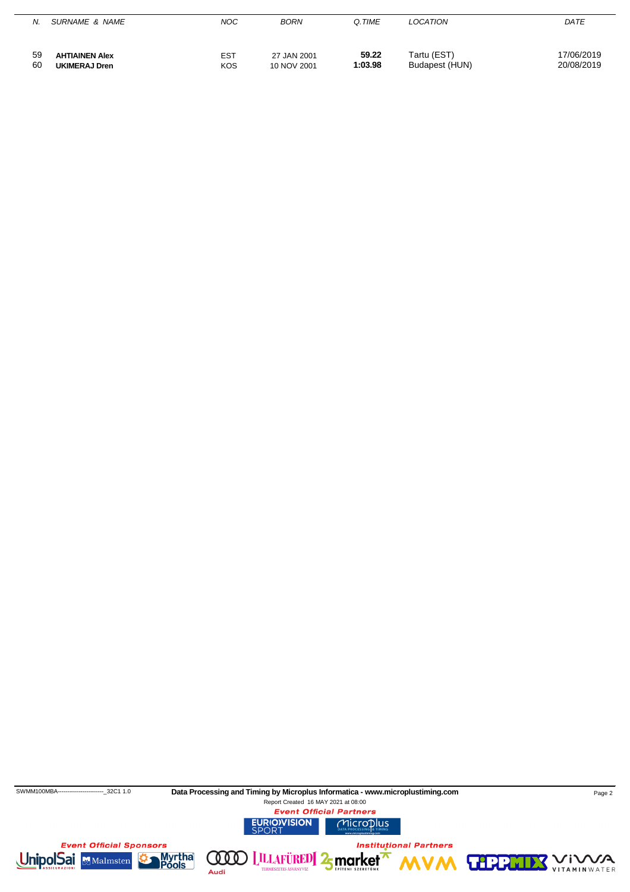| N. | SURNAME & NAME | NOC | BORN | Q.TIME | LOCATION | DATE |
|---|---|---|---|---|---|---|
| 59 | **AHTIAINEN Alex** | EST | 27 JAN 2001 | **59.22** | Tartu (EST) | 17/06/2019 |
| 60 | **UKIMERAJ Dren** | KOS | 10 NOV 2001 | **1:03.98** | Budapest (HUN) | 20/08/2019 |

SWMM100MBA------------------------_32C1 1.0

**Data Processing and Timing by Microplus Informatica - www.microplustiming.com**

Report Created 16 MAY 2021 at 08:00

Event Official Partners

Event Official Sponsors

Institutional Partners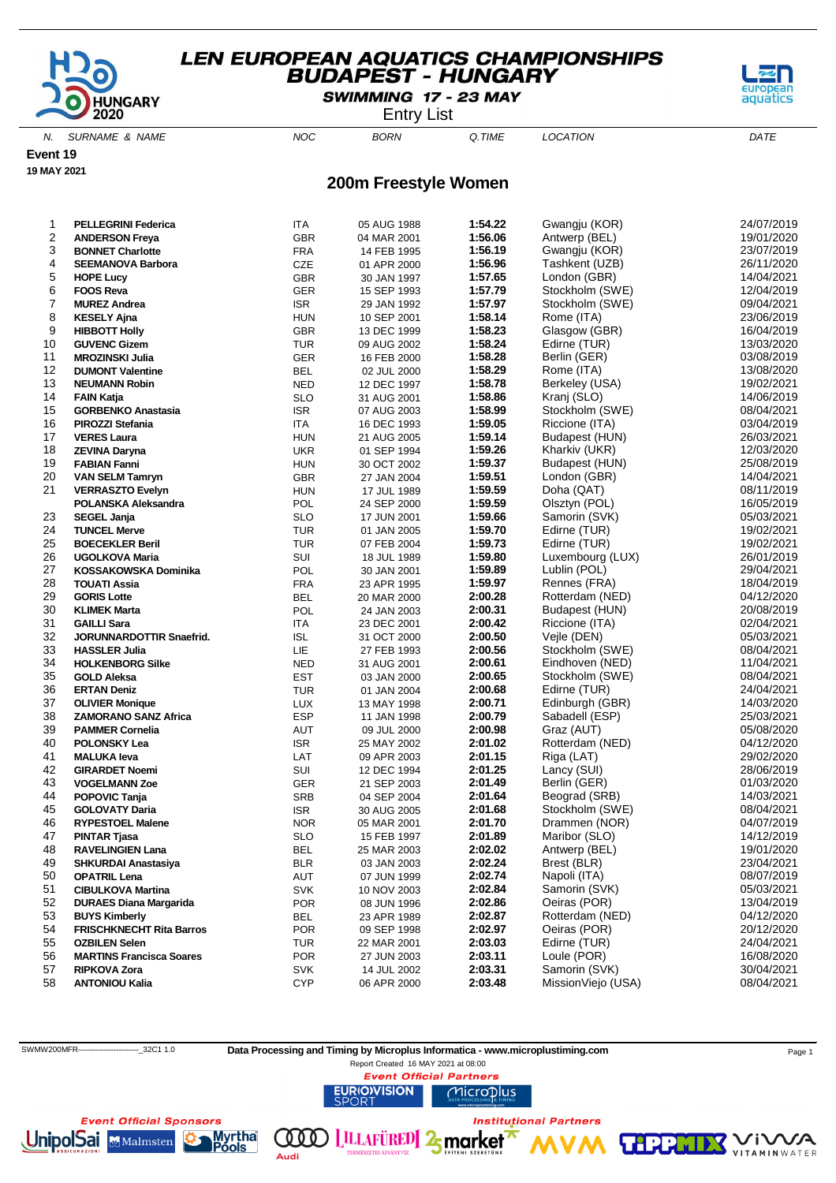# LEN EUROPEAN AQUATICS CHAMPIONSHIPS
## BUDAPEST - HUNGARY
### SWIMMING 17 - 23 MAY
Entry List

**Event 19**
**19 MAY 2021**

## 200m Freestyle Women

| N. | SURNAME & NAME | NOC | BORN | Q.TIME | LOCATION | DATE |
|---|---|---|---|---|---|---|
| 1 | **PELLEGRINI Federica** | ITA | 05 AUG 1988 | **1:54.22** | Gwangju (KOR) | 24/07/2019 |
| 2 | **ANDERSON Freya** | GBR | 04 MAR 2001 | **1:56.06** | Antwerp (BEL) | 19/01/2020 |
| 3 | **BONNET Charlotte** | FRA | 14 FEB 1995 | **1:56.19** | Gwangju (KOR) | 23/07/2019 |
| 4 | **SEEMANOVA Barbora** | CZE | 01 APR 2000 | **1:56.96** | Tashkent (UZB) | 26/11/2020 |
| 5 | **HOPE Lucy** | GBR | 30 JAN 1997 | **1:57.65** | London (GBR) | 14/04/2021 |
| 6 | **FOOS Reva** | GER | 15 SEP 1993 | **1:57.79** | Stockholm (SWE) | 12/04/2019 |
| 7 | **MUREZ Andrea** | ISR | 29 JAN 1992 | **1:57.97** | Stockholm (SWE) | 09/04/2021 |
| 8 | **KESELY Ajna** | HUN | 10 SEP 2001 | **1:58.14** | Rome (ITA) | 23/06/2019 |
| 9 | **HIBBOTT Holly** | GBR | 13 DEC 1999 | **1:58.23** | Glasgow (GBR) | 16/04/2019 |
| 10 | **GUVENC Gizem** | TUR | 09 AUG 2002 | **1:58.24** | Edirne (TUR) | 13/03/2020 |
| 11 | **MROZINSKI Julia** | GER | 16 FEB 2000 | **1:58.28** | Berlin (GER) | 03/08/2019 |
| 12 | **DUMONT Valentine** | BEL | 02 JUL 2000 | **1:58.29** | Rome (ITA) | 13/08/2020 |
| 13 | **NEUMANN Robin** | NED | 12 DEC 1997 | **1:58.78** | Berkeley (USA) | 19/02/2021 |
| 14 | **FAIN Katja** | SLO | 31 AUG 2001 | **1:58.86** | Kranj (SLO) | 14/06/2019 |
| 15 | **GORBENKO Anastasia** | ISR | 07 AUG 2003 | **1:58.99** | Stockholm (SWE) | 08/04/2021 |
| 16 | **PIROZZI Stefania** | ITA | 16 DEC 1993 | **1:59.05** | Riccione (ITA) | 03/04/2019 |
| 17 | **VERES Laura** | HUN | 21 AUG 2005 | **1:59.14** | Budapest (HUN) | 26/03/2021 |
| 18 | **ZEVINA Daryna** | UKR | 01 SEP 1994 | **1:59.26** | Kharkiv (UKR) | 12/03/2020 |
| 19 | **FABIAN Fanni** | HUN | 30 OCT 2002 | **1:59.37** | Budapest (HUN) | 25/08/2019 |
| 20 | **VAN SELM Tamryn** | GBR | 27 JAN 2004 | **1:59.51** | London (GBR) | 14/04/2021 |
| 21 | **VERRASZTO Evelyn** | HUN | 17 JUL 1989 | **1:59.59** | Doha (QAT) | 08/11/2019 |
| | **POLANSKA Aleksandra** | POL | 24 SEP 2000 | **1:59.59** | Olsztyn (POL) | 16/05/2019 |
| 23 | **SEGEL Janja** | SLO | 17 JUN 2001 | **1:59.66** | Samorin (SVK) | 05/03/2021 |
| 24 | **TUNCEL Merve** | TUR | 01 JAN 2005 | **1:59.70** | Edirne (TUR) | 19/02/2021 |
| 25 | **BOECEKLER Beril** | TUR | 07 FEB 2004 | **1:59.73** | Edirne (TUR) | 19/02/2021 |
| 26 | **UGOLKOVA Maria** | SUI | 18 JUL 1989 | **1:59.80** | Luxembourg (LUX) | 26/01/2019 |
| 27 | **KOSSAKOWSKA Dominika** | POL | 30 JAN 2001 | **1:59.89** | Lublin (POL) | 29/04/2021 |
| 28 | **TOUATI Assia** | FRA | 23 APR 1995 | **1:59.97** | Rennes (FRA) | 18/04/2019 |
| 29 | **GORIS Lotte** | BEL | 20 MAR 2000 | **2:00.28** | Rotterdam (NED) | 04/12/2020 |
| 30 | **KLIMEK Marta** | POL | 24 JAN 2003 | **2:00.31** | Budapest (HUN) | 20/08/2019 |
| 31 | **GAILLI Sara** | ITA | 23 DEC 2001 | **2:00.42** | Riccione (ITA) | 02/04/2021 |
| 32 | **JORUNNARDOTTIR Snaefrid.** | ISL | 31 OCT 2000 | **2:00.50** | Vejle (DEN) | 05/03/2021 |
| 33 | **HASSLER Julia** | LIE | 27 FEB 1993 | **2:00.56** | Stockholm (SWE) | 08/04/2021 |
| 34 | **HOLKENBORG Silke** | NED | 31 AUG 2001 | **2:00.61** | Eindhoven (NED) | 11/04/2021 |
| 35 | **GOLD Aleksa** | EST | 03 JAN 2000 | **2:00.65** | Stockholm (SWE) | 08/04/2021 |
| 36 | **ERTAN Deniz** | TUR | 01 JAN 2004 | **2:00.68** | Edirne (TUR) | 24/04/2021 |
| 37 | **OLIVIER Monique** | LUX | 13 MAY 1998 | **2:00.71** | Edinburgh (GBR) | 14/03/2020 |
| 38 | **ZAMORANO SANZ Africa** | ESP | 11 JAN 1998 | **2:00.79** | Sabadell (ESP) | 25/03/2021 |
| 39 | **PAMMER Cornelia** | AUT | 09 JUL 2000 | **2:00.98** | Graz (AUT) | 05/08/2020 |
| 40 | **POLONSKY Lea** | ISR | 25 MAY 2002 | **2:01.02** | Rotterdam (NED) | 04/12/2020 |
| 41 | **MALUKA Ieva** | LAT | 09 APR 2003 | **2:01.15** | Riga (LAT) | 29/02/2020 |
| 42 | **GIRARDET Noemi** | SUI | 12 DEC 1994 | **2:01.25** | Lancy (SUI) | 28/06/2019 |
| 43 | **VOGELMANN Zoe** | GER | 21 SEP 2003 | **2:01.49** | Berlin (GER) | 01/03/2020 |
| 44 | **POPOVIC Tanja** | SRB | 04 SEP 2004 | **2:01.64** | Beograd (SRB) | 14/03/2021 |
| 45 | **GOLOVATY Daria** | ISR | 30 AUG 2005 | **2:01.68** | Stockholm (SWE) | 08/04/2021 |
| 46 | **RYPESTOEL Malene** | NOR | 05 MAR 2001 | **2:01.70** | Drammen (NOR) | 04/07/2019 |
| 47 | **PINTAR Tjasa** | SLO | 15 FEB 1997 | **2:01.89** | Maribor (SLO) | 14/12/2019 |
| 48 | **RAVELINGIEN Lana** | BEL | 25 MAR 2003 | **2:02.02** | Antwerp (BEL) | 19/01/2020 |
| 49 | **SHKURDAI Anastasiya** | BLR | 03 JAN 2003 | **2:02.24** | Brest (BLR) | 23/04/2021 |
| 50 | **OPATRIL Lena** | AUT | 07 JUN 1999 | **2:02.74** | Napoli (ITA) | 08/07/2019 |
| 51 | **CIBULKOVA Martina** | SVK | 10 NOV 2003 | **2:02.84** | Samorin (SVK) | 05/03/2021 |
| 52 | **DURAES Diana Margarida** | POR | 08 JUN 1996 | **2:02.86** | Oeiras (POR) | 13/04/2019 |
| 53 | **BUYS Kimberly** | BEL | 23 APR 1989 | **2:02.87** | Rotterdam (NED) | 04/12/2020 |
| 54 | **FRISCHKNECHT Rita Barros** | POR | 09 SEP 1998 | **2:02.97** | Oeiras (POR) | 20/12/2020 |
| 55 | **OZBILEN Selen** | TUR | 22 MAR 2001 | **2:03.03** | Edirne (TUR) | 24/04/2021 |
| 56 | **MARTINS Francisca Soares** | POR | 27 JUN 2003 | **2:03.11** | Loule (POR) | 16/08/2020 |
| 57 | **RIPKOVA Zora** | SVK | 14 JUL 2002 | **2:03.31** | Samorin (SVK) | 30/04/2021 |
| 58 | **ANTONIOU Kalia** | CYP | 06 APR 2000 | **2:03.48** | MissionViejo (USA) | 08/04/2021 |

SWMW200MFR------------------------_32C1 1.0

**Data Processing and Timing by Microplus Informatica - www.microplustiming.com**

Report Created 16 MAY 2021 at 08:00

Event Official Partners

Event Official Sponsors

Institutional Partners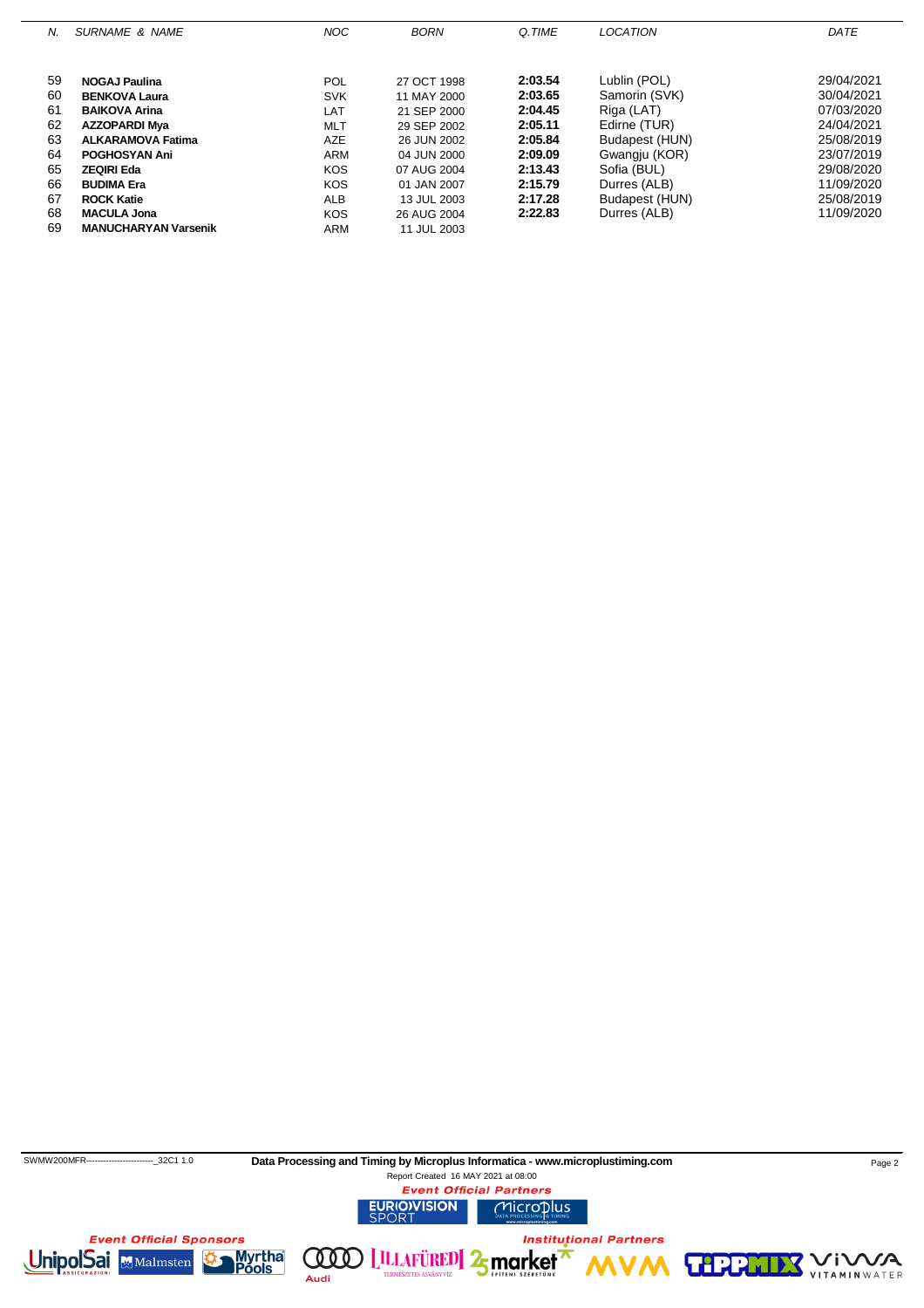| N. | SURNAME & NAME | NOC | BORN | Q.TIME | LOCATION | DATE |
|---|---|---|---|---|---|---|
| 59 | **NOGAJ Paulina** | POL | 27 OCT 1998 | **2:03.54** | Lublin (POL) | 29/04/2021 |
| 60 | **BENKOVA Laura** | SVK | 11 MAY 2000 | **2:03.65** | Samorin (SVK) | 30/04/2021 |
| 61 | **BAIKOVA Arina** | LAT | 21 SEP 2000 | **2:04.45** | Riga (LAT) | 07/03/2020 |
| 62 | **AZZOPARDI Mya** | MLT | 29 SEP 2002 | **2:05.11** | Edirne (TUR) | 24/04/2021 |
| 63 | **ALKARAMOVA Fatima** | AZE | 26 JUN 2002 | **2:05.84** | Budapest (HUN) | 25/08/2019 |
| 64 | **POGHOSYAN Ani** | ARM | 04 JUN 2000 | **2:09.09** | Gwangju (KOR) | 23/07/2019 |
| 65 | **ZEQIRI Eda** | KOS | 07 AUG 2004 | **2:13.43** | Sofia (BUL) | 29/08/2020 |
| 66 | **BUDIMA Era** | KOS | 01 JAN 2007 | **2:15.79** | Durres (ALB) | 11/09/2020 |
| 67 | **ROCK Katie** | ALB | 13 JUL 2003 | **2:17.28** | Budapest (HUN) | 25/08/2019 |
| 68 | **MACULA Jona** | KOS | 26 AUG 2004 | **2:22.83** | Durres (ALB) | 11/09/2020 |
| 69 | **MANUCHARYAN Varsenik** | ARM | 11 JUL 2003 | | | |

SWMW200MFR------------------------_32C1 1.0

**Data Processing and Timing by Microplus Informatica - www.microplustiming.com**

Report Created 16 MAY 2021 at 08:00

*Event Official Partners*

*Event Official Sponsors*

*Institutional Partners*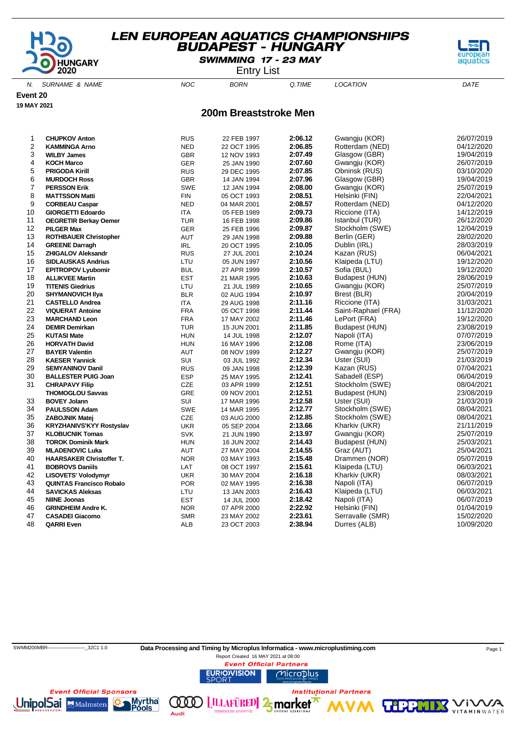# LEN EUROPEAN AQUATICS CHAMPIONSHIPS
## BUDAPEST - HUNGARY
### SWIMMING 17 - 23 MAY
Entry List

**Event 20**
**19 MAY 2021**

## 200m Breaststroke Men

| N. | SURNAME & NAME | NOC | BORN | Q.TIME | LOCATION | DATE |
|---|---|---|---|---|---|---|
| 1 | **CHUPKOV Anton** | RUS | 22 FEB 1997 | **2:06.12** | Gwangju (KOR) | 26/07/2019 |
| 2 | **KAMMINGA Arno** | NED | 22 OCT 1995 | **2:06.85** | Rotterdam (NED) | 04/12/2020 |
| 3 | **WILBY James** | GBR | 12 NOV 1993 | **2:07.49** | Glasgow (GBR) | 19/04/2019 |
| 4 | **KOCH Marco** | GER | 25 JAN 1990 | **2:07.60** | Gwangju (KOR) | 26/07/2019 |
| 5 | **PRIGODA Kirill** | RUS | 29 DEC 1995 | **2:07.85** | Obninsk (RUS) | 03/10/2020 |
| 6 | **MURDOCH Ross** | GBR | 14 JAN 1994 | **2:07.96** | Glasgow (GBR) | 19/04/2019 |
| 7 | **PERSSON Erik** | SWE | 12 JAN 1994 | **2:08.00** | Gwangju (KOR) | 25/07/2019 |
| 8 | **MATTSSON Matti** | FIN | 05 OCT 1993 | **2:08.51** | Helsinki (FIN) | 22/04/2021 |
| 9 | **CORBEAU Caspar** | NED | 04 MAR 2001 | **2:08.57** | Rotterdam (NED) | 04/12/2020 |
| 10 | **GIORGETTI Edoardo** | ITA | 05 FEB 1989 | **2:09.73** | Riccione (ITA) | 14/12/2019 |
| 11 | **OEGRETIR Berkay Oemer** | TUR | 16 FEB 1998 | **2:09.86** | Istanbul (TUR) | 26/12/2020 |
| 12 | **PILGER Max** | GER | 25 FEB 1996 | **2:09.87** | Stockholm (SWE) | 12/04/2019 |
| 13 | **ROTHBAUER Christopher** | AUT | 29 JAN 1998 | **2:09.88** | Berlin (GER) | 28/02/2020 |
| 14 | **GREENE Darragh** | IRL | 20 OCT 1995 | **2:10.05** | Dublin (IRL) | 28/03/2019 |
| 15 | **ZHIGALOV Aleksandr** | RUS | 27 JUL 2001 | **2:10.24** | Kazan (RUS) | 06/04/2021 |
| 16 | **SIDLAUSKAS Andrius** | LTU | 05 JUN 1997 | **2:10.56** | Klaipeda (LTU) | 19/12/2020 |
| 17 | **EPITROPOV Lyubomir** | BUL | 27 APR 1999 | **2:10.57** | Sofia (BUL) | 19/12/2020 |
| 18 | **ALLIKVEE Martin** | EST | 21 MAR 1995 | **2:10.63** | Budapest (HUN) | 28/06/2019 |
| 19 | **TITENIS Giedrius** | LTU | 21 JUL 1989 | **2:10.65** | Gwangju (KOR) | 25/07/2019 |
| 20 | **SHYMANOVICH Ilya** | BLR | 02 AUG 1994 | **2:10.97** | Brest (BLR) | 20/04/2019 |
| 21 | **CASTELLO Andrea** | ITA | 29 AUG 1998 | **2:11.16** | Riccione (ITA) | 31/03/2021 |
| 22 | **VIQUERAT Antoine** | FRA | 05 OCT 1998 | **2:11.44** | Saint-Raphael (FRA) | 11/12/2020 |
| 23 | **MARCHAND Leon** | FRA | 17 MAY 2002 | **2:11.46** | LePort (FRA) | 19/12/2020 |
| 24 | **DEMIR Demirkan** | TUR | 15 JUN 2001 | **2:11.85** | Budapest (HUN) | 23/08/2019 |
| 25 | **KUTASI Mate** | HUN | 14 JUL 1998 | **2:12.07** | Napoli (ITA) | 07/07/2019 |
| 26 | **HORVATH David** | HUN | 16 MAY 1996 | **2:12.08** | Rome (ITA) | 23/06/2019 |
| 27 | **BAYER Valentin** | AUT | 08 NOV 1999 | **2:12.27** | Gwangju (KOR) | 25/07/2019 |
| 28 | **KAESER Yannick** | SUI | 03 JUL 1992 | **2:12.34** | Uster (SUI) | 21/03/2019 |
| 29 | **SEMYANINOV Danil** | RUS | 09 JAN 1998 | **2:12.39** | Kazan (RUS) | 07/04/2021 |
| 30 | **BALLESTER PUIG Joan** | ESP | 25 MAY 1995 | **2:12.41** | Sabadell (ESP) | 06/04/2019 |
| 31 | **CHRAPAVY Filip** | CZE | 03 APR 1999 | **2:12.51** | Stockholm (SWE) | 08/04/2021 |
| | **THOMOGLOU Savvas** | GRE | 09 NOV 2001 | **2:12.51** | Budapest (HUN) | 23/08/2019 |
| 33 | **BOVEY Jolann** | SUI | 17 MAR 1996 | **2:12.58** | Uster (SUI) | 21/03/2019 |
| 34 | **PAULSSON Adam** | SWE | 14 MAR 1995 | **2:12.77** | Stockholm (SWE) | 08/04/2021 |
| 35 | **ZABOJNIK Matej** | CZE | 03 AUG 2000 | **2:12.85** | Stockholm (SWE) | 08/04/2021 |
| 36 | **KRYZHANIVS'KYY Rostyslav** | UKR | 05 SEP 2004 | **2:13.66** | Kharkiv (UKR) | 21/11/2019 |
| 37 | **KLOBUCNIK Tomas** | SVK | 21 JUN 1990 | **2:13.97** | Gwangju (KOR) | 25/07/2019 |
| 38 | **TOROK Dominik Mark** | HUN | 16 JUN 2002 | **2:14.43** | Budapest (HUN) | 25/03/2021 |
| 39 | **MLADENOVIC Luka** | AUT | 27 MAY 2004 | **2:14.55** | Graz (AUT) | 25/04/2021 |
| 40 | **HAARSAKER Christoffer T.** | NOR | 03 MAY 1993 | **2:15.48** | Drammen (NOR) | 05/07/2019 |
| 41 | **BOBROVS Daniils** | LAT | 08 OCT 1997 | **2:15.61** | Klaipeda (LTU) | 06/03/2021 |
| 42 | **LISOVETS' Volodymyr** | UKR | 30 MAY 2004 | **2:16.18** | Kharkiv (UKR) | 08/03/2021 |
| 43 | **QUINTAS Francisco Robalo** | POR | 02 MAY 1995 | **2:16.38** | Napoli (ITA) | 06/07/2019 |
| 44 | **SAVICKAS Aleksas** | LTU | 13 JAN 2003 | **2:16.43** | Klaipeda (LTU) | 06/03/2021 |
| 45 | **NIINE Joonas** | EST | 14 JUL 2000 | **2:18.42** | Napoli (ITA) | 06/07/2019 |
| 46 | **GRINDHEIM Andre K.** | NOR | 07 APR 2000 | **2:22.92** | Helsinki (FIN) | 01/04/2019 |
| 47 | **CASADEI Giacomo** | SMR | 23 MAY 2002 | **2:23.61** | Serravalle (SMR) | 15/02/2020 |
| 48 | **QARRI Even** | ALB | 23 OCT 2003 | **2:38.94** | Durres (ALB) | 10/09/2020 |

SWMM200MBR------------------------_32C1 1.0

**Data Processing and Timing by Microplus Informatica - www.microplustiming.com**

Report Created 16 MAY 2021 at 08:00

*Event Official Partners*

*Event Official Sponsors*

*Institutional Partners*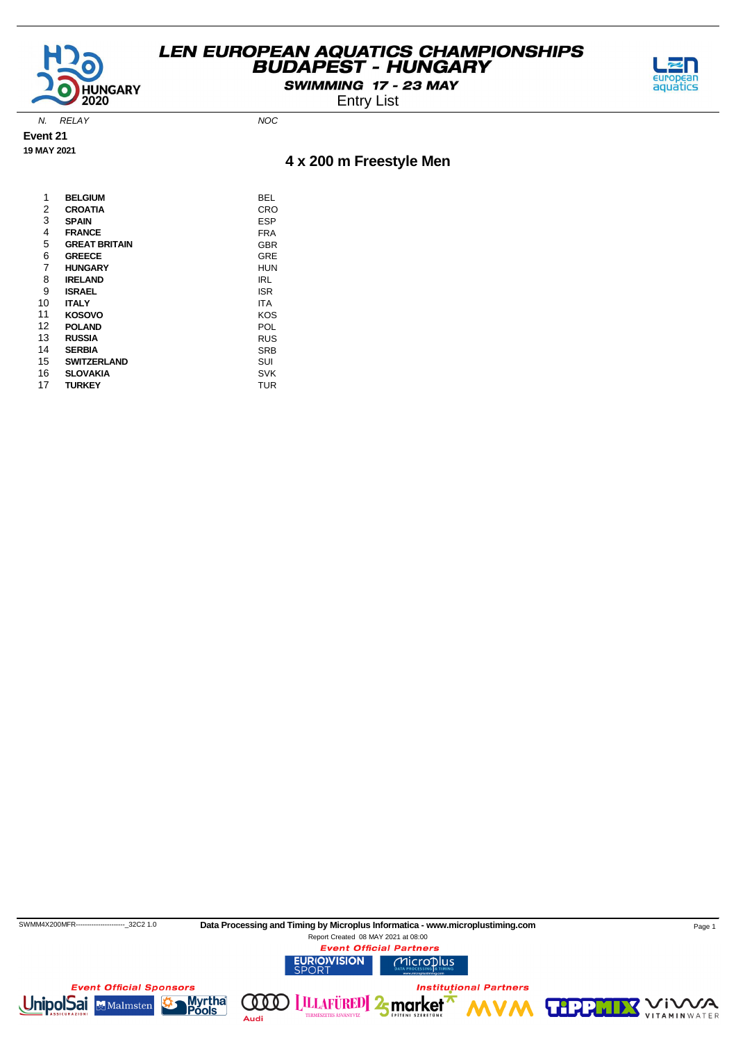# LEN EUROPEAN AQUATICS CHAMPIONSHIPS
## BUDAPEST - HUNGARY

**SWIMMING 17 - 23 MAY**

Entry List

**Event 21**

**19 MAY 2021**

## 4 x 200 m Freestyle Men

| N. | RELAY | NOC |
|---|---|---|
| 1 | **BELGIUM** | BEL |
| 2 | **CROATIA** | CRO |
| 3 | **SPAIN** | ESP |
| 4 | **FRANCE** | FRA |
| 5 | **GREAT BRITAIN** | GBR |
| 6 | **GREECE** | GRE |
| 7 | **HUNGARY** | HUN |
| 8 | **IRELAND** | IRL |
| 9 | **ISRAEL** | ISR |
| 10 | **ITALY** | ITA |
| 11 | **KOSOVO** | KOS |
| 12 | **POLAND** | POL |
| 13 | **RUSSIA** | RUS |
| 14 | **SERBIA** | SRB |
| 15 | **SWITZERLAND** | SUI |
| 16 | **SLOVAKIA** | SVK |
| 17 | **TURKEY** | TUR |

SWMM4X200MFR----------------------_32C2 1.0 **Data Processing and Timing by Microplus Informatica - www.microplustiming.com**

Report Created 08 MAY 2021 at 08:00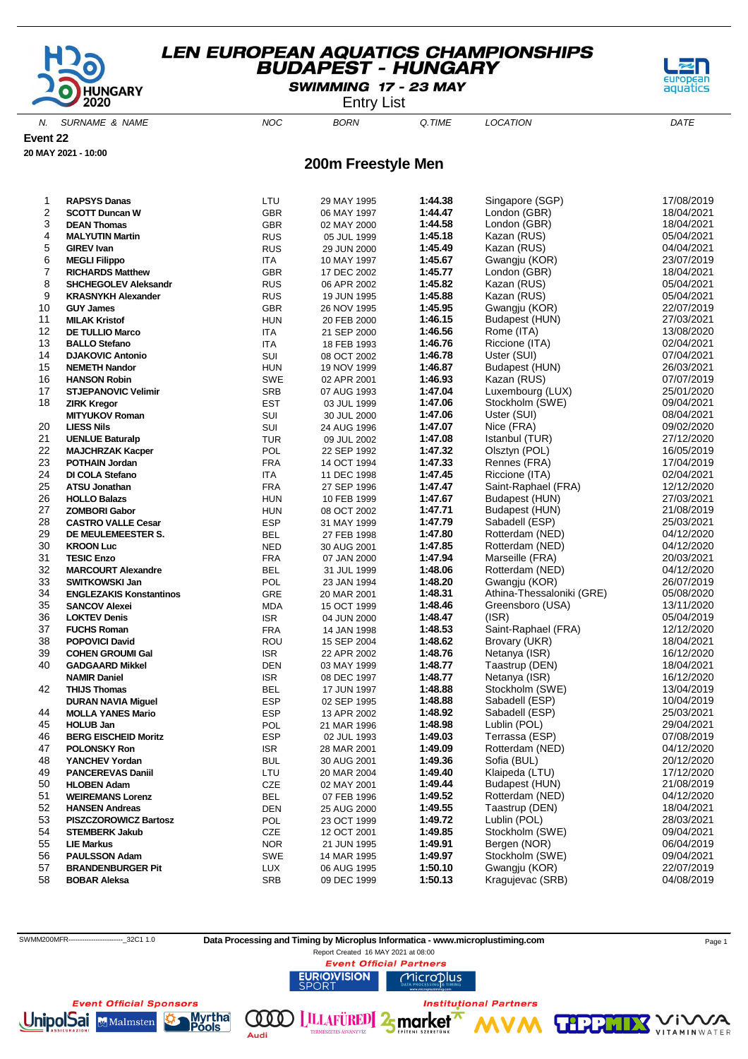# LEN EUROPEAN AQUATICS CHAMPIONSHIPS
## BUDAPEST - HUNGARY

**SWIMMING 17 - 23 MAY**

Entry List

**Event 22**

**20 MAY 2021 - 10:00**

## 200m Freestyle Men

| N. | SURNAME & NAME | NOC | BORN | Q.TIME | LOCATION | DATE |
|---|---|---|---|---|---|---|
| 1 | **RAPSYS Danas** | LTU | 29 MAY 1995 | **1:44.38** | Singapore (SGP) | 17/08/2019 |
| 2 | **SCOTT Duncan W** | GBR | 06 MAY 1997 | **1:44.47** | London (GBR) | 18/04/2021 |
| 3 | **DEAN Thomas** | GBR | 02 MAY 2000 | **1:44.58** | London (GBR) | 18/04/2021 |
| 4 | **MALYUTIN Martin** | RUS | 05 JUL 1999 | **1:45.18** | Kazan (RUS) | 05/04/2021 |
| 5 | **GIREV Ivan** | RUS | 29 JUN 2000 | **1:45.49** | Kazan (RUS) | 04/04/2021 |
| 6 | **MEGLI Filippo** | ITA | 10 MAY 1997 | **1:45.67** | Gwangju (KOR) | 23/07/2019 |
| 7 | **RICHARDS Matthew** | GBR | 17 DEC 2002 | **1:45.77** | London (GBR) | 18/04/2021 |
| 8 | **SHCHEGOLEV Aleksandr** | RUS | 06 APR 2002 | **1:45.82** | Kazan (RUS) | 05/04/2021 |
| 9 | **KRASNYKH Alexander** | RUS | 19 JUN 1995 | **1:45.88** | Kazan (RUS) | 05/04/2021 |
| 10 | **GUY James** | GBR | 26 NOV 1995 | **1:45.95** | Gwangju (KOR) | 22/07/2019 |
| 11 | **MILAK Kristof** | HUN | 20 FEB 2000 | **1:46.15** | Budapest (HUN) | 27/03/2021 |
| 12 | **DE TULLIO Marco** | ITA | 21 SEP 2000 | **1:46.56** | Rome (ITA) | 13/08/2020 |
| 13 | **BALLO Stefano** | ITA | 18 FEB 1993 | **1:46.76** | Riccione (ITA) | 02/04/2021 |
| 14 | **DJAKOVIC Antonio** | SUI | 08 OCT 2002 | **1:46.78** | Uster (SUI) | 07/04/2021 |
| 15 | **NEMETH Nandor** | HUN | 19 NOV 1999 | **1:46.87** | Budapest (HUN) | 26/03/2021 |
| 16 | **HANSON Robin** | SWE | 02 APR 2001 | **1:46.93** | Kazan (RUS) | 07/07/2019 |
| 17 | **STJEPANOVIC Velimir** | SRB | 07 AUG 1993 | **1:47.04** | Luxembourg (LUX) | 25/01/2020 |
| 18 | **ZIRK Kregor** | EST | 03 JUL 1999 | **1:47.06** | Stockholm (SWE) | 09/04/2021 |
| | **MITYUKOV Roman** | SUI | 30 JUL 2000 | **1:47.06** | Uster (SUI) | 08/04/2021 |
| 20 | **LIESS Nils** | SUI | 24 AUG 1996 | **1:47.07** | Nice (FRA) | 09/02/2020 |
| 21 | **UENLUE Baturalp** | TUR | 09 JUL 2002 | **1:47.08** | Istanbul (TUR) | 27/12/2020 |
| 22 | **MAJCHRZAK Kacper** | POL | 22 SEP 1992 | **1:47.32** | Olsztyn (POL) | 16/05/2019 |
| 23 | **POTHAIN Jordan** | FRA | 14 OCT 1994 | **1:47.33** | Rennes (FRA) | 17/04/2019 |
| 24 | **DI COLA Stefano** | ITA | 11 DEC 1998 | **1:47.45** | Riccione (ITA) | 02/04/2021 |
| 25 | **ATSU Jonathan** | FRA | 27 SEP 1996 | **1:47.47** | Saint-Raphael (FRA) | 12/12/2020 |
| 26 | **HOLLO Balazs** | HUN | 10 FEB 1999 | **1:47.67** | Budapest (HUN) | 27/03/2021 |
| 27 | **ZOMBORI Gabor** | HUN | 08 OCT 2002 | **1:47.71** | Budapest (HUN) | 21/08/2019 |
| 28 | **CASTRO VALLE Cesar** | ESP | 31 MAY 1999 | **1:47.79** | Sabadell (ESP) | 25/03/2021 |
| 29 | **DE MEULEMEESTER S.** | BEL | 27 FEB 1998 | **1:47.80** | Rotterdam (NED) | 04/12/2020 |
| 30 | **KROON Luc** | NED | 30 AUG 2001 | **1:47.85** | Rotterdam (NED) | 04/12/2020 |
| 31 | **TESIC Enzo** | FRA | 07 JAN 2000 | **1:47.94** | Marseille (FRA) | 20/03/2021 |
| 32 | **MARCOURT Alexandre** | BEL | 31 JUL 1999 | **1:48.06** | Rotterdam (NED) | 04/12/2020 |
| 33 | **SWITKOWSKI Jan** | POL | 23 JAN 1994 | **1:48.20** | Gwangju (KOR) | 26/07/2019 |
| 34 | **ENGLEZAKIS Konstantinos** | GRE | 20 MAR 2001 | **1:48.31** | Athina-Thessaloniki (GRE) | 05/08/2020 |
| 35 | **SANCOV Alexei** | MDA | 15 OCT 1999 | **1:48.46** | Greensboro (USA) | 13/11/2020 |
| 36 | **LOKTEV Denis** | ISR | 04 JUN 2000 | **1:48.47** | (ISR) | 05/04/2019 |
| 37 | **FUCHS Roman** | FRA | 14 JAN 1998 | **1:48.53** | Saint-Raphael (FRA) | 12/12/2020 |
| 38 | **POPOVICI David** | ROU | 15 SEP 2004 | **1:48.62** | Brovary (UKR) | 18/04/2021 |
| 39 | **COHEN GROUMI Gal** | ISR | 22 APR 2002 | **1:48.76** | Netanya (ISR) | 16/12/2020 |
| 40 | **GADGAARD Mikkel** | DEN | 03 MAY 1999 | **1:48.77** | Taastrup (DEN) | 18/04/2021 |
| | **NAMIR Daniel** | ISR | 08 DEC 1997 | **1:48.77** | Netanya (ISR) | 16/12/2020 |
| 42 | **THIJS Thomas** | BEL | 17 JUN 1997 | **1:48.88** | Stockholm (SWE) | 13/04/2019 |
| | **DURAN NAVIA Miguel** | ESP | 02 SEP 1995 | **1:48.88** | Sabadell (ESP) | 10/04/2019 |
| 44 | **MOLLA YANES Mario** | ESP | 13 APR 2002 | **1:48.92** | Sabadell (ESP) | 25/03/2021 |
| 45 | **HOLUB Jan** | POL | 21 MAR 1996 | **1:48.98** | Lublin (POL) | 29/04/2021 |
| 46 | **BERG EISCHEID Moritz** | ESP | 02 JUL 1993 | **1:49.03** | Terrassa (ESP) | 07/08/2019 |
| 47 | **POLONSKY Ron** | ISR | 28 MAR 2001 | **1:49.09** | Rotterdam (NED) | 04/12/2020 |
| 48 | **YANCHEV Yordan** | BUL | 30 AUG 2001 | **1:49.36** | Sofia (BUL) | 20/12/2020 |
| 49 | **PANCEREVAS Daniil** | LTU | 20 MAR 2004 | **1:49.40** | Klaipeda (LTU) | 17/12/2020 |
| 50 | **HLOBEN Adam** | CZE | 02 MAY 2001 | **1:49.44** | Budapest (HUN) | 21/08/2019 |
| 51 | **WEIREMANS Lorenz** | BEL | 07 FEB 1996 | **1:49.52** | Rotterdam (NED) | 04/12/2020 |
| 52 | **HANSEN Andreas** | DEN | 25 AUG 2000 | **1:49.55** | Taastrup (DEN) | 18/04/2021 |
| 53 | **PISZCZOROWICZ Bartosz** | POL | 23 OCT 1999 | **1:49.72** | Lublin (POL) | 28/03/2021 |
| 54 | **STEMBERK Jakub** | CZE | 12 OCT 2001 | **1:49.85** | Stockholm (SWE) | 09/04/2021 |
| 55 | **LIE Markus** | NOR | 21 JUN 1995 | **1:49.91** | Bergen (NOR) | 06/04/2019 |
| 56 | **PAULSSON Adam** | SWE | 14 MAR 1995 | **1:49.97** | Stockholm (SWE) | 09/04/2021 |
| 57 | **BRANDENBURGER Pit** | LUX | 06 AUG 1995 | **1:50.10** | Gwangju (KOR) | 22/07/2019 |
| 58 | **BOBAR Aleksa** | SRB | 09 DEC 1999 | **1:50.13** | Kragujevac (SRB) | 04/08/2019 |

SWMM200MFR------------------------_32C1 1.0

**Data Processing and Timing by Microplus Informatica - www.microplustiming.com**

Report Created 16 MAY 2021 at 08:00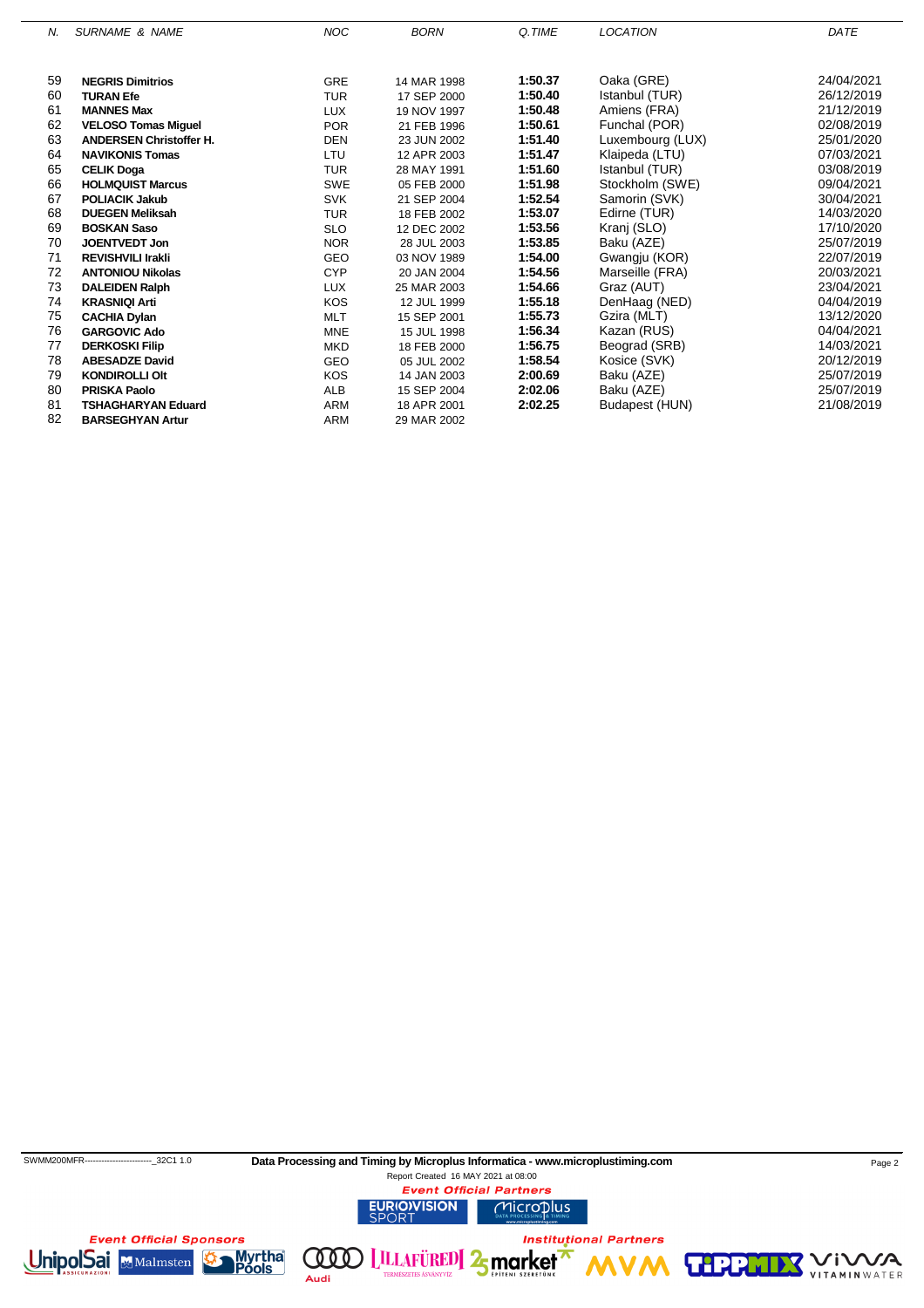| N. | SURNAME & NAME | NOC | BORN | Q.TIME | LOCATION | DATE |
|---|---|---|---|---|---|---|
| 59 | **NEGRIS Dimitrios** | GRE | 14 MAR 1998 | **1:50.37** | Oaka (GRE) | 24/04/2021 |
| 60 | **TURAN Efe** | TUR | 17 SEP 2000 | **1:50.40** | Istanbul (TUR) | 26/12/2019 |
| 61 | **MANNES Max** | LUX | 19 NOV 1997 | **1:50.48** | Amiens (FRA) | 21/12/2019 |
| 62 | **VELOSO Tomas Miguel** | POR | 21 FEB 1996 | **1:50.61** | Funchal (POR) | 02/08/2019 |
| 63 | **ANDERSEN Christoffer H.** | DEN | 23 JUN 2002 | **1:51.40** | Luxembourg (LUX) | 25/01/2020 |
| 64 | **NAVIKONIS Tomas** | LTU | 12 APR 2003 | **1:51.47** | Klaipeda (LTU) | 07/03/2021 |
| 65 | **CELIK Doga** | TUR | 28 MAY 1991 | **1:51.60** | Istanbul (TUR) | 03/08/2019 |
| 66 | **HOLMQUIST Marcus** | SWE | 05 FEB 2000 | **1:51.98** | Stockholm (SWE) | 09/04/2021 |
| 67 | **POLIACIK Jakub** | SVK | 21 SEP 2004 | **1:52.54** | Samorin (SVK) | 30/04/2021 |
| 68 | **DUEGEN Meliksah** | TUR | 18 FEB 2002 | **1:53.07** | Edirne (TUR) | 14/03/2020 |
| 69 | **BOSKAN Saso** | SLO | 12 DEC 2002 | **1:53.56** | Kranj (SLO) | 17/10/2020 |
| 70 | **JOENTVEDT Jon** | NOR | 28 JUL 2003 | **1:53.85** | Baku (AZE) | 25/07/2019 |
| 71 | **REVISHVILI Irakli** | GEO | 03 NOV 1989 | **1:54.00** | Gwangju (KOR) | 22/07/2019 |
| 72 | **ANTONIOU Nikolas** | CYP | 20 JAN 2004 | **1:54.56** | Marseille (FRA) | 20/03/2021 |
| 73 | **DALEIDEN Ralph** | LUX | 25 MAR 2003 | **1:54.66** | Graz (AUT) | 23/04/2021 |
| 74 | **KRASNIQI Arti** | KOS | 12 JUL 1999 | **1:55.18** | DenHaag (NED) | 04/04/2019 |
| 75 | **CACHIA Dylan** | MLT | 15 SEP 2001 | **1:55.73** | Gzira (MLT) | 13/12/2020 |
| 76 | **GARGOVIC Ado** | MNE | 15 JUL 1998 | **1:56.34** | Kazan (RUS) | 04/04/2021 |
| 77 | **DERKOSKI Filip** | MKD | 18 FEB 2000 | **1:56.75** | Beograd (SRB) | 14/03/2021 |
| 78 | **ABESADZE David** | GEO | 05 JUL 2002 | **1:58.54** | Kosice (SVK) | 20/12/2019 |
| 79 | **KONDIROLLI Olt** | KOS | 14 JAN 2003 | **2:00.69** | Baku (AZE) | 25/07/2019 |
| 80 | **PRISKA Paolo** | ALB | 15 SEP 2004 | **2:02.06** | Baku (AZE) | 25/07/2019 |
| 81 | **TSHAGHARYAN Eduard** | ARM | 18 APR 2001 | **2:02.25** | Budapest (HUN) | 21/08/2019 |
| 82 | **BARSEGHYAN Artur** | ARM | 29 MAR 2002 | | | |

SWMM200MFR------------------------_32C1 1.0 **Data Processing and Timing by Microplus Informatica - www.microplustiming.com**

Report Created 16 MAY 2021 at 08:00

Event Official Partners

Event Official Sponsors

Institutional Partners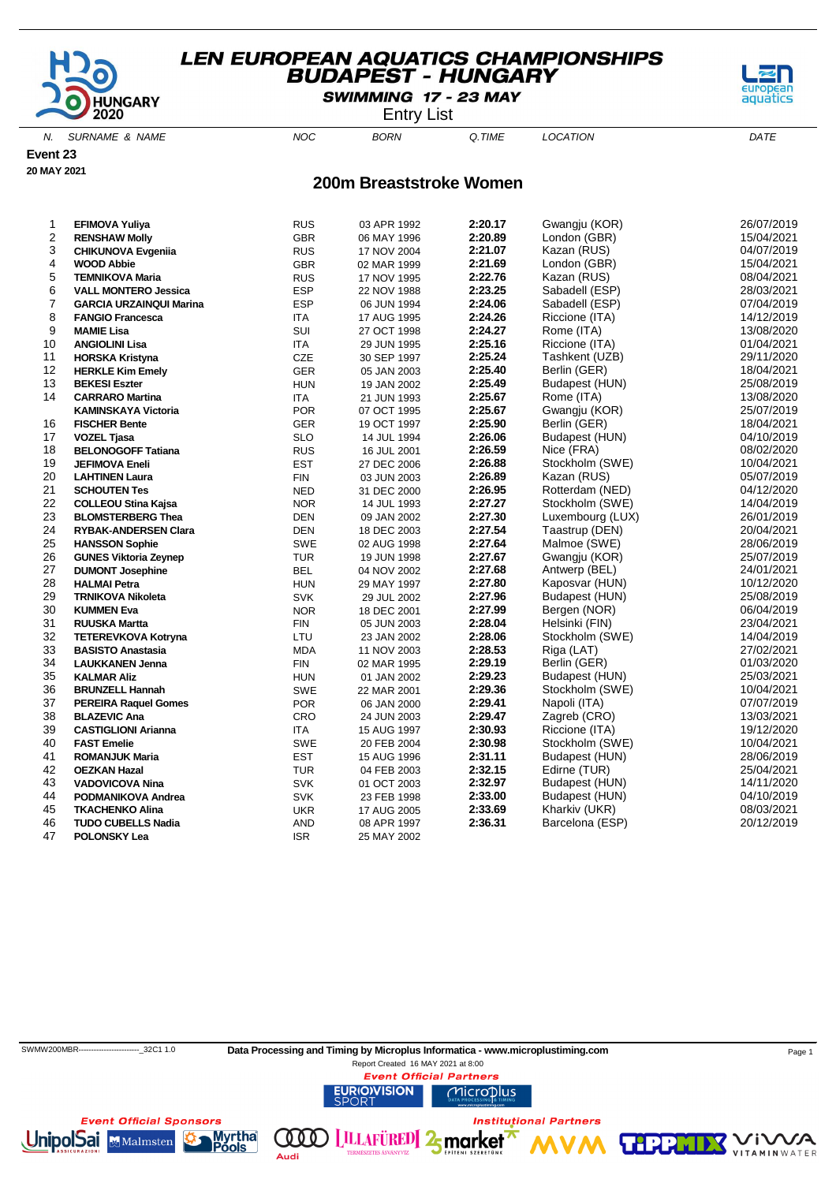# LEN EUROPEAN AQUATICS CHAMPIONSHIPS
## BUDAPEST - HUNGARY
### SWIMMING 17 - 23 MAY
Entry List

**Event 23**
**20 MAY 2021**

## 200m Breaststroke Women

| N. | SURNAME & NAME | NOC | BORN | Q.TIME | LOCATION | DATE |
|---|---|---|---|---|---|---|
| 1 | **EFIMOVA Yuliya** | RUS | 03 APR 1992 | **2:20.17** | Gwangju (KOR) | 26/07/2019 |
| 2 | **RENSHAW Molly** | GBR | 06 MAY 1996 | **2:20.89** | London (GBR) | 15/04/2021 |
| 3 | **CHIKUNOVA Evgeniia** | RUS | 17 NOV 2004 | **2:21.07** | Kazan (RUS) | 04/07/2019 |
| 4 | **WOOD Abbie** | GBR | 02 MAR 1999 | **2:21.69** | London (GBR) | 15/04/2021 |
| 5 | **TEMNIKOVA Maria** | RUS | 17 NOV 1995 | **2:22.76** | Kazan (RUS) | 08/04/2021 |
| 6 | **VALL MONTERO Jessica** | ESP | 22 NOV 1988 | **2:23.25** | Sabadell (ESP) | 28/03/2021 |
| 7 | **GARCIA URZAINQUI Marina** | ESP | 06 JUN 1994 | **2:24.06** | Sabadell (ESP) | 07/04/2019 |
| 8 | **FANGIO Francesca** | ITA | 17 AUG 1995 | **2:24.26** | Riccione (ITA) | 14/12/2019 |
| 9 | **MAMIE Lisa** | SUI | 27 OCT 1998 | **2:24.27** | Rome (ITA) | 13/08/2020 |
| 10 | **ANGIOLINI Lisa** | ITA | 29 JUN 1995 | **2:25.16** | Riccione (ITA) | 01/04/2021 |
| 11 | **HORSKA Kristyna** | CZE | 30 SEP 1997 | **2:25.24** | Tashkent (UZB) | 29/11/2020 |
| 12 | **HERKLE Kim Emely** | GER | 05 JAN 2003 | **2:25.40** | Berlin (GER) | 18/04/2021 |
| 13 | **BEKESI Eszter** | HUN | 19 JAN 2002 | **2:25.49** | Budapest (HUN) | 25/08/2019 |
| 14 | **CARRARO Martina** | ITA | 21 JUN 1993 | **2:25.67** | Rome (ITA) | 13/08/2020 |
| | **KAMINSKAYA Victoria** | POR | 07 OCT 1995 | **2:25.67** | Gwangju (KOR) | 25/07/2019 |
| 16 | **FISCHER Bente** | GER | 19 OCT 1997 | **2:25.90** | Berlin (GER) | 18/04/2021 |
| 17 | **VOZEL Tjasa** | SLO | 14 JUL 1994 | **2:26.06** | Budapest (HUN) | 04/10/2019 |
| 18 | **BELONOGOFF Tatiana** | RUS | 16 JUL 2001 | **2:26.59** | Nice (FRA) | 08/02/2020 |
| 19 | **JEFIMOVA Eneli** | EST | 27 DEC 2006 | **2:26.88** | Stockholm (SWE) | 10/04/2021 |
| 20 | **LAHTINEN Laura** | FIN | 03 JUN 2003 | **2:26.89** | Kazan (RUS) | 05/07/2019 |
| 21 | **SCHOUTEN Tes** | NED | 31 DEC 2000 | **2:26.95** | Rotterdam (NED) | 04/12/2020 |
| 22 | **COLLEOU Stina Kajsa** | NOR | 14 JUL 1993 | **2:27.27** | Stockholm (SWE) | 14/04/2019 |
| 23 | **BLOMSTERBERG Thea** | DEN | 09 JAN 2002 | **2:27.30** | Luxembourg (LUX) | 26/01/2019 |
| 24 | **RYBAK-ANDERSEN Clara** | DEN | 18 DEC 2003 | **2:27.54** | Taastrup (DEN) | 20/04/2021 |
| 25 | **HANSSON Sophie** | SWE | 02 AUG 1998 | **2:27.64** | Malmoe (SWE) | 28/06/2019 |
| 26 | **GUNES Viktoria Zeynep** | TUR | 19 JUN 1998 | **2:27.67** | Gwangju (KOR) | 25/07/2019 |
| 27 | **DUMONT Josephine** | BEL | 04 NOV 2002 | **2:27.68** | Antwerp (BEL) | 24/01/2021 |
| 28 | **HALMAI Petra** | HUN | 29 MAY 1997 | **2:27.80** | Kaposvar (HUN) | 10/12/2020 |
| 29 | **TRNIKOVA Nikoleta** | SVK | 29 JUL 2002 | **2:27.96** | Budapest (HUN) | 25/08/2019 |
| 30 | **KUMMEN Eva** | NOR | 18 DEC 2001 | **2:27.99** | Bergen (NOR) | 06/04/2019 |
| 31 | **RUUSKA Martta** | FIN | 05 JUN 2003 | **2:28.04** | Helsinki (FIN) | 23/04/2021 |
| 32 | **TETEREVKOVA Kotryna** | LTU | 23 JAN 2002 | **2:28.06** | Stockholm (SWE) | 14/04/2019 |
| 33 | **BASISTO Anastasia** | MDA | 11 NOV 2003 | **2:28.53** | Riga (LAT) | 27/02/2021 |
| 34 | **LAUKKANEN Jenna** | FIN | 02 MAR 1995 | **2:29.19** | Berlin (GER) | 01/03/2020 |
| 35 | **KALMAR Aliz** | HUN | 01 JAN 2002 | **2:29.23** | Budapest (HUN) | 25/03/2021 |
| 36 | **BRUNZELL Hannah** | SWE | 22 MAR 2001 | **2:29.36** | Stockholm (SWE) | 10/04/2021 |
| 37 | **PEREIRA Raquel Gomes** | POR | 06 JAN 2000 | **2:29.41** | Napoli (ITA) | 07/07/2019 |
| 38 | **BLAZEVIC Ana** | CRO | 24 JUN 2003 | **2:29.47** | Zagreb (CRO) | 13/03/2021 |
| 39 | **CASTIGLIONI Arianna** | ITA | 15 AUG 1997 | **2:30.93** | Riccione (ITA) | 19/12/2020 |
| 40 | **FAST Emelie** | SWE | 20 FEB 2004 | **2:30.98** | Stockholm (SWE) | 10/04/2021 |
| 41 | **ROMANJUK Maria** | EST | 15 AUG 1996 | **2:31.11** | Budapest (HUN) | 28/06/2019 |
| 42 | **OEZKAN Hazal** | TUR | 04 FEB 2003 | **2:32.15** | Edirne (TUR) | 25/04/2021 |
| 43 | **VADOVICOVA Nina** | SVK | 01 OCT 2003 | **2:32.97** | Budapest (HUN) | 14/11/2020 |
| 44 | **PODMANIKOVA Andrea** | SVK | 23 FEB 1998 | **2:33.00** | Budapest (HUN) | 04/10/2019 |
| 45 | **TKACHENKO Alina** | UKR | 17 AUG 2005 | **2:33.69** | Kharkiv (UKR) | 08/03/2021 |
| 46 | **TUDO CUBELLS Nadia** | AND | 08 APR 1997 | **2:36.31** | Barcelona (ESP) | 20/12/2019 |
| 47 | **POLONSKY Lea** | ISR | 25 MAY 2002 | | | |

SWMW200MBR------------------------_32C1 1.0 **Data Processing and Timing by Microplus Informatica - www.microplustiming.com**

Report Created 16 MAY 2021 at 8:00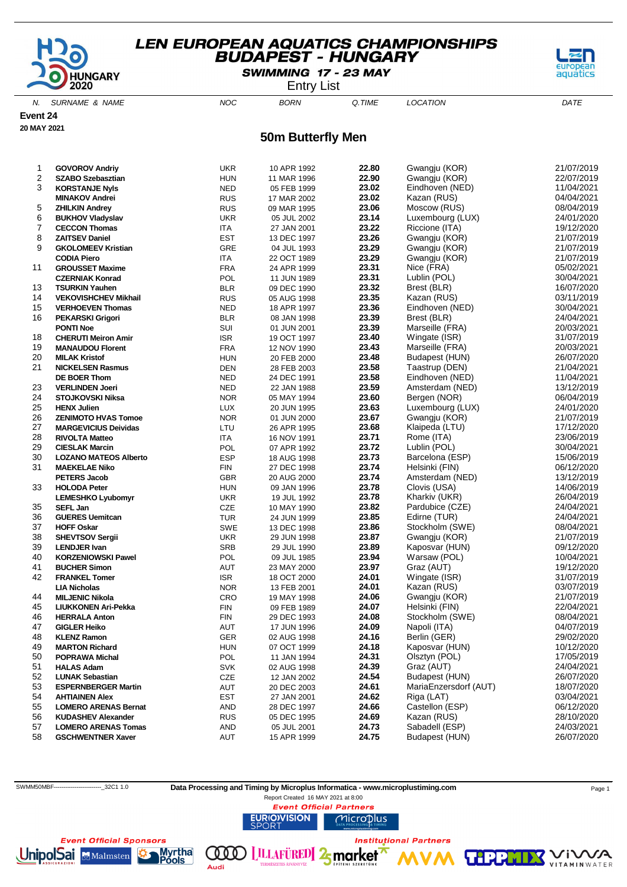# LEN EUROPEAN AQUATICS CHAMPIONSHIPS
## BUDAPEST - HUNGARY
### SWIMMING 17 - 23 MAY
Entry List

**Event 24**

**20 MAY 2021**

## 50m Butterfly Men

| N. | SURNAME & NAME | NOC | BORN | Q.TIME | LOCATION | DATE |
|---|---|---|---|---|---|---|
| 1 | **GOVOROV Andriy** | UKR | 10 APR 1992 | **22.80** | Gwangju (KOR) | 21/07/2019 |
| 2 | **SZABO Szebasztian** | HUN | 11 MAR 1996 | **22.90** | Gwangju (KOR) | 22/07/2019 |
| 3 | **KORSTANJE Nyls** | NED | 05 FEB 1999 | **23.02** | Eindhoven (NED) | 11/04/2021 |
| | **MINAKOV Andrei** | RUS | 17 MAR 2002 | **23.02** | Kazan (RUS) | 04/04/2021 |
| 5 | **ZHILKIN Andrey** | RUS | 09 MAR 1995 | **23.06** | Moscow (RUS) | 08/04/2019 |
| 6 | **BUKHOV Vladyslav** | UKR | 05 JUL 2002 | **23.14** | Luxembourg (LUX) | 24/01/2020 |
| 7 | **CECCON Thomas** | ITA | 27 JAN 2001 | **23.22** | Riccione (ITA) | 19/12/2020 |
| 8 | **ZAITSEV Daniel** | EST | 13 DEC 1997 | **23.26** | Gwangju (KOR) | 21/07/2019 |
| 9 | **GKOLOMEEV Kristian** | GRE | 04 JUL 1993 | **23.29** | Gwangju (KOR) | 21/07/2019 |
| | **CODIA Piero** | ITA | 22 OCT 1989 | **23.29** | Gwangju (KOR) | 21/07/2019 |
| 11 | **GROUSSET Maxime** | FRA | 24 APR 1999 | **23.31** | Nice (FRA) | 05/02/2021 |
| | **CZERNIAK Konrad** | POL | 11 JUN 1989 | **23.31** | Lublin (POL) | 30/04/2021 |
| 13 | **TSURKIN Yauhen** | BLR | 09 DEC 1990 | **23.32** | Brest (BLR) | 16/07/2020 |
| 14 | **VEKOVISHCHEV Mikhail** | RUS | 05 AUG 1998 | **23.35** | Kazan (RUS) | 03/11/2019 |
| 15 | **VERHOEVEN Thomas** | NED | 18 APR 1997 | **23.36** | Eindhoven (NED) | 30/04/2021 |
| 16 | **PEKARSKI Grigori** | BLR | 08 JAN 1998 | **23.39** | Brest (BLR) | 24/04/2021 |
| | **PONTI Noe** | SUI | 01 JUN 2001 | **23.39** | Marseille (FRA) | 20/03/2021 |
| 18 | **CHERUTI Meiron Amir** | ISR | 19 OCT 1997 | **23.40** | Wingate (ISR) | 31/07/2019 |
| 19 | **MANAUDOU Florent** | FRA | 12 NOV 1990 | **23.43** | Marseille (FRA) | 20/03/2021 |
| 20 | **MILAK Kristof** | HUN | 20 FEB 2000 | **23.48** | Budapest (HUN) | 26/07/2020 |
| 21 | **NICKELSEN Rasmus** | DEN | 28 FEB 2003 | **23.58** | Taastrup (DEN) | 21/04/2021 |
| | **DE BOER Thom** | NED | 24 DEC 1991 | **23.58** | Eindhoven (NED) | 11/04/2021 |
| 23 | **VERLINDEN Joeri** | NED | 22 JAN 1988 | **23.59** | Amsterdam (NED) | 13/12/2019 |
| 24 | **STOJKOVSKI Niksa** | NOR | 05 MAY 1994 | **23.60** | Bergen (NOR) | 06/04/2019 |
| 25 | **HENX Julien** | LUX | 20 JUN 1995 | **23.63** | Luxembourg (LUX) | 24/01/2020 |
| 26 | **ZENIMOTO HVAS Tomoe** | NOR | 01 JUN 2000 | **23.67** | Gwangju (KOR) | 21/07/2019 |
| 27 | **MARGEVICIUS Deividas** | LTU | 26 APR 1995 | **23.68** | Klaipeda (LTU) | 17/12/2020 |
| 28 | **RIVOLTA Matteo** | ITA | 16 NOV 1991 | **23.71** | Rome (ITA) | 23/06/2019 |
| 29 | **CIESLAK Marcin** | POL | 07 APR 1992 | **23.72** | Lublin (POL) | 30/04/2021 |
| 30 | **LOZANO MATEOS Alberto** | ESP | 18 AUG 1998 | **23.73** | Barcelona (ESP) | 15/06/2019 |
| 31 | **MAEKELAE Niko** | FIN | 27 DEC 1998 | **23.74** | Helsinki (FIN) | 06/12/2020 |
| | **PETERS Jacob** | GBR | 20 AUG 2000 | **23.74** | Amsterdam (NED) | 13/12/2019 |
| 33 | **HOLODA Peter** | HUN | 09 JAN 1996 | **23.78** | Clovis (USA) | 14/06/2019 |
| | **LEMESHKO Lyubomyr** | UKR | 19 JUL 1992 | **23.78** | Kharkiv (UKR) | 26/04/2019 |
| 35 | **SEFL Jan** | CZE | 10 MAY 1990 | **23.82** | Pardubice (CZE) | 24/04/2021 |
| 36 | **GUERES Uemitcan** | TUR | 24 JUN 1999 | **23.85** | Edirne (TUR) | 24/04/2021 |
| 37 | **HOFF Oskar** | SWE | 13 DEC 1998 | **23.86** | Stockholm (SWE) | 08/04/2021 |
| 38 | **SHEVTSOV Sergii** | UKR | 29 JUN 1998 | **23.87** | Gwangju (KOR) | 21/07/2019 |
| 39 | **LENDJER Ivan** | SRB | 29 JUL 1990 | **23.89** | Kaposvar (HUN) | 09/12/2020 |
| 40 | **KORZENIOWSKI Pawel** | POL | 09 JUL 1985 | **23.94** | Warsaw (POL) | 10/04/2021 |
| 41 | **BUCHER Simon** | AUT | 23 MAY 2000 | **23.97** | Graz (AUT) | 19/12/2020 |
| 42 | **FRANKEL Tomer** | ISR | 18 OCT 2000 | **24.01** | Wingate (ISR) | 31/07/2019 |
| | **LIA Nicholas** | NOR | 13 FEB 2001 | **24.01** | Kazan (RUS) | 03/07/2019 |
| 44 | **MILJENIC Nikola** | CRO | 19 MAY 1998 | **24.06** | Gwangju (KOR) | 21/07/2019 |
| 45 | **LIUKKONEN Ari-Pekka** | FIN | 09 FEB 1989 | **24.07** | Helsinki (FIN) | 22/04/2021 |
| 46 | **HERRALA Anton** | FIN | 29 DEC 1993 | **24.08** | Stockholm (SWE) | 08/04/2021 |
| 47 | **GIGLER Heiko** | AUT | 17 JUN 1996 | **24.09** | Napoli (ITA) | 04/07/2019 |
| 48 | **KLENZ Ramon** | GER | 02 AUG 1998 | **24.16** | Berlin (GER) | 29/02/2020 |
| 49 | **MARTON Richard** | HUN | 07 OCT 1999 | **24.18** | Kaposvar (HUN) | 10/12/2020 |
| 50 | **POPRAWA Michal** | POL | 11 JAN 1994 | **24.31** | Olsztyn (POL) | 17/05/2019 |
| 51 | **HALAS Adam** | SVK | 02 AUG 1998 | **24.39** | Graz (AUT) | 24/04/2021 |
| 52 | **LUNAK Sebastian** | CZE | 12 JAN 2002 | **24.54** | Budapest (HUN) | 26/07/2020 |
| 53 | **ESPERNBERGER Martin** | AUT | 20 DEC 2003 | **24.61** | MariaEnzersdorf (AUT) | 18/07/2020 |
| 54 | **AHTIAINEN Alex** | EST | 27 JAN 2001 | **24.62** | Riga (LAT) | 03/04/2021 |
| 55 | **LOMERO ARENAS Bernat** | AND | 28 DEC 1997 | **24.66** | Castellon (ESP) | 06/12/2020 |
| 56 | **KUDASHEV Alexander** | RUS | 05 DEC 1995 | **24.69** | Kazan (RUS) | 28/10/2020 |
| 57 | **LOMERO ARENAS Tomas** | AND | 05 JUL 2001 | **24.73** | Sabadell (ESP) | 24/03/2021 |
| 58 | **GSCHWENTNER Xaver** | AUT | 15 APR 1999 | **24.75** | Budapest (HUN) | 26/07/2020 |

SWMM50MBF-------------------------_32C1 1.0 **Data Processing and Timing by Microplus Informatica - www.microplustiming.com**

Report Created 16 MAY 2021 at 8:00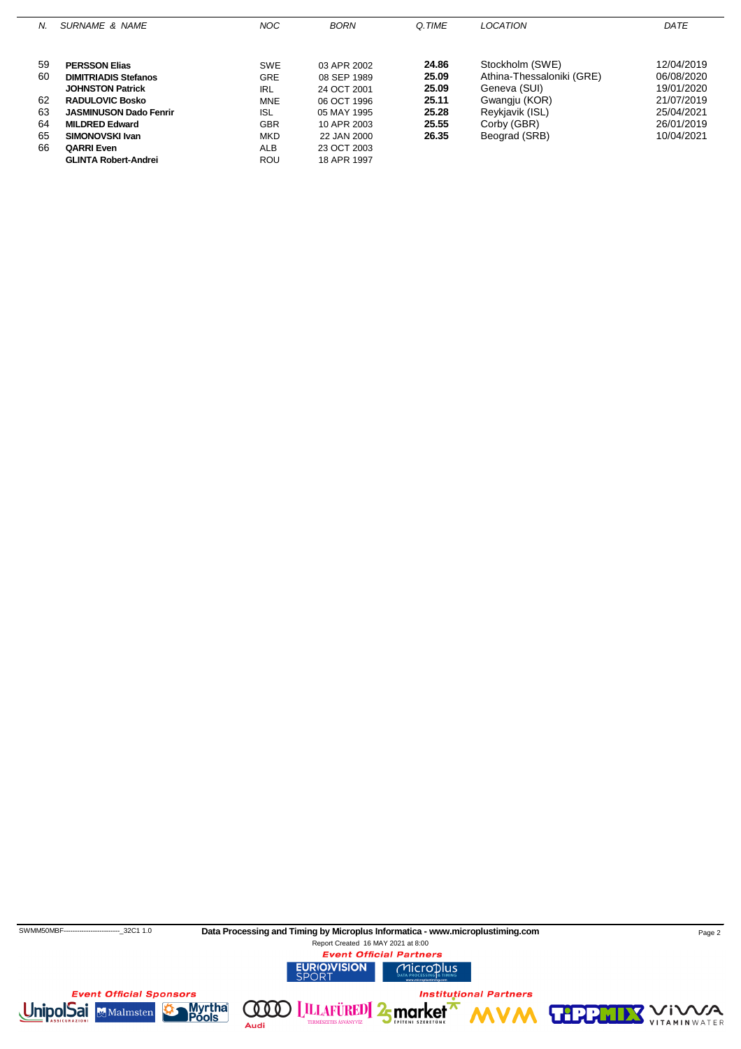| N. | SURNAME & NAME | NOC | BORN | Q.TIME | LOCATION | DATE |
|---|---|---|---|---|---|---|
| 59 | **PERSSON Elias** | SWE | 03 APR 2002 | **24.86** | Stockholm (SWE) | 12/04/2019 |
| 60 | **DIMITRIADIS Stefanos** | GRE | 08 SEP 1989 | **25.09** | Athina-Thessaloniki (GRE) | 06/08/2020 |
| | **JOHNSTON Patrick** | IRL | 24 OCT 2001 | **25.09** | Geneva (SUI) | 19/01/2020 |
| 62 | **RADULOVIC Bosko** | MNE | 06 OCT 1996 | **25.11** | Gwangju (KOR) | 21/07/2019 |
| 63 | **JASMINUSON Dado Fenrir** | ISL | 05 MAY 1995 | **25.28** | Reykjavik (ISL) | 25/04/2021 |
| 64 | **MILDRED Edward** | GBR | 10 APR 2003 | **25.55** | Corby (GBR) | 26/01/2019 |
| 65 | **SIMONOVSKI Ivan** | MKD | 22 JAN 2000 | **26.35** | Beograd (SRB) | 10/04/2021 |
| 66 | **QARRI Even** | ALB | 23 OCT 2003 | | | |
| | **GLINTA Robert-Andrei** | ROU | 18 APR 1997 | | | |

SWMM50MBF-------------------------_32C1 1.0 **Data Processing and Timing by Microplus Informatica - www.microplustiming.com**

Report Created 16 MAY 2021 at 8:00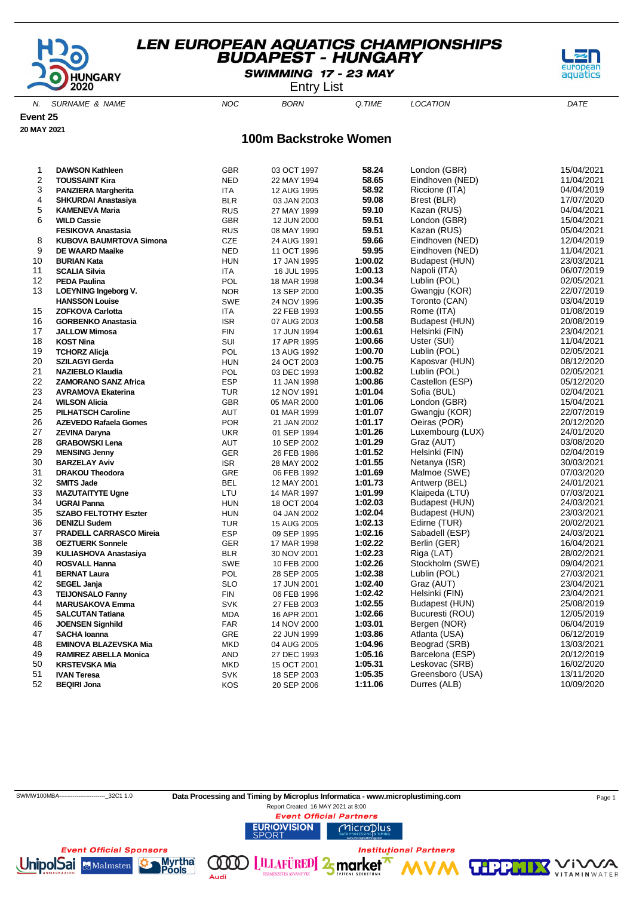# LEN EUROPEAN AQUATICS CHAMPIONSHIPS
## BUDAPEST - HUNGARY
### SWIMMING 17 - 23 MAY
Entry List

**Event 25**

**20 MAY 2021**

## 100m Backstroke Women

| N. | SURNAME & NAME | NOC | BORN | Q.TIME | LOCATION | DATE |
|---|---|---|---|---|---|---|
| 1 | **DAWSON Kathleen** | GBR | 03 OCT 1997 | **58.24** | London (GBR) | 15/04/2021 |
| 2 | **TOUSSAINT Kira** | NED | 22 MAY 1994 | **58.65** | Eindhoven (NED) | 11/04/2021 |
| 3 | **PANZIERA Margherita** | ITA | 12 AUG 1995 | **58.92** | Riccione (ITA) | 04/04/2019 |
| 4 | **SHKURDAI Anastasiya** | BLR | 03 JAN 2003 | **59.08** | Brest (BLR) | 17/07/2020 |
| 5 | **KAMENEVA Maria** | RUS | 27 MAY 1999 | **59.10** | Kazan (RUS) | 04/04/2021 |
| 6 | **WILD Cassie** | GBR | 12 JUN 2000 | **59.51** | London (GBR) | 15/04/2021 |
| | **FESIKOVA Anastasia** | RUS | 08 MAY 1990 | **59.51** | Kazan (RUS) | 05/04/2021 |
| 8 | **KUBOVA BAUMRTOVA Simona** | CZE | 24 AUG 1991 | **59.66** | Eindhoven (NED) | 12/04/2019 |
| 9 | **DE WAARD Maaike** | NED | 11 OCT 1996 | **59.95** | Eindhoven (NED) | 11/04/2021 |
| 10 | **BURIAN Kata** | HUN | 17 JAN 1995 | **1:00.02** | Budapest (HUN) | 23/03/2021 |
| 11 | **SCALIA Silvia** | ITA | 16 JUL 1995 | **1:00.13** | Napoli (ITA) | 06/07/2019 |
| 12 | **PEDA Paulina** | POL | 18 MAR 1998 | **1:00.34** | Lublin (POL) | 02/05/2021 |
| 13 | **LOEYNING Ingeborg V.** | NOR | 13 SEP 2000 | **1:00.35** | Gwangju (KOR) | 22/07/2019 |
| | **HANSSON Louise** | SWE | 24 NOV 1996 | **1:00.35** | Toronto (CAN) | 03/04/2019 |
| 15 | **ZOFKOVA Carlotta** | ITA | 22 FEB 1993 | **1:00.55** | Rome (ITA) | 01/08/2019 |
| 16 | **GORBENKO Anastasia** | ISR | 07 AUG 2003 | **1:00.58** | Budapest (HUN) | 20/08/2019 |
| 17 | **JALLOW Mimosa** | FIN | 17 JUN 1994 | **1:00.61** | Helsinki (FIN) | 23/04/2021 |
| 18 | **KOST Nina** | SUI | 17 APR 1995 | **1:00.66** | Uster (SUI) | 11/04/2021 |
| 19 | **TCHORZ Alicja** | POL | 13 AUG 1992 | **1:00.70** | Lublin (POL) | 02/05/2021 |
| 20 | **SZILAGYI Gerda** | HUN | 24 OCT 2003 | **1:00.75** | Kaposvar (HUN) | 08/12/2020 |
| 21 | **NAZIEBLO Klaudia** | POL | 03 DEC 1993 | **1:00.82** | Lublin (POL) | 02/05/2021 |
| 22 | **ZAMORANO SANZ Africa** | ESP | 11 JAN 1998 | **1:00.86** | Castellon (ESP) | 05/12/2020 |
| 23 | **AVRAMOVA Ekaterina** | TUR | 12 NOV 1991 | **1:01.04** | Sofia (BUL) | 02/04/2021 |
| 24 | **WILSON Alicia** | GBR | 05 MAR 2000 | **1:01.06** | London (GBR) | 15/04/2021 |
| 25 | **PILHATSCH Caroline** | AUT | 01 MAR 1999 | **1:01.07** | Gwangju (KOR) | 22/07/2019 |
| 26 | **AZEVEDO Rafaela Gomes** | POR | 21 JAN 2002 | **1:01.17** | Oeiras (POR) | 20/12/2020 |
| 27 | **ZEVINA Daryna** | UKR | 01 SEP 1994 | **1:01.26** | Luxembourg (LUX) | 24/01/2020 |
| 28 | **GRABOWSKI Lena** | AUT | 10 SEP 2002 | **1:01.29** | Graz (AUT) | 03/08/2020 |
| 29 | **MENSING Jenny** | GER | 26 FEB 1986 | **1:01.52** | Helsinki (FIN) | 02/04/2019 |
| 30 | **BARZELAY Aviv** | ISR | 28 MAY 2002 | **1:01.55** | Netanya (ISR) | 30/03/2021 |
| 31 | **DRAKOU Theodora** | GRE | 06 FEB 1992 | **1:01.69** | Malmoe (SWE) | 07/03/2020 |
| 32 | **SMITS Jade** | BEL | 12 MAY 2001 | **1:01.73** | Antwerp (BEL) | 24/01/2021 |
| 33 | **MAZUTAITYTE Ugne** | LTU | 14 MAR 1997 | **1:01.99** | Klaipeda (LTU) | 07/03/2021 |
| 34 | **UGRAI Panna** | HUN | 18 OCT 2004 | **1:02.03** | Budapest (HUN) | 24/03/2021 |
| 35 | **SZABO FELTOTHY Eszter** | HUN | 04 JAN 2002 | **1:02.04** | Budapest (HUN) | 23/03/2021 |
| 36 | **DENIZLI Sudem** | TUR | 15 AUG 2005 | **1:02.13** | Edirne (TUR) | 20/02/2021 |
| 37 | **PRADELL CARRASCO Mireia** | ESP | 09 SEP 1995 | **1:02.16** | Sabadell (ESP) | 24/03/2021 |
| 38 | **OEZTUERK Sonnele** | GER | 17 MAR 1998 | **1:02.22** | Berlin (GER) | 16/04/2021 |
| 39 | **KULIASHOVA Anastasiya** | BLR | 30 NOV 2001 | **1:02.23** | Riga (LAT) | 28/02/2021 |
| 40 | **ROSVALL Hanna** | SWE | 10 FEB 2000 | **1:02.26** | Stockholm (SWE) | 09/04/2021 |
| 41 | **BERNAT Laura** | POL | 28 SEP 2005 | **1:02.38** | Lublin (POL) | 27/03/2021 |
| 42 | **SEGEL Janja** | SLO | 17 JUN 2001 | **1:02.40** | Graz (AUT) | 23/04/2021 |
| 43 | **TEIJONSALO Fanny** | FIN | 06 FEB 1996 | **1:02.42** | Helsinki (FIN) | 23/04/2021 |
| 44 | **MARUSAKOVA Emma** | SVK | 27 FEB 2003 | **1:02.55** | Budapest (HUN) | 25/08/2019 |
| 45 | **SALCUTAN Tatiana** | MDA | 16 APR 2001 | **1:02.66** | Bucuresti (ROU) | 12/05/2019 |
| 46 | **JOENSEN Signhild** | FAR | 14 NOV 2000 | **1:03.01** | Bergen (NOR) | 06/04/2019 |
| 47 | **SACHA Ioanna** | GRE | 22 JUN 1999 | **1:03.86** | Atlanta (USA) | 06/12/2019 |
| 48 | **EMINOVA BLAZEVSKA Mia** | MKD | 04 AUG 2005 | **1:04.96** | Beograd (SRB) | 13/03/2021 |
| 49 | **RAMIREZ ABELLA Monica** | AND | 27 DEC 1993 | **1:05.16** | Barcelona (ESP) | 20/12/2019 |
| 50 | **KRSTEVSKA Mia** | MKD | 15 OCT 2001 | **1:05.31** | Leskovac (SRB) | 16/02/2020 |
| 51 | **IVAN Teresa** | SVK | 18 SEP 2003 | **1:05.35** | Greensboro (USA) | 13/11/2020 |
| 52 | **BEQIRI Jona** | KOS | 20 SEP 2006 | **1:11.06** | Durres (ALB) | 10/09/2020 |

SWMW100MBA------------------------_32C1 1.0 — **Data Processing and Timing by Microplus Informatica - www.microplustiming.com**

Report Created 16 MAY 2021 at 8:00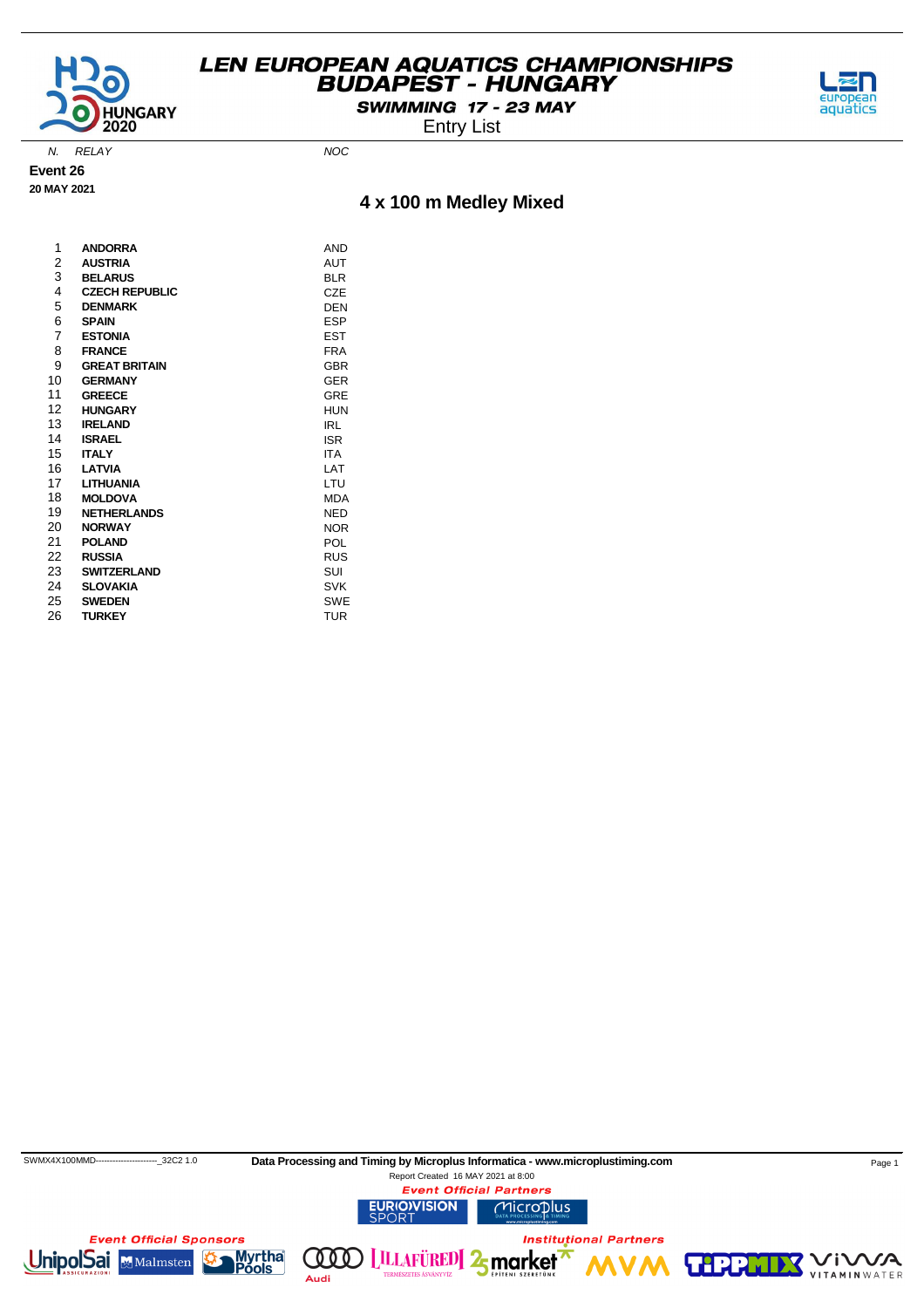# LEN EUROPEAN AQUATICS CHAMPIONSHIPS
## BUDAPEST - HUNGARY
### SWIMMING 17 - 23 MAY
Entry List

**Event 26**
**20 MAY 2021**

## 4 x 100 m Medley Mixed

| N. | RELAY | NOC |
|---|---|---|
| 1 | **ANDORRA** | AND |
| 2 | **AUSTRIA** | AUT |
| 3 | **BELARUS** | BLR |
| 4 | **CZECH REPUBLIC** | CZE |
| 5 | **DENMARK** | DEN |
| 6 | **SPAIN** | ESP |
| 7 | **ESTONIA** | EST |
| 8 | **FRANCE** | FRA |
| 9 | **GREAT BRITAIN** | GBR |
| 10 | **GERMANY** | GER |
| 11 | **GREECE** | GRE |
| 12 | **HUNGARY** | HUN |
| 13 | **IRELAND** | IRL |
| 14 | **ISRAEL** | ISR |
| 15 | **ITALY** | ITA |
| 16 | **LATVIA** | LAT |
| 17 | **LITHUANIA** | LTU |
| 18 | **MOLDOVA** | MDA |
| 19 | **NETHERLANDS** | NED |
| 20 | **NORWAY** | NOR |
| 21 | **POLAND** | POL |
| 22 | **RUSSIA** | RUS |
| 23 | **SWITZERLAND** | SUI |
| 24 | **SLOVAKIA** | SVK |
| 25 | **SWEDEN** | SWE |
| 26 | **TURKEY** | TUR |

SWMX4X100MMD----------------------_32C2 1.0 **Data Processing and Timing by Microplus Informatica - www.microplustiming.com**
Report Created 16 MAY 2021 at 8:00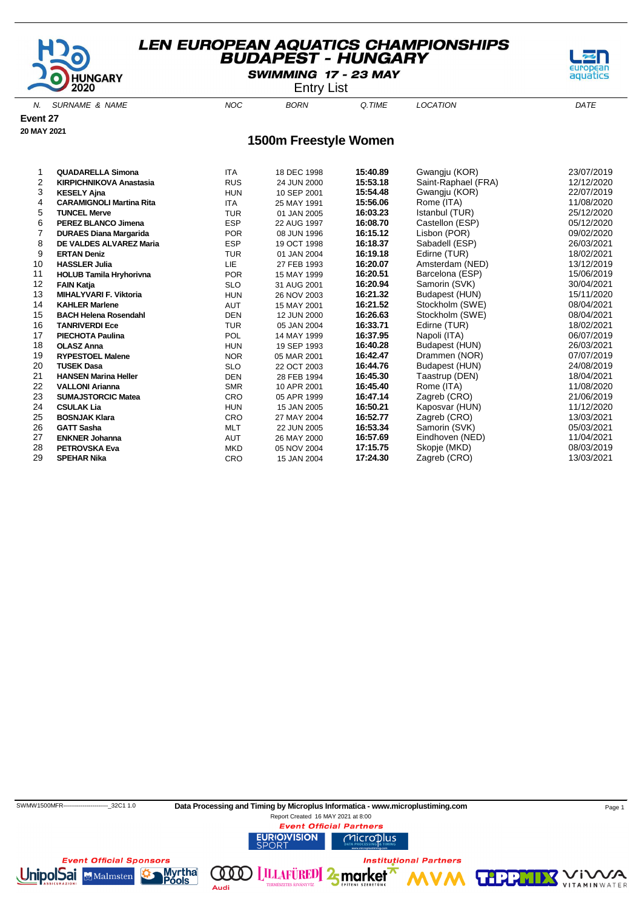# LEN EUROPEAN AQUATICS CHAMPIONSHIPS
## BUDAPEST - HUNGARY
### SWIMMING 17 - 23 MAY
Entry List

**Event 27**
**20 MAY 2021**

## 1500m Freestyle Women

| N. | SURNAME & NAME | NOC | BORN | Q.TIME | LOCATION | DATE |
|---|---|---|---|---|---|---|
| 1 | **QUADARELLA Simona** | ITA | 18 DEC 1998 | **15:40.89** | Gwangju (KOR) | 23/07/2019 |
| 2 | **KIRPICHNIKOVA Anastasia** | RUS | 24 JUN 2000 | **15:53.18** | Saint-Raphael (FRA) | 12/12/2020 |
| 3 | **KESELY Ajna** | HUN | 10 SEP 2001 | **15:54.48** | Gwangju (KOR) | 22/07/2019 |
| 4 | **CARAMIGNOLI Martina Rita** | ITA | 25 MAY 1991 | **15:56.06** | Rome (ITA) | 11/08/2020 |
| 5 | **TUNCEL Merve** | TUR | 01 JAN 2005 | **16:03.23** | Istanbul (TUR) | 25/12/2020 |
| 6 | **PEREZ BLANCO Jimena** | ESP | 22 AUG 1997 | **16:08.70** | Castellon (ESP) | 05/12/2020 |
| 7 | **DURAES Diana Margarida** | POR | 08 JUN 1996 | **16:15.12** | Lisbon (POR) | 09/02/2020 |
| 8 | **DE VALDES ALVAREZ Maria** | ESP | 19 OCT 1998 | **16:18.37** | Sabadell (ESP) | 26/03/2021 |
| 9 | **ERTAN Deniz** | TUR | 01 JAN 2004 | **16:19.18** | Edirne (TUR) | 18/02/2021 |
| 10 | **HASSLER Julia** | LIE | 27 FEB 1993 | **16:20.07** | Amsterdam (NED) | 13/12/2019 |
| 11 | **HOLUB Tamila Hryhorivna** | POR | 15 MAY 1999 | **16:20.51** | Barcelona (ESP) | 15/06/2019 |
| 12 | **FAIN Katja** | SLO | 31 AUG 2001 | **16:20.94** | Samorin (SVK) | 30/04/2021 |
| 13 | **MIHALYVARI F. Viktoria** | HUN | 26 NOV 2003 | **16:21.32** | Budapest (HUN) | 15/11/2020 |
| 14 | **KAHLER Marlene** | AUT | 15 MAY 2001 | **16:21.52** | Stockholm (SWE) | 08/04/2021 |
| 15 | **BACH Helena Rosendahl** | DEN | 12 JUN 2000 | **16:26.63** | Stockholm (SWE) | 08/04/2021 |
| 16 | **TANRIVERDI Ece** | TUR | 05 JAN 2004 | **16:33.71** | Edirne (TUR) | 18/02/2021 |
| 17 | **PIECHOTA Paulina** | POL | 14 MAY 1999 | **16:37.95** | Napoli (ITA) | 06/07/2019 |
| 18 | **OLASZ Anna** | HUN | 19 SEP 1993 | **16:40.28** | Budapest (HUN) | 26/03/2021 |
| 19 | **RYPESTOEL Malene** | NOR | 05 MAR 2001 | **16:42.47** | Drammen (NOR) | 07/07/2019 |
| 20 | **TUSEK Dasa** | SLO | 22 OCT 2003 | **16:44.76** | Budapest (HUN) | 24/08/2019 |
| 21 | **HANSEN Marina Heller** | DEN | 28 FEB 1994 | **16:45.30** | Taastrup (DEN) | 18/04/2021 |
| 22 | **VALLONI Arianna** | SMR | 10 APR 2001 | **16:45.40** | Rome (ITA) | 11/08/2020 |
| 23 | **SUMAJSTORCIC Matea** | CRO | 05 APR 1999 | **16:47.14** | Zagreb (CRO) | 21/06/2019 |
| 24 | **CSULAK Lia** | HUN | 15 JAN 2005 | **16:50.21** | Kaposvar (HUN) | 11/12/2020 |
| 25 | **BOSNJAK Klara** | CRO | 27 MAY 2004 | **16:52.77** | Zagreb (CRO) | 13/03/2021 |
| 26 | **GATT Sasha** | MLT | 22 JUN 2005 | **16:53.34** | Samorin (SVK) | 05/03/2021 |
| 27 | **ENKNER Johanna** | AUT | 26 MAY 2000 | **16:57.69** | Eindhoven (NED) | 11/04/2021 |
| 28 | **PETROVSKA Eva** | MKD | 05 NOV 2004 | **17:15.75** | Skopje (MKD) | 08/03/2019 |
| 29 | **SPEHAR Nika** | CRO | 15 JAN 2004 | **17:24.30** | Zagreb (CRO) | 13/03/2021 |

SWMW1500MFR------------------------_32C1 1.0 **Data Processing and Timing by Microplus Informatica - www.microplustiming.com**
Report Created 16 MAY 2021 at 8:00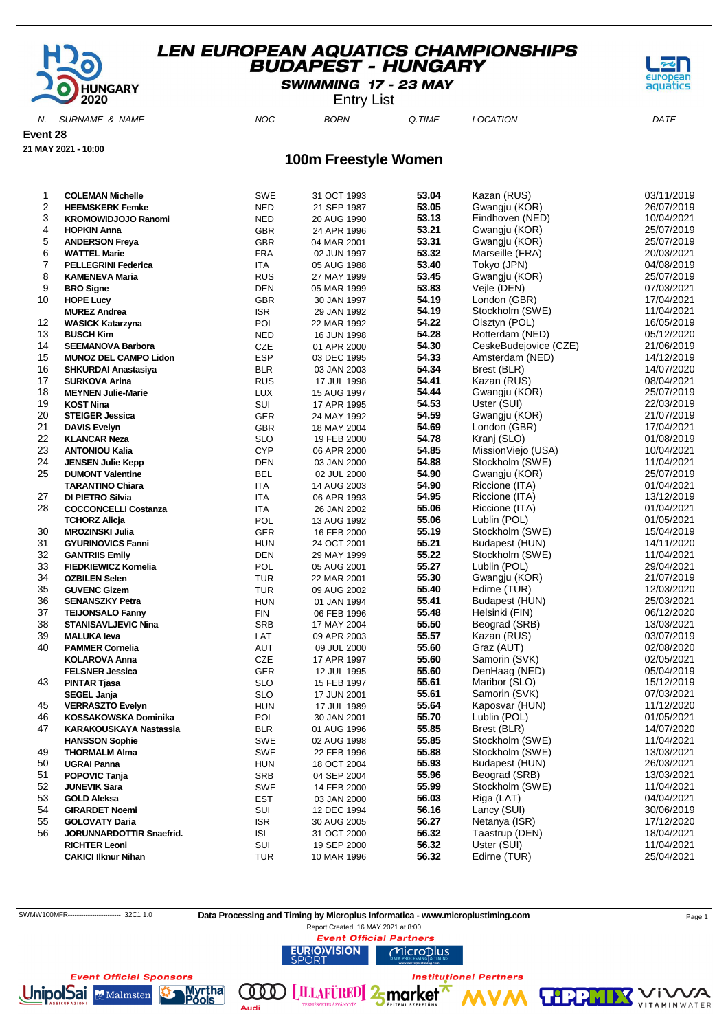# LEN EUROPEAN AQUATICS CHAMPIONSHIPS
## BUDAPEST - HUNGARY

**SWIMMING 17 - 23 MAY**

Entry List

**Event 28**

**21 MAY 2021 - 10:00**

## 100m Freestyle Women

| N. | SURNAME & NAME | NOC | BORN | Q.TIME | LOCATION | DATE |
|---|---|---|---|---|---|---|
| 1 | **COLEMAN Michelle** | SWE | 31 OCT 1993 | **53.04** | Kazan (RUS) | 03/11/2019 |
| 2 | **HEEMSKERK Femke** | NED | 21 SEP 1987 | **53.05** | Gwangju (KOR) | 26/07/2019 |
| 3 | **KROMOWIDJOJO Ranomi** | NED | 20 AUG 1990 | **53.13** | Eindhoven (NED) | 10/04/2021 |
| 4 | **HOPKIN Anna** | GBR | 24 APR 1996 | **53.21** | Gwangju (KOR) | 25/07/2019 |
| 5 | **ANDERSON Freya** | GBR | 04 MAR 2001 | **53.31** | Gwangju (KOR) | 25/07/2019 |
| 6 | **WATTEL Marie** | FRA | 02 JUN 1997 | **53.32** | Marseille (FRA) | 20/03/2021 |
| 7 | **PELLEGRINI Federica** | ITA | 05 AUG 1988 | **53.40** | Tokyo (JPN) | 04/08/2019 |
| 8 | **KAMENEVA Maria** | RUS | 27 MAY 1999 | **53.45** | Gwangju (KOR) | 25/07/2019 |
| 9 | **BRO Signe** | DEN | 05 MAR 1999 | **53.83** | Vejle (DEN) | 07/03/2021 |
| 10 | **HOPE Lucy** | GBR | 30 JAN 1997 | **54.19** | London (GBR) | 17/04/2021 |
| | **MUREZ Andrea** | ISR | 29 JAN 1992 | **54.19** | Stockholm (SWE) | 11/04/2021 |
| 12 | **WASICK Katarzyna** | POL | 22 MAR 1992 | **54.22** | Olsztyn (POL) | 16/05/2019 |
| 13 | **BUSCH Kim** | NED | 16 JUN 1998 | **54.28** | Rotterdam (NED) | 05/12/2020 |
| 14 | **SEEMANOVA Barbora** | CZE | 01 APR 2000 | **54.30** | CeskeBudejovice (CZE) | 21/06/2019 |
| 15 | **MUNOZ DEL CAMPO Lidon** | ESP | 03 DEC 1995 | **54.33** | Amsterdam (NED) | 14/12/2019 |
| 16 | **SHKURDAI Anastasiya** | BLR | 03 JAN 2003 | **54.34** | Brest (BLR) | 14/07/2020 |
| 17 | **SURKOVA Arina** | RUS | 17 JUL 1998 | **54.41** | Kazan (RUS) | 08/04/2021 |
| 18 | **MEYNEN Julie-Marie** | LUX | 15 AUG 1997 | **54.44** | Gwangju (KOR) | 25/07/2019 |
| 19 | **KOST Nina** | SUI | 17 APR 1995 | **54.53** | Uster (SUI) | 22/03/2019 |
| 20 | **STEIGER Jessica** | GER | 24 MAY 1992 | **54.59** | Gwangju (KOR) | 21/07/2019 |
| 21 | **DAVIS Evelyn** | GBR | 18 MAY 2004 | **54.69** | London (GBR) | 17/04/2021 |
| 22 | **KLANCAR Neza** | SLO | 19 FEB 2000 | **54.78** | Kranj (SLO) | 01/08/2019 |
| 23 | **ANTONIOU Kalia** | CYP | 06 APR 2000 | **54.85** | MissionViejo (USA) | 10/04/2021 |
| 24 | **JENSEN Julie Kepp** | DEN | 03 JAN 2000 | **54.88** | Stockholm (SWE) | 11/04/2021 |
| 25 | **DUMONT Valentine** | BEL | 02 JUL 2000 | **54.90** | Gwangju (KOR) | 25/07/2019 |
| | **TARANTINO Chiara** | ITA | 14 AUG 2003 | **54.90** | Riccione (ITA) | 01/04/2021 |
| 27 | **DI PIETRO Silvia** | ITA | 06 APR 1993 | **54.95** | Riccione (ITA) | 13/12/2019 |
| 28 | **COCCONCELLI Costanza** | ITA | 26 JAN 2002 | **55.06** | Riccione (ITA) | 01/04/2021 |
| | **TCHORZ Alicja** | POL | 13 AUG 1992 | **55.06** | Lublin (POL) | 01/05/2021 |
| 30 | **MROZINSKI Julia** | GER | 16 FEB 2000 | **55.19** | Stockholm (SWE) | 15/04/2019 |
| 31 | **GYURINOVICS Fanni** | HUN | 24 OCT 2001 | **55.21** | Budapest (HUN) | 14/11/2020 |
| 32 | **GANTRIIS Emily** | DEN | 29 MAY 1999 | **55.22** | Stockholm (SWE) | 11/04/2021 |
| 33 | **FIEDKIEWICZ Kornelia** | POL | 05 AUG 2001 | **55.27** | Lublin (POL) | 29/04/2021 |
| 34 | **OZBILEN Selen** | TUR | 22 MAR 2001 | **55.30** | Gwangju (KOR) | 21/07/2019 |
| 35 | **GUVENC Gizem** | TUR | 09 AUG 2002 | **55.40** | Edirne (TUR) | 12/03/2020 |
| 36 | **SENANSZKY Petra** | HUN | 01 JAN 1994 | **55.41** | Budapest (HUN) | 25/03/2021 |
| 37 | **TEIJONSALO Fanny** | FIN | 06 FEB 1996 | **55.48** | Helsinki (FIN) | 06/12/2020 |
| 38 | **STANISAVLJEVIC Nina** | SRB | 17 MAY 2004 | **55.50** | Beograd (SRB) | 13/03/2021 |
| 39 | **MALUKA Ieva** | LAT | 09 APR 2003 | **55.57** | Kazan (RUS) | 03/07/2019 |
| 40 | **PAMMER Cornelia** | AUT | 09 JUL 2000 | **55.60** | Graz (AUT) | 02/08/2020 |
| | **KOLAROVA Anna** | CZE | 17 APR 1997 | **55.60** | Samorin (SVK) | 02/05/2021 |
| | **FELSNER Jessica** | GER | 12 JUL 1995 | **55.60** | DenHaag (NED) | 05/04/2019 |
| 43 | **PINTAR Tjasa** | SLO | 15 FEB 1997 | **55.61** | Maribor (SLO) | 15/12/2019 |
| | **SEGEL Janja** | SLO | 17 JUN 2001 | **55.61** | Samorin (SVK) | 07/03/2021 |
| 45 | **VERRASZTO Evelyn** | HUN | 17 JUL 1989 | **55.64** | Kaposvar (HUN) | 11/12/2020 |
| 46 | **KOSSAKOWSKA Dominika** | POL | 30 JAN 2001 | **55.70** | Lublin (POL) | 01/05/2021 |
| 47 | **KARAKOUSKAYA Nastassia** | BLR | 01 AUG 1996 | **55.85** | Brest (BLR) | 14/07/2020 |
| | **HANSSON Sophie** | SWE | 02 AUG 1998 | **55.85** | Stockholm (SWE) | 11/04/2021 |
| 49 | **THORMALM Alma** | SWE | 22 FEB 1996 | **55.88** | Stockholm (SWE) | 13/03/2021 |
| 50 | **UGRAI Panna** | HUN | 18 OCT 2004 | **55.93** | Budapest (HUN) | 26/03/2021 |
| 51 | **POPOVIC Tanja** | SRB | 04 SEP 2004 | **55.96** | Beograd (SRB) | 13/03/2021 |
| 52 | **JUNEVIK Sara** | SWE | 14 FEB 2000 | **55.99** | Stockholm (SWE) | 11/04/2021 |
| 53 | **GOLD Aleksa** | EST | 03 JAN 2000 | **56.03** | Riga (LAT) | 04/04/2021 |
| 54 | **GIRARDET Noemi** | SUI | 12 DEC 1994 | **56.16** | Lancy (SUI) | 30/06/2019 |
| 55 | **GOLOVATY Daria** | ISR | 30 AUG 2005 | **56.27** | Netanya (ISR) | 17/12/2020 |
| 56 | **JORUNNARDOTTIR Snaefrid.** | ISL | 31 OCT 2000 | **56.32** | Taastrup (DEN) | 18/04/2021 |
| | **RICHTER Leoni** | SUI | 19 SEP 2000 | **56.32** | Uster (SUI) | 11/04/2021 |
| | **CAKICI Ilknur Nihan** | TUR | 10 MAR 1996 | **56.32** | Edirne (TUR) | 25/04/2021 |

SWMW100MFR------------------------_32C1 1.0

**Data Processing and Timing by Microplus Informatica - www.microplustiming.com**

Report Created 16 MAY 2021 at 8:00

*Event Official Partners*

*Event Official Sponsors*

*Institutional Partners*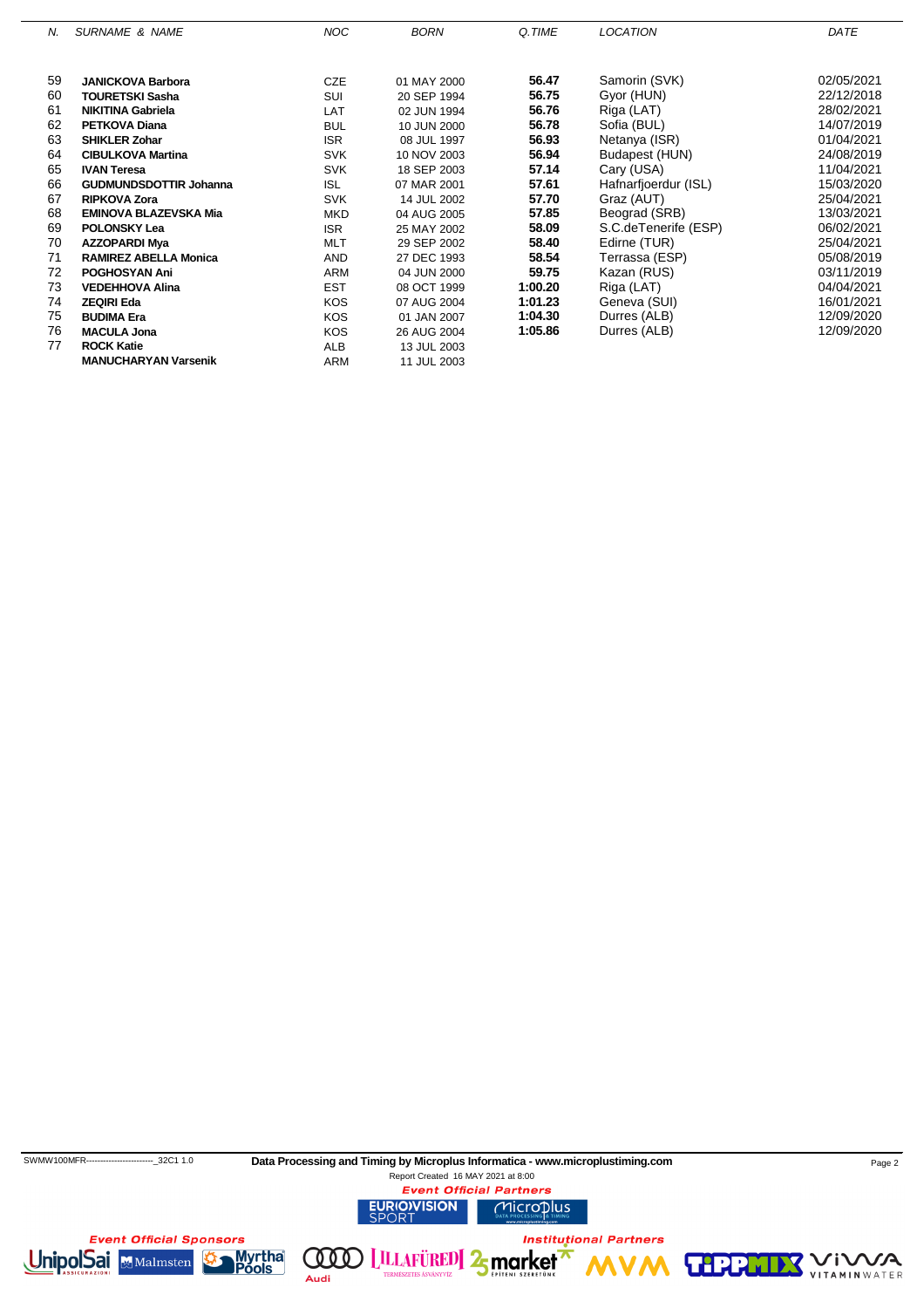| N. | SURNAME & NAME | NOC | BORN | Q.TIME | LOCATION | DATE |
|---|---|---|---|---|---|---|
| 59 | **JANICKOVA Barbora** | CZE | 01 MAY 2000 | **56.47** | Samorin (SVK) | 02/05/2021 |
| 60 | **TOURETSKI Sasha** | SUI | 20 SEP 1994 | **56.75** | Gyor (HUN) | 22/12/2018 |
| 61 | **NIKITINA Gabriela** | LAT | 02 JUN 1994 | **56.76** | Riga (LAT) | 28/02/2021 |
| 62 | **PETKOVA Diana** | BUL | 10 JUN 2000 | **56.78** | Sofia (BUL) | 14/07/2019 |
| 63 | **SHIKLER Zohar** | ISR | 08 JUL 1997 | **56.93** | Netanya (ISR) | 01/04/2021 |
| 64 | **CIBULKOVA Martina** | SVK | 10 NOV 2003 | **56.94** | Budapest (HUN) | 24/08/2019 |
| 65 | **IVAN Teresa** | SVK | 18 SEP 2003 | **57.14** | Cary (USA) | 11/04/2021 |
| 66 | **GUDMUNDSDOTTIR Johanna** | ISL | 07 MAR 2001 | **57.61** | Hafnarfjoerdur (ISL) | 15/03/2020 |
| 67 | **RIPKOVA Zora** | SVK | 14 JUL 2002 | **57.70** | Graz (AUT) | 25/04/2021 |
| 68 | **EMINOVA BLAZEVSKA Mia** | MKD | 04 AUG 2005 | **57.85** | Beograd (SRB) | 13/03/2021 |
| 69 | **POLONSKY Lea** | ISR | 25 MAY 2002 | **58.09** | S.C.deTenerife (ESP) | 06/02/2021 |
| 70 | **AZZOPARDI Mya** | MLT | 29 SEP 2002 | **58.40** | Edirne (TUR) | 25/04/2021 |
| 71 | **RAMIREZ ABELLA Monica** | AND | 27 DEC 1993 | **58.54** | Terrassa (ESP) | 05/08/2019 |
| 72 | **POGHOSYAN Ani** | ARM | 04 JUN 2000 | **59.75** | Kazan (RUS) | 03/11/2019 |
| 73 | **VEDEHHOVA Alina** | EST | 08 OCT 1999 | **1:00.20** | Riga (LAT) | 04/04/2021 |
| 74 | **ZEQIRI Eda** | KOS | 07 AUG 2004 | **1:01.23** | Geneva (SUI) | 16/01/2021 |
| 75 | **BUDIMA Era** | KOS | 01 JAN 2007 | **1:04.30** | Durres (ALB) | 12/09/2020 |
| 76 | **MACULA Jona** | KOS | 26 AUG 2004 | **1:05.86** | Durres (ALB) | 12/09/2020 |
| 77 | **ROCK Katie** | ALB | 13 JUL 2003 | | | |
| | **MANUCHARYAN Varsenik** | ARM | 11 JUL 2003 | | | |

SWMW100MFR------------------------_32C1 1.0 **Data Processing and Timing by Microplus Informatica - www.microplustiming.com**

Report Created 16 MAY 2021 at 8:00

*Event Official Partners*

*Event Official Sponsors*

*Institutional Partners*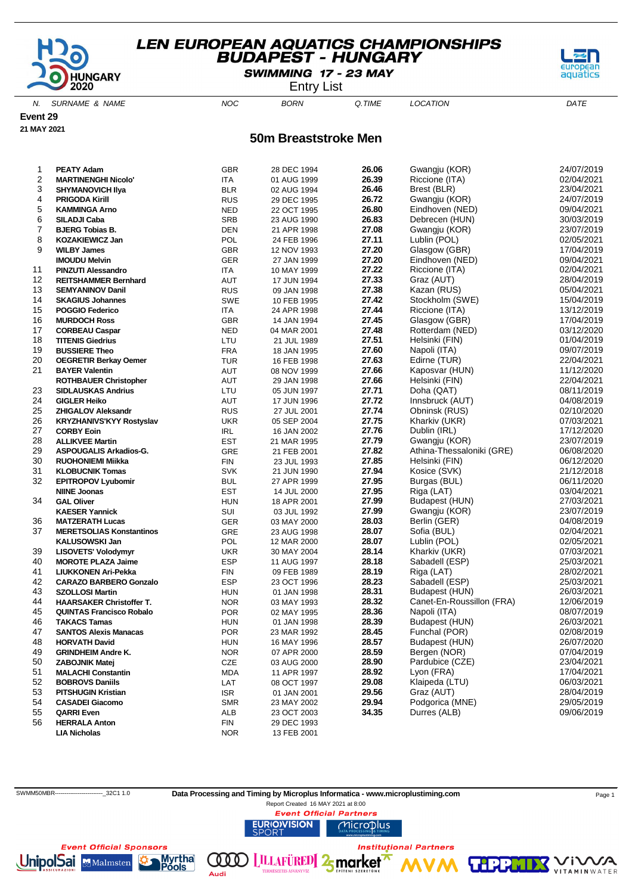# LEN EUROPEAN AQUATICS CHAMPIONSHIPS
## BUDAPEST - HUNGARY
### SWIMMING 17 - 23 MAY
Entry List

**Event 29**
**21 MAY 2021**

## 50m Breaststroke Men

| N. | SURNAME & NAME | NOC | BORN | Q.TIME | LOCATION | DATE |
|---|---|---|---|---|---|---|
| 1 | **PEATY Adam** | GBR | 28 DEC 1994 | **26.06** | Gwangju (KOR) | 24/07/2019 |
| 2 | **MARTINENGHI Nicolo'** | ITA | 01 AUG 1999 | **26.39** | Riccione (ITA) | 02/04/2021 |
| 3 | **SHYMANOVICH Ilya** | BLR | 02 AUG 1994 | **26.46** | Brest (BLR) | 23/04/2021 |
| 4 | **PRIGODA Kirill** | RUS | 29 DEC 1995 | **26.72** | Gwangju (KOR) | 24/07/2019 |
| 5 | **KAMMINGA Arno** | NED | 22 OCT 1995 | **26.80** | Eindhoven (NED) | 09/04/2021 |
| 6 | **SILADJI Caba** | SRB | 23 AUG 1990 | **26.83** | Debrecen (HUN) | 30/03/2019 |
| 7 | **BJERG Tobias B.** | DEN | 21 APR 1998 | **27.08** | Gwangju (KOR) | 23/07/2019 |
| 8 | **KOZAKIEWICZ Jan** | POL | 24 FEB 1996 | **27.11** | Lublin (POL) | 02/05/2021 |
| 9 | **WILBY James** | GBR | 12 NOV 1993 | **27.20** | Glasgow (GBR) | 17/04/2019 |
| | **IMOUDU Melvin** | GER | 27 JAN 1999 | **27.20** | Eindhoven (NED) | 09/04/2021 |
| 11 | **PINZUTI Alessandro** | ITA | 10 MAY 1999 | **27.22** | Riccione (ITA) | 02/04/2021 |
| 12 | **REITSHAMMER Bernhard** | AUT | 17 JUN 1994 | **27.33** | Graz (AUT) | 28/04/2019 |
| 13 | **SEMYANINOV Danil** | RUS | 09 JAN 1998 | **27.38** | Kazan (RUS) | 05/04/2021 |
| 14 | **SKAGIUS Johannes** | SWE | 10 FEB 1995 | **27.42** | Stockholm (SWE) | 15/04/2019 |
| 15 | **POGGIO Federico** | ITA | 24 APR 1998 | **27.44** | Riccione (ITA) | 13/12/2019 |
| 16 | **MURDOCH Ross** | GBR | 14 JAN 1994 | **27.45** | Glasgow (GBR) | 17/04/2019 |
| 17 | **CORBEAU Caspar** | NED | 04 MAR 2001 | **27.48** | Rotterdam (NED) | 03/12/2020 |
| 18 | **TITENIS Giedrius** | LTU | 21 JUL 1989 | **27.51** | Helsinki (FIN) | 01/04/2019 |
| 19 | **BUSSIERE Theo** | FRA | 18 JAN 1995 | **27.60** | Napoli (ITA) | 09/07/2019 |
| 20 | **OEGRETIR Berkay Oemer** | TUR | 16 FEB 1998 | **27.63** | Edirne (TUR) | 22/04/2021 |
| 21 | **BAYER Valentin** | AUT | 08 NOV 1999 | **27.66** | Kaposvar (HUN) | 11/12/2020 |
| | **ROTHBAUER Christopher** | AUT | 29 JAN 1998 | **27.66** | Helsinki (FIN) | 22/04/2021 |
| 23 | **SIDLAUSKAS Andrius** | LTU | 05 JUN 1997 | **27.71** | Doha (QAT) | 08/11/2019 |
| 24 | **GIGLER Heiko** | AUT | 17 JUN 1996 | **27.72** | Innsbruck (AUT) | 04/08/2019 |
| 25 | **ZHIGALOV Aleksandr** | RUS | 27 JUL 2001 | **27.74** | Obninsk (RUS) | 02/10/2020 |
| 26 | **KRYZHANIVS'KYY Rostyslav** | UKR | 05 SEP 2004 | **27.75** | Kharkiv (UKR) | 07/03/2021 |
| 27 | **CORBY Eoin** | IRL | 16 JAN 2002 | **27.76** | Dublin (IRL) | 17/12/2020 |
| 28 | **ALLIKVEE Martin** | EST | 21 MAR 1995 | **27.79** | Gwangju (KOR) | 23/07/2019 |
| 29 | **ASPOUGALIS Arkadios-G.** | GRE | 21 FEB 2001 | **27.82** | Athina-Thessaloniki (GRE) | 06/08/2020 |
| 30 | **RUOHONIEMI Miikka** | FIN | 23 JUL 1993 | **27.85** | Helsinki (FIN) | 06/12/2020 |
| 31 | **KLOBUCNIK Tomas** | SVK | 21 JUN 1990 | **27.94** | Kosice (SVK) | 21/12/2018 |
| 32 | **EPITROPOV Lyubomir** | BUL | 27 APR 1999 | **27.95** | Burgas (BUL) | 06/11/2020 |
| | **NIINE Joonas** | EST | 14 JUL 2000 | **27.95** | Riga (LAT) | 03/04/2021 |
| 34 | **GAL Oliver** | HUN | 18 APR 2001 | **27.99** | Budapest (HUN) | 27/03/2021 |
| | **KAESER Yannick** | SUI | 03 JUL 1992 | **27.99** | Gwangju (KOR) | 23/07/2019 |
| 36 | **MATZERATH Lucas** | GER | 03 MAY 2000 | **28.03** | Berlin (GER) | 04/08/2019 |
| 37 | **MERETSOLIAS Konstantinos** | GRE | 23 AUG 1998 | **28.07** | Sofia (BUL) | 02/04/2021 |
| | **KALUSOWSKI Jan** | POL | 12 MAR 2000 | **28.07** | Lublin (POL) | 02/05/2021 |
| 39 | **LISOVETS' Volodymyr** | UKR | 30 MAY 2004 | **28.14** | Kharkiv (UKR) | 07/03/2021 |
| 40 | **MOROTE PLAZA Jaime** | ESP | 11 AUG 1997 | **28.18** | Sabadell (ESP) | 25/03/2021 |
| 41 | **LIUKKONEN Ari-Pekka** | FIN | 09 FEB 1989 | **28.19** | Riga (LAT) | 28/02/2021 |
| 42 | **CARAZO BARBERO Gonzalo** | ESP | 23 OCT 1996 | **28.23** | Sabadell (ESP) | 25/03/2021 |
| 43 | **SZOLLOSI Martin** | HUN | 01 JAN 1998 | **28.31** | Budapest (HUN) | 26/03/2021 |
| 44 | **HAARSAKER Christoffer T.** | NOR | 03 MAY 1993 | **28.32** | Canet-En-Roussillon (FRA) | 12/06/2019 |
| 45 | **QUINTAS Francisco Robalo** | POR | 02 MAY 1995 | **28.36** | Napoli (ITA) | 08/07/2019 |
| 46 | **TAKACS Tamas** | HUN | 01 JAN 1998 | **28.39** | Budapest (HUN) | 26/03/2021 |
| 47 | **SANTOS Alexis Manacas** | POR | 23 MAR 1992 | **28.45** | Funchal (POR) | 02/08/2019 |
| 48 | **HORVATH David** | HUN | 16 MAY 1996 | **28.57** | Budapest (HUN) | 26/07/2020 |
| 49 | **GRINDHEIM Andre K.** | NOR | 07 APR 2000 | **28.59** | Bergen (NOR) | 07/04/2019 |
| 50 | **ZABOJNIK Matej** | CZE | 03 AUG 2000 | **28.90** | Pardubice (CZE) | 23/04/2021 |
| 51 | **MALACHI Constantin** | MDA | 11 APR 1997 | **28.92** | Lyon (FRA) | 17/04/2021 |
| 52 | **BOBROVS Daniils** | LAT | 08 OCT 1997 | **29.08** | Klaipeda (LTU) | 06/03/2021 |
| 53 | **PITSHUGIN Kristian** | ISR | 01 JAN 2001 | **29.56** | Graz (AUT) | 28/04/2019 |
| 54 | **CASADEI Giacomo** | SMR | 23 MAY 2002 | **29.94** | Podgorica (MNE) | 29/05/2019 |
| 55 | **QARRI Even** | ALB | 23 OCT 2003 | **34.35** | Durres (ALB) | 09/06/2019 |
| 56 | **HERRALA Anton** | FIN | 29 DEC 1993 | | | |
| | **LIA Nicholas** | NOR | 13 FEB 2001 | | | |

SWMM50MBR--------------------------_32C1 1.0 **Data Processing and Timing by Microplus Informatica - www.microplustiming.com**

Report Created 16 MAY 2021 at 8:00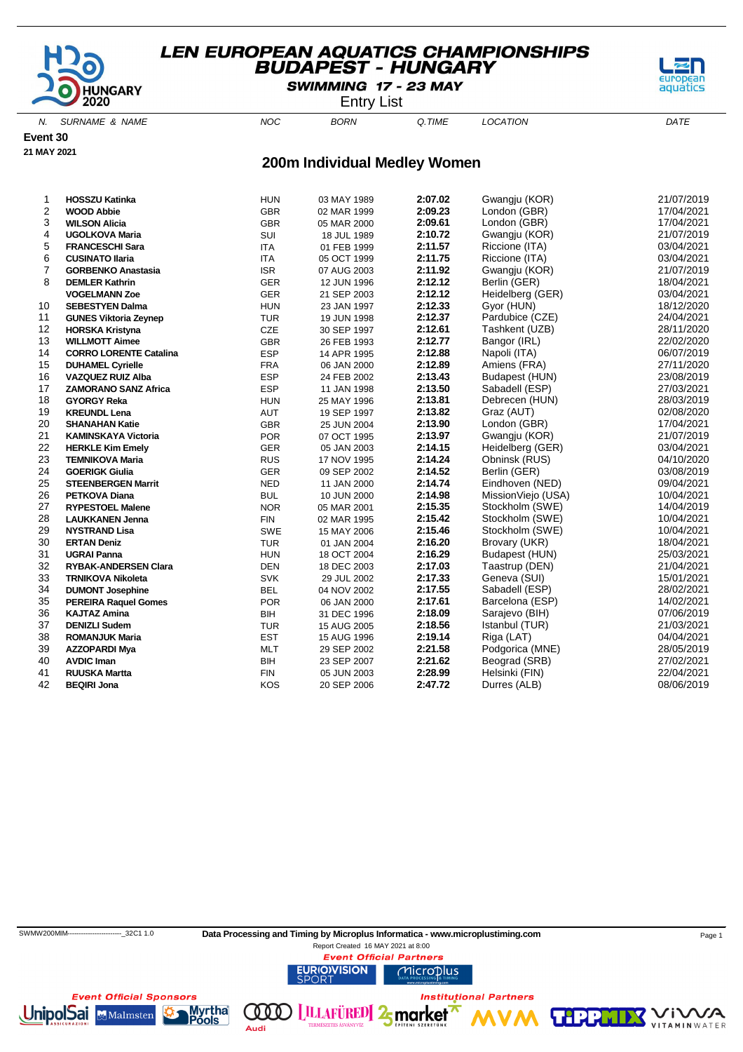# LEN EUROPEAN AQUATICS CHAMPIONSHIPS
## BUDAPEST - HUNGARY
### SWIMMING 17 - 23 MAY

Entry List

**Event 30**

**21 MAY 2021**

## 200m Individual Medley Women

| N. | SURNAME & NAME | NOC | BORN | Q.TIME | LOCATION | DATE |
|---|---|---|---|---|---|---|
| 1 | **HOSSZU Katinka** | HUN | 03 MAY 1989 | **2:07.02** | Gwangju (KOR) | 21/07/2019 |
| 2 | **WOOD Abbie** | GBR | 02 MAR 1999 | **2:09.23** | London (GBR) | 17/04/2021 |
| 3 | **WILSON Alicia** | GBR | 05 MAR 2000 | **2:09.61** | London (GBR) | 17/04/2021 |
| 4 | **UGOLKOVA Maria** | SUI | 18 JUL 1989 | **2:10.72** | Gwangju (KOR) | 21/07/2019 |
| 5 | **FRANCESCHI Sara** | ITA | 01 FEB 1999 | **2:11.57** | Riccione (ITA) | 03/04/2021 |
| 6 | **CUSINATO Ilaria** | ITA | 05 OCT 1999 | **2:11.75** | Riccione (ITA) | 03/04/2021 |
| 7 | **GORBENKO Anastasia** | ISR | 07 AUG 2003 | **2:11.92** | Gwangju (KOR) | 21/07/2019 |
| 8 | **DEMLER Kathrin** | GER | 12 JUN 1996 | **2:12.12** | Berlin (GER) | 18/04/2021 |
| | **VOGELMANN Zoe** | GER | 21 SEP 2003 | **2:12.12** | Heidelberg (GER) | 03/04/2021 |
| 10 | **SEBESTYEN Dalma** | HUN | 23 JAN 1997 | **2:12.33** | Gyor (HUN) | 18/12/2020 |
| 11 | **GUNES Viktoria Zeynep** | TUR | 19 JUN 1998 | **2:12.37** | Pardubice (CZE) | 24/04/2021 |
| 12 | **HORSKA Kristyna** | CZE | 30 SEP 1997 | **2:12.61** | Tashkent (UZB) | 28/11/2020 |
| 13 | **WILLMOTT Aimee** | GBR | 26 FEB 1993 | **2:12.77** | Bangor (IRL) | 22/02/2020 |
| 14 | **CORRO LORENTE Catalina** | ESP | 14 APR 1995 | **2:12.88** | Napoli (ITA) | 06/07/2019 |
| 15 | **DUHAMEL Cyrielle** | FRA | 06 JAN 2000 | **2:12.89** | Amiens (FRA) | 27/11/2020 |
| 16 | **VAZQUEZ RUIZ Alba** | ESP | 24 FEB 2002 | **2:13.43** | Budapest (HUN) | 23/08/2019 |
| 17 | **ZAMORANO SANZ Africa** | ESP | 11 JAN 1998 | **2:13.50** | Sabadell (ESP) | 27/03/2021 |
| 18 | **GYORGY Reka** | HUN | 25 MAY 1996 | **2:13.81** | Debrecen (HUN) | 28/03/2019 |
| 19 | **KREUNDL Lena** | AUT | 19 SEP 1997 | **2:13.82** | Graz (AUT) | 02/08/2020 |
| 20 | **SHANAHAN Katie** | GBR | 25 JUN 2004 | **2:13.90** | London (GBR) | 17/04/2021 |
| 21 | **KAMINSKAYA Victoria** | POR | 07 OCT 1995 | **2:13.97** | Gwangju (KOR) | 21/07/2019 |
| 22 | **HERKLE Kim Emely** | GER | 05 JAN 2003 | **2:14.15** | Heidelberg (GER) | 03/04/2021 |
| 23 | **TEMNIKOVA Maria** | RUS | 17 NOV 1995 | **2:14.24** | Obninsk (RUS) | 04/10/2020 |
| 24 | **GOERIGK Giulia** | GER | 09 SEP 2002 | **2:14.52** | Berlin (GER) | 03/08/2019 |
| 25 | **STEENBERGEN Marrit** | NED | 11 JAN 2000 | **2:14.74** | Eindhoven (NED) | 09/04/2021 |
| 26 | **PETKOVA Diana** | BUL | 10 JUN 2000 | **2:14.98** | MissionViejo (USA) | 10/04/2021 |
| 27 | **RYPESTOEL Malene** | NOR | 05 MAR 2001 | **2:15.35** | Stockholm (SWE) | 14/04/2019 |
| 28 | **LAUKKANEN Jenna** | FIN | 02 MAR 1995 | **2:15.42** | Stockholm (SWE) | 10/04/2021 |
| 29 | **NYSTRAND Lisa** | SWE | 15 MAY 2006 | **2:15.46** | Stockholm (SWE) | 10/04/2021 |
| 30 | **ERTAN Deniz** | TUR | 01 JAN 2004 | **2:16.20** | Brovary (UKR) | 18/04/2021 |
| 31 | **UGRAI Panna** | HUN | 18 OCT 2004 | **2:16.29** | Budapest (HUN) | 25/03/2021 |
| 32 | **RYBAK-ANDERSEN Clara** | DEN | 18 DEC 2003 | **2:17.03** | Taastrup (DEN) | 21/04/2021 |
| 33 | **TRNIKOVA Nikoleta** | SVK | 29 JUL 2002 | **2:17.33** | Geneva (SUI) | 15/01/2021 |
| 34 | **DUMONT Josephine** | BEL | 04 NOV 2002 | **2:17.55** | Sabadell (ESP) | 28/02/2021 |
| 35 | **PEREIRA Raquel Gomes** | POR | 06 JAN 2000 | **2:17.61** | Barcelona (ESP) | 14/02/2021 |
| 36 | **KAJTAZ Amina** | BIH | 31 DEC 1996 | **2:18.09** | Sarajevo (BIH) | 07/06/2019 |
| 37 | **DENIZLI Sudem** | TUR | 15 AUG 2005 | **2:18.56** | Istanbul (TUR) | 21/03/2021 |
| 38 | **ROMANJUK Maria** | EST | 15 AUG 1996 | **2:19.14** | Riga (LAT) | 04/04/2021 |
| 39 | **AZZOPARDI Mya** | MLT | 29 SEP 2002 | **2:21.58** | Podgorica (MNE) | 28/05/2019 |
| 40 | **AVDIC Iman** | BIH | 23 SEP 2007 | **2:21.62** | Beograd (SRB) | 27/02/2021 |
| 41 | **RUUSKA Martta** | FIN | 05 JUN 2003 | **2:28.99** | Helsinki (FIN) | 22/04/2021 |
| 42 | **BEQIRI Jona** | KOS | 20 SEP 2006 | **2:47.72** | Durres (ALB) | 08/06/2019 |

SWMW200MIM------------------------_32C1 1.0

**Data Processing and Timing by Microplus Informatica - www.microplustiming.com**

Report Created 16 MAY 2021 at 8:00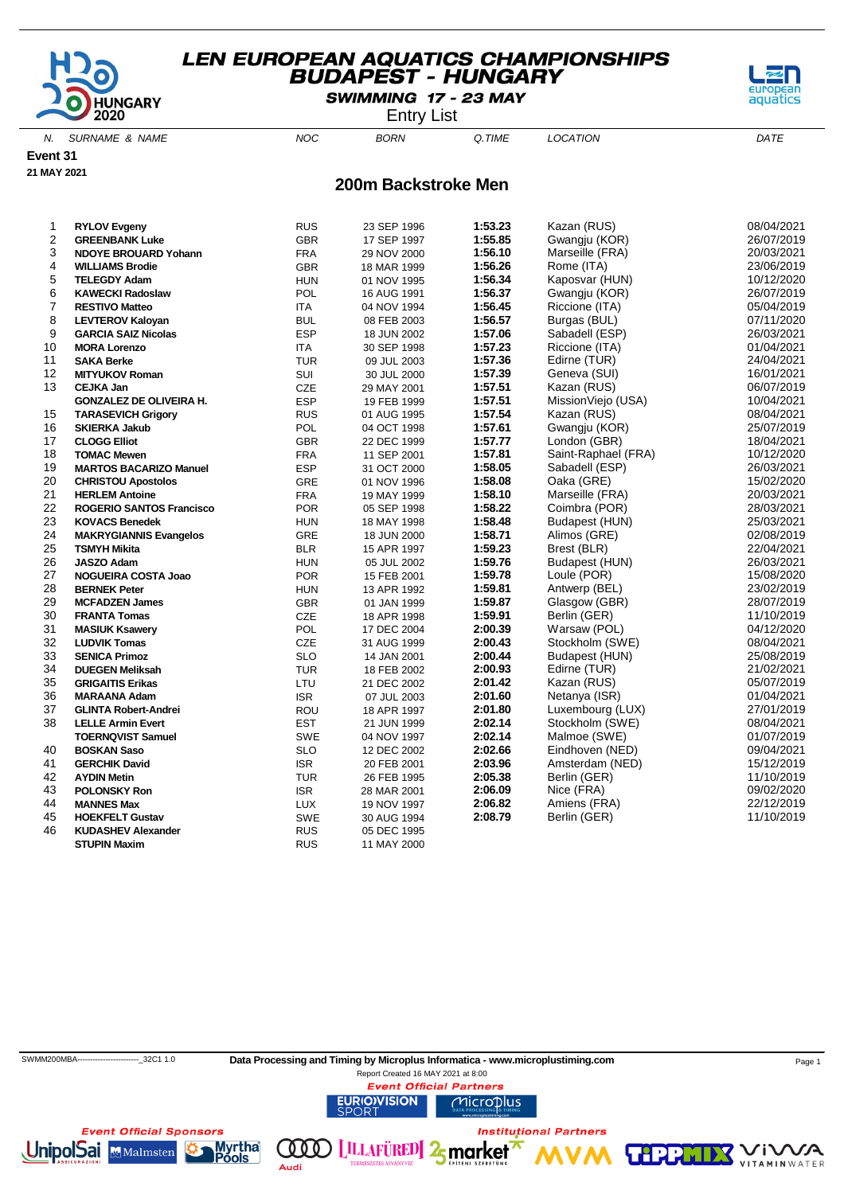# LEN EUROPEAN AQUATICS CHAMPIONSHIPS
## BUDAPEST - HUNGARY
### SWIMMING 17 - 23 MAY
Entry List

**Event 31**

**21 MAY 2021**

## 200m Backstroke Men

| N. | SURNAME & NAME | NOC | BORN | Q.TIME | LOCATION | DATE |
|---|---|---|---|---|---|---|
| 1 | **RYLOV Evgeny** | RUS | 23 SEP 1996 | **1:53.23** | Kazan (RUS) | 08/04/2021 |
| 2 | **GREENBANK Luke** | GBR | 17 SEP 1997 | **1:55.85** | Gwangju (KOR) | 26/07/2019 |
| 3 | **NDOYE BROUARD Yohann** | FRA | 29 NOV 2000 | **1:56.10** | Marseille (FRA) | 20/03/2021 |
| 4 | **WILLIAMS Brodie** | GBR | 18 MAR 1999 | **1:56.26** | Rome (ITA) | 23/06/2019 |
| 5 | **TELEGDY Adam** | HUN | 01 NOV 1995 | **1:56.34** | Kaposvar (HUN) | 10/12/2020 |
| 6 | **KAWECKI Radoslaw** | POL | 16 AUG 1991 | **1:56.37** | Gwangju (KOR) | 26/07/2019 |
| 7 | **RESTIVO Matteo** | ITA | 04 NOV 1994 | **1:56.45** | Riccione (ITA) | 05/04/2019 |
| 8 | **LEVTEROV Kaloyan** | BUL | 08 FEB 2003 | **1:56.57** | Burgas (BUL) | 07/11/2020 |
| 9 | **GARCIA SAIZ Nicolas** | ESP | 18 JUN 2002 | **1:57.06** | Sabadell (ESP) | 26/03/2021 |
| 10 | **MORA Lorenzo** | ITA | 30 SEP 1998 | **1:57.23** | Riccione (ITA) | 01/04/2021 |
| 11 | **SAKA Berke** | TUR | 09 JUL 2003 | **1:57.36** | Edirne (TUR) | 24/04/2021 |
| 12 | **MITYUKOV Roman** | SUI | 30 JUL 2000 | **1:57.39** | Geneva (SUI) | 16/01/2021 |
| 13 | **CEJKA Jan** | CZE | 29 MAY 2001 | **1:57.51** | Kazan (RUS) | 06/07/2019 |
| | **GONZALEZ DE OLIVEIRA H.** | ESP | 19 FEB 1999 | **1:57.51** | MissionViejo (USA) | 10/04/2021 |
| 15 | **TARASEVICH Grigory** | RUS | 01 AUG 1995 | **1:57.54** | Kazan (RUS) | 08/04/2021 |
| 16 | **SKIERKA Jakub** | POL | 04 OCT 1998 | **1:57.61** | Gwangju (KOR) | 25/07/2019 |
| 17 | **CLOGG Elliot** | GBR | 22 DEC 1999 | **1:57.77** | London (GBR) | 18/04/2021 |
| 18 | **TOMAC Mewen** | FRA | 11 SEP 2001 | **1:57.81** | Saint-Raphael (FRA) | 10/12/2020 |
| 19 | **MARTOS BACARIZO Manuel** | ESP | 31 OCT 2000 | **1:58.05** | Sabadell (ESP) | 26/03/2021 |
| 20 | **CHRISTOU Apostolos** | GRE | 01 NOV 1996 | **1:58.08** | Oaka (GRE) | 15/02/2020 |
| 21 | **HERLEM Antoine** | FRA | 19 MAY 1999 | **1:58.10** | Marseille (FRA) | 20/03/2021 |
| 22 | **ROGERIO SANTOS Francisco** | POR | 05 SEP 1998 | **1:58.22** | Coimbra (POR) | 28/03/2021 |
| 23 | **KOVACS Benedek** | HUN | 18 MAY 1998 | **1:58.48** | Budapest (HUN) | 25/03/2021 |
| 24 | **MAKRYGIANNIS Evangelos** | GRE | 18 JUN 2000 | **1:58.71** | Alimos (GRE) | 02/08/2019 |
| 25 | **TSMYH Mikita** | BLR | 15 APR 1997 | **1:59.23** | Brest (BLR) | 22/04/2021 |
| 26 | **JASZO Adam** | HUN | 05 JUL 2002 | **1:59.76** | Budapest (HUN) | 26/03/2021 |
| 27 | **NOGUEIRA COSTA Joao** | POR | 15 FEB 2001 | **1:59.78** | Loule (POR) | 15/08/2020 |
| 28 | **BERNEK Peter** | HUN | 13 APR 1992 | **1:59.81** | Antwerp (BEL) | 23/02/2019 |
| 29 | **MCFADZEN James** | GBR | 01 JAN 1999 | **1:59.87** | Glasgow (GBR) | 28/07/2019 |
| 30 | **FRANTA Tomas** | CZE | 18 APR 1998 | **1:59.91** | Berlin (GER) | 11/10/2019 |
| 31 | **MASIUK Ksawery** | POL | 17 DEC 2004 | **2:00.39** | Warsaw (POL) | 04/12/2020 |
| 32 | **LUDVIK Tomas** | CZE | 31 AUG 1999 | **2:00.43** | Stockholm (SWE) | 08/04/2021 |
| 33 | **SENICA Primoz** | SLO | 14 JAN 2001 | **2:00.44** | Budapest (HUN) | 25/08/2019 |
| 34 | **DUEGEN Meliksah** | TUR | 18 FEB 2002 | **2:00.93** | Edirne (TUR) | 21/02/2021 |
| 35 | **GRIGAITIS Erikas** | LTU | 21 DEC 2002 | **2:01.42** | Kazan (RUS) | 05/07/2019 |
| 36 | **MARAANA Adam** | ISR | 07 JUL 2003 | **2:01.60** | Netanya (ISR) | 01/04/2021 |
| 37 | **GLINTA Robert-Andrei** | ROU | 18 APR 1997 | **2:01.80** | Luxembourg (LUX) | 27/01/2019 |
| 38 | **LELLE Armin Evert** | EST | 21 JUN 1999 | **2:02.14** | Stockholm (SWE) | 08/04/2021 |
| | **TOERNQVIST Samuel** | SWE | 04 NOV 1997 | **2:02.14** | Malmoe (SWE) | 01/07/2019 |
| 40 | **BOSKAN Saso** | SLO | 12 DEC 2002 | **2:02.66** | Eindhoven (NED) | 09/04/2021 |
| 41 | **GERCHIK David** | ISR | 20 FEB 2001 | **2:03.96** | Amsterdam (NED) | 15/12/2019 |
| 42 | **AYDIN Metin** | TUR | 26 FEB 1995 | **2:05.38** | Berlin (GER) | 11/10/2019 |
| 43 | **POLONSKY Ron** | ISR | 28 MAR 2001 | **2:06.09** | Nice (FRA) | 09/02/2020 |
| 44 | **MANNES Max** | LUX | 19 NOV 1997 | **2:06.82** | Amiens (FRA) | 22/12/2019 |
| 45 | **HOEKFELT Gustav** | SWE | 30 AUG 1994 | **2:08.79** | Berlin (GER) | 11/10/2019 |
| 46 | **KUDASHEV Alexander** | RUS | 05 DEC 1995 | | | |
| | **STUPIN Maxim** | RUS | 11 MAY 2000 | | | |

SWMM200MBA------------------------_32C1 1.0 **Data Processing and Timing by Microplus Informatica - www.microplustiming.com**

Report Created 16 MAY 2021 at 8:00

Event Official Partners

Event Official Sponsors

Institutional Partners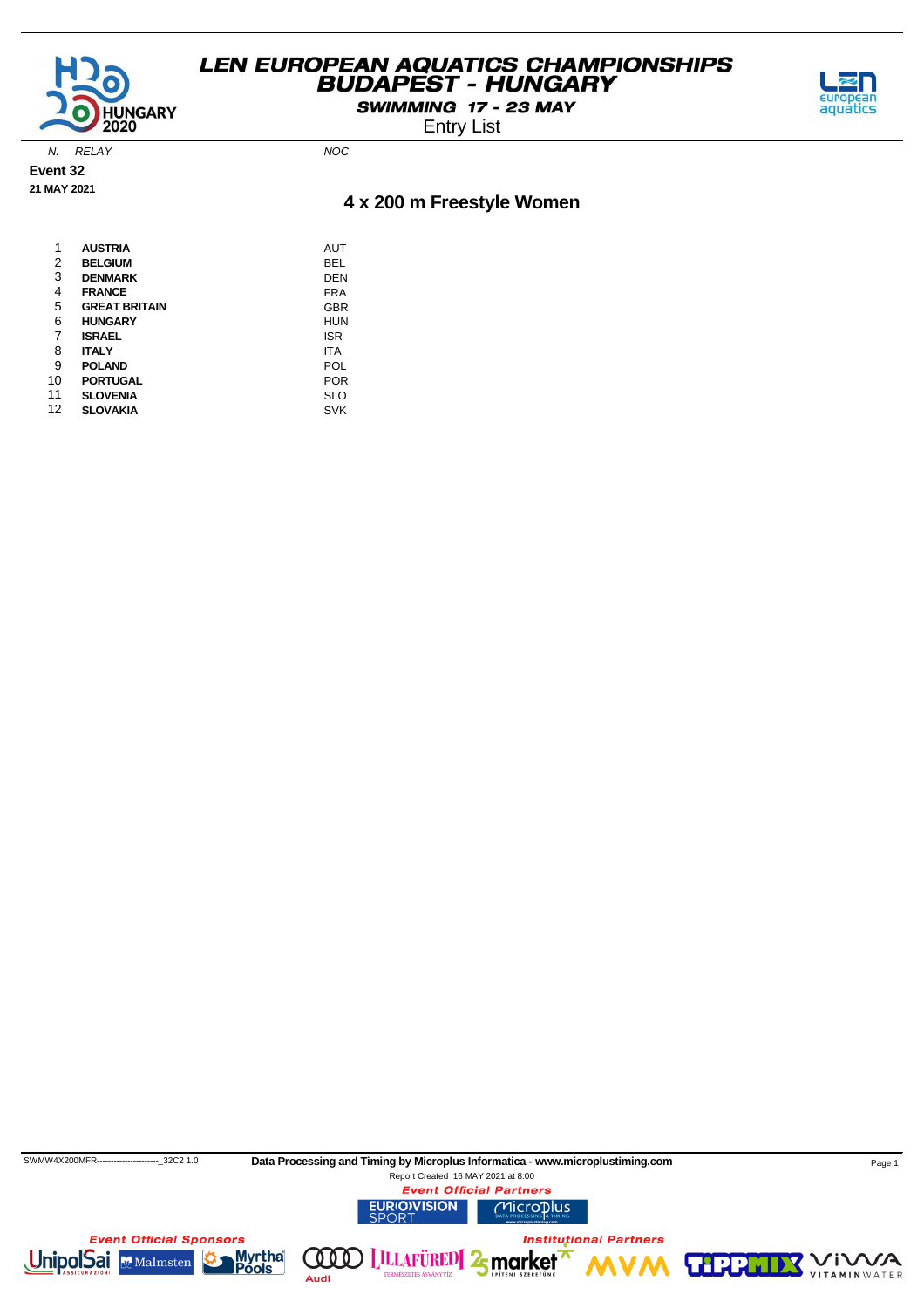# LEN EUROPEAN AQUATICS CHAMPIONSHIPS BUDAPEST - HUNGARY

SWIMMING 17 - 23 MAY

Entry List

**Event 32**

**21 MAY 2021**

## 4 x 200 m Freestyle Women

| N. | RELAY | NOC |
|---|---|---|
| 1 | **AUSTRIA** | AUT |
| 2 | **BELGIUM** | BEL |
| 3 | **DENMARK** | DEN |
| 4 | **FRANCE** | FRA |
| 5 | **GREAT BRITAIN** | GBR |
| 6 | **HUNGARY** | HUN |
| 7 | **ISRAEL** | ISR |
| 8 | **ITALY** | ITA |
| 9 | **POLAND** | POL |
| 10 | **PORTUGAL** | POR |
| 11 | **SLOVENIA** | SLO |
| 12 | **SLOVAKIA** | SVK |

SWMW4X200MFR----------------------_32C2 1.0 **Data Processing and Timing by Microplus Informatica - www.microplustiming.com**

Report Created 16 MAY 2021 at 8:00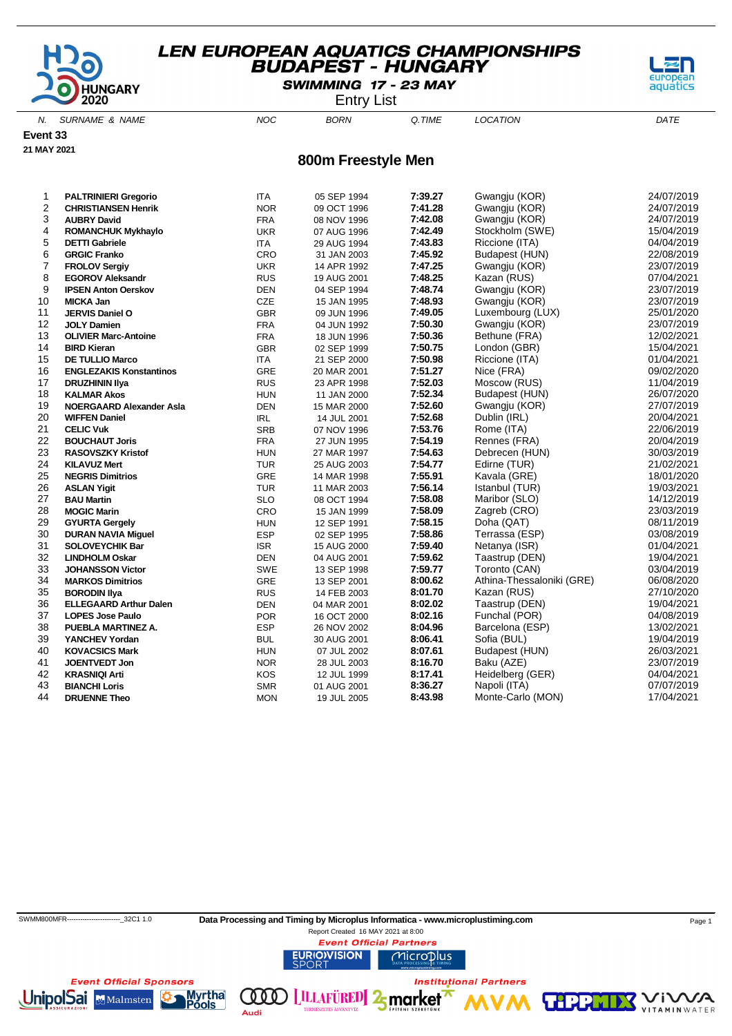# LEN EUROPEAN AQUATICS CHAMPIONSHIPS
## BUDAPEST - HUNGARY
### SWIMMING 17 - 23 MAY
Entry List

**Event 33**
**21 MAY 2021**

## 800m Freestyle Men

| N. | SURNAME & NAME | NOC | BORN | Q.TIME | LOCATION | DATE |
|---|---|---|---|---|---|---|
| 1 | **PALTRINIERI Gregorio** | ITA | 05 SEP 1994 | **7:39.27** | Gwangju (KOR) | 24/07/2019 |
| 2 | **CHRISTIANSEN Henrik** | NOR | 09 OCT 1996 | **7:41.28** | Gwangju (KOR) | 24/07/2019 |
| 3 | **AUBRY David** | FRA | 08 NOV 1996 | **7:42.08** | Gwangju (KOR) | 24/07/2019 |
| 4 | **ROMANCHUK Mykhaylo** | UKR | 07 AUG 1996 | **7:42.49** | Stockholm (SWE) | 15/04/2019 |
| 5 | **DETTI Gabriele** | ITA | 29 AUG 1994 | **7:43.83** | Riccione (ITA) | 04/04/2019 |
| 6 | **GRGIC Franko** | CRO | 31 JAN 2003 | **7:45.92** | Budapest (HUN) | 22/08/2019 |
| 7 | **FROLOV Sergiy** | UKR | 14 APR 1992 | **7:47.25** | Gwangju (KOR) | 23/07/2019 |
| 8 | **EGOROV Aleksandr** | RUS | 19 AUG 2001 | **7:48.25** | Kazan (RUS) | 07/04/2021 |
| 9 | **IPSEN Anton Oerskov** | DEN | 04 SEP 1994 | **7:48.74** | Gwangju (KOR) | 23/07/2019 |
| 10 | **MICKA Jan** | CZE | 15 JAN 1995 | **7:48.93** | Gwangju (KOR) | 23/07/2019 |
| 11 | **JERVIS Daniel O** | GBR | 09 JUN 1996 | **7:49.05** | Luxembourg (LUX) | 25/01/2020 |
| 12 | **JOLY Damien** | FRA | 04 JUN 1992 | **7:50.30** | Gwangju (KOR) | 23/07/2019 |
| 13 | **OLIVIER Marc-Antoine** | FRA | 18 JUN 1996 | **7:50.36** | Bethune (FRA) | 12/02/2021 |
| 14 | **BIRD Kieran** | GBR | 02 SEP 1999 | **7:50.75** | London (GBR) | 15/04/2021 |
| 15 | **DE TULLIO Marco** | ITA | 21 SEP 2000 | **7:50.98** | Riccione (ITA) | 01/04/2021 |
| 16 | **ENGLEZAKIS Konstantinos** | GRE | 20 MAR 2001 | **7:51.27** | Nice (FRA) | 09/02/2020 |
| 17 | **DRUZHININ Ilya** | RUS | 23 APR 1998 | **7:52.03** | Moscow (RUS) | 11/04/2019 |
| 18 | **KALMAR Akos** | HUN | 11 JAN 2000 | **7:52.34** | Budapest (HUN) | 26/07/2020 |
| 19 | **NOERGAARD Alexander Asla** | DEN | 15 MAR 2000 | **7:52.60** | Gwangju (KOR) | 27/07/2019 |
| 20 | **WIFFEN Daniel** | IRL | 14 JUL 2001 | **7:52.68** | Dublin (IRL) | 20/04/2021 |
| 21 | **CELIC Vuk** | SRB | 07 NOV 1996 | **7:53.76** | Rome (ITA) | 22/06/2019 |
| 22 | **BOUCHAUT Joris** | FRA | 27 JUN 1995 | **7:54.19** | Rennes (FRA) | 20/04/2019 |
| 23 | **RASOVSZKY Kristof** | HUN | 27 MAR 1997 | **7:54.63** | Debrecen (HUN) | 30/03/2019 |
| 24 | **KILAVUZ Mert** | TUR | 25 AUG 2003 | **7:54.77** | Edirne (TUR) | 21/02/2021 |
| 25 | **NEGRIS Dimitrios** | GRE | 14 MAR 1998 | **7:55.91** | Kavala (GRE) | 18/01/2020 |
| 26 | **ASLAN Yigit** | TUR | 11 MAR 2003 | **7:56.14** | Istanbul (TUR) | 19/03/2021 |
| 27 | **BAU Martin** | SLO | 08 OCT 1994 | **7:58.08** | Maribor (SLO) | 14/12/2019 |
| 28 | **MOGIC Marin** | CRO | 15 JAN 1999 | **7:58.09** | Zagreb (CRO) | 23/03/2019 |
| 29 | **GYURTA Gergely** | HUN | 12 SEP 1991 | **7:58.15** | Doha (QAT) | 08/11/2019 |
| 30 | **DURAN NAVIA Miguel** | ESP | 02 SEP 1995 | **7:58.86** | Terrassa (ESP) | 03/08/2019 |
| 31 | **SOLOVEYCHIK Bar** | ISR | 15 AUG 2000 | **7:59.40** | Netanya (ISR) | 01/04/2021 |
| 32 | **LINDHOLM Oskar** | DEN | 04 AUG 2001 | **7:59.62** | Taastrup (DEN) | 19/04/2021 |
| 33 | **JOHANSSON Victor** | SWE | 13 SEP 1998 | **7:59.77** | Toronto (CAN) | 03/04/2019 |
| 34 | **MARKOS Dimitrios** | GRE | 13 SEP 2001 | **8:00.62** | Athina-Thessaloniki (GRE) | 06/08/2020 |
| 35 | **BORODIN Ilya** | RUS | 14 FEB 2003 | **8:01.70** | Kazan (RUS) | 27/10/2020 |
| 36 | **ELLEGAARD Arthur Dalen** | DEN | 04 MAR 2001 | **8:02.02** | Taastrup (DEN) | 19/04/2021 |
| 37 | **LOPES Jose Paulo** | POR | 16 OCT 2000 | **8:02.16** | Funchal (POR) | 04/08/2019 |
| 38 | **PUEBLA MARTINEZ A.** | ESP | 26 NOV 2002 | **8:04.96** | Barcelona (ESP) | 13/02/2021 |
| 39 | **YANCHEV Yordan** | BUL | 30 AUG 2001 | **8:06.41** | Sofia (BUL) | 19/04/2019 |
| 40 | **KOVACSICS Mark** | HUN | 07 JUL 2002 | **8:07.61** | Budapest (HUN) | 26/03/2021 |
| 41 | **JOENTVEDT Jon** | NOR | 28 JUL 2003 | **8:16.70** | Baku (AZE) | 23/07/2019 |
| 42 | **KRASNIQI Arti** | KOS | 12 JUL 1999 | **8:17.41** | Heidelberg (GER) | 04/04/2021 |
| 43 | **BIANCHI Loris** | SMR | 01 AUG 2001 | **8:36.27** | Napoli (ITA) | 07/07/2019 |
| 44 | **DRUENNE Theo** | MON | 19 JUL 2005 | **8:43.98** | Monte-Carlo (MON) | 17/04/2021 |

SWMM800MFR------------------------_32C1 1.0 **Data Processing and Timing by Microplus Informatica - www.microplustiming.com**

Report Created 16 MAY 2021 at 8:00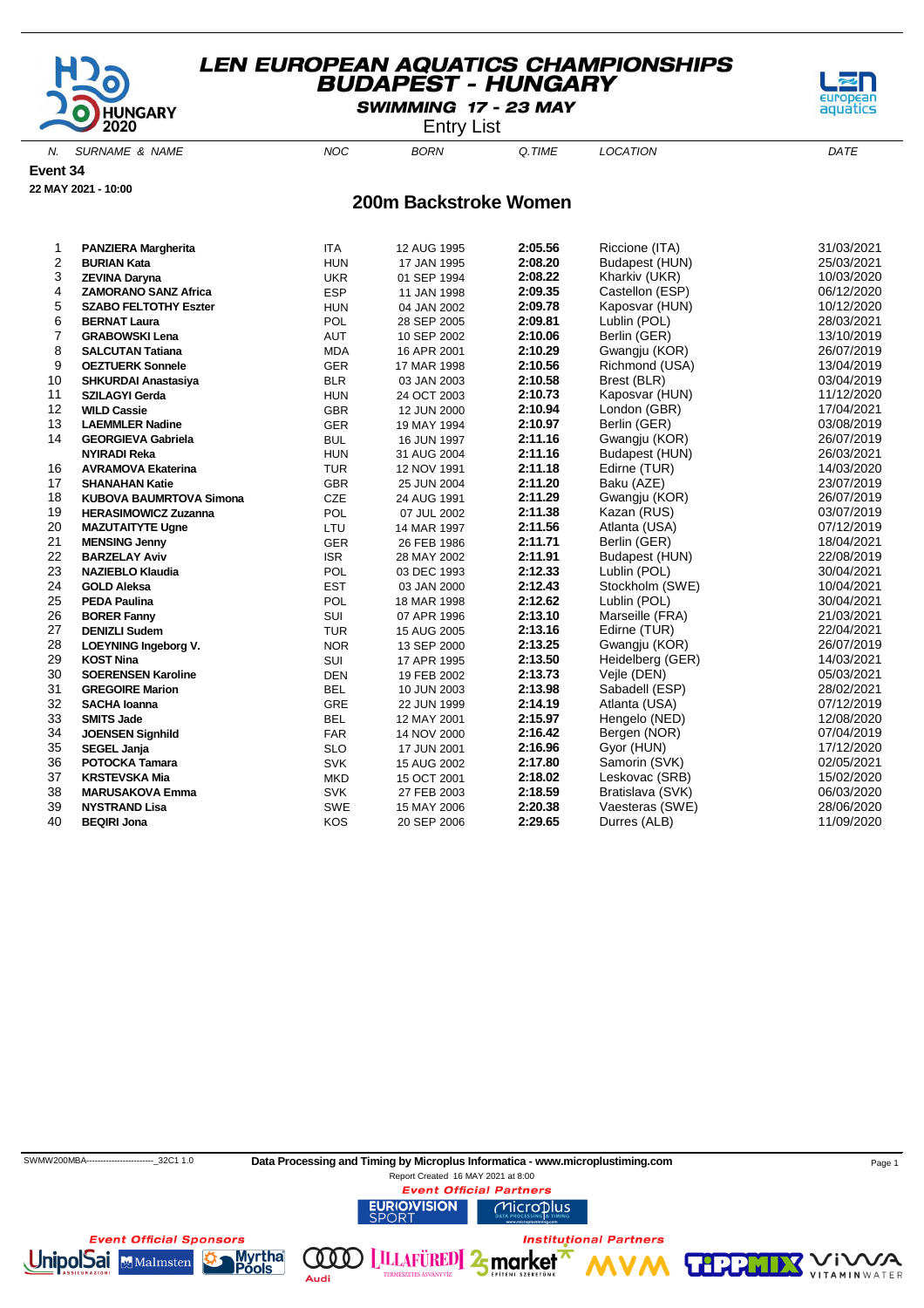# LEN EUROPEAN AQUATICS CHAMPIONSHIPS
## BUDAPEST - HUNGARY

**SWIMMING 17 - 23 MAY**

Entry List

**Event 34**

**22 MAY 2021 - 10:00**

## 200m Backstroke Women

| N. | SURNAME & NAME | NOC | BORN | Q.TIME | LOCATION | DATE |
|---|---|---|---|---|---|---|
| 1 | **PANZIERA Margherita** | ITA | 12 AUG 1995 | **2:05.56** | Riccione (ITA) | 31/03/2021 |
| 2 | **BURIAN Kata** | HUN | 17 JAN 1995 | **2:08.20** | Budapest (HUN) | 25/03/2021 |
| 3 | **ZEVINA Daryna** | UKR | 01 SEP 1994 | **2:08.22** | Kharkiv (UKR) | 10/03/2020 |
| 4 | **ZAMORANO SANZ Africa** | ESP | 11 JAN 1998 | **2:09.35** | Castellon (ESP) | 06/12/2020 |
| 5 | **SZABO FELTOTHY Eszter** | HUN | 04 JAN 2002 | **2:09.78** | Kaposvar (HUN) | 10/12/2020 |
| 6 | **BERNAT Laura** | POL | 28 SEP 2005 | **2:09.81** | Lublin (POL) | 28/03/2021 |
| 7 | **GRABOWSKI Lena** | AUT | 10 SEP 2002 | **2:10.06** | Berlin (GER) | 13/10/2019 |
| 8 | **SALCUTAN Tatiana** | MDA | 16 APR 2001 | **2:10.29** | Gwangju (KOR) | 26/07/2019 |
| 9 | **OEZTUERK Sonnele** | GER | 17 MAR 1998 | **2:10.56** | Richmond (USA) | 13/04/2019 |
| 10 | **SHKURDAI Anastasiya** | BLR | 03 JAN 2003 | **2:10.58** | Brest (BLR) | 03/04/2019 |
| 11 | **SZILAGYI Gerda** | HUN | 24 OCT 2003 | **2:10.73** | Kaposvar (HUN) | 11/12/2020 |
| 12 | **WILD Cassie** | GBR | 12 JUN 2000 | **2:10.94** | London (GBR) | 17/04/2021 |
| 13 | **LAEMMLER Nadine** | GER | 19 MAY 1994 | **2:10.97** | Berlin (GER) | 03/08/2019 |
| 14 | **GEORGIEVA Gabriela** | BUL | 16 JUN 1997 | **2:11.16** | Gwangju (KOR) | 26/07/2019 |
| | **NYIRADI Reka** | HUN | 31 AUG 2004 | **2:11.16** | Budapest (HUN) | 26/03/2021 |
| 16 | **AVRAMOVA Ekaterina** | TUR | 12 NOV 1991 | **2:11.18** | Edirne (TUR) | 14/03/2020 |
| 17 | **SHANAHAN Katie** | GBR | 25 JUN 2004 | **2:11.20** | Baku (AZE) | 23/07/2019 |
| 18 | **KUBOVA BAUMRTOVA Simona** | CZE | 24 AUG 1991 | **2:11.29** | Gwangju (KOR) | 26/07/2019 |
| 19 | **HERASIMOWICZ Zuzanna** | POL | 07 JUL 2002 | **2:11.38** | Kazan (RUS) | 03/07/2019 |
| 20 | **MAZUTAITYTE Ugne** | LTU | 14 MAR 1997 | **2:11.56** | Atlanta (USA) | 07/12/2019 |
| 21 | **MENSING Jenny** | GER | 26 FEB 1986 | **2:11.71** | Berlin (GER) | 18/04/2021 |
| 22 | **BARZELAY Aviv** | ISR | 28 MAY 2002 | **2:11.91** | Budapest (HUN) | 22/08/2019 |
| 23 | **NAZIEBLO Klaudia** | POL | 03 DEC 1993 | **2:12.33** | Lublin (POL) | 30/04/2021 |
| 24 | **GOLD Aleksa** | EST | 03 JAN 2000 | **2:12.43** | Stockholm (SWE) | 10/04/2021 |
| 25 | **PEDA Paulina** | POL | 18 MAR 1998 | **2:12.62** | Lublin (POL) | 30/04/2021 |
| 26 | **BORER Fanny** | SUI | 07 APR 1996 | **2:13.10** | Marseille (FRA) | 21/03/2021 |
| 27 | **DENIZLI Sudem** | TUR | 15 AUG 2005 | **2:13.16** | Edirne (TUR) | 22/04/2021 |
| 28 | **LOEYNING Ingeborg V.** | NOR | 13 SEP 2000 | **2:13.25** | Gwangju (KOR) | 26/07/2019 |
| 29 | **KOST Nina** | SUI | 17 APR 1995 | **2:13.50** | Heidelberg (GER) | 14/03/2021 |
| 30 | **SOERENSEN Karoline** | DEN | 19 FEB 2002 | **2:13.73** | Vejle (DEN) | 05/03/2021 |
| 31 | **GREGOIRE Marion** | BEL | 10 JUN 2003 | **2:13.98** | Sabadell (ESP) | 28/02/2021 |
| 32 | **SACHA Ioanna** | GRE | 22 JUN 1999 | **2:14.19** | Atlanta (USA) | 07/12/2019 |
| 33 | **SMITS Jade** | BEL | 12 MAY 2001 | **2:15.97** | Hengelo (NED) | 12/08/2020 |
| 34 | **JOENSEN Signhild** | FAR | 14 NOV 2000 | **2:16.42** | Bergen (NOR) | 07/04/2019 |
| 35 | **SEGEL Janja** | SLO | 17 JUN 2001 | **2:16.96** | Gyor (HUN) | 17/12/2020 |
| 36 | **POTOCKA Tamara** | SVK | 15 AUG 2002 | **2:17.80** | Samorin (SVK) | 02/05/2021 |
| 37 | **KRSTEVSKA Mia** | MKD | 15 OCT 2001 | **2:18.02** | Leskovac (SRB) | 15/02/2020 |
| 38 | **MARUSAKOVA Emma** | SVK | 27 FEB 2003 | **2:18.59** | Bratislava (SVK) | 06/03/2020 |
| 39 | **NYSTRAND Lisa** | SWE | 15 MAY 2006 | **2:20.38** | Vaesteras (SWE) | 28/06/2020 |
| 40 | **BEQIRI Jona** | KOS | 20 SEP 2006 | **2:29.65** | Durres (ALB) | 11/09/2020 |

SWMW200MBA------------------------_32C1 1.0 **Data Processing and Timing by Microplus Informatica - www.microplustiming.com**

Report Created 16 MAY 2021 at 8:00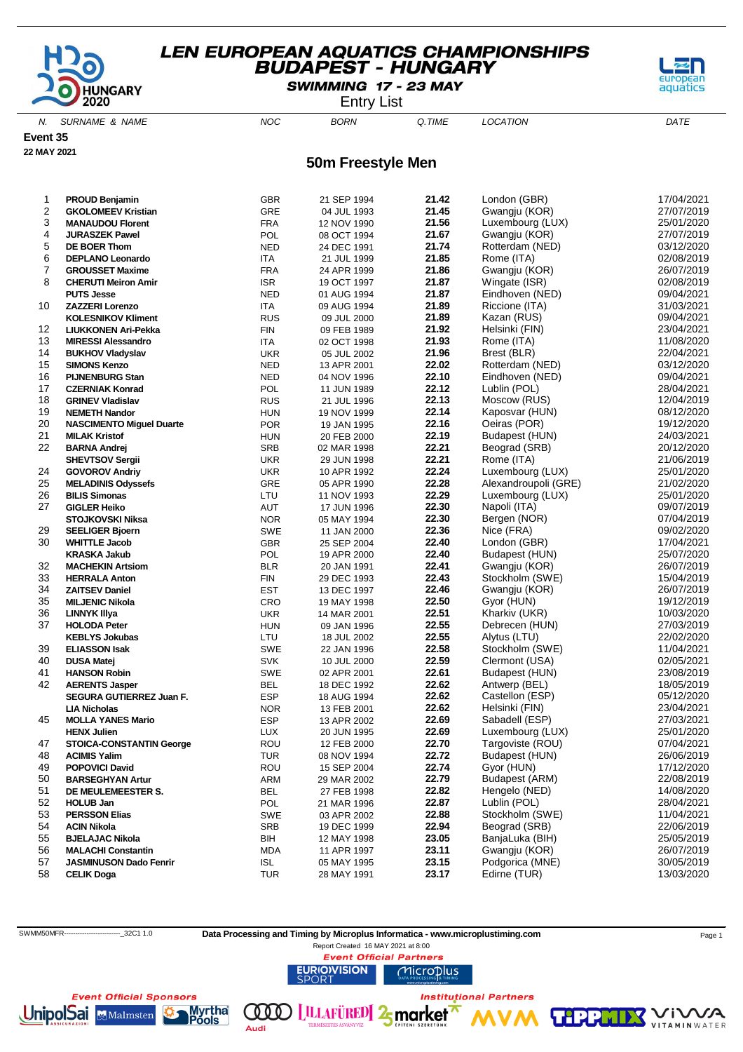# LEN EUROPEAN AQUATICS CHAMPIONSHIPS
## BUDAPEST - HUNGARY
### SWIMMING 17 - 23 MAY
Entry List

**Event 35**
**22 MAY 2021**

## 50m Freestyle Men

| N. | SURNAME & NAME | NOC | BORN | Q.TIME | LOCATION | DATE |
|---|---|---|---|---|---|---|
| 1 | **PROUD Benjamin** | GBR | 21 SEP 1994 | **21.42** | London (GBR) | 17/04/2021 |
| 2 | **GKOLOMEEV Kristian** | GRE | 04 JUL 1993 | **21.45** | Gwangju (KOR) | 27/07/2019 |
| 3 | **MANAUDOU Florent** | FRA | 12 NOV 1990 | **21.56** | Luxembourg (LUX) | 25/01/2020 |
| 4 | **JURASZEK Pawel** | POL | 08 OCT 1994 | **21.67** | Gwangju (KOR) | 27/07/2019 |
| 5 | **DE BOER Thom** | NED | 24 DEC 1991 | **21.74** | Rotterdam (NED) | 03/12/2020 |
| 6 | **DEPLANO Leonardo** | ITA | 21 JUL 1999 | **21.85** | Rome (ITA) | 02/08/2019 |
| 7 | **GROUSSET Maxime** | FRA | 24 APR 1999 | **21.86** | Gwangju (KOR) | 26/07/2019 |
| 8 | **CHERUTI Meiron Amir** | ISR | 19 OCT 1997 | **21.87** | Wingate (ISR) | 02/08/2019 |
| | **PUTS Jesse** | NED | 01 AUG 1994 | **21.87** | Eindhoven (NED) | 09/04/2021 |
| 10 | **ZAZZERI Lorenzo** | ITA | 09 AUG 1994 | **21.89** | Riccione (ITA) | 31/03/2021 |
| | **KOLESNIKOV Kliment** | RUS | 09 JUL 2000 | **21.89** | Kazan (RUS) | 09/04/2021 |
| 12 | **LIUKKONEN Ari-Pekka** | FIN | 09 FEB 1989 | **21.92** | Helsinki (FIN) | 23/04/2021 |
| 13 | **MIRESSI Alessandro** | ITA | 02 OCT 1998 | **21.93** | Rome (ITA) | 11/08/2020 |
| 14 | **BUKHOV Vladyslav** | UKR | 05 JUL 2002 | **21.96** | Brest (BLR) | 22/04/2021 |
| 15 | **SIMONS Kenzo** | NED | 13 APR 2001 | **22.02** | Rotterdam (NED) | 03/12/2020 |
| 16 | **PIJNENBURG Stan** | NED | 04 NOV 1996 | **22.10** | Eindhoven (NED) | 09/04/2021 |
| 17 | **CZERNIAK Konrad** | POL | 11 JUN 1989 | **22.12** | Lublin (POL) | 28/04/2021 |
| 18 | **GRINEV Vladislav** | RUS | 21 JUL 1996 | **22.13** | Moscow (RUS) | 12/04/2019 |
| 19 | **NEMETH Nandor** | HUN | 19 NOV 1999 | **22.14** | Kaposvar (HUN) | 08/12/2020 |
| 20 | **NASCIMENTO Miguel Duarte** | POR | 19 JAN 1995 | **22.16** | Oeiras (POR) | 19/12/2020 |
| 21 | **MILAK Kristof** | HUN | 20 FEB 2000 | **22.19** | Budapest (HUN) | 24/03/2021 |
| 22 | **BARNA Andrej** | SRB | 02 MAR 1998 | **22.21** | Beograd (SRB) | 20/12/2020 |
| | **SHEVTSOV Sergii** | UKR | 29 JUN 1998 | **22.21** | Rome (ITA) | 21/06/2019 |
| 24 | **GOVOROV Andriy** | UKR | 10 APR 1992 | **22.24** | Luxembourg (LUX) | 25/01/2020 |
| 25 | **MELADINIS Odyssefs** | GRE | 05 APR 1990 | **22.28** | Alexandroupoli (GRE) | 21/02/2020 |
| 26 | **BILIS Simonas** | LTU | 11 NOV 1993 | **22.29** | Luxembourg (LUX) | 25/01/2020 |
| 27 | **GIGLER Heiko** | AUT | 17 JUN 1996 | **22.30** | Napoli (ITA) | 09/07/2019 |
| | **STOJKOVSKI Niksa** | NOR | 05 MAY 1994 | **22.30** | Bergen (NOR) | 07/04/2019 |
| 29 | **SEELIGER Bjoern** | SWE | 11 JAN 2000 | **22.36** | Nice (FRA) | 09/02/2020 |
| 30 | **WHITTLE Jacob** | GBR | 25 SEP 2004 | **22.40** | London (GBR) | 17/04/2021 |
| | **KRASKA Jakub** | POL | 19 APR 2000 | **22.40** | Budapest (HUN) | 25/07/2020 |
| 32 | **MACHEKIN Artsiom** | BLR | 20 JAN 1991 | **22.41** | Gwangju (KOR) | 26/07/2019 |
| 33 | **HERRALA Anton** | FIN | 29 DEC 1993 | **22.43** | Stockholm (SWE) | 15/04/2019 |
| 34 | **ZAITSEV Daniel** | EST | 13 DEC 1997 | **22.46** | Gwangju (KOR) | 26/07/2019 |
| 35 | **MILJENIC Nikola** | CRO | 19 MAY 1998 | **22.50** | Gyor (HUN) | 19/12/2019 |
| 36 | **LINNYK Illya** | UKR | 14 MAR 2001 | **22.51** | Kharkiv (UKR) | 10/03/2020 |
| 37 | **HOLODA Peter** | HUN | 09 JAN 1996 | **22.55** | Debrecen (HUN) | 27/03/2019 |
| | **KEBLYS Jokubas** | LTU | 18 JUL 2002 | **22.55** | Alytus (LTU) | 22/02/2020 |
| 39 | **ELIASSON Isak** | SWE | 22 JAN 1996 | **22.58** | Stockholm (SWE) | 11/04/2021 |
| 40 | **DUSA Matej** | SVK | 10 JUL 2000 | **22.59** | Clermont (USA) | 02/05/2021 |
| 41 | **HANSON Robin** | SWE | 02 APR 2001 | **22.61** | Budapest (HUN) | 23/08/2019 |
| 42 | **AERENTS Jasper** | BEL | 18 DEC 1992 | **22.62** | Antwerp (BEL) | 18/05/2019 |
| | **SEGURA GUTIERREZ Juan F.** | ESP | 18 AUG 1994 | **22.62** | Castellon (ESP) | 05/12/2020 |
| | **LIA Nicholas** | NOR | 13 FEB 2001 | **22.62** | Helsinki (FIN) | 23/04/2021 |
| 45 | **MOLLA YANES Mario** | ESP | 13 APR 2002 | **22.69** | Sabadell (ESP) | 27/03/2021 |
| | **HENX Julien** | LUX | 20 JUN 1995 | **22.69** | Luxembourg (LUX) | 25/01/2020 |
| 47 | **STOICA-CONSTANTIN George** | ROU | 12 FEB 2000 | **22.70** | Targoviste (ROU) | 07/04/2021 |
| 48 | **ACIMIS Yalim** | TUR | 08 NOV 1994 | **22.72** | Budapest (HUN) | 26/06/2019 |
| 49 | **POPOVICI David** | ROU | 15 SEP 2004 | **22.74** | Gyor (HUN) | 17/12/2020 |
| 50 | **BARSEGHYAN Artur** | ARM | 29 MAR 2002 | **22.79** | Budapest (ARM) | 22/08/2019 |
| 51 | **DE MEULEMEESTER S.** | BEL | 27 FEB 1998 | **22.82** | Hengelo (NED) | 14/08/2020 |
| 52 | **HOLUB Jan** | POL | 21 MAR 1996 | **22.87** | Lublin (POL) | 28/04/2021 |
| 53 | **PERSSON Elias** | SWE | 03 APR 2002 | **22.88** | Stockholm (SWE) | 11/04/2021 |
| 54 | **ACIN Nikola** | SRB | 19 DEC 1999 | **22.94** | Beograd (SRB) | 22/06/2019 |
| 55 | **BJELAJAC Nikola** | BIH | 12 MAY 1998 | **23.05** | BanjaLuka (BIH) | 25/05/2019 |
| 56 | **MALACHI Constantin** | MDA | 11 APR 1997 | **23.11** | Gwangju (KOR) | 26/07/2019 |
| 57 | **JASMINUSON Dado Fenrir** | ISL | 05 MAY 1995 | **23.15** | Podgorica (MNE) | 30/05/2019 |
| 58 | **CELIK Doga** | TUR | 28 MAY 1991 | **23.17** | Edirne (TUR) | 13/03/2020 |

SWMM50MFR------------------------_32C1 1.0 **Data Processing and Timing by Microplus Informatica - www.microplustiming.com**
Report Created 16 MAY 2021 at 8:00

*Event Official Partners*

*Event Official Sponsors*

*Institutional Partners*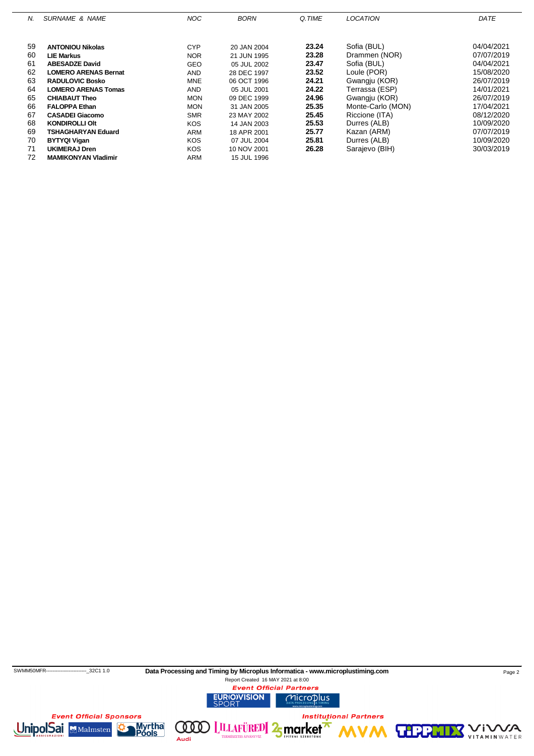| N. | SURNAME & NAME | NOC | BORN | Q.TIME | LOCATION | DATE |
|---|---|---|---|---|---|---|
| 59 | **ANTONIOU Nikolas** | CYP | 20 JAN 2004 | **23.24** | Sofia (BUL) | 04/04/2021 |
| 60 | **LIE Markus** | NOR | 21 JUN 1995 | **23.28** | Drammen (NOR) | 07/07/2019 |
| 61 | **ABESADZE David** | GEO | 05 JUL 2002 | **23.47** | Sofia (BUL) | 04/04/2021 |
| 62 | **LOMERO ARENAS Bernat** | AND | 28 DEC 1997 | **23.52** | Loule (POR) | 15/08/2020 |
| 63 | **RADULOVIC Bosko** | MNE | 06 OCT 1996 | **24.21** | Gwangju (KOR) | 26/07/2019 |
| 64 | **LOMERO ARENAS Tomas** | AND | 05 JUL 2001 | **24.22** | Terrassa (ESP) | 14/01/2021 |
| 65 | **CHIABAUT Theo** | MON | 09 DEC 1999 | **24.96** | Gwangju (KOR) | 26/07/2019 |
| 66 | **FALOPPA Ethan** | MON | 31 JAN 2005 | **25.35** | Monte-Carlo (MON) | 17/04/2021 |
| 67 | **CASADEI Giacomo** | SMR | 23 MAY 2002 | **25.45** | Riccione (ITA) | 08/12/2020 |
| 68 | **KONDIROLLI Olt** | KOS | 14 JAN 2003 | **25.53** | Durres (ALB) | 10/09/2020 |
| 69 | **TSHAGHARYAN Eduard** | ARM | 18 APR 2001 | **25.77** | Kazan (ARM) | 07/07/2019 |
| 70 | **BYTYQI Vigan** | KOS | 07 JUL 2004 | **25.81** | Durres (ALB) | 10/09/2020 |
| 71 | **UKIMERAJ Dren** | KOS | 10 NOV 2001 | **26.28** | Sarajevo (BIH) | 30/03/2019 |
| 72 | **MAMIKONYAN Vladimir** | ARM | 15 JUL 1996 | | | |

SWMM50MFR------------------------_32C1 1.0

**Data Processing and Timing by Microplus Informatica - www.microplustiming.com**

Report Created 16 MAY 2021 at 8:00

*Event Official Partners*

*Event Official Sponsors*

*Institutional Partners*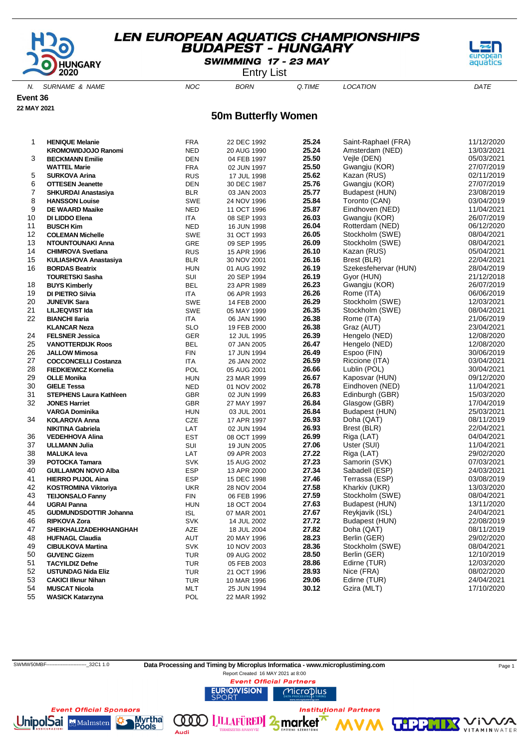# LEN EUROPEAN AQUATICS CHAMPIONSHIPS
## BUDAPEST - HUNGARY
### SWIMMING 17 - 23 MAY
Entry List

**Event 36**

**22 MAY 2021**

## 50m Butterfly Women

| N. | SURNAME & NAME | NOC | BORN | Q.TIME | LOCATION | DATE |
|---|---|---|---|---|---|---|
| 1 | **HENIQUE Melanie** | FRA | 22 DEC 1992 | **25.24** | Saint-Raphael (FRA) | 11/12/2020 |
| | **KROMOWIDJOJO Ranomi** | NED | 20 AUG 1990 | **25.24** | Amsterdam (NED) | 13/03/2021 |
| 3 | **BECKMANN Emilie** | DEN | 04 FEB 1997 | **25.50** | Vejle (DEN) | 05/03/2021 |
| | **WATTEL Marie** | FRA | 02 JUN 1997 | **25.50** | Gwangju (KOR) | 27/07/2019 |
| 5 | **SURKOVA Arina** | RUS | 17 JUL 1998 | **25.62** | Kazan (RUS) | 02/11/2019 |
| 6 | **OTTESEN Jeanette** | DEN | 30 DEC 1987 | **25.76** | Gwangju (KOR) | 27/07/2019 |
| 7 | **SHKURDAI Anastasiya** | BLR | 03 JAN 2003 | **25.77** | Budapest (HUN) | 23/08/2019 |
| 8 | **HANSSON Louise** | SWE | 24 NOV 1996 | **25.84** | Toronto (CAN) | 03/04/2019 |
| 9 | **DE WAARD Maaike** | NED | 11 OCT 1996 | **25.87** | Eindhoven (NED) | 11/04/2021 |
| 10 | **DI LIDDO Elena** | ITA | 08 SEP 1993 | **26.03** | Gwangju (KOR) | 26/07/2019 |
| 11 | **BUSCH Kim** | NED | 16 JUN 1998 | **26.04** | Rotterdam (NED) | 06/12/2020 |
| 12 | **COLEMAN Michelle** | SWE | 31 OCT 1993 | **26.05** | Stockholm (SWE) | 08/04/2021 |
| 13 | **NTOUNTOUNAKI Anna** | GRE | 09 SEP 1995 | **26.09** | Stockholm (SWE) | 08/04/2021 |
| 14 | **CHIMROVA Svetlana** | RUS | 15 APR 1996 | **26.10** | Kazan (RUS) | 05/04/2021 |
| 15 | **KULIASHOVA Anastasiya** | BLR | 30 NOV 2001 | **26.16** | Brest (BLR) | 22/04/2021 |
| 16 | **BORDAS Beatrix** | HUN | 01 AUG 1992 | **26.19** | Szekesfehervar (HUN) | 28/04/2019 |
| | **TOURETSKI Sasha** | SUI | 20 SEP 1994 | **26.19** | Gyor (HUN) | 21/12/2018 |
| 18 | **BUYS Kimberly** | BEL | 23 APR 1989 | **26.23** | Gwangju (KOR) | 26/07/2019 |
| 19 | **DI PIETRO Silvia** | ITA | 06 APR 1993 | **26.26** | Rome (ITA) | 06/06/2019 |
| 20 | **JUNEVIK Sara** | SWE | 14 FEB 2000 | **26.29** | Stockholm (SWE) | 12/03/2021 |
| 21 | **LILJEQVIST Ida** | SWE | 05 MAY 1999 | **26.35** | Stockholm (SWE) | 08/04/2021 |
| 22 | **BIANCHI Ilaria** | ITA | 06 JAN 1990 | **26.38** | Rome (ITA) | 21/06/2019 |
| | **KLANCAR Neza** | SLO | 19 FEB 2000 | **26.38** | Graz (AUT) | 23/04/2021 |
| 24 | **FELSNER Jessica** | GER | 12 JUL 1995 | **26.39** | Hengelo (NED) | 12/08/2020 |
| 25 | **VANOTTERDIJK Roos** | BEL | 07 JAN 2005 | **26.47** | Hengelo (NED) | 12/08/2020 |
| 26 | **JALLOW Mimosa** | FIN | 17 JUN 1994 | **26.49** | Espoo (FIN) | 30/06/2019 |
| 27 | **COCCONCELLI Costanza** | ITA | 26 JAN 2002 | **26.59** | Riccione (ITA) | 03/04/2021 |
| 28 | **FIEDKIEWICZ Kornelia** | POL | 05 AUG 2001 | **26.66** | Lublin (POL) | 30/04/2021 |
| 29 | **OLLE Monika** | HUN | 23 MAR 1999 | **26.67** | Kaposvar (HUN) | 09/12/2020 |
| 30 | **GIELE Tessa** | NED | 01 NOV 2002 | **26.78** | Eindhoven (NED) | 11/04/2021 |
| 31 | **STEPHENS Laura Kathleen** | GBR | 02 JUN 1999 | **26.83** | Edinburgh (GBR) | 15/03/2020 |
| 32 | **JONES Harriet** | GBR | 27 MAY 1997 | **26.84** | Glasgow (GBR) | 17/04/2019 |
| | **VARGA Dominika** | HUN | 03 JUL 2001 | **26.84** | Budapest (HUN) | 25/03/2021 |
| 34 | **KOLAROVA Anna** | CZE | 17 APR 1997 | **26.93** | Doha (QAT) | 08/11/2019 |
| | **NIKITINA Gabriela** | LAT | 02 JUN 1994 | **26.93** | Brest (BLR) | 22/04/2021 |
| 36 | **VEDEHHOVA Alina** | EST | 08 OCT 1999 | **26.99** | Riga (LAT) | 04/04/2021 |
| 37 | **ULLMANN Julia** | SUI | 19 JUN 2005 | **27.06** | Uster (SUI) | 11/04/2021 |
| 38 | **MALUKA Ieva** | LAT | 09 APR 2003 | **27.22** | Riga (LAT) | 29/02/2020 |
| 39 | **POTOCKA Tamara** | SVK | 15 AUG 2002 | **27.23** | Samorin (SVK) | 07/03/2021 |
| 40 | **GUILLAMON NOVO Alba** | ESP | 13 APR 2000 | **27.34** | Sabadell (ESP) | 24/03/2021 |
| 41 | **HIERRO PUJOL Aina** | ESP | 15 DEC 1998 | **27.46** | Terrassa (ESP) | 03/08/2019 |
| 42 | **KOSTROMINA Viktoriya** | UKR | 28 NOV 2004 | **27.58** | Kharkiv (UKR) | 13/03/2020 |
| 43 | **TEIJONSALO Fanny** | FIN | 06 FEB 1996 | **27.59** | Stockholm (SWE) | 08/04/2021 |
| 44 | **UGRAI Panna** | HUN | 18 OCT 2004 | **27.63** | Budapest (HUN) | 13/11/2020 |
| 45 | **GUDMUNDSDOTTIR Johanna** | ISL | 07 MAR 2001 | **27.67** | Reykjavik (ISL) | 24/04/2021 |
| 46 | **RIPKOVA Zora** | SVK | 14 JUL 2002 | **27.72** | Budapest (HUN) | 22/08/2019 |
| 47 | **SHEIKHALIZADEHKHANGHAH** | AZE | 18 JUL 2004 | **27.82** | Doha (QAT) | 08/11/2019 |
| 48 | **HUFNAGL Claudia** | AUT | 20 MAY 1996 | **28.23** | Berlin (GER) | 29/02/2020 |
| 49 | **CIBULKOVA Martina** | SVK | 10 NOV 2003 | **28.36** | Stockholm (SWE) | 08/04/2021 |
| 50 | **GUVENC Gizem** | TUR | 09 AUG 2002 | **28.50** | Berlin (GER) | 12/10/2019 |
| 51 | **TACYILDIZ Defne** | TUR | 05 FEB 2003 | **28.86** | Edirne (TUR) | 12/03/2020 |
| 52 | **USTUNDAG Nida Eliz** | TUR | 21 OCT 1996 | **28.93** | Nice (FRA) | 08/02/2020 |
| 53 | **CAKICI Ilknur Nihan** | TUR | 10 MAR 1996 | **29.06** | Edirne (TUR) | 24/04/2021 |
| 54 | **MUSCAT Nicola** | MLT | 25 JUN 1994 | **30.12** | Gzira (MLT) | 17/10/2020 |
| 55 | **WASICK Katarzyna** | POL | 22 MAR 1992 | | | |

SWMW50MBF--------------------------_32C1 1.0 **Data Processing and Timing by Microplus Informatica - www.microplustiming.com**

Report Created 16 MAY 2021 at 8:00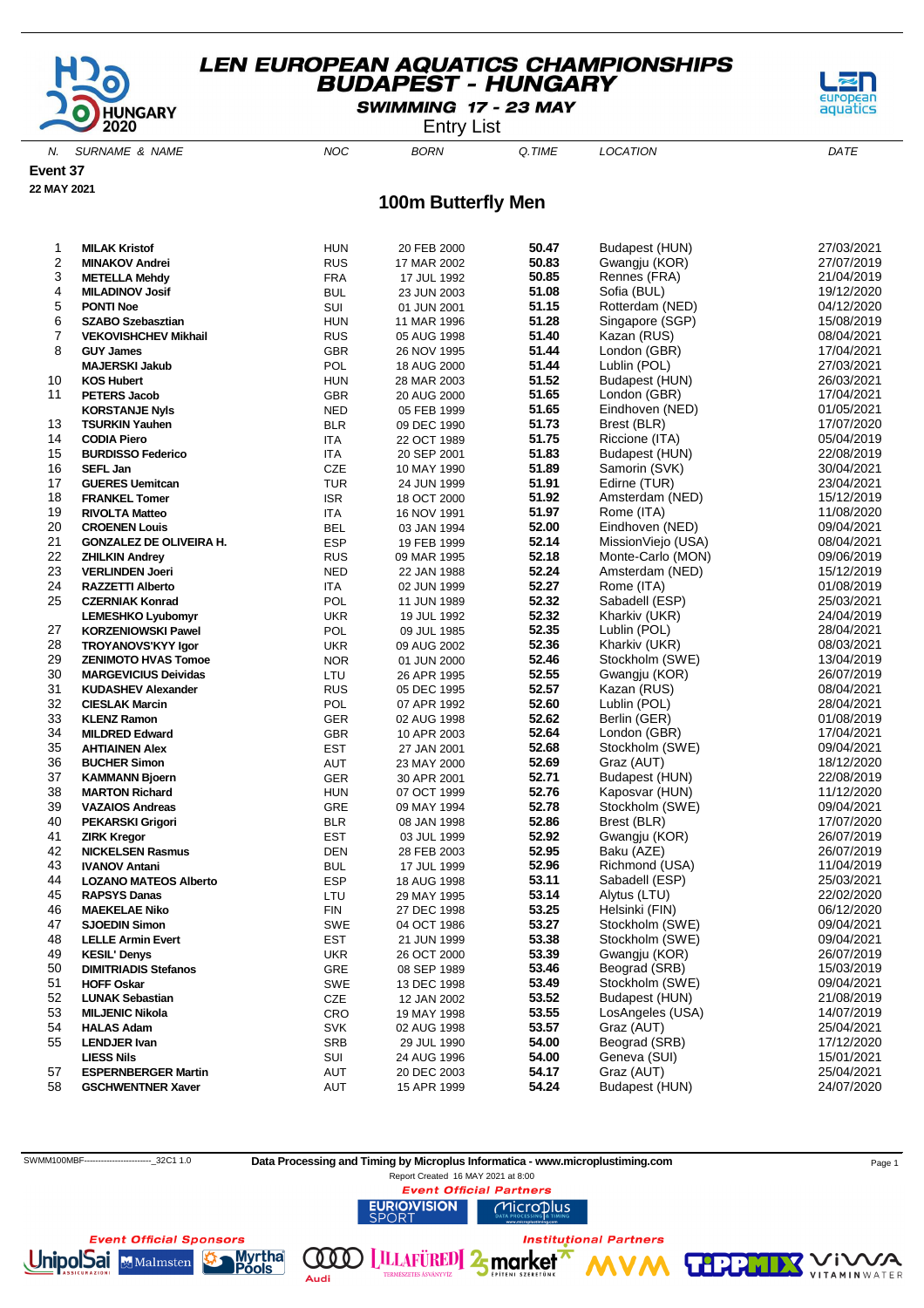# LEN EUROPEAN AQUATICS CHAMPIONSHIPS
## BUDAPEST - HUNGARY

**SWIMMING 17 - 23 MAY**

Entry List

**Event 37**

**22 MAY 2021**

## 100m Butterfly Men

| N. | SURNAME & NAME | NOC | BORN | Q.TIME | LOCATION | DATE |
|---|---|---|---|---|---|---|
| 1 | **MILAK Kristof** | HUN | 20 FEB 2000 | **50.47** | Budapest (HUN) | 27/03/2021 |
| 2 | **MINAKOV Andrei** | RUS | 17 MAR 2002 | **50.83** | Gwangju (KOR) | 27/07/2019 |
| 3 | **METELLA Mehdy** | FRA | 17 JUL 1992 | **50.85** | Rennes (FRA) | 21/04/2019 |
| 4 | **MILADINOV Josif** | BUL | 23 JUN 2003 | **51.08** | Sofia (BUL) | 19/12/2020 |
| 5 | **PONTI Noe** | SUI | 01 JUN 2001 | **51.15** | Rotterdam (NED) | 04/12/2020 |
| 6 | **SZABO Szebasztian** | HUN | 11 MAR 1996 | **51.28** | Singapore (SGP) | 15/08/2019 |
| 7 | **VEKOVISHCHEV Mikhail** | RUS | 05 AUG 1998 | **51.40** | Kazan (RUS) | 08/04/2021 |
| 8 | **GUY James** | GBR | 26 NOV 1995 | **51.44** | London (GBR) | 17/04/2021 |
| | **MAJERSKI Jakub** | POL | 18 AUG 2000 | **51.44** | Lublin (POL) | 27/03/2021 |
| 10 | **KOS Hubert** | HUN | 28 MAR 2003 | **51.52** | Budapest (HUN) | 26/03/2021 |
| 11 | **PETERS Jacob** | GBR | 20 AUG 2000 | **51.65** | London (GBR) | 17/04/2021 |
| | **KORSTANJE Nyls** | NED | 05 FEB 1999 | **51.65** | Eindhoven (NED) | 01/05/2021 |
| 13 | **TSURKIN Yauhen** | BLR | 09 DEC 1990 | **51.73** | Brest (BLR) | 17/07/2020 |
| 14 | **CODIA Piero** | ITA | 22 OCT 1989 | **51.75** | Riccione (ITA) | 05/04/2019 |
| 15 | **BURDISSO Federico** | ITA | 20 SEP 2001 | **51.83** | Budapest (HUN) | 22/08/2019 |
| 16 | **SEFL Jan** | CZE | 10 MAY 1990 | **51.89** | Samorin (SVK) | 30/04/2021 |
| 17 | **GUERES Uemitcan** | TUR | 24 JUN 1999 | **51.91** | Edirne (TUR) | 23/04/2021 |
| 18 | **FRANKEL Tomer** | ISR | 18 OCT 2000 | **51.92** | Amsterdam (NED) | 15/12/2019 |
| 19 | **RIVOLTA Matteo** | ITA | 16 NOV 1991 | **51.97** | Rome (ITA) | 11/08/2020 |
| 20 | **CROENEN Louis** | BEL | 03 JAN 1994 | **52.00** | Eindhoven (NED) | 09/04/2021 |
| 21 | **GONZALEZ DE OLIVEIRA H.** | ESP | 19 FEB 1999 | **52.14** | MissionViejo (USA) | 08/04/2021 |
| 22 | **ZHILKIN Andrey** | RUS | 09 MAR 1995 | **52.18** | Monte-Carlo (MON) | 09/06/2019 |
| 23 | **VERLINDEN Joeri** | NED | 22 JAN 1988 | **52.24** | Amsterdam (NED) | 15/12/2019 |
| 24 | **RAZZETTI Alberto** | ITA | 02 JUN 1999 | **52.27** | Rome (ITA) | 01/08/2019 |
| 25 | **CZERNIAK Konrad** | POL | 11 JUN 1989 | **52.32** | Sabadell (ESP) | 25/03/2021 |
| | **LEMESHKO Lyubomyr** | UKR | 19 JUL 1992 | **52.32** | Kharkiv (UKR) | 24/04/2019 |
| 27 | **KORZENIOWSKI Pawel** | POL | 09 JUL 1985 | **52.35** | Lublin (POL) | 28/04/2021 |
| 28 | **TROYANOVS'KYY Igor** | UKR | 09 AUG 2002 | **52.36** | Kharkiv (UKR) | 08/03/2021 |
| 29 | **ZENIMOTO HVAS Tomoe** | NOR | 01 JUN 2000 | **52.46** | Stockholm (SWE) | 13/04/2019 |
| 30 | **MARGEVICIUS Deividas** | LTU | 26 APR 1995 | **52.55** | Gwangju (KOR) | 26/07/2019 |
| 31 | **KUDASHEV Alexander** | RUS | 05 DEC 1995 | **52.57** | Kazan (RUS) | 08/04/2021 |
| 32 | **CIESLAK Marcin** | POL | 07 APR 1992 | **52.60** | Lublin (POL) | 28/04/2021 |
| 33 | **KLENZ Ramon** | GER | 02 AUG 1998 | **52.62** | Berlin (GER) | 01/08/2019 |
| 34 | **MILDRED Edward** | GBR | 10 APR 2003 | **52.64** | London (GBR) | 17/04/2021 |
| 35 | **AHTIAINEN Alex** | EST | 27 JAN 2001 | **52.68** | Stockholm (SWE) | 09/04/2021 |
| 36 | **BUCHER Simon** | AUT | 23 MAY 2000 | **52.69** | Graz (AUT) | 18/12/2020 |
| 37 | **KAMMANN Bjoern** | GER | 30 APR 2001 | **52.71** | Budapest (HUN) | 22/08/2019 |
| 38 | **MARTON Richard** | HUN | 07 OCT 1999 | **52.76** | Kaposvar (HUN) | 11/12/2020 |
| 39 | **VAZAIOS Andreas** | GRE | 09 MAY 1994 | **52.78** | Stockholm (SWE) | 09/04/2021 |
| 40 | **PEKARSKI Grigori** | BLR | 08 JAN 1998 | **52.86** | Brest (BLR) | 17/07/2020 |
| 41 | **ZIRK Kregor** | EST | 03 JUL 1999 | **52.92** | Gwangju (KOR) | 26/07/2019 |
| 42 | **NICKELSEN Rasmus** | DEN | 28 FEB 2003 | **52.95** | Baku (AZE) | 26/07/2019 |
| 43 | **IVANOV Antani** | BUL | 17 JUL 1999 | **52.96** | Richmond (USA) | 11/04/2019 |
| 44 | **LOZANO MATEOS Alberto** | ESP | 18 AUG 1998 | **53.11** | Sabadell (ESP) | 25/03/2021 |
| 45 | **RAPSYS Danas** | LTU | 29 MAY 1995 | **53.14** | Alytus (LTU) | 22/02/2020 |
| 46 | **MAEKELAE Niko** | FIN | 27 DEC 1998 | **53.25** | Helsinki (FIN) | 06/12/2020 |
| 47 | **SJOEDIN Simon** | SWE | 04 OCT 1986 | **53.27** | Stockholm (SWE) | 09/04/2021 |
| 48 | **LELLE Armin Evert** | EST | 21 JUN 1999 | **53.38** | Stockholm (SWE) | 09/04/2021 |
| 49 | **KESIL' Denys** | UKR | 26 OCT 2000 | **53.39** | Gwangju (KOR) | 26/07/2019 |
| 50 | **DIMITRIADIS Stefanos** | GRE | 08 SEP 1989 | **53.46** | Beograd (SRB) | 15/03/2019 |
| 51 | **HOFF Oskar** | SWE | 13 DEC 1998 | **53.49** | Stockholm (SWE) | 09/04/2021 |
| 52 | **LUNAK Sebastian** | CZE | 12 JAN 2002 | **53.52** | Budapest (HUN) | 21/08/2019 |
| 53 | **MILJENIC Nikola** | CRO | 19 MAY 1998 | **53.55** | LosAngeles (USA) | 14/07/2019 |
| 54 | **HALAS Adam** | SVK | 02 AUG 1998 | **53.57** | Graz (AUT) | 25/04/2021 |
| 55 | **LENDJER Ivan** | SRB | 29 JUL 1990 | **54.00** | Beograd (SRB) | 17/12/2020 |
| | **LIESS Nils** | SUI | 24 AUG 1996 | **54.00** | Geneva (SUI) | 15/01/2021 |
| 57 | **ESPERNBERGER Martin** | AUT | 20 DEC 2003 | **54.17** | Graz (AUT) | 25/04/2021 |
| 58 | **GSCHWENTNER Xaver** | AUT | 15 APR 1999 | **54.24** | Budapest (HUN) | 24/07/2020 |

SWMM100MBF------------------------_32C1 1.0

**Data Processing and Timing by Microplus Informatica - www.microplustiming.com**

Report Created 16 MAY 2021 at 8:00

*Event Official Partners*

*Event Official Sponsors*

*Institutional Partners*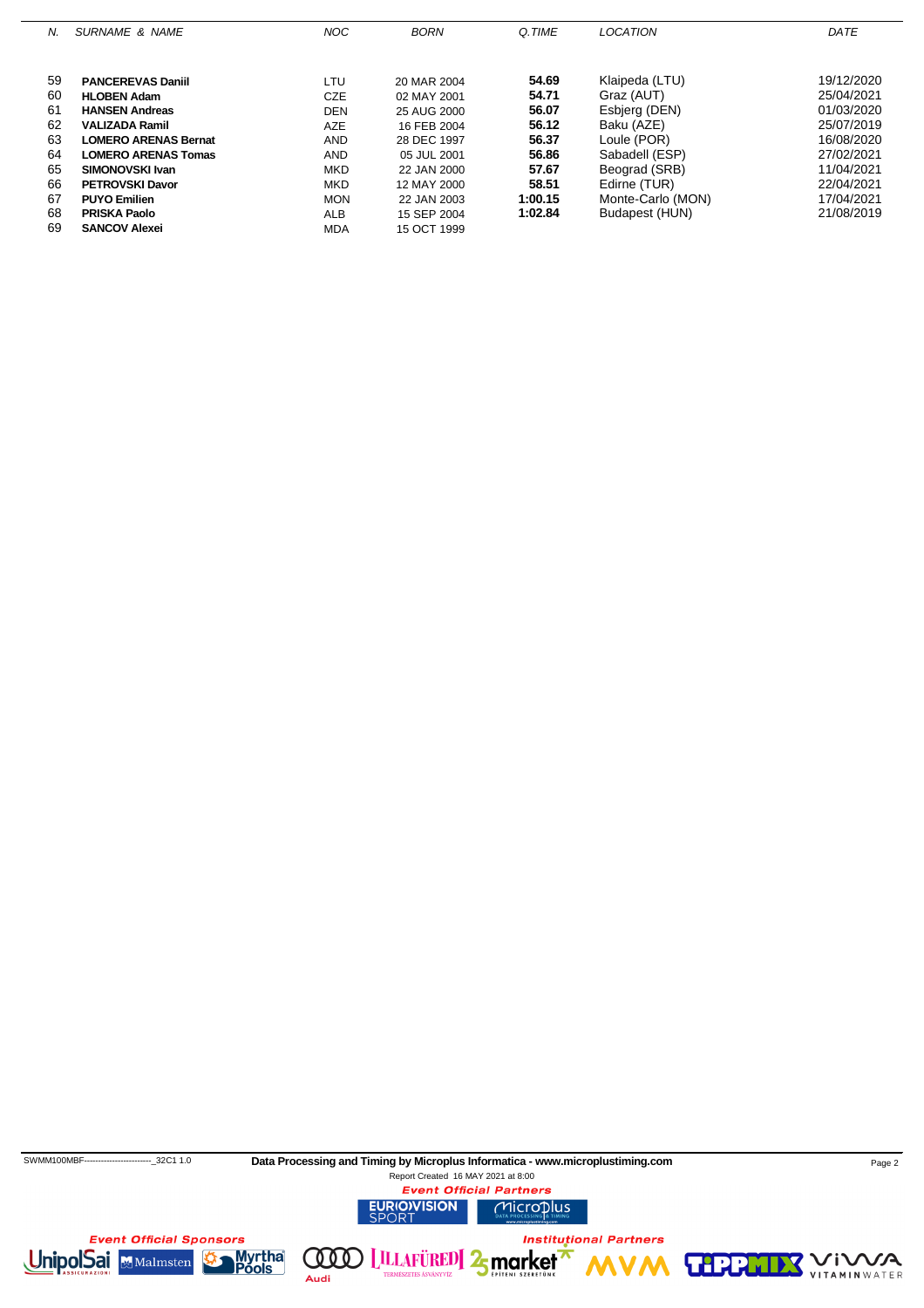| N. | SURNAME & NAME | NOC | BORN | Q.TIME | LOCATION | DATE |
|---|---|---|---|---|---|---|
| 59 | **PANCEREVAS Daniil** | LTU | 20 MAR 2004 | **54.69** | Klaipeda (LTU) | 19/12/2020 |
| 60 | **HLOBEN Adam** | CZE | 02 MAY 2001 | **54.71** | Graz (AUT) | 25/04/2021 |
| 61 | **HANSEN Andreas** | DEN | 25 AUG 2000 | **56.07** | Esbjerg (DEN) | 01/03/2020 |
| 62 | **VALIZADA Ramil** | AZE | 16 FEB 2004 | **56.12** | Baku (AZE) | 25/07/2019 |
| 63 | **LOMERO ARENAS Bernat** | AND | 28 DEC 1997 | **56.37** | Loule (POR) | 16/08/2020 |
| 64 | **LOMERO ARENAS Tomas** | AND | 05 JUL 2001 | **56.86** | Sabadell (ESP) | 27/02/2021 |
| 65 | **SIMONOVSKI Ivan** | MKD | 22 JAN 2000 | **57.67** | Beograd (SRB) | 11/04/2021 |
| 66 | **PETROVSKI Davor** | MKD | 12 MAY 2000 | **58.51** | Edirne (TUR) | 22/04/2021 |
| 67 | **PUYO Emilien** | MON | 22 JAN 2003 | **1:00.15** | Monte-Carlo (MON) | 17/04/2021 |
| 68 | **PRISKA Paolo** | ALB | 15 SEP 2004 | **1:02.84** | Budapest (HUN) | 21/08/2019 |
| 69 | **SANCOV Alexei** | MDA | 15 OCT 1999 | | | |

SWMM100MBF------------------------_32C1 1.0 **Data Processing and Timing by Microplus Informatica - www.microplustiming.com**

Report Created 16 MAY 2021 at 8:00

*Event Official Partners*

*Event Official Sponsors*

*Institutional Partners*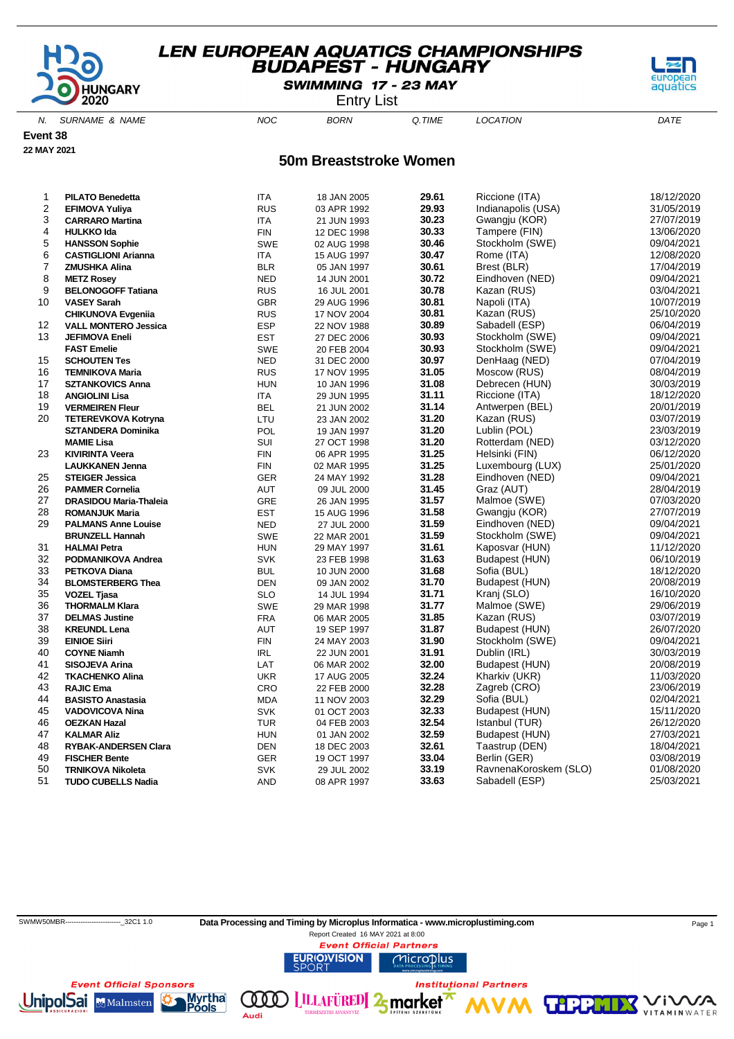# LEN EUROPEAN AQUATICS CHAMPIONSHIPS
## BUDAPEST - HUNGARY

**SWIMMING 17 - 23 MAY**

Entry List

**Event 38**

**22 MAY 2021**

## 50m Breaststroke Women

| N. | SURNAME & NAME | NOC | BORN | Q.TIME | LOCATION | DATE |
|---|---|---|---|---|---|---|
| 1 | **PILATO Benedetta** | ITA | 18 JAN 2005 | **29.61** | Riccione (ITA) | 18/12/2020 |
| 2 | **EFIMOVA Yuliya** | RUS | 03 APR 1992 | **29.93** | Indianapolis (USA) | 31/05/2019 |
| 3 | **CARRARO Martina** | ITA | 21 JUN 1993 | **30.23** | Gwangju (KOR) | 27/07/2019 |
| 4 | **HULKKO Ida** | FIN | 12 DEC 1998 | **30.33** | Tampere (FIN) | 13/06/2020 |
| 5 | **HANSSON Sophie** | SWE | 02 AUG 1998 | **30.46** | Stockholm (SWE) | 09/04/2021 |
| 6 | **CASTIGLIONI Arianna** | ITA | 15 AUG 1997 | **30.47** | Rome (ITA) | 12/08/2020 |
| 7 | **ZMUSHKA Alina** | BLR | 05 JAN 1997 | **30.61** | Brest (BLR) | 17/04/2019 |
| 8 | **METZ Rosey** | NED | 14 JUN 2001 | **30.72** | Eindhoven (NED) | 09/04/2021 |
| 9 | **BELONOGOFF Tatiana** | RUS | 16 JUL 2001 | **30.78** | Kazan (RUS) | 03/04/2021 |
| 10 | **VASEY Sarah** | GBR | 29 AUG 1996 | **30.81** | Napoli (ITA) | 10/07/2019 |
| | **CHIKUNOVA Evgeniia** | RUS | 17 NOV 2004 | **30.81** | Kazan (RUS) | 25/10/2020 |
| 12 | **VALL MONTERO Jessica** | ESP | 22 NOV 1988 | **30.89** | Sabadell (ESP) | 06/04/2019 |
| 13 | **JEFIMOVA Eneli** | EST | 27 DEC 2006 | **30.93** | Stockholm (SWE) | 09/04/2021 |
| | **FAST Emelie** | SWE | 20 FEB 2004 | **30.93** | Stockholm (SWE) | 09/04/2021 |
| 15 | **SCHOUTEN Tes** | NED | 31 DEC 2000 | **30.97** | DenHaag (NED) | 07/04/2019 |
| 16 | **TEMNIKOVA Maria** | RUS | 17 NOV 1995 | **31.05** | Moscow (RUS) | 08/04/2019 |
| 17 | **SZTANKOVICS Anna** | HUN | 10 JAN 1996 | **31.08** | Debrecen (HUN) | 30/03/2019 |
| 18 | **ANGIOLINI Lisa** | ITA | 29 JUN 1995 | **31.11** | Riccione (ITA) | 18/12/2020 |
| 19 | **VERMEIREN Fleur** | BEL | 21 JUN 2002 | **31.14** | Antwerpen (BEL) | 20/01/2019 |
| 20 | **TETEREVKOVA Kotryna** | LTU | 23 JAN 2002 | **31.20** | Kazan (RUS) | 03/07/2019 |
| | **SZTANDERA Dominika** | POL | 19 JAN 1997 | **31.20** | Lublin (POL) | 23/03/2019 |
| | **MAMIE Lisa** | SUI | 27 OCT 1998 | **31.20** | Rotterdam (NED) | 03/12/2020 |
| 23 | **KIVIRINTA Veera** | FIN | 06 APR 1995 | **31.25** | Helsinki (FIN) | 06/12/2020 |
| | **LAUKKANEN Jenna** | FIN | 02 MAR 1995 | **31.25** | Luxembourg (LUX) | 25/01/2020 |
| 25 | **STEIGER Jessica** | GER | 24 MAY 1992 | **31.28** | Eindhoven (NED) | 09/04/2021 |
| 26 | **PAMMER Cornelia** | AUT | 09 JUL 2000 | **31.45** | Graz (AUT) | 28/04/2019 |
| 27 | **DRASIDOU Maria-Thaleia** | GRE | 26 JAN 1995 | **31.57** | Malmoe (SWE) | 07/03/2020 |
| 28 | **ROMANJUK Maria** | EST | 15 AUG 1996 | **31.58** | Gwangju (KOR) | 27/07/2019 |
| 29 | **PALMANS Anne Louise** | NED | 27 JUL 2000 | **31.59** | Eindhoven (NED) | 09/04/2021 |
| | **BRUNZELL Hannah** | SWE | 22 MAR 2001 | **31.59** | Stockholm (SWE) | 09/04/2021 |
| 31 | **HALMAI Petra** | HUN | 29 MAY 1997 | **31.61** | Kaposvar (HUN) | 11/12/2020 |
| 32 | **PODMANIKOVA Andrea** | SVK | 23 FEB 1998 | **31.63** | Budapest (HUN) | 06/10/2019 |
| 33 | **PETKOVA Diana** | BUL | 10 JUN 2000 | **31.68** | Sofia (BUL) | 18/12/2020 |
| 34 | **BLOMSTERBERG Thea** | DEN | 09 JAN 2002 | **31.70** | Budapest (HUN) | 20/08/2019 |
| 35 | **VOZEL Tjasa** | SLO | 14 JUL 1994 | **31.71** | Kranj (SLO) | 16/10/2020 |
| 36 | **THORMALM Klara** | SWE | 29 MAR 1998 | **31.77** | Malmoe (SWE) | 29/06/2019 |
| 37 | **DELMAS Justine** | FRA | 06 MAR 2005 | **31.85** | Kazan (RUS) | 03/07/2019 |
| 38 | **KREUNDL Lena** | AUT | 19 SEP 1997 | **31.87** | Budapest (HUN) | 26/07/2020 |
| 39 | **EINIOE Siiri** | FIN | 24 MAY 2003 | **31.90** | Stockholm (SWE) | 09/04/2021 |
| 40 | **COYNE Niamh** | IRL | 22 JUN 2001 | **31.91** | Dublin (IRL) | 30/03/2019 |
| 41 | **SISOJEVA Arina** | LAT | 06 MAR 2002 | **32.00** | Budapest (HUN) | 20/08/2019 |
| 42 | **TKACHENKO Alina** | UKR | 17 AUG 2005 | **32.24** | Kharkiv (UKR) | 11/03/2020 |
| 43 | **RAJIC Ema** | CRO | 22 FEB 2000 | **32.28** | Zagreb (CRO) | 23/06/2019 |
| 44 | **BASISTO Anastasia** | MDA | 11 NOV 2003 | **32.29** | Sofia (BUL) | 02/04/2021 |
| 45 | **VADOVICOVA Nina** | SVK | 01 OCT 2003 | **32.33** | Budapest (HUN) | 15/11/2020 |
| 46 | **OEZKAN Hazal** | TUR | 04 FEB 2003 | **32.54** | Istanbul (TUR) | 26/12/2020 |
| 47 | **KALMAR Aliz** | HUN | 01 JAN 2002 | **32.59** | Budapest (HUN) | 27/03/2021 |
| 48 | **RYBAK-ANDERSEN Clara** | DEN | 18 DEC 2003 | **32.61** | Taastrup (DEN) | 18/04/2021 |
| 49 | **FISCHER Bente** | GER | 19 OCT 1997 | **33.04** | Berlin (GER) | 03/08/2019 |
| 50 | **TRNIKOVA Nikoleta** | SVK | 29 JUL 2002 | **33.19** | RavnenaKoroskem (SLO) | 01/08/2020 |
| 51 | **TUDO CUBELLS Nadia** | AND | 08 APR 1997 | **33.63** | Sabadell (ESP) | 25/03/2021 |

SWMW50MBR------------------------_32C1 1.0 — Data Processing and Timing by Microplus Informatica - www.microplustiming.com

Report Created 16 MAY 2021 at 8:00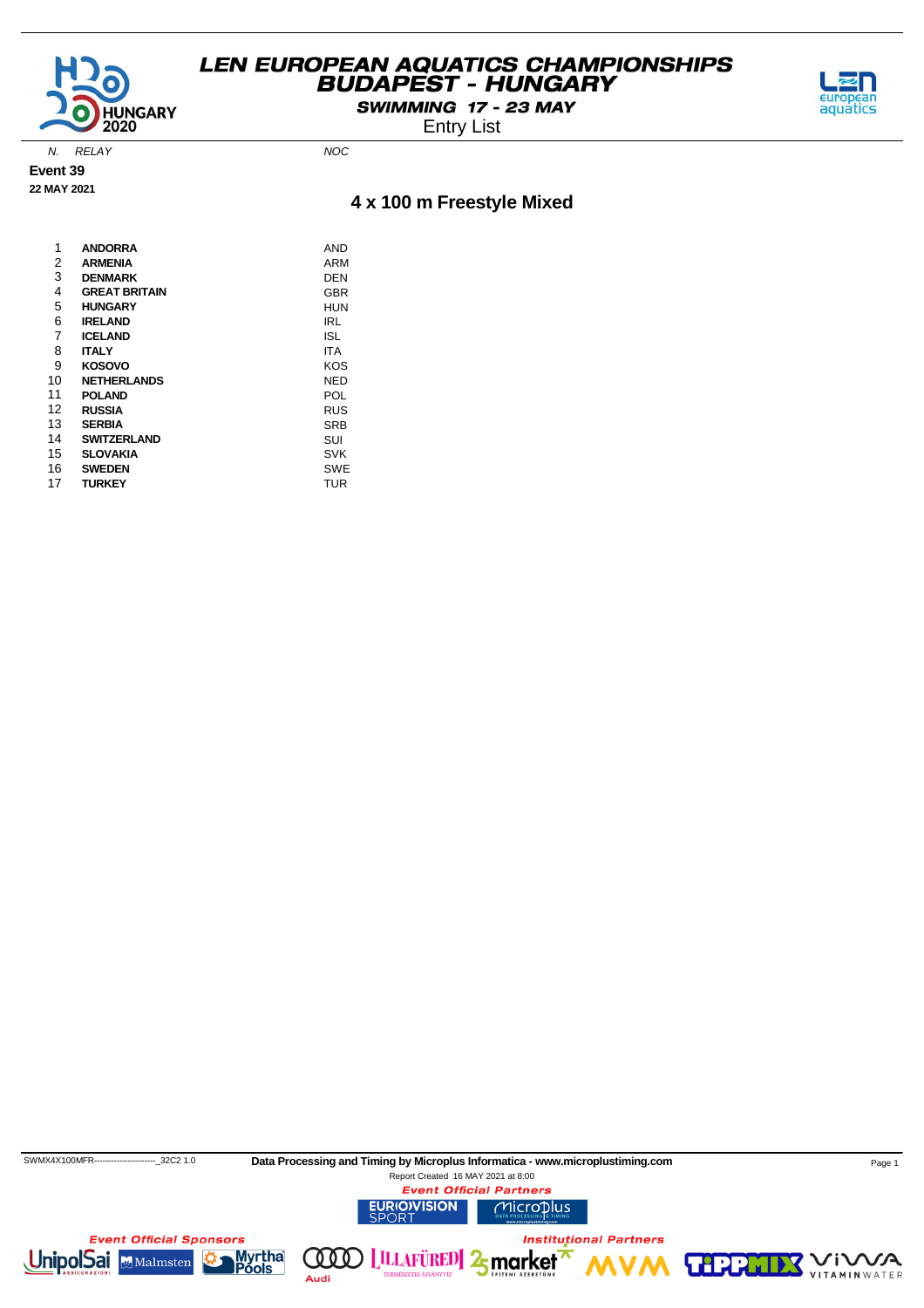# LEN EUROPEAN AQUATICS CHAMPIONSHIPS
## BUDAPEST - HUNGARY
### SWIMMING 17 - 23 MAY
Entry List

**Event 39**

**22 MAY 2021**

## 4 x 100 m Freestyle Mixed

| N. | RELAY | NOC |
|---|---|---|
| 1 | **ANDORRA** | AND |
| 2 | **ARMENIA** | ARM |
| 3 | **DENMARK** | DEN |
| 4 | **GREAT BRITAIN** | GBR |
| 5 | **HUNGARY** | HUN |
| 6 | **IRELAND** | IRL |
| 7 | **ICELAND** | ISL |
| 8 | **ITALY** | ITA |
| 9 | **KOSOVO** | KOS |
| 10 | **NETHERLANDS** | NED |
| 11 | **POLAND** | POL |
| 12 | **RUSSIA** | RUS |
| 13 | **SERBIA** | SRB |
| 14 | **SWITZERLAND** | SUI |
| 15 | **SLOVAKIA** | SVK |
| 16 | **SWEDEN** | SWE |
| 17 | **TURKEY** | TUR |

SWMX4X100MFR----------------------_32C2 1.0

**Data Processing and Timing by Microplus Informatica - www.microplustiming.com**

Report Created 16 MAY 2021 at 8:00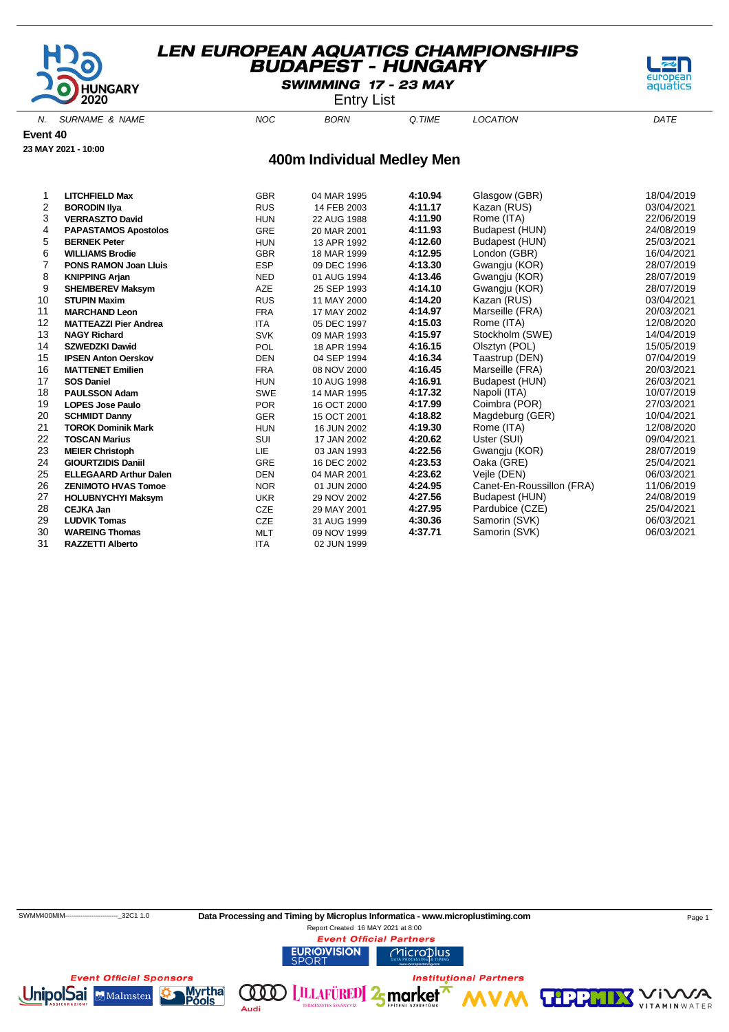# LEN EUROPEAN AQUATICS CHAMPIONSHIPS
## BUDAPEST - HUNGARY
### SWIMMING 17 - 23 MAY
Entry List

**Event 40**

**23 MAY 2021 - 10:00**

## 400m Individual Medley Men

| N. | SURNAME & NAME | NOC | BORN | Q.TIME | LOCATION | DATE |
|---|---|---|---|---|---|---|
| 1 | **LITCHFIELD Max** | GBR | 04 MAR 1995 | **4:10.94** | Glasgow (GBR) | 18/04/2019 |
| 2 | **BORODIN Ilya** | RUS | 14 FEB 2003 | **4:11.17** | Kazan (RUS) | 03/04/2021 |
| 3 | **VERRASZTO David** | HUN | 22 AUG 1988 | **4:11.90** | Rome (ITA) | 22/06/2019 |
| 4 | **PAPASTAMOS Apostolos** | GRE | 20 MAR 2001 | **4:11.93** | Budapest (HUN) | 24/08/2019 |
| 5 | **BERNEK Peter** | HUN | 13 APR 1992 | **4:12.60** | Budapest (HUN) | 25/03/2021 |
| 6 | **WILLIAMS Brodie** | GBR | 18 MAR 1999 | **4:12.95** | London (GBR) | 16/04/2021 |
| 7 | **PONS RAMON Joan Lluis** | ESP | 09 DEC 1996 | **4:13.30** | Gwangju (KOR) | 28/07/2019 |
| 8 | **KNIPPING Arjan** | NED | 01 AUG 1994 | **4:13.46** | Gwangju (KOR) | 28/07/2019 |
| 9 | **SHEMBEREV Maksym** | AZE | 25 SEP 1993 | **4:14.10** | Gwangju (KOR) | 28/07/2019 |
| 10 | **STUPIN Maxim** | RUS | 11 MAY 2000 | **4:14.20** | Kazan (RUS) | 03/04/2021 |
| 11 | **MARCHAND Leon** | FRA | 17 MAY 2002 | **4:14.97** | Marseille (FRA) | 20/03/2021 |
| 12 | **MATTEAZZI Pier Andrea** | ITA | 05 DEC 1997 | **4:15.03** | Rome (ITA) | 12/08/2020 |
| 13 | **NAGY Richard** | SVK | 09 MAR 1993 | **4:15.97** | Stockholm (SWE) | 14/04/2019 |
| 14 | **SZWEDZKI Dawid** | POL | 18 APR 1994 | **4:16.15** | Olsztyn (POL) | 15/05/2019 |
| 15 | **IPSEN Anton Oerskov** | DEN | 04 SEP 1994 | **4:16.34** | Taastrup (DEN) | 07/04/2019 |
| 16 | **MATTENET Emilien** | FRA | 08 NOV 2000 | **4:16.45** | Marseille (FRA) | 20/03/2021 |
| 17 | **SOS Daniel** | HUN | 10 AUG 1998 | **4:16.91** | Budapest (HUN) | 26/03/2021 |
| 18 | **PAULSSON Adam** | SWE | 14 MAR 1995 | **4:17.32** | Napoli (ITA) | 10/07/2019 |
| 19 | **LOPES Jose Paulo** | POR | 16 OCT 2000 | **4:17.99** | Coimbra (POR) | 27/03/2021 |
| 20 | **SCHMIDT Danny** | GER | 15 OCT 2001 | **4:18.82** | Magdeburg (GER) | 10/04/2021 |
| 21 | **TOROK Dominik Mark** | HUN | 16 JUN 2002 | **4:19.30** | Rome (ITA) | 12/08/2020 |
| 22 | **TOSCAN Marius** | SUI | 17 JAN 2002 | **4:20.62** | Uster (SUI) | 09/04/2021 |
| 23 | **MEIER Christoph** | LIE | 03 JAN 1993 | **4:22.56** | Gwangju (KOR) | 28/07/2019 |
| 24 | **GIOURTZIDIS Daniil** | GRE | 16 DEC 2002 | **4:23.53** | Oaka (GRE) | 25/04/2021 |
| 25 | **ELLEGAARD Arthur Dalen** | DEN | 04 MAR 2001 | **4:23.62** | Vejle (DEN) | 06/03/2021 |
| 26 | **ZENIMOTO HVAS Tomoe** | NOR | 01 JUN 2000 | **4:24.95** | Canet-En-Roussillon (FRA) | 11/06/2019 |
| 27 | **HOLUBNYCHYI Maksym** | UKR | 29 NOV 2002 | **4:27.56** | Budapest (HUN) | 24/08/2019 |
| 28 | **CEJKA Jan** | CZE | 29 MAY 2001 | **4:27.95** | Pardubice (CZE) | 25/04/2021 |
| 29 | **LUDVIK Tomas** | CZE | 31 AUG 1999 | **4:30.36** | Samorin (SVK) | 06/03/2021 |
| 30 | **WAREING Thomas** | MLT | 09 NOV 1999 | **4:37.71** | Samorin (SVK) | 06/03/2021 |
| 31 | **RAZZETTI Alberto** | ITA | 02 JUN 1999 | | | |

SWMM400MIM------------------------_32C1 1.0 **Data Processing and Timing by Microplus Informatica - www.microplustiming.com**

Report Created 16 MAY 2021 at 8:00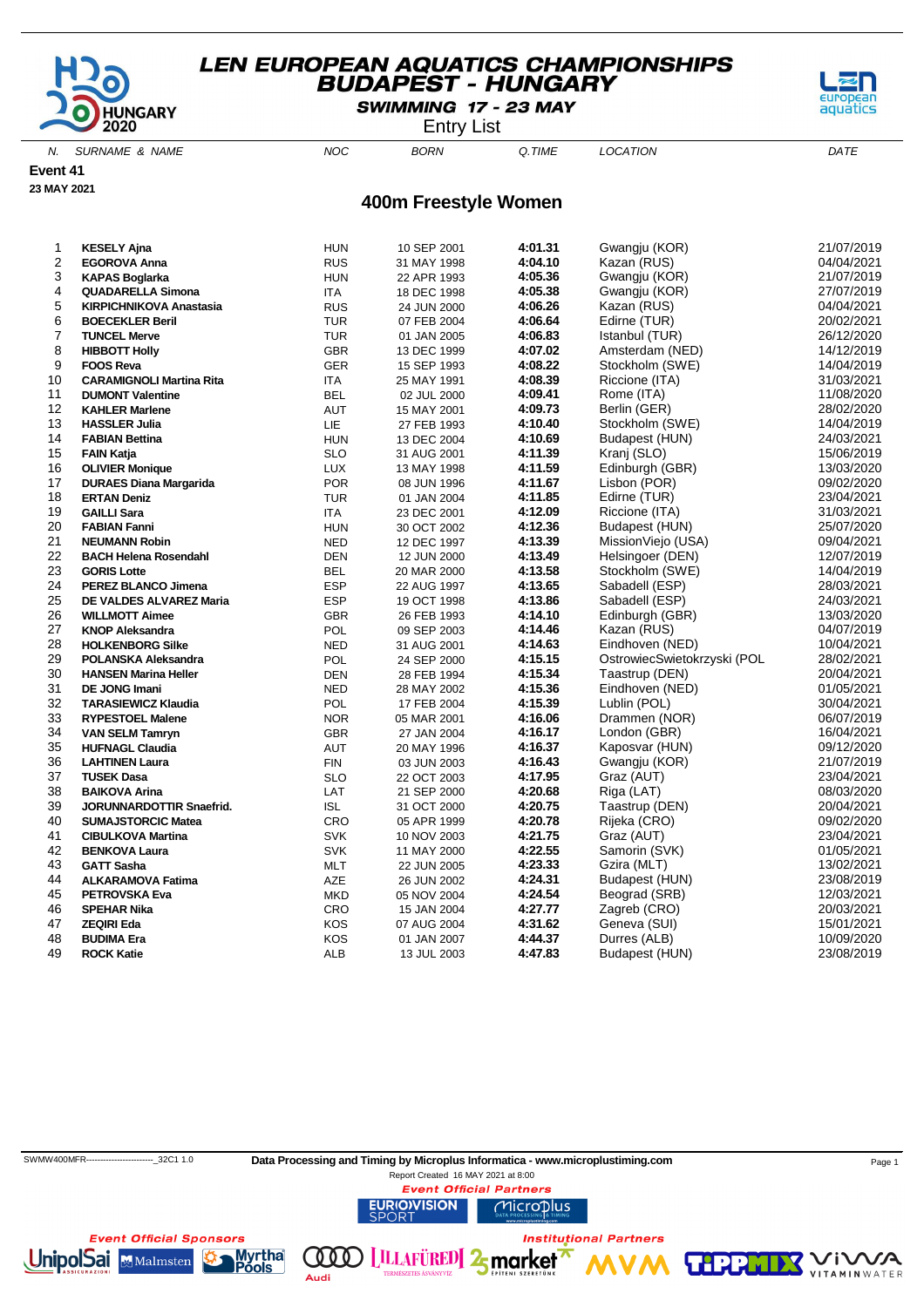# LEN EUROPEAN AQUATICS CHAMPIONSHIPS
## BUDAPEST - HUNGARY
### SWIMMING 17 - 23 MAY
Entry List

**Event 41**
**23 MAY 2021**

## 400m Freestyle Women

| N. | SURNAME & NAME | NOC | BORN | Q.TIME | LOCATION | DATE |
|---|---|---|---|---|---|---|
| 1 | **KESELY Ajna** | HUN | 10 SEP 2001 | **4:01.31** | Gwangju (KOR) | 21/07/2019 |
| 2 | **EGOROVA Anna** | RUS | 31 MAY 1998 | **4:04.10** | Kazan (RUS) | 04/04/2021 |
| 3 | **KAPAS Boglarka** | HUN | 22 APR 1993 | **4:05.36** | Gwangju (KOR) | 21/07/2019 |
| 4 | **QUADARELLA Simona** | ITA | 18 DEC 1998 | **4:05.38** | Gwangju (KOR) | 27/07/2019 |
| 5 | **KIRPICHNIKOVA Anastasia** | RUS | 24 JUN 2000 | **4:06.26** | Kazan (RUS) | 04/04/2021 |
| 6 | **BOECEKLER Beril** | TUR | 07 FEB 2004 | **4:06.64** | Edirne (TUR) | 20/02/2021 |
| 7 | **TUNCEL Merve** | TUR | 01 JAN 2005 | **4:06.83** | Istanbul (TUR) | 26/12/2020 |
| 8 | **HIBBOTT Holly** | GBR | 13 DEC 1999 | **4:07.02** | Amsterdam (NED) | 14/12/2019 |
| 9 | **FOOS Reva** | GER | 15 SEP 1993 | **4:08.22** | Stockholm (SWE) | 14/04/2019 |
| 10 | **CARAMIGNOLI Martina Rita** | ITA | 25 MAY 1991 | **4:08.39** | Riccione (ITA) | 31/03/2021 |
| 11 | **DUMONT Valentine** | BEL | 02 JUL 2000 | **4:09.41** | Rome (ITA) | 11/08/2020 |
| 12 | **KAHLER Marlene** | AUT | 15 MAY 2001 | **4:09.73** | Berlin (GER) | 28/02/2020 |
| 13 | **HASSLER Julia** | LIE | 27 FEB 1993 | **4:10.40** | Stockholm (SWE) | 14/04/2019 |
| 14 | **FABIAN Bettina** | HUN | 13 DEC 2004 | **4:10.69** | Budapest (HUN) | 24/03/2021 |
| 15 | **FAIN Katja** | SLO | 31 AUG 2001 | **4:11.39** | Kranj (SLO) | 15/06/2019 |
| 16 | **OLIVIER Monique** | LUX | 13 MAY 1998 | **4:11.59** | Edinburgh (GBR) | 13/03/2020 |
| 17 | **DURAES Diana Margarida** | POR | 08 JUN 1996 | **4:11.67** | Lisbon (POR) | 09/02/2020 |
| 18 | **ERTAN Deniz** | TUR | 01 JAN 2004 | **4:11.85** | Edirne (TUR) | 23/04/2021 |
| 19 | **GAILLI Sara** | ITA | 23 DEC 2001 | **4:12.09** | Riccione (ITA) | 31/03/2021 |
| 20 | **FABIAN Fanni** | HUN | 30 OCT 2002 | **4:12.36** | Budapest (HUN) | 25/07/2020 |
| 21 | **NEUMANN Robin** | NED | 12 DEC 1997 | **4:13.39** | MissionViejo (USA) | 09/04/2021 |
| 22 | **BACH Helena Rosendahl** | DEN | 12 JUN 2000 | **4:13.49** | Helsingoer (DEN) | 12/07/2019 |
| 23 | **GORIS Lotte** | BEL | 20 MAR 2000 | **4:13.58** | Stockholm (SWE) | 14/04/2019 |
| 24 | **PEREZ BLANCO Jimena** | ESP | 22 AUG 1997 | **4:13.65** | Sabadell (ESP) | 28/03/2021 |
| 25 | **DE VALDES ALVAREZ Maria** | ESP | 19 OCT 1998 | **4:13.86** | Sabadell (ESP) | 24/03/2021 |
| 26 | **WILLMOTT Aimee** | GBR | 26 FEB 1993 | **4:14.10** | Edinburgh (GBR) | 13/03/2020 |
| 27 | **KNOP Aleksandra** | POL | 09 SEP 2003 | **4:14.46** | Kazan (RUS) | 04/07/2019 |
| 28 | **HOLKENBORG Silke** | NED | 31 AUG 2001 | **4:14.63** | Eindhoven (NED) | 10/04/2021 |
| 29 | **POLANSKA Aleksandra** | POL | 24 SEP 2000 | **4:15.15** | OstrowiecSwietokrzyski (POL | 28/02/2021 |
| 30 | **HANSEN Marina Heller** | DEN | 28 FEB 1994 | **4:15.34** | Taastrup (DEN) | 20/04/2021 |
| 31 | **DE JONG Imani** | NED | 28 MAY 2002 | **4:15.36** | Eindhoven (NED) | 01/05/2021 |
| 32 | **TARASIEWICZ Klaudia** | POL | 17 FEB 2004 | **4:15.39** | Lublin (POL) | 30/04/2021 |
| 33 | **RYPESTOEL Malene** | NOR | 05 MAR 2001 | **4:16.06** | Drammen (NOR) | 06/07/2019 |
| 34 | **VAN SELM Tamryn** | GBR | 27 JAN 2004 | **4:16.17** | London (GBR) | 16/04/2021 |
| 35 | **HUFNAGL Claudia** | AUT | 20 MAY 1996 | **4:16.37** | Kaposvar (HUN) | 09/12/2020 |
| 36 | **LAHTINEN Laura** | FIN | 03 JUN 2003 | **4:16.43** | Gwangju (KOR) | 21/07/2019 |
| 37 | **TUSEK Dasa** | SLO | 22 OCT 2003 | **4:17.95** | Graz (AUT) | 23/04/2021 |
| 38 | **BAIKOVA Arina** | LAT | 21 SEP 2000 | **4:20.68** | Riga (LAT) | 08/03/2020 |
| 39 | **JORUNNARDOTTIR Snaefrid.** | ISL | 31 OCT 2000 | **4:20.75** | Taastrup (DEN) | 20/04/2021 |
| 40 | **SUMAJSTORCIC Matea** | CRO | 05 APR 1999 | **4:20.78** | Rijeka (CRO) | 09/02/2020 |
| 41 | **CIBULKOVA Martina** | SVK | 10 NOV 2003 | **4:21.75** | Graz (AUT) | 23/04/2021 |
| 42 | **BENKOVA Laura** | SVK | 11 MAY 2000 | **4:22.55** | Samorin (SVK) | 01/05/2021 |
| 43 | **GATT Sasha** | MLT | 22 JUN 2005 | **4:23.33** | Gzira (MLT) | 13/02/2021 |
| 44 | **ALKARAMOVA Fatima** | AZE | 26 JUN 2002 | **4:24.31** | Budapest (HUN) | 23/08/2019 |
| 45 | **PETROVSKA Eva** | MKD | 05 NOV 2004 | **4:24.54** | Beograd (SRB) | 12/03/2021 |
| 46 | **SPEHAR Nika** | CRO | 15 JAN 2004 | **4:27.77** | Zagreb (CRO) | 20/03/2021 |
| 47 | **ZEQIRI Eda** | KOS | 07 AUG 2004 | **4:31.62** | Geneva (SUI) | 15/01/2021 |
| 48 | **BUDIMA Era** | KOS | 01 JAN 2007 | **4:44.37** | Durres (ALB) | 10/09/2020 |
| 49 | **ROCK Katie** | ALB | 13 JUL 2003 | **4:47.83** | Budapest (HUN) | 23/08/2019 |

SWMW400MFR------------------------_32C1 1.0 **Data Processing and Timing by Microplus Informatica - www.microplustiming.com**

Report Created 16 MAY 2021 at 8:00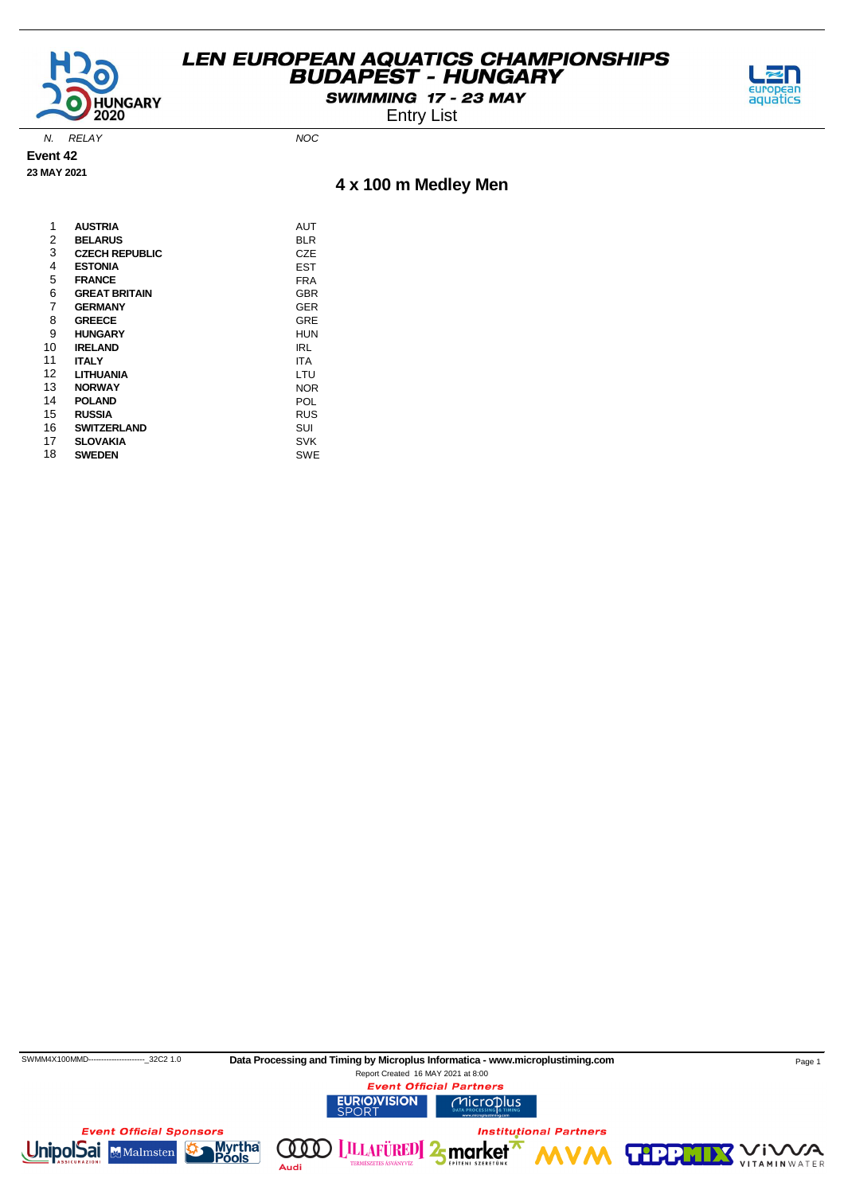# LEN EUROPEAN AQUATICS CHAMPIONSHIPS
## BUDAPEST - HUNGARY
### SWIMMING 17 - 23 MAY
Entry List

**Event 42**
**23 MAY 2021**

## 4 x 100 m Medley Men

| N. | RELAY | NOC |
|---|---|---|
| 1 | **AUSTRIA** | AUT |
| 2 | **BELARUS** | BLR |
| 3 | **CZECH REPUBLIC** | CZE |
| 4 | **ESTONIA** | EST |
| 5 | **FRANCE** | FRA |
| 6 | **GREAT BRITAIN** | GBR |
| 7 | **GERMANY** | GER |
| 8 | **GREECE** | GRE |
| 9 | **HUNGARY** | HUN |
| 10 | **IRELAND** | IRL |
| 11 | **ITALY** | ITA |
| 12 | **LITHUANIA** | LTU |
| 13 | **NORWAY** | NOR |
| 14 | **POLAND** | POL |
| 15 | **RUSSIA** | RUS |
| 16 | **SWITZERLAND** | SUI |
| 17 | **SLOVAKIA** | SVK |
| 18 | **SWEDEN** | SWE |

SWMM4X100MMD----------------------_32C2 1.0 **Data Processing and Timing by Microplus Informatica - www.microplustiming.com**
Report Created 16 MAY 2021 at 8:00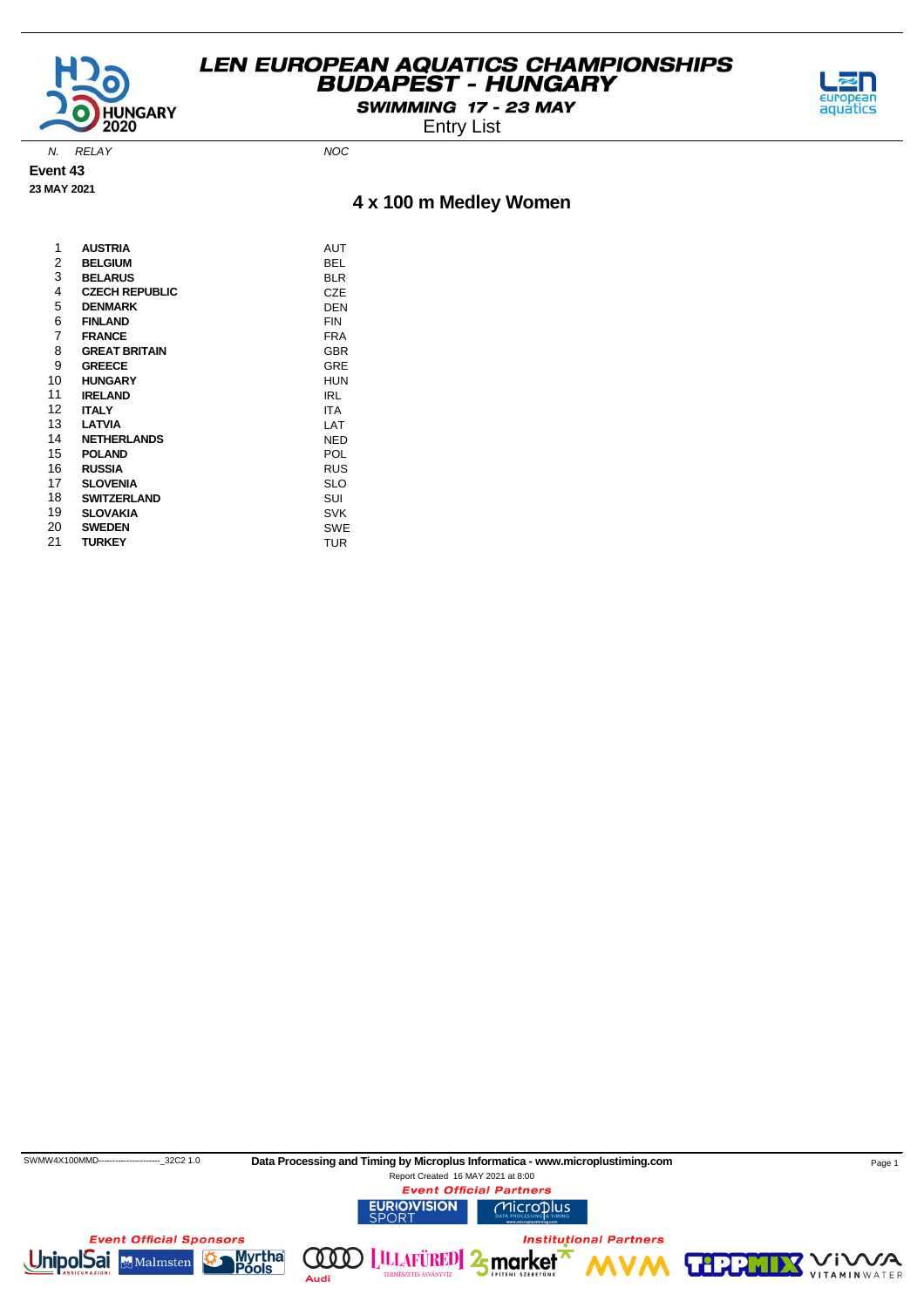# LEN EUROPEAN AQUATICS CHAMPIONSHIPS
## BUDAPEST - HUNGARY
### SWIMMING 17 - 23 MAY

Entry List

**Event 43**

**23 MAY 2021**

## 4 x 100 m Medley Women

| N. | RELAY | NOC |
|---|---|---|
| 1 | **AUSTRIA** | AUT |
| 2 | **BELGIUM** | BEL |
| 3 | **BELARUS** | BLR |
| 4 | **CZECH REPUBLIC** | CZE |
| 5 | **DENMARK** | DEN |
| 6 | **FINLAND** | FIN |
| 7 | **FRANCE** | FRA |
| 8 | **GREAT BRITAIN** | GBR |
| 9 | **GREECE** | GRE |
| 10 | **HUNGARY** | HUN |
| 11 | **IRELAND** | IRL |
| 12 | **ITALY** | ITA |
| 13 | **LATVIA** | LAT |
| 14 | **NETHERLANDS** | NED |
| 15 | **POLAND** | POL |
| 16 | **RUSSIA** | RUS |
| 17 | **SLOVENIA** | SLO |
| 18 | **SWITZERLAND** | SUI |
| 19 | **SLOVAKIA** | SVK |
| 20 | **SWEDEN** | SWE |
| 21 | **TURKEY** | TUR |

SWMW4X100MMD----------------------_32C2 1.0 **Data Processing and Timing by Microplus Informatica - www.microplustiming.com**

Report Created 16 MAY 2021 at 8:00